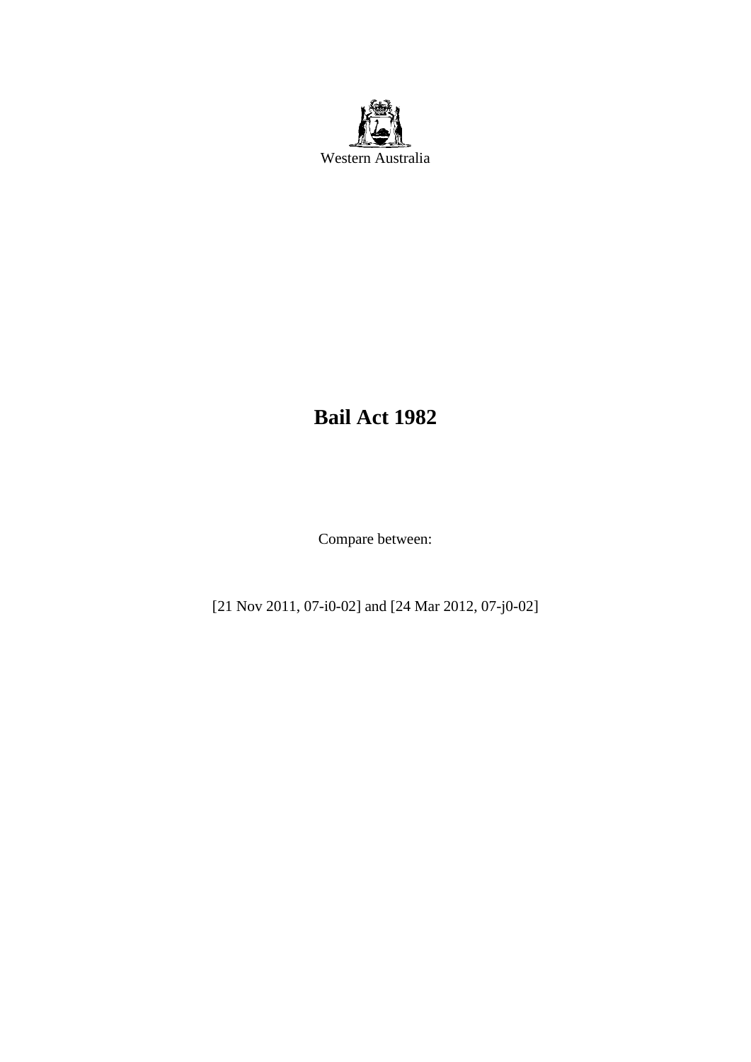Western Australia

# Bail Act 1982

Compare between:

[21 Nov 2011, 07-i0-02] and [24 Mar 2012, 07-j0-02]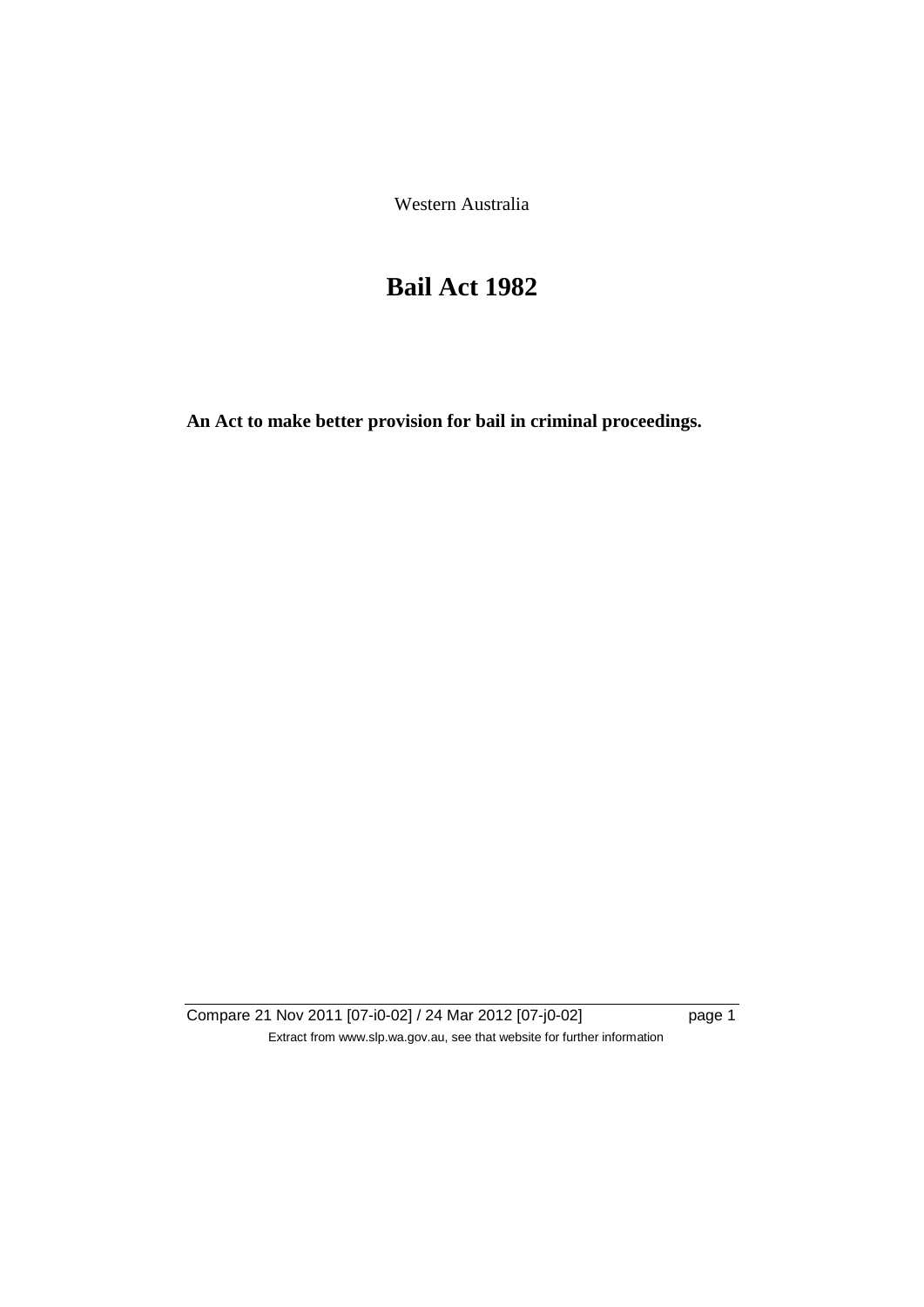Western Australia

# Bail Act 1982

**An Act to make better provision for bail in criminal proceedings.**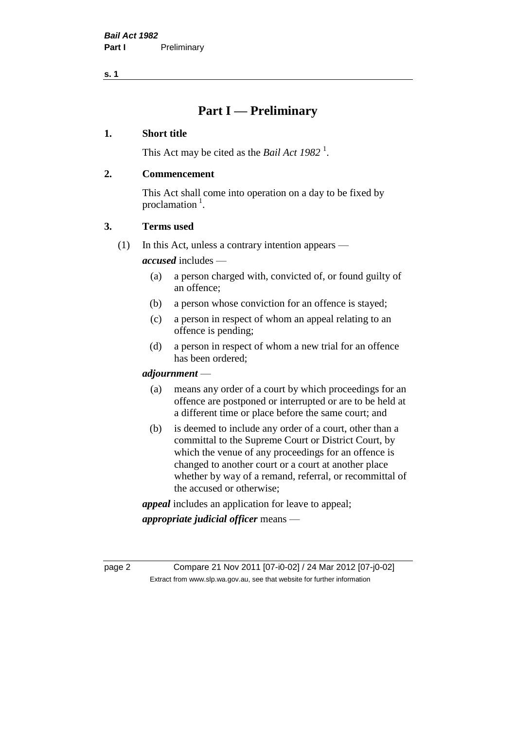# Part I — Preliminary

## 1. Short title

This Act may be cited as the *Bail Act 1982* [1].

## 2. Commencement

This Act shall come into operation on a day to be fixed by proclamation [1].

## 3. Terms used

(1) In this Act, unless a contrary intention appears —

***accused*** includes —

- (a) a person charged with, convicted of, or found guilty of an offence;
- (b) a person whose conviction for an offence is stayed;
- (c) a person in respect of whom an appeal relating to an offence is pending;
- (d) a person in respect of whom a new trial for an offence has been ordered;

***adjournment*** —

- (a) means any order of a court by which proceedings for an offence are postponed or interrupted or are to be held at a different time or place before the same court; and
- (b) is deemed to include any order of a court, other than a committal to the Supreme Court or District Court, by which the venue of any proceedings for an offence is changed to another court or a court at another place whether by way of a remand, referral, or recommittal of the accused or otherwise;

***appeal*** includes an application for leave to appeal;

***appropriate judicial officer*** means —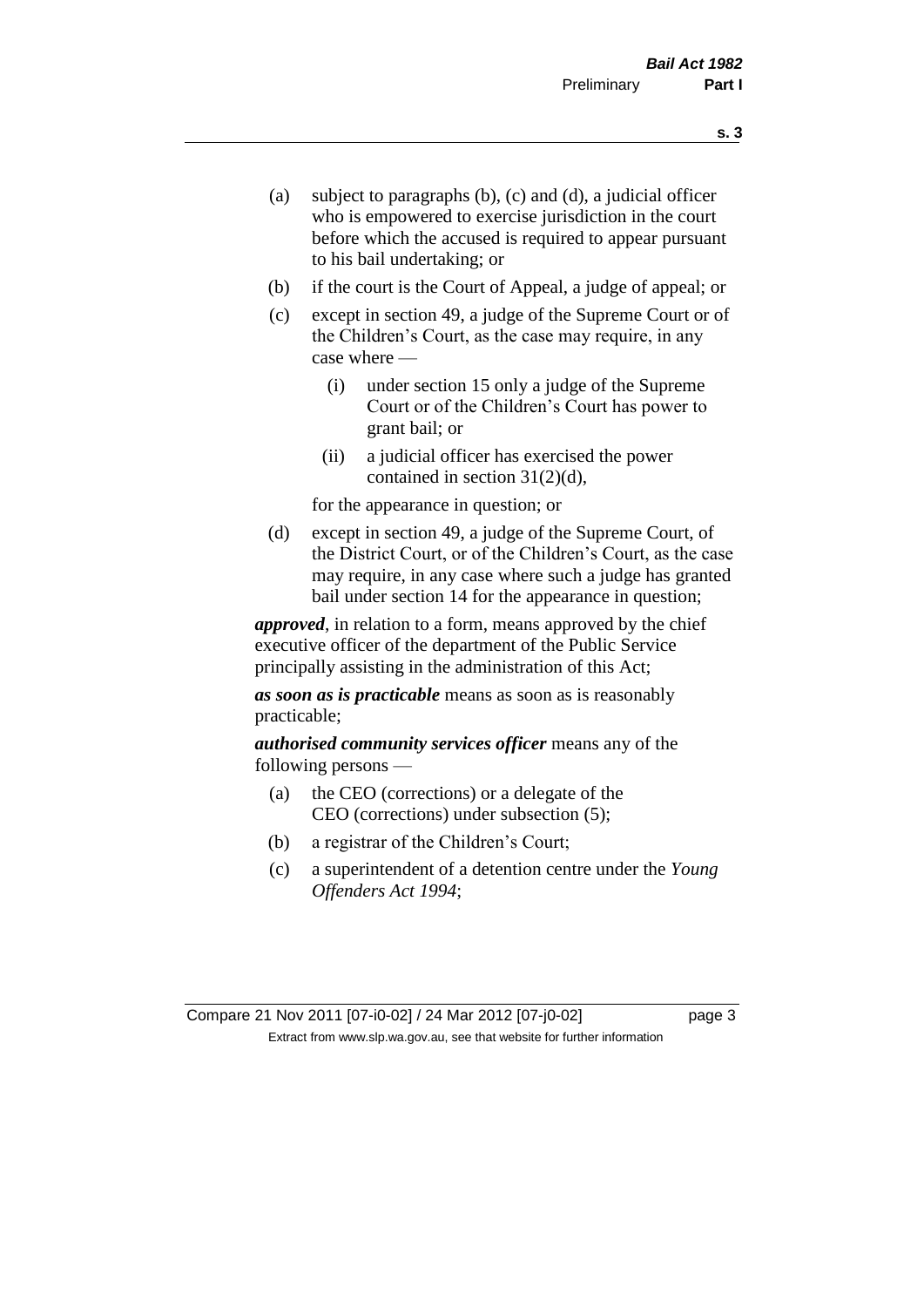(a) subject to paragraphs (b), (c) and (d), a judicial officer who is empowered to exercise jurisdiction in the court before which the accused is required to appear pursuant to his bail undertaking; or

(b) if the court is the Court of Appeal, a judge of appeal; or

(c) except in section 49, a judge of the Supreme Court or of the Children's Court, as the case may require, in any case where —

  (i) under section 15 only a judge of the Supreme Court or of the Children's Court has power to grant bail; or

  (ii) a judicial officer has exercised the power contained in section 31(2)(d),

for the appearance in question; or

(d) except in section 49, a judge of the Supreme Court, of the District Court, or of the Children's Court, as the case may require, in any case where such a judge has granted bail under section 14 for the appearance in question;

***approved***, in relation to a form, means approved by the chief executive officer of the department of the Public Service principally assisting in the administration of this Act;

***as soon as is practicable*** means as soon as is reasonably practicable;

***authorised community services officer*** means any of the following persons —

(a) the CEO (corrections) or a delegate of the CEO (corrections) under subsection (5);

(b) a registrar of the Children's Court;

(c) a superintendent of a detention centre under the *Young Offenders Act 1994*;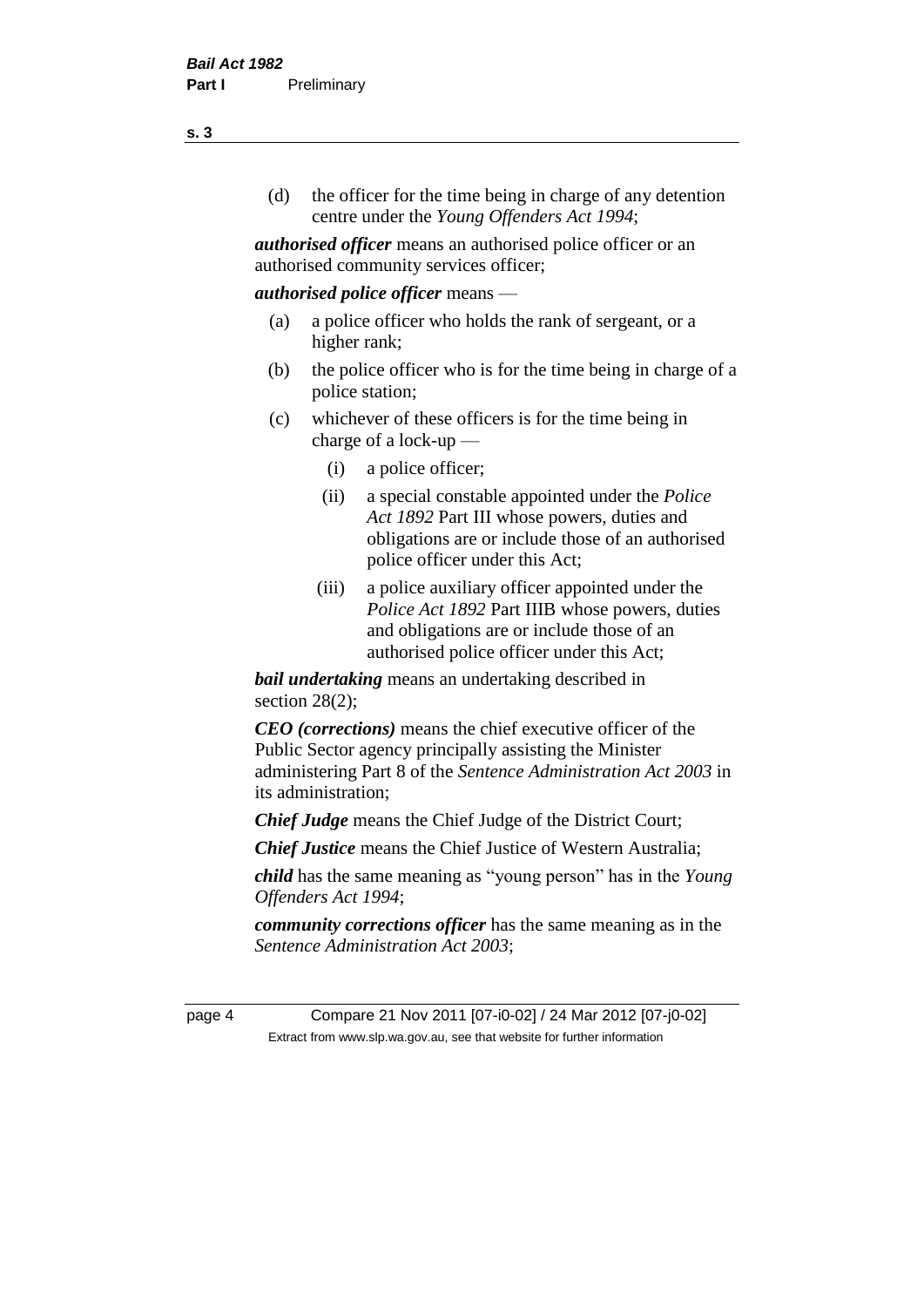(d) the officer for the time being in charge of any detention centre under the *Young Offenders Act 1994*;

***authorised officer*** means an authorised police officer or an authorised community services officer;

***authorised police officer*** means —

(a) a police officer who holds the rank of sergeant, or a higher rank;

(b) the police officer who is for the time being in charge of a police station;

(c) whichever of these officers is for the time being in charge of a lock-up —

(i) a police officer;

(ii) a special constable appointed under the *Police Act 1892* Part III whose powers, duties and obligations are or include those of an authorised police officer under this Act;

(iii) a police auxiliary officer appointed under the *Police Act 1892* Part IIIB whose powers, duties and obligations are or include those of an authorised police officer under this Act;

***bail undertaking*** means an undertaking described in section 28(2);

***CEO (corrections)*** means the chief executive officer of the Public Sector agency principally assisting the Minister administering Part 8 of the *Sentence Administration Act 2003* in its administration;

***Chief Judge*** means the Chief Judge of the District Court;

***Chief Justice*** means the Chief Justice of Western Australia;

***child*** has the same meaning as "young person" has in the *Young Offenders Act 1994*;

***community corrections officer*** has the same meaning as in the *Sentence Administration Act 2003*;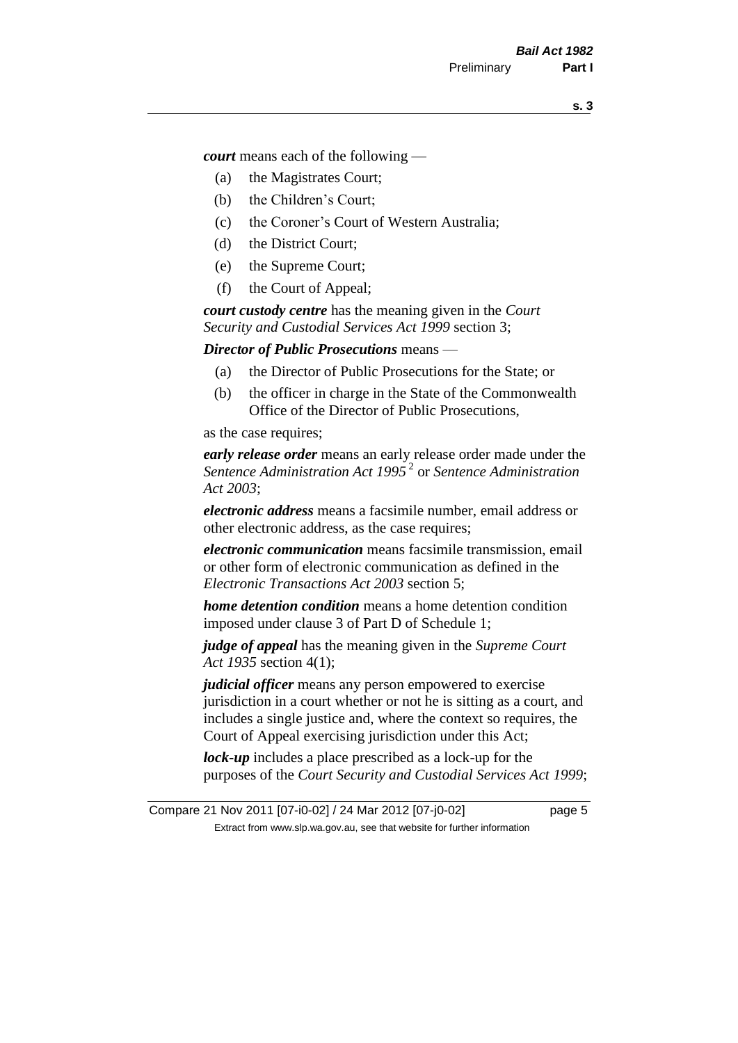***court*** means each of the following —

- (a) the Magistrates Court;
- (b) the Children's Court;
- (c) the Coroner's Court of Western Australia;
- (d) the District Court;
- (e) the Supreme Court;
- (f) the Court of Appeal;

***court custody centre*** has the meaning given in the *Court Security and Custodial Services Act 1999* section 3;

***Director of Public Prosecutions*** means —

- (a) the Director of Public Prosecutions for the State; or
- (b) the officer in charge in the State of the Commonwealth Office of the Director of Public Prosecutions,

as the case requires;

***early release order*** means an early release order made under the *Sentence Administration Act 1995* [2] or *Sentence Administration Act 2003*;

***electronic address*** means a facsimile number, email address or other electronic address, as the case requires;

***electronic communication*** means facsimile transmission, email or other form of electronic communication as defined in the *Electronic Transactions Act 2003* section 5;

***home detention condition*** means a home detention condition imposed under clause 3 of Part D of Schedule 1;

***judge of appeal*** has the meaning given in the *Supreme Court Act 1935* section 4(1);

***judicial officer*** means any person empowered to exercise jurisdiction in a court whether or not he is sitting as a court, and includes a single justice and, where the context so requires, the Court of Appeal exercising jurisdiction under this Act;

***lock-up*** includes a place prescribed as a lock-up for the purposes of the *Court Security and Custodial Services Act 1999*;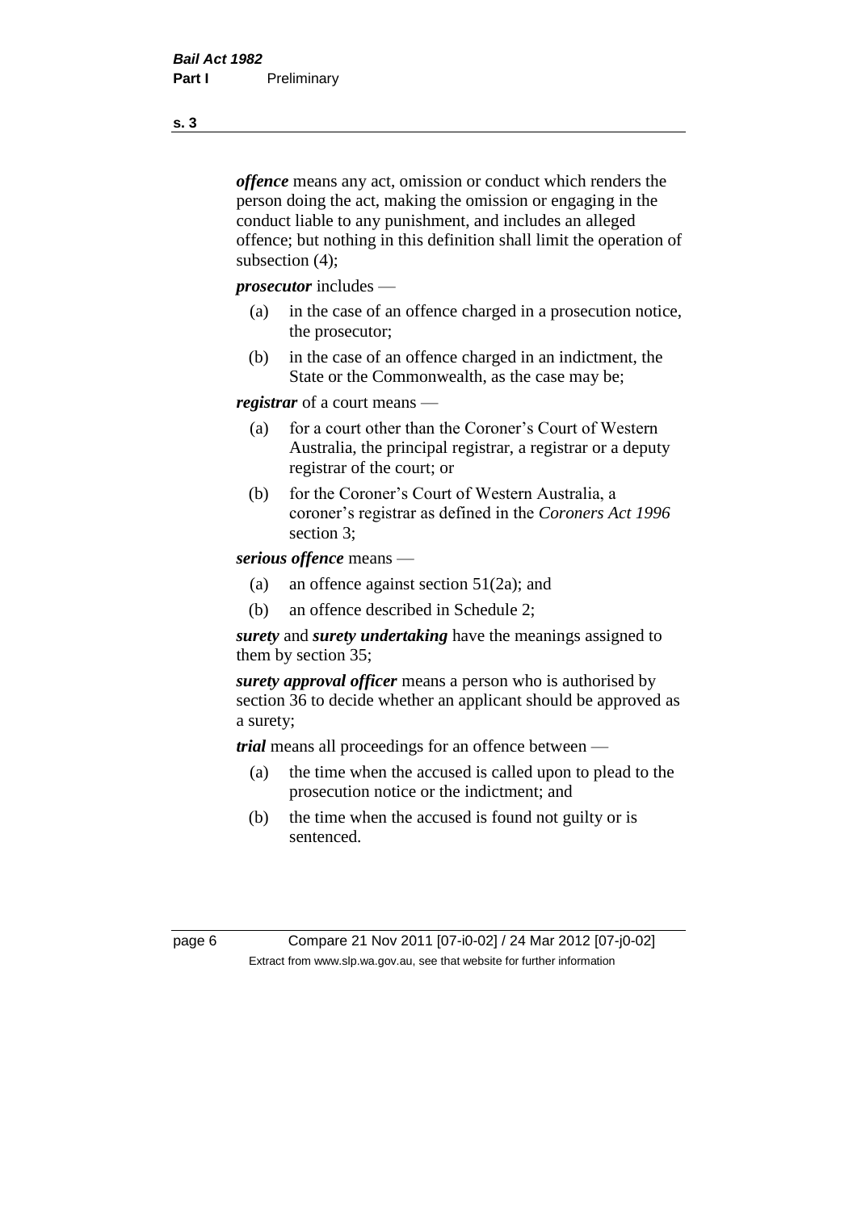***offence*** means any act, omission or conduct which renders the person doing the act, making the omission or engaging in the conduct liable to any punishment, and includes an alleged offence; but nothing in this definition shall limit the operation of subsection (4);

***prosecutor*** includes —

- (a) in the case of an offence charged in a prosecution notice, the prosecutor;
- (b) in the case of an offence charged in an indictment, the State or the Commonwealth, as the case may be;

***registrar*** of a court means —

- (a) for a court other than the Coroner's Court of Western Australia, the principal registrar, a registrar or a deputy registrar of the court; or
- (b) for the Coroner's Court of Western Australia, a coroner's registrar as defined in the *Coroners Act 1996* section 3;

***serious offence*** means —

- (a) an offence against section 51(2a); and
- (b) an offence described in Schedule 2;

***surety*** and ***surety undertaking*** have the meanings assigned to them by section 35;

***surety approval officer*** means a person who is authorised by section 36 to decide whether an applicant should be approved as a surety;

***trial*** means all proceedings for an offence between —

- (a) the time when the accused is called upon to plead to the prosecution notice or the indictment; and
- (b) the time when the accused is found not guilty or is sentenced.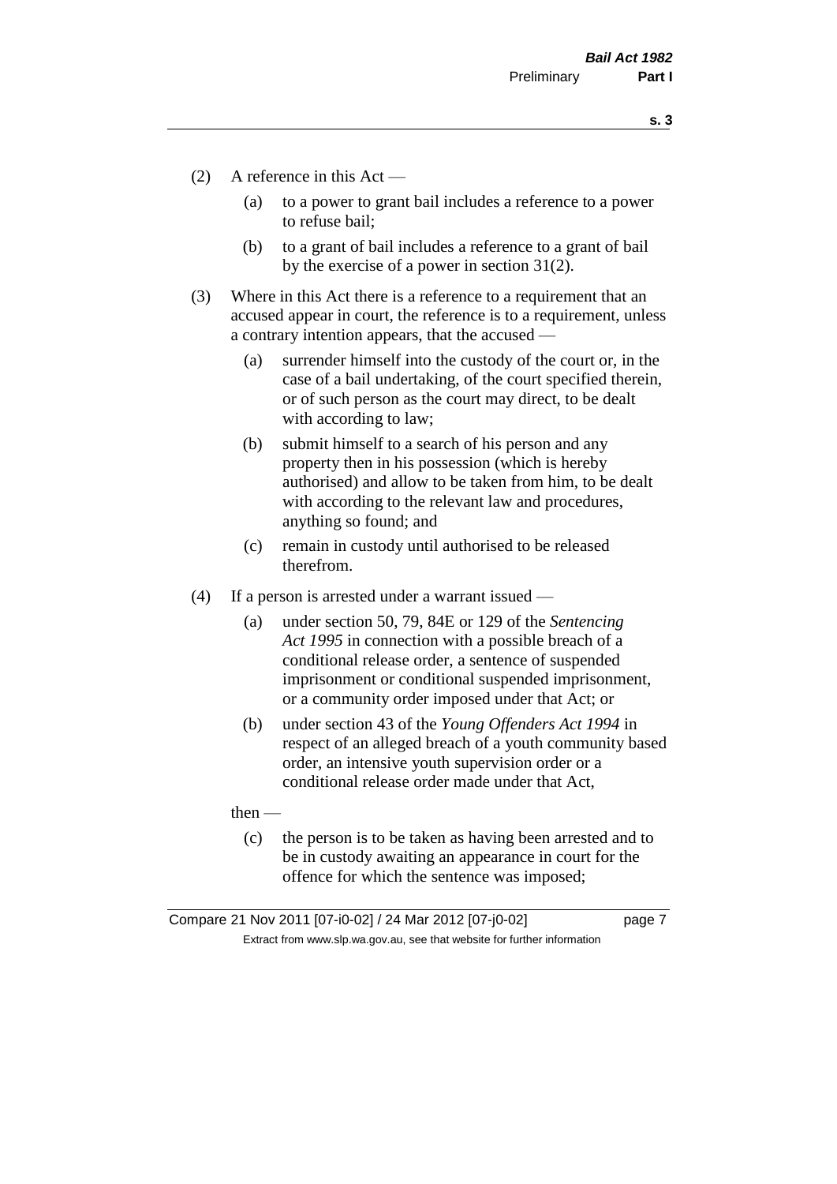(2) A reference in this Act —

(a) to a power to grant bail includes a reference to a power to refuse bail;

(b) to a grant of bail includes a reference to a grant of bail by the exercise of a power in section 31(2).

(3) Where in this Act there is a reference to a requirement that an accused appear in court, the reference is to a requirement, unless a contrary intention appears, that the accused —

(a) surrender himself into the custody of the court or, in the case of a bail undertaking, of the court specified therein, or of such person as the court may direct, to be dealt with according to law;

(b) submit himself to a search of his person and any property then in his possession (which is hereby authorised) and allow to be taken from him, to be dealt with according to the relevant law and procedures, anything so found; and

(c) remain in custody until authorised to be released therefrom.

(4) If a person is arrested under a warrant issued —

(a) under section 50, 79, 84E or 129 of the *Sentencing Act 1995* in connection with a possible breach of a conditional release order, a sentence of suspended imprisonment or conditional suspended imprisonment, or a community order imposed under that Act; or

(b) under section 43 of the *Young Offenders Act 1994* in respect of an alleged breach of a youth community based order, an intensive youth supervision order or a conditional release order made under that Act,

then —

(c) the person is to be taken as having been arrested and to be in custody awaiting an appearance in court for the offence for which the sentence was imposed;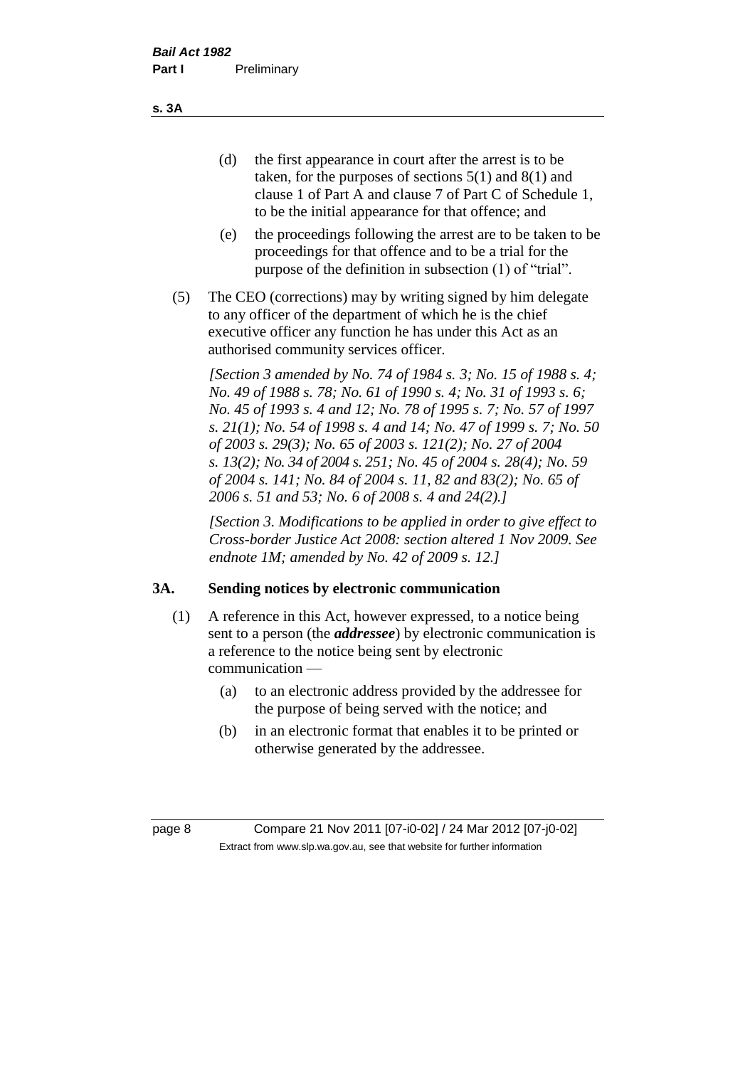(d) the first appearance in court after the arrest is to be taken, for the purposes of sections 5(1) and 8(1) and clause 1 of Part A and clause 7 of Part C of Schedule 1, to be the initial appearance for that offence; and

(e) the proceedings following the arrest are to be taken to be proceedings for that offence and to be a trial for the purpose of the definition in subsection (1) of "trial".

(5) The CEO (corrections) may by writing signed by him delegate to any officer of the department of which he is the chief executive officer any function he has under this Act as an authorised community services officer.

*[Section 3 amended by No. 74 of 1984 s. 3; No. 15 of 1988 s. 4; No. 49 of 1988 s. 78; No. 61 of 1990 s. 4; No. 31 of 1993 s. 6; No. 45 of 1993 s. 4 and 12; No. 78 of 1995 s. 7; No. 57 of 1997 s. 21(1); No. 54 of 1998 s. 4 and 14; No. 47 of 1999 s. 7; No. 50 of 2003 s. 29(3); No. 65 of 2003 s. 121(2); No. 27 of 2004 s. 13(2); No. 34 of 2004 s. 251; No. 45 of 2004 s. 28(4); No. 59 of 2004 s. 141; No. 84 of 2004 s. 11, 82 and 83(2); No. 65 of 2006 s. 51 and 53; No. 6 of 2008 s. 4 and 24(2).]*

*[Section 3. Modifications to be applied in order to give effect to Cross-border Justice Act 2008: section altered 1 Nov 2009. See endnote 1M; amended by No. 42 of 2009 s. 12.]*

## 3A. Sending notices by electronic communication

(1) A reference in this Act, however expressed, to a notice being sent to a person (the ***addressee***) by electronic communication is a reference to the notice being sent by electronic communication —

(a) to an electronic address provided by the addressee for the purpose of being served with the notice; and

(b) in an electronic format that enables it to be printed or otherwise generated by the addressee.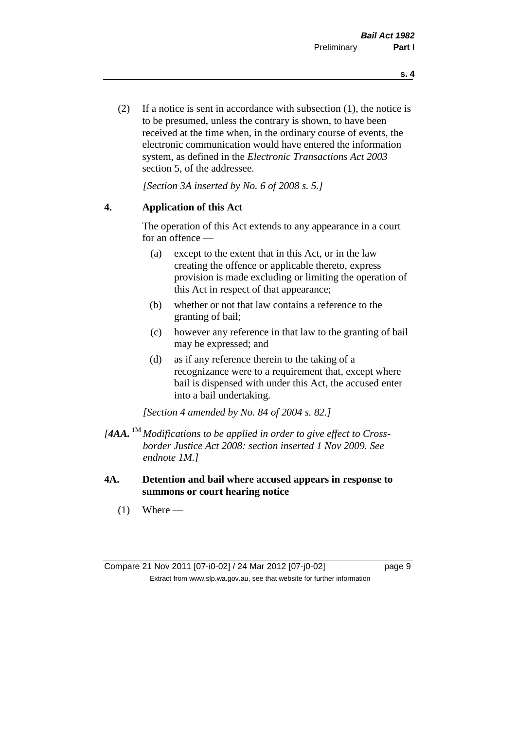(2) If a notice is sent in accordance with subsection (1), the notice is to be presumed, unless the contrary is shown, to have been received at the time when, in the ordinary course of events, the electronic communication would have entered the information system, as defined in the *Electronic Transactions Act 2003* section 5, of the addressee.

*[Section 3A inserted by No. 6 of 2008 s. 5.]*

## 4. Application of this Act

The operation of this Act extends to any appearance in a court for an offence —

(a) except to the extent that in this Act, or in the law creating the offence or applicable thereto, express provision is made excluding or limiting the operation of this Act in respect of that appearance;

(b) whether or not that law contains a reference to the granting of bail;

(c) however any reference in that law to the granting of bail may be expressed; and

(d) as if any reference therein to the taking of a recognizance were to a requirement that, except where bail is dispensed with under this Act, the accused enter into a bail undertaking.

*[Section 4 amended by No. 84 of 2004 s. 82.]*

*[**4AA.** [1M] Modifications to be applied in order to give effect to Cross-border Justice Act 2008: section inserted 1 Nov 2009. See endnote 1M.]*

## 4A. Detention and bail where accused appears in response to summons or court hearing notice

(1) Where —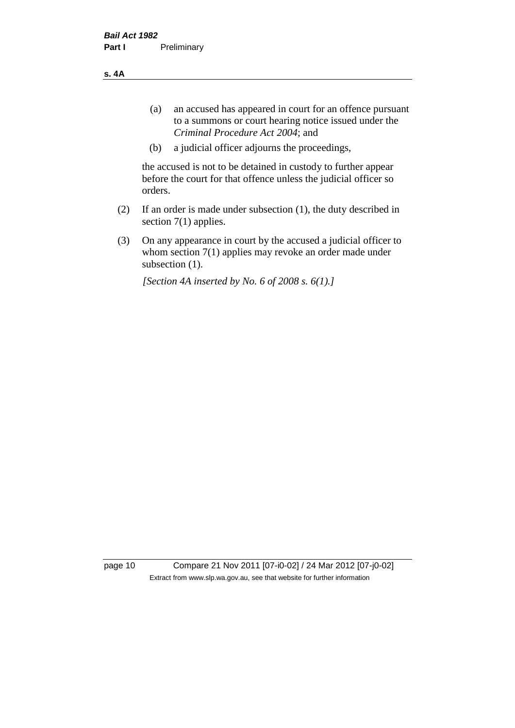(a) an accused has appeared in court for an offence pursuant to a summons or court hearing notice issued under the *Criminal Procedure Act 2004*; and

(b) a judicial officer adjourns the proceedings,

the accused is not to be detained in custody to further appear before the court for that offence unless the judicial officer so orders.

(2) If an order is made under subsection (1), the duty described in section 7(1) applies.

(3) On any appearance in court by the accused a judicial officer to whom section 7(1) applies may revoke an order made under subsection (1).

*[Section 4A inserted by No. 6 of 2008 s. 6(1).]*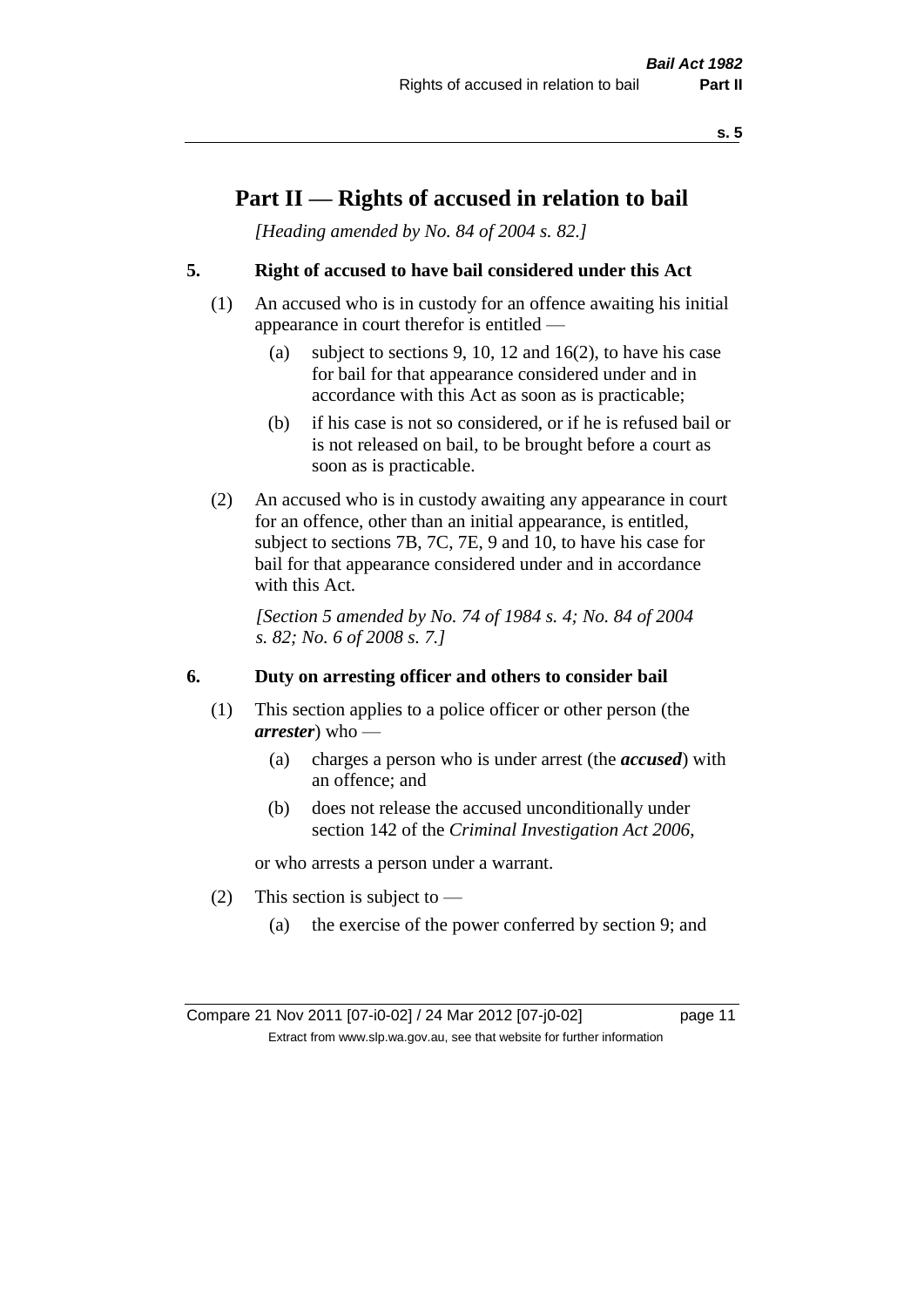# Part II — Rights of accused in relation to bail

*[Heading amended by No. 84 of 2004 s. 82.]*

## 5. Right of accused to have bail considered under this Act

(1) An accused who is in custody for an offence awaiting his initial appearance in court therefor is entitled —

- (a) subject to sections 9, 10, 12 and 16(2), to have his case for bail for that appearance considered under and in accordance with this Act as soon as is practicable;
- (b) if his case is not so considered, or if he is refused bail or is not released on bail, to be brought before a court as soon as is practicable.

(2) An accused who is in custody awaiting any appearance in court for an offence, other than an initial appearance, is entitled, subject to sections 7B, 7C, 7E, 9 and 10, to have his case for bail for that appearance considered under and in accordance with this Act.

*[Section 5 amended by No. 74 of 1984 s. 4; No. 84 of 2004 s. 82; No. 6 of 2008 s. 7.]*

## 6. Duty on arresting officer and others to consider bail

(1) This section applies to a police officer or other person (the ***arrester***) who —

- (a) charges a person who is under arrest (the ***accused***) with an offence; and
- (b) does not release the accused unconditionally under section 142 of the *Criminal Investigation Act 2006*,

or who arrests a person under a warrant.

(2) This section is subject to —

- (a) the exercise of the power conferred by section 9; and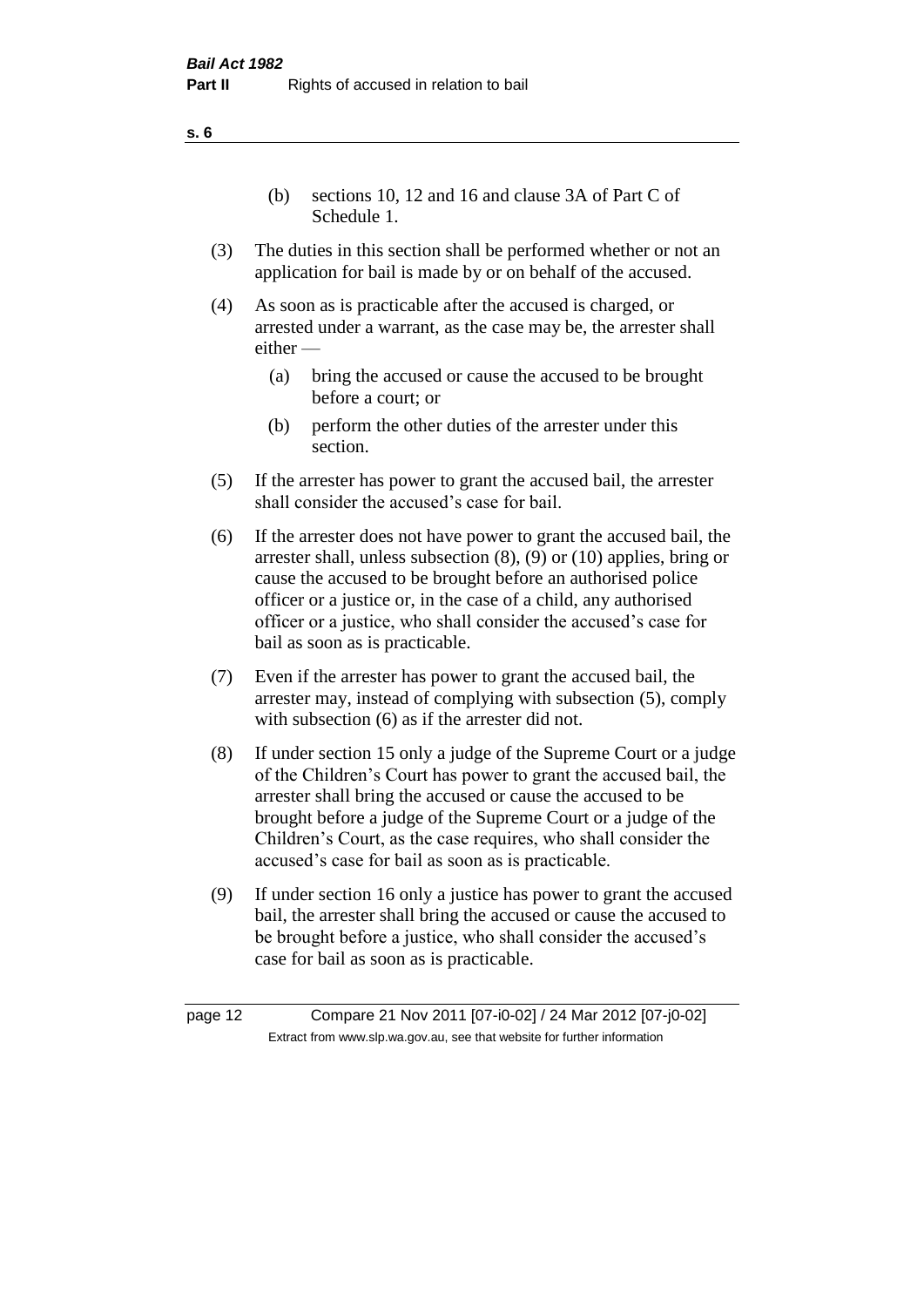(b) sections 10, 12 and 16 and clause 3A of Part C of Schedule 1.

(3) The duties in this section shall be performed whether or not an application for bail is made by or on behalf of the accused.

(4) As soon as is practicable after the accused is charged, or arrested under a warrant, as the case may be, the arrester shall either —

   (a) bring the accused or cause the accused to be brought before a court; or

   (b) perform the other duties of the arrester under this section.

(5) If the arrester has power to grant the accused bail, the arrester shall consider the accused's case for bail.

(6) If the arrester does not have power to grant the accused bail, the arrester shall, unless subsection (8), (9) or (10) applies, bring or cause the accused to be brought before an authorised police officer or a justice or, in the case of a child, any authorised officer or a justice, who shall consider the accused's case for bail as soon as is practicable.

(7) Even if the arrester has power to grant the accused bail, the arrester may, instead of complying with subsection (5), comply with subsection (6) as if the arrester did not.

(8) If under section 15 only a judge of the Supreme Court or a judge of the Children's Court has power to grant the accused bail, the arrester shall bring the accused or cause the accused to be brought before a judge of the Supreme Court or a judge of the Children's Court, as the case requires, who shall consider the accused's case for bail as soon as is practicable.

(9) If under section 16 only a justice has power to grant the accused bail, the arrester shall bring the accused or cause the accused to be brought before a justice, who shall consider the accused's case for bail as soon as is practicable.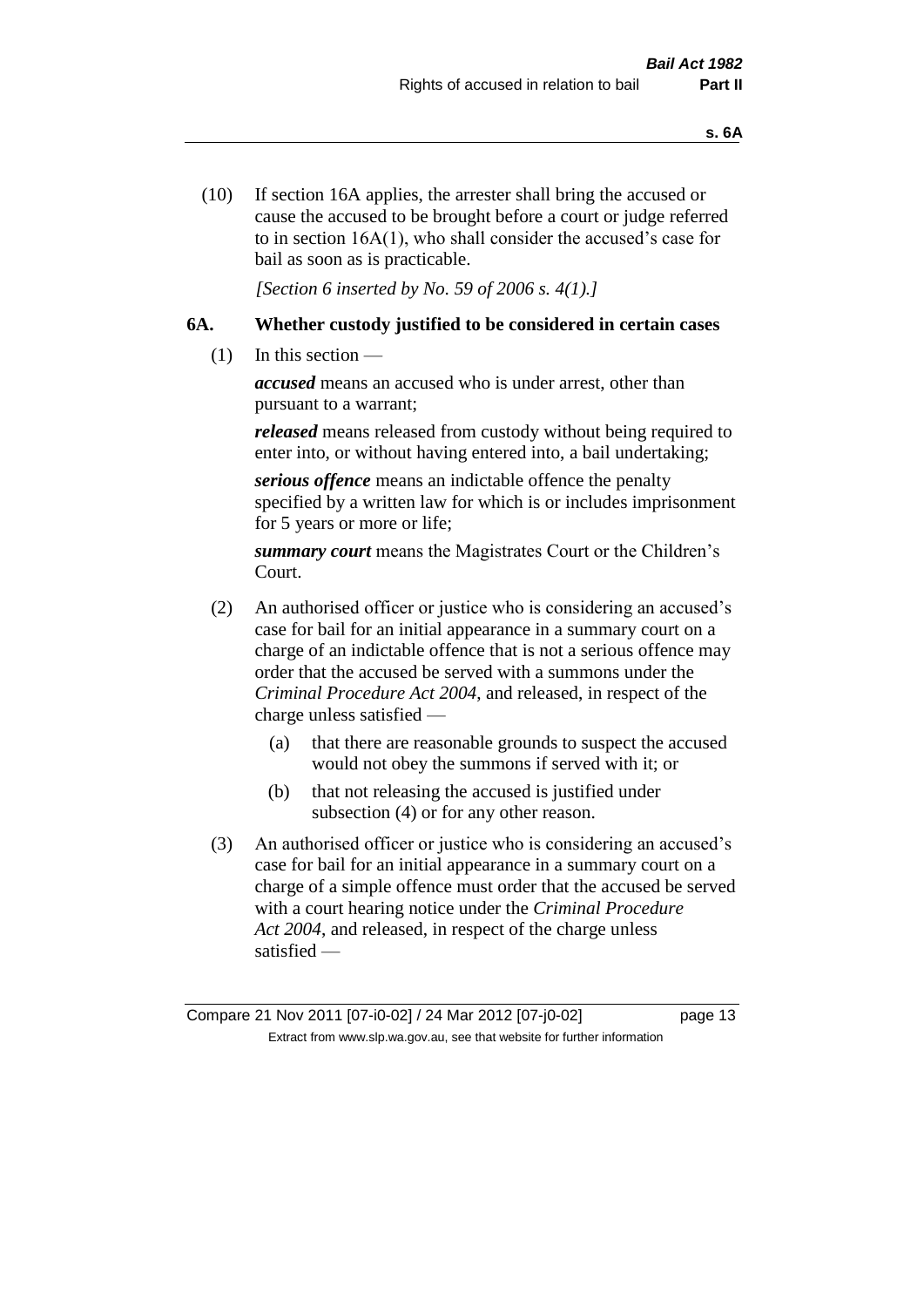(10) If section 16A applies, the arrester shall bring the accused or cause the accused to be brought before a court or judge referred to in section 16A(1), who shall consider the accused's case for bail as soon as is practicable.

*[Section 6 inserted by No. 59 of 2006 s. 4(1).]*

### 6A. Whether custody justified to be considered in certain cases

(1) In this section —

***accused*** means an accused who is under arrest, other than pursuant to a warrant;

***released*** means released from custody without being required to enter into, or without having entered into, a bail undertaking;

***serious offence*** means an indictable offence the penalty specified by a written law for which is or includes imprisonment for 5 years or more or life;

***summary court*** means the Magistrates Court or the Children's Court.

(2) An authorised officer or justice who is considering an accused's case for bail for an initial appearance in a summary court on a charge of an indictable offence that is not a serious offence may order that the accused be served with a summons under the *Criminal Procedure Act 2004*, and released, in respect of the charge unless satisfied —

- (a) that there are reasonable grounds to suspect the accused would not obey the summons if served with it; or
- (b) that not releasing the accused is justified under subsection (4) or for any other reason.

(3) An authorised officer or justice who is considering an accused's case for bail for an initial appearance in a summary court on a charge of a simple offence must order that the accused be served with a court hearing notice under the *Criminal Procedure Act 2004*, and released, in respect of the charge unless satisfied —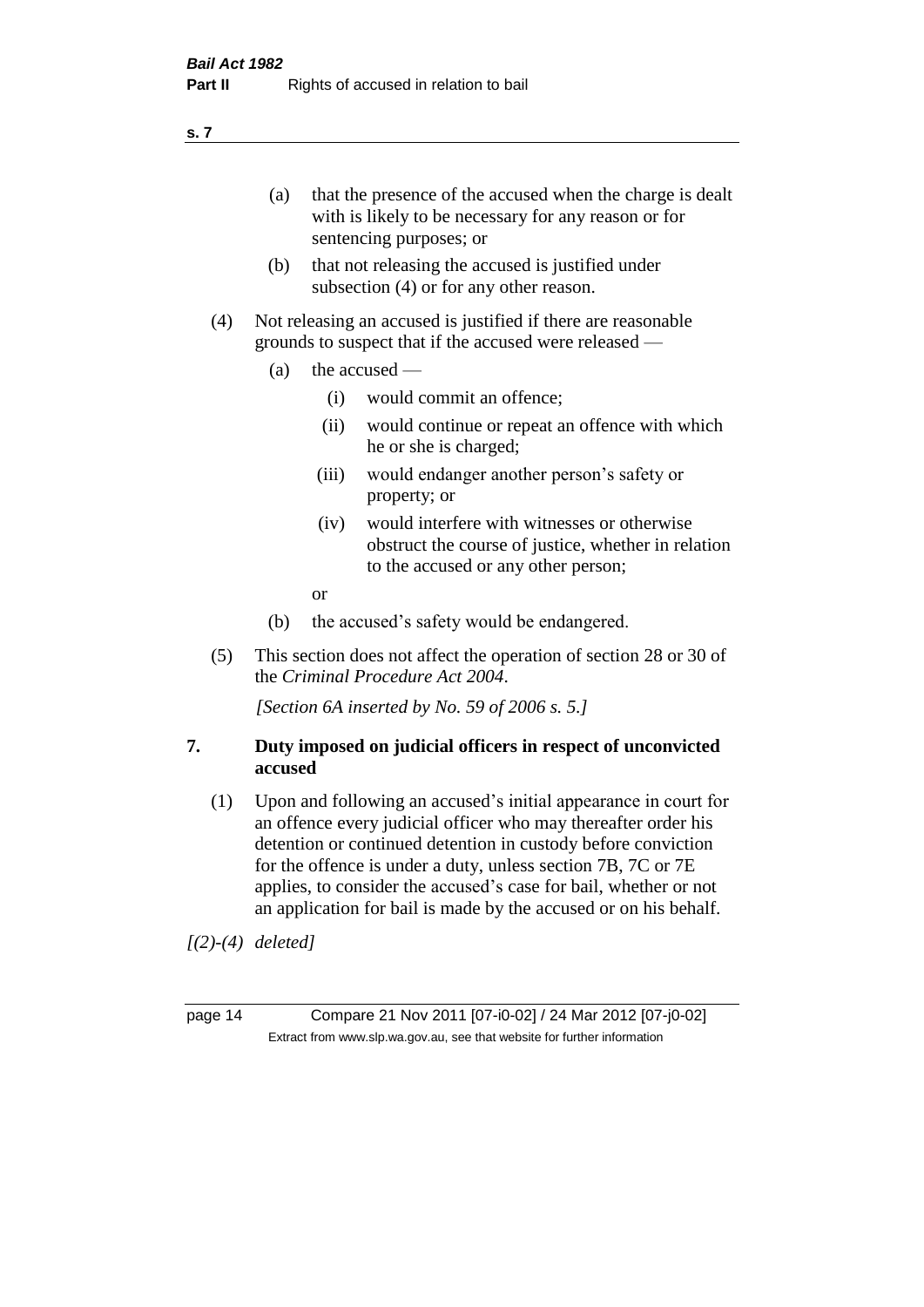(a) that the presence of the accused when the charge is dealt with is likely to be necessary for any reason or for sentencing purposes; or

(b) that not releasing the accused is justified under subsection (4) or for any other reason.

(4) Not releasing an accused is justified if there are reasonable grounds to suspect that if the accused were released —

(a) the accused —

(i) would commit an offence;

(ii) would continue or repeat an offence with which he or she is charged;

(iii) would endanger another person's safety or property; or

(iv) would interfere with witnesses or otherwise obstruct the course of justice, whether in relation to the accused or any other person;

or

(b) the accused's safety would be endangered.

(5) This section does not affect the operation of section 28 or 30 of the *Criminal Procedure Act 2004*.

*[Section 6A inserted by No. 59 of 2006 s. 5.]*

## 7. Duty imposed on judicial officers in respect of unconvicted accused

(1) Upon and following an accused's initial appearance in court for an offence every judicial officer who may thereafter order his detention or continued detention in custody before conviction for the offence is under a duty, unless section 7B, 7C or 7E applies, to consider the accused's case for bail, whether or not an application for bail is made by the accused or on his behalf.

*[(2)-(4) deleted]*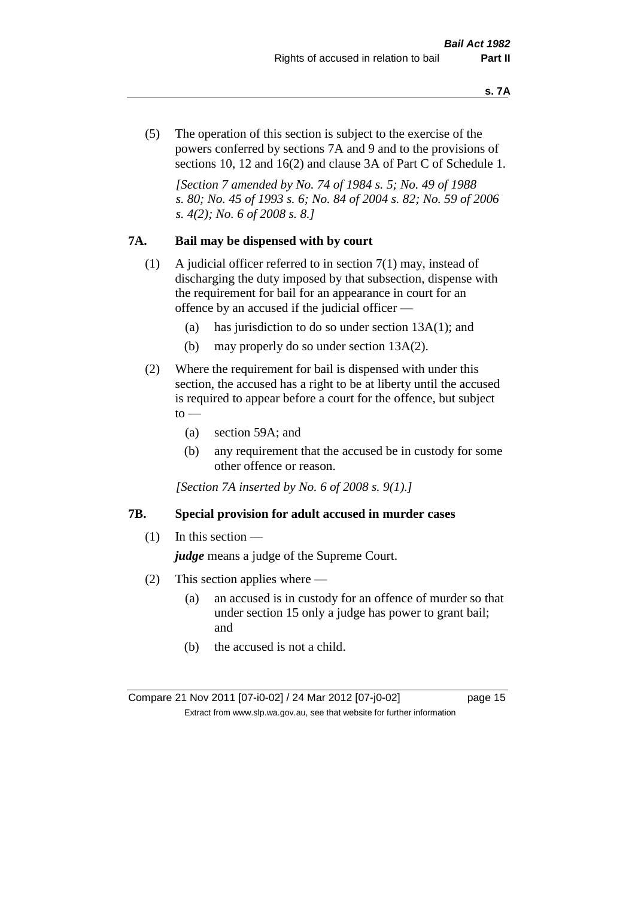(5) The operation of this section is subject to the exercise of the powers conferred by sections 7A and 9 and to the provisions of sections 10, 12 and 16(2) and clause 3A of Part C of Schedule 1.

*[Section 7 amended by No. 74 of 1984 s. 5; No. 49 of 1988 s. 80; No. 45 of 1993 s. 6; No. 84 of 2004 s. 82; No. 59 of 2006 s. 4(2); No. 6 of 2008 s. 8.]*

### 7A. Bail may be dispensed with by court

(1) A judicial officer referred to in section 7(1) may, instead of discharging the duty imposed by that subsection, dispense with the requirement for bail for an appearance in court for an offence by an accused if the judicial officer —

(a) has jurisdiction to do so under section 13A(1); and

(b) may properly do so under section 13A(2).

(2) Where the requirement for bail is dispensed with under this section, the accused has a right to be at liberty until the accused is required to appear before a court for the offence, but subject to —

(a) section 59A; and

(b) any requirement that the accused be in custody for some other offence or reason.

*[Section 7A inserted by No. 6 of 2008 s. 9(1).]*

### 7B. Special provision for adult accused in murder cases

(1) In this section —

***judge*** means a judge of the Supreme Court.

(2) This section applies where —

(a) an accused is in custody for an offence of murder so that under section 15 only a judge has power to grant bail; and

(b) the accused is not a child.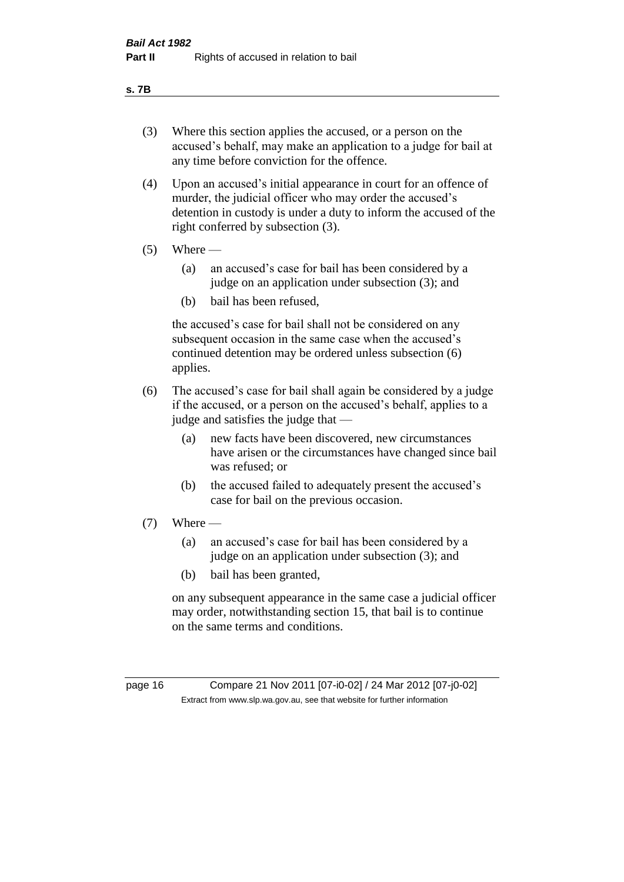(3) Where this section applies the accused, or a person on the accused's behalf, may make an application to a judge for bail at any time before conviction for the offence.

(4) Upon an accused's initial appearance in court for an offence of murder, the judicial officer who may order the accused's detention in custody is under a duty to inform the accused of the right conferred by subsection (3).

(5) Where —

  (a) an accused's case for bail has been considered by a judge on an application under subsection (3); and

  (b) bail has been refused,

the accused's case for bail shall not be considered on any subsequent occasion in the same case when the accused's continued detention may be ordered unless subsection (6) applies.

(6) The accused's case for bail shall again be considered by a judge if the accused, or a person on the accused's behalf, applies to a judge and satisfies the judge that —

  (a) new facts have been discovered, new circumstances have arisen or the circumstances have changed since bail was refused; or

  (b) the accused failed to adequately present the accused's case for bail on the previous occasion.

(7) Where —

  (a) an accused's case for bail has been considered by a judge on an application under subsection (3); and

  (b) bail has been granted,

on any subsequent appearance in the same case a judicial officer may order, notwithstanding section 15, that bail is to continue on the same terms and conditions.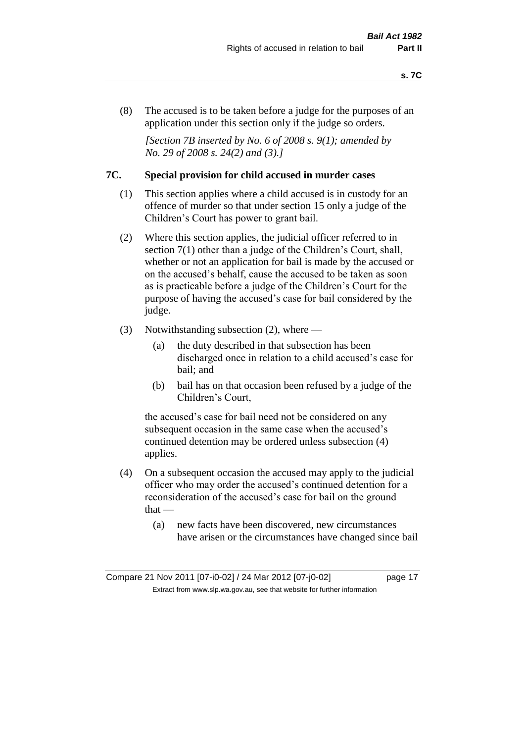(8) The accused is to be taken before a judge for the purposes of an application under this section only if the judge so orders.

*[Section 7B inserted by No. 6 of 2008 s. 9(1); amended by No. 29 of 2008 s. 24(2) and (3).]*

## 7C. Special provision for child accused in murder cases

(1) This section applies where a child accused is in custody for an offence of murder so that under section 15 only a judge of the Children's Court has power to grant bail.

(2) Where this section applies, the judicial officer referred to in section 7(1) other than a judge of the Children's Court, shall, whether or not an application for bail is made by the accused or on the accused's behalf, cause the accused to be taken as soon as is practicable before a judge of the Children's Court for the purpose of having the accused's case for bail considered by the judge.

(3) Notwithstanding subsection (2), where —

- (a) the duty described in that subsection has been discharged once in relation to a child accused's case for bail; and
- (b) bail has on that occasion been refused by a judge of the Children's Court,

the accused's case for bail need not be considered on any subsequent occasion in the same case when the accused's continued detention may be ordered unless subsection (4) applies.

(4) On a subsequent occasion the accused may apply to the judicial officer who may order the accused's continued detention for a reconsideration of the accused's case for bail on the ground that —

- (a) new facts have been discovered, new circumstances have arisen or the circumstances have changed since bail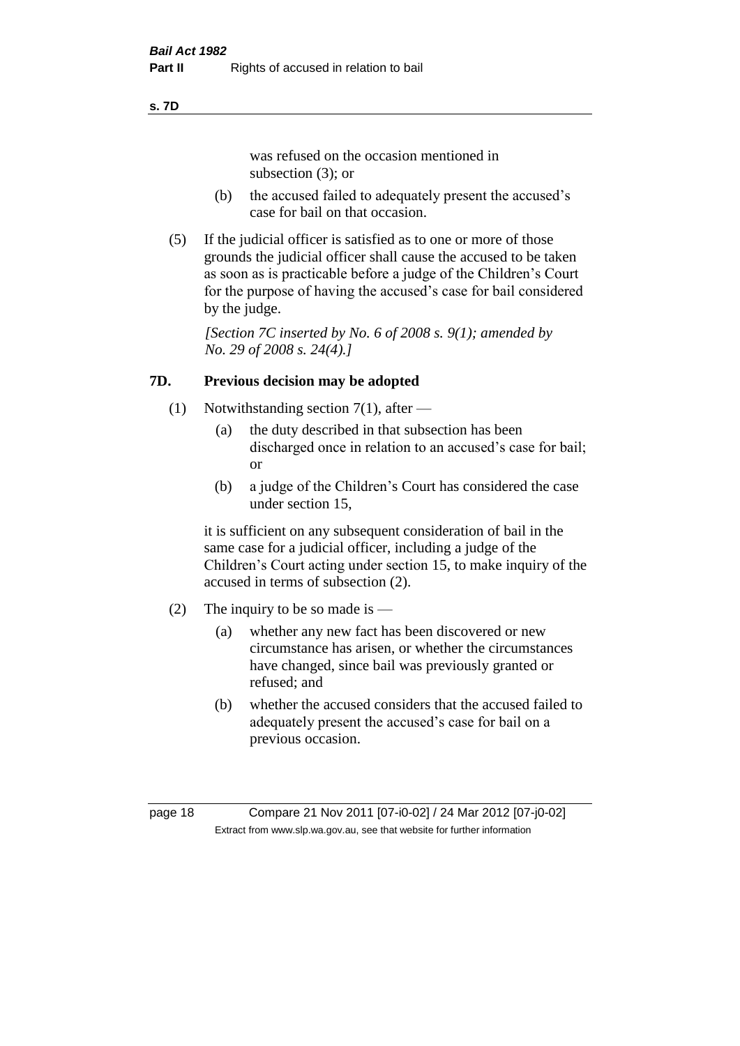was refused on the occasion mentioned in subsection (3); or

(b) the accused failed to adequately present the accused's case for bail on that occasion.

(5) If the judicial officer is satisfied as to one or more of those grounds the judicial officer shall cause the accused to be taken as soon as is practicable before a judge of the Children's Court for the purpose of having the accused's case for bail considered by the judge.

*[Section 7C inserted by No. 6 of 2008 s. 9(1); amended by No. 29 of 2008 s. 24(4).]*

## 7D. Previous decision may be adopted

(1) Notwithstanding section 7(1), after —

(a) the duty described in that subsection has been discharged once in relation to an accused's case for bail; or

(b) a judge of the Children's Court has considered the case under section 15,

it is sufficient on any subsequent consideration of bail in the same case for a judicial officer, including a judge of the Children's Court acting under section 15, to make inquiry of the accused in terms of subsection (2).

(2) The inquiry to be so made is —

(a) whether any new fact has been discovered or new circumstance has arisen, or whether the circumstances have changed, since bail was previously granted or refused; and

(b) whether the accused considers that the accused failed to adequately present the accused's case for bail on a previous occasion.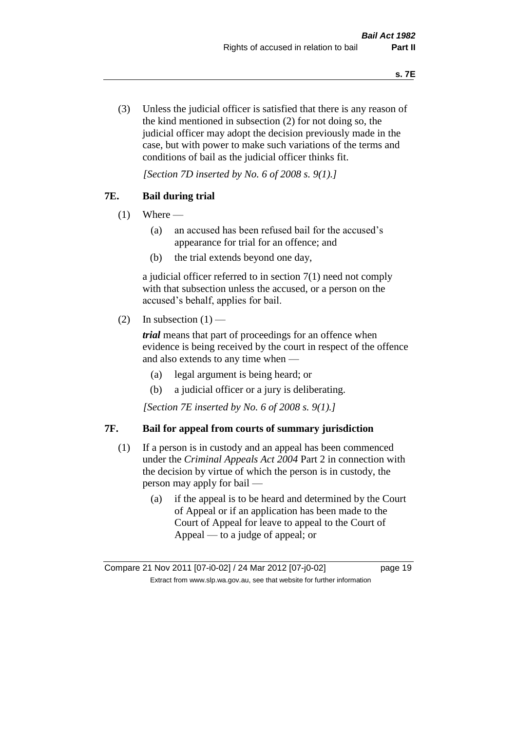(3) Unless the judicial officer is satisfied that there is any reason of the kind mentioned in subsection (2) for not doing so, the judicial officer may adopt the decision previously made in the case, but with power to make such variations of the terms and conditions of bail as the judicial officer thinks fit.

*[Section 7D inserted by No. 6 of 2008 s. 9(1).]*

### 7E. Bail during trial

(1) Where —

   (a) an accused has been refused bail for the accused's appearance for trial for an offence; and

   (b) the trial extends beyond one day,

   a judicial officer referred to in section 7(1) need not comply with that subsection unless the accused, or a person on the accused's behalf, applies for bail.

(2) In subsection (1) —

   ***trial*** means that part of proceedings for an offence when evidence is being received by the court in respect of the offence and also extends to any time when —

   (a) legal argument is being heard; or

   (b) a judicial officer or a jury is deliberating.

*[Section 7E inserted by No. 6 of 2008 s. 9(1).]*

### 7F. Bail for appeal from courts of summary jurisdiction

(1) If a person is in custody and an appeal has been commenced under the *Criminal Appeals Act 2004* Part 2 in connection with the decision by virtue of which the person is in custody, the person may apply for bail —

   (a) if the appeal is to be heard and determined by the Court of Appeal or if an application has been made to the Court of Appeal for leave to appeal to the Court of Appeal — to a judge of appeal; or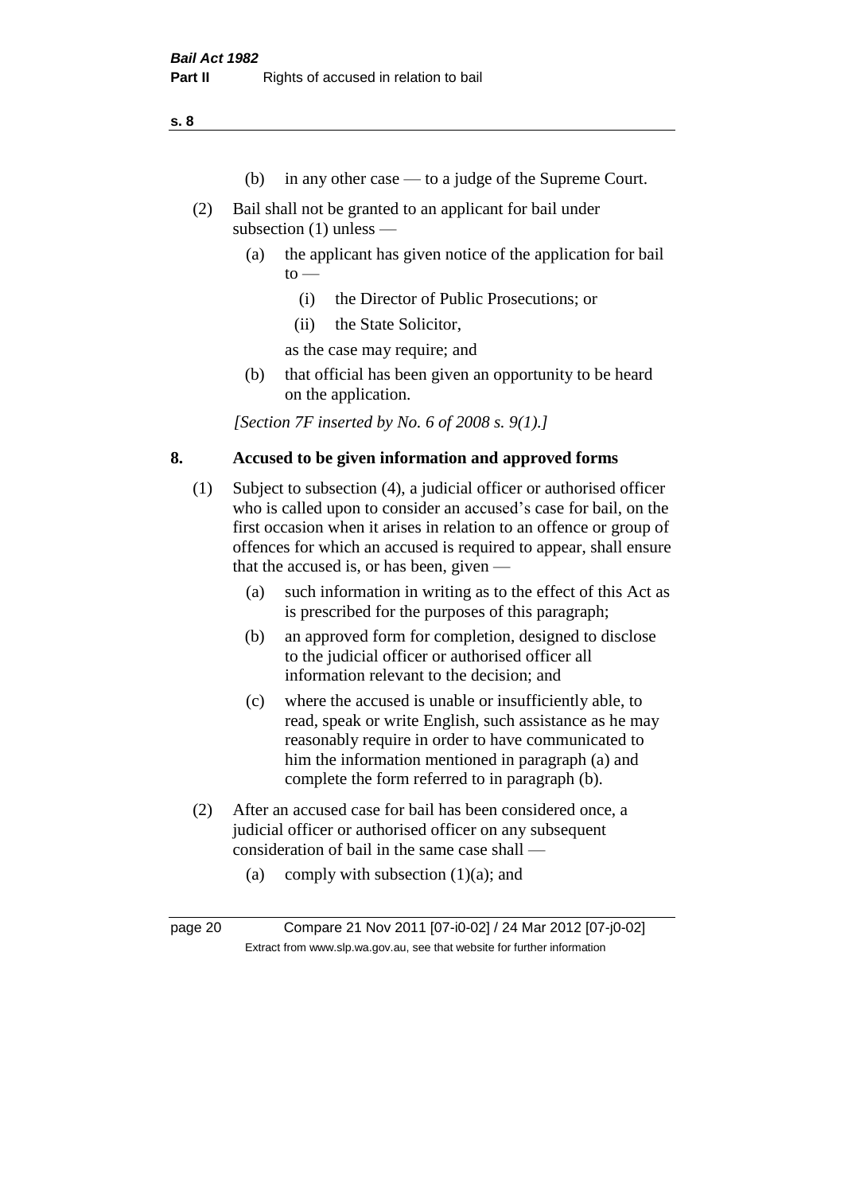(b) in any other case — to a judge of the Supreme Court.

(2) Bail shall not be granted to an applicant for bail under subsection (1) unless —

(a) the applicant has given notice of the application for bail to —

(i) the Director of Public Prosecutions; or

(ii) the State Solicitor,

as the case may require; and

(b) that official has been given an opportunity to be heard on the application.

*[Section 7F inserted by No. 6 of 2008 s. 9(1).]*

## 8. Accused to be given information and approved forms

(1) Subject to subsection (4), a judicial officer or authorised officer who is called upon to consider an accused's case for bail, on the first occasion when it arises in relation to an offence or group of offences for which an accused is required to appear, shall ensure that the accused is, or has been, given —

(a) such information in writing as to the effect of this Act as is prescribed for the purposes of this paragraph;

(b) an approved form for completion, designed to disclose to the judicial officer or authorised officer all information relevant to the decision; and

(c) where the accused is unable or insufficiently able, to read, speak or write English, such assistance as he may reasonably require in order to have communicated to him the information mentioned in paragraph (a) and complete the form referred to in paragraph (b).

(2) After an accused case for bail has been considered once, a judicial officer or authorised officer on any subsequent consideration of bail in the same case shall —

(a) comply with subsection (1)(a); and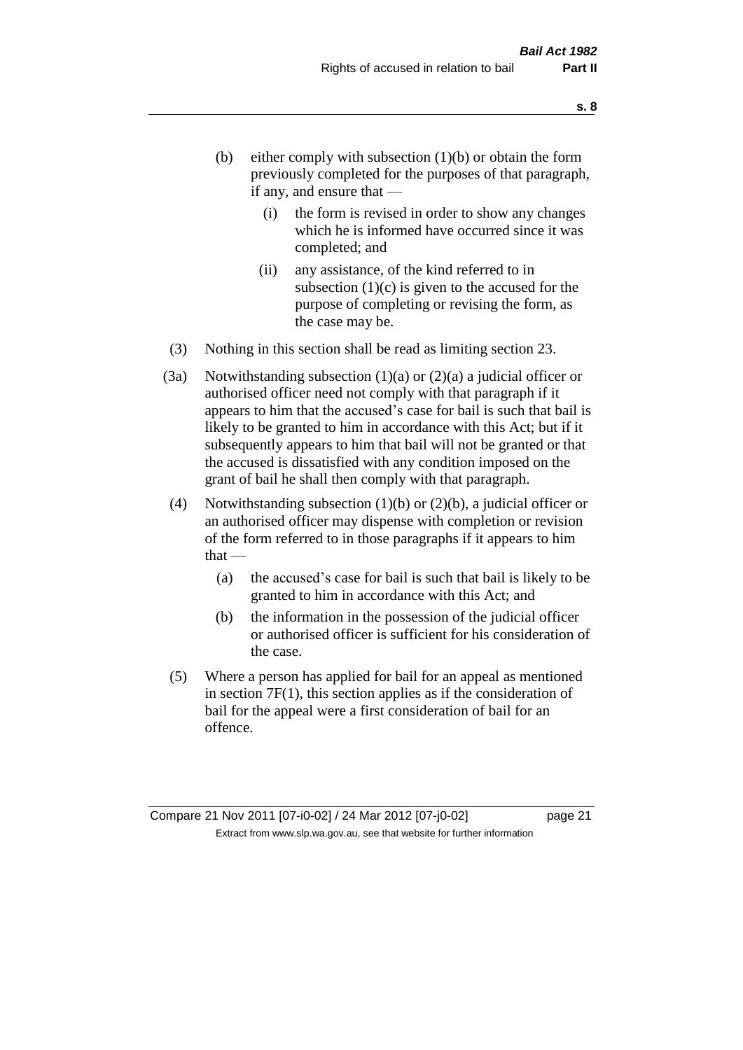(b) either comply with subsection (1)(b) or obtain the form previously completed for the purposes of that paragraph, if any, and ensure that —

  (i) the form is revised in order to show any changes which he is informed have occurred since it was completed; and

  (ii) any assistance, of the kind referred to in subsection (1)(c) is given to the accused for the purpose of completing or revising the form, as the case may be.

(3) Nothing in this section shall be read as limiting section 23.

(3a) Notwithstanding subsection (1)(a) or (2)(a) a judicial officer or authorised officer need not comply with that paragraph if it appears to him that the accused's case for bail is such that bail is likely to be granted to him in accordance with this Act; but if it subsequently appears to him that bail will not be granted or that the accused is dissatisfied with any condition imposed on the grant of bail he shall then comply with that paragraph.

(4) Notwithstanding subsection (1)(b) or (2)(b), a judicial officer or an authorised officer may dispense with completion or revision of the form referred to in those paragraphs if it appears to him that —

  (a) the accused's case for bail is such that bail is likely to be granted to him in accordance with this Act; and

  (b) the information in the possession of the judicial officer or authorised officer is sufficient for his consideration of the case.

(5) Where a person has applied for bail for an appeal as mentioned in section 7F(1), this section applies as if the consideration of bail for the appeal were a first consideration of bail for an offence.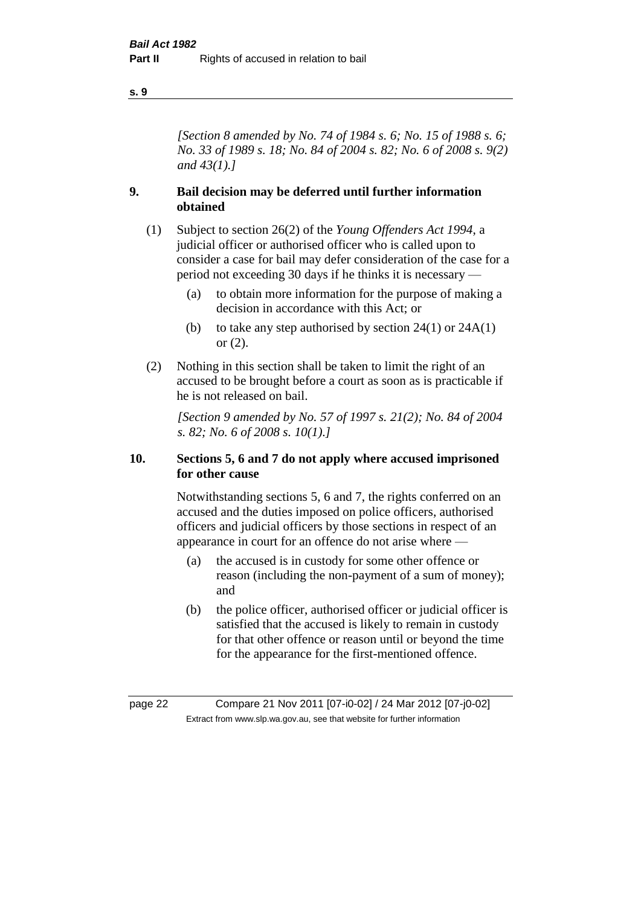*[Section 8 amended by No. 74 of 1984 s. 6; No. 15 of 1988 s. 6; No. 33 of 1989 s. 18; No. 84 of 2004 s. 82; No. 6 of 2008 s. 9(2) and 43(1).]*

## 9. Bail decision may be deferred until further information obtained

(1) Subject to section 26(2) of the *Young Offenders Act 1994*, a judicial officer or authorised officer who is called upon to consider a case for bail may defer consideration of the case for a period not exceeding 30 days if he thinks it is necessary —

- (a) to obtain more information for the purpose of making a decision in accordance with this Act; or
- (b) to take any step authorised by section 24(1) or 24A(1) or (2).

(2) Nothing in this section shall be taken to limit the right of an accused to be brought before a court as soon as is practicable if he is not released on bail.

*[Section 9 amended by No. 57 of 1997 s. 21(2); No. 84 of 2004 s. 82; No. 6 of 2008 s. 10(1).]*

## 10. Sections 5, 6 and 7 do not apply where accused imprisoned for other cause

Notwithstanding sections 5, 6 and 7, the rights conferred on an accused and the duties imposed on police officers, authorised officers and judicial officers by those sections in respect of an appearance in court for an offence do not arise where —

- (a) the accused is in custody for some other offence or reason (including the non-payment of a sum of money); and
- (b) the police officer, authorised officer or judicial officer is satisfied that the accused is likely to remain in custody for that other offence or reason until or beyond the time for the appearance for the first-mentioned offence.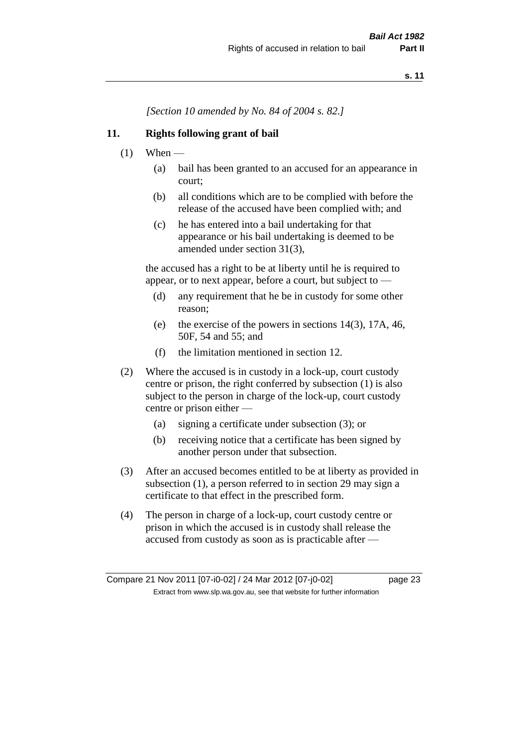*[Section 10 amended by No. 84 of 2004 s. 82.]*

### 11. Rights following grant of bail

(1) When —

(a) bail has been granted to an accused for an appearance in court;

(b) all conditions which are to be complied with before the release of the accused have been complied with; and

(c) he has entered into a bail undertaking for that appearance or his bail undertaking is deemed to be amended under section 31(3),

the accused has a right to be at liberty until he is required to appear, or to next appear, before a court, but subject to —

(d) any requirement that he be in custody for some other reason;

(e) the exercise of the powers in sections 14(3), 17A, 46, 50F, 54 and 55; and

(f) the limitation mentioned in section 12.

(2) Where the accused is in custody in a lock-up, court custody centre or prison, the right conferred by subsection (1) is also subject to the person in charge of the lock-up, court custody centre or prison either —

(a) signing a certificate under subsection (3); or

(b) receiving notice that a certificate has been signed by another person under that subsection.

(3) After an accused becomes entitled to be at liberty as provided in subsection (1), a person referred to in section 29 may sign a certificate to that effect in the prescribed form.

(4) The person in charge of a lock-up, court custody centre or prison in which the accused is in custody shall release the accused from custody as soon as is practicable after —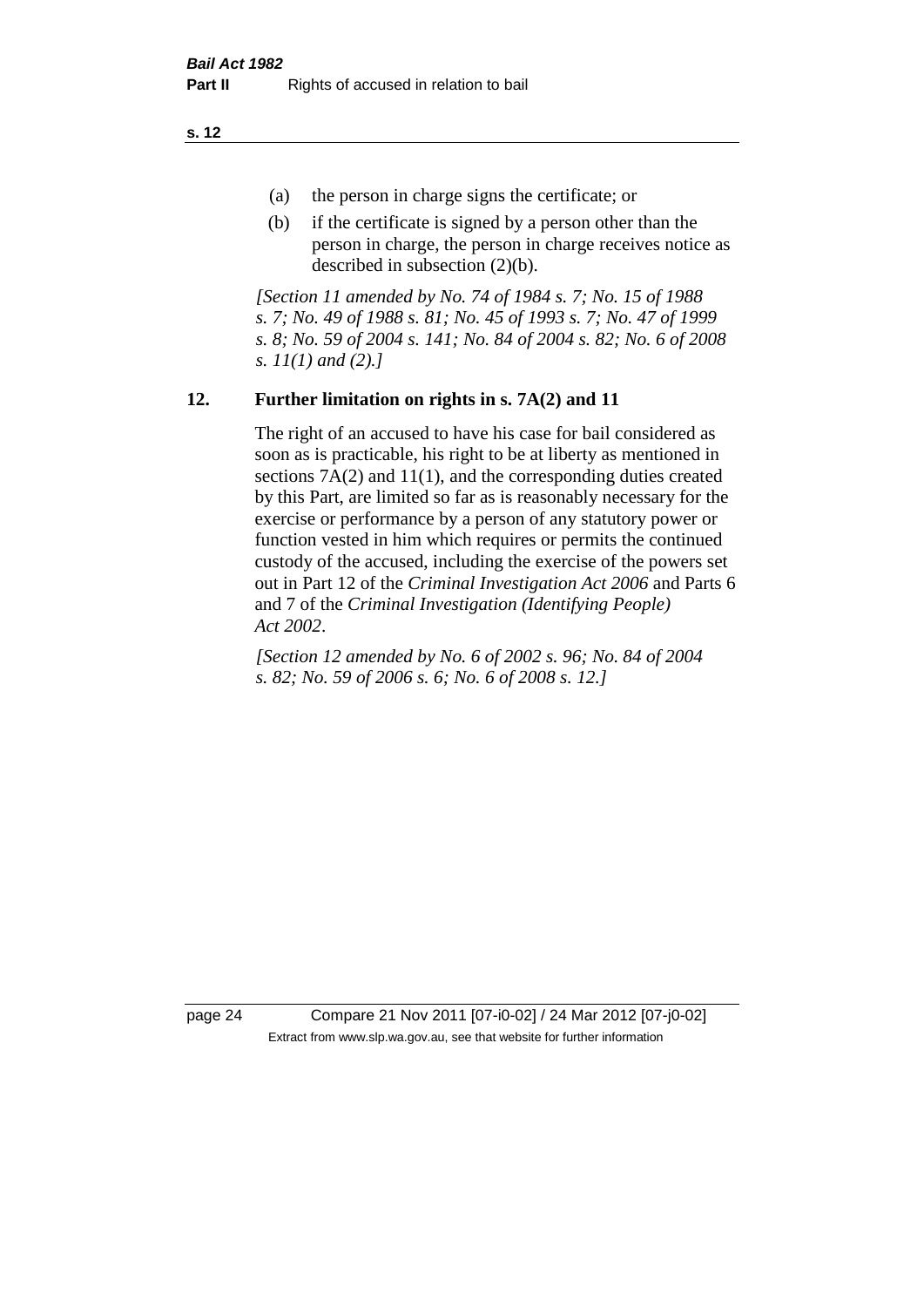(a) the person in charge signs the certificate; or

(b) if the certificate is signed by a person other than the person in charge, the person in charge receives notice as described in subsection (2)(b).

*[Section 11 amended by No. 74 of 1984 s. 7; No. 15 of 1988 s. 7; No. 49 of 1988 s. 81; No. 45 of 1993 s. 7; No. 47 of 1999 s. 8; No. 59 of 2004 s. 141; No. 84 of 2004 s. 82; No. 6 of 2008 s. 11(1) and (2).]*

## 12. Further limitation on rights in s. 7A(2) and 11

The right of an accused to have his case for bail considered as soon as is practicable, his right to be at liberty as mentioned in sections 7A(2) and 11(1), and the corresponding duties created by this Part, are limited so far as is reasonably necessary for the exercise or performance by a person of any statutory power or function vested in him which requires or permits the continued custody of the accused, including the exercise of the powers set out in Part 12 of the *Criminal Investigation Act 2006* and Parts 6 and 7 of the *Criminal Investigation (Identifying People) Act 2002*.

*[Section 12 amended by No. 6 of 2002 s. 96; No. 84 of 2004 s. 82; No. 59 of 2006 s. 6; No. 6 of 2008 s. 12.]*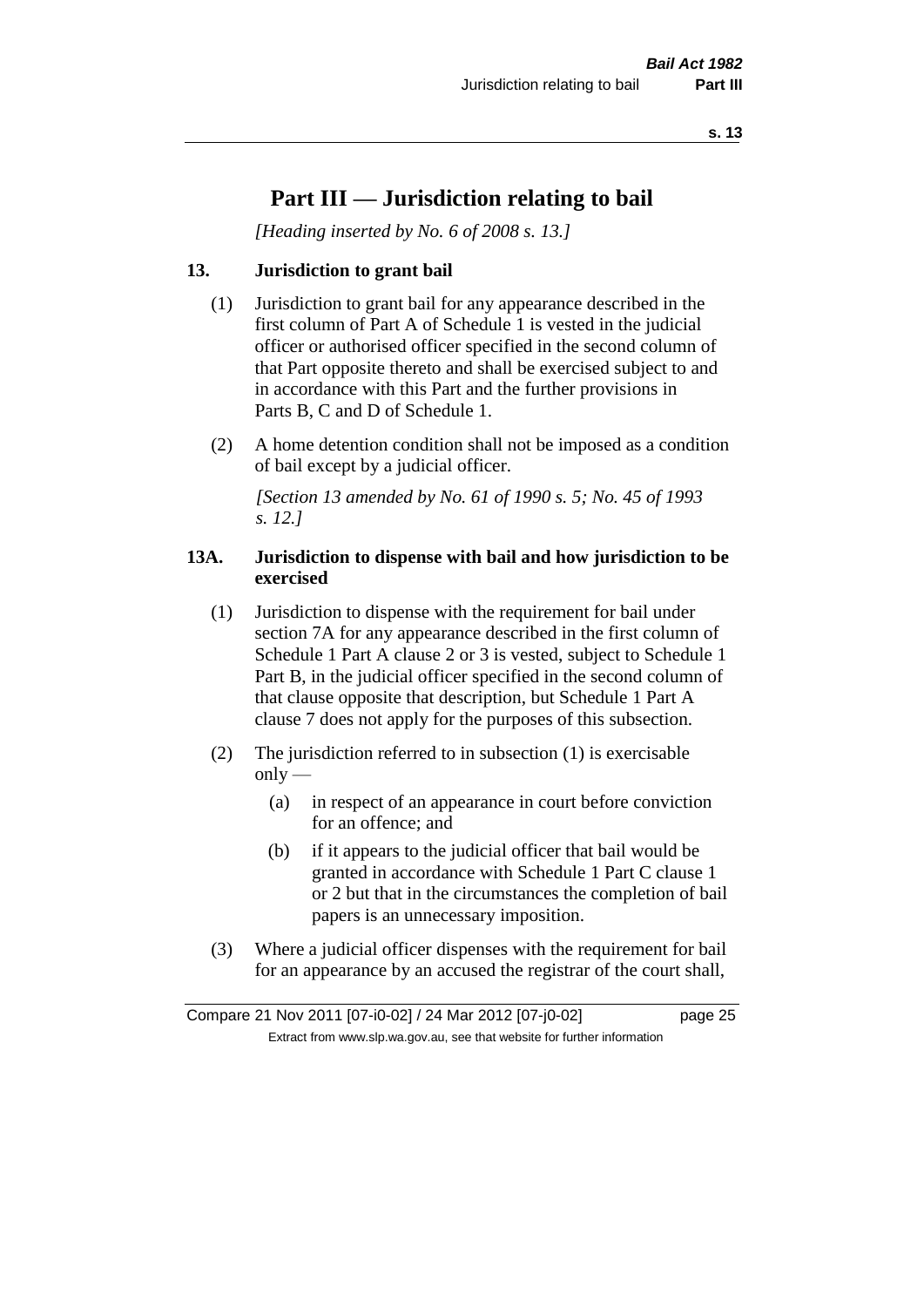# Part III — Jurisdiction relating to bail

*[Heading inserted by No. 6 of 2008 s. 13.]*

## 13. Jurisdiction to grant bail

(1) Jurisdiction to grant bail for any appearance described in the first column of Part A of Schedule 1 is vested in the judicial officer or authorised officer specified in the second column of that Part opposite thereto and shall be exercised subject to and in accordance with this Part and the further provisions in Parts B, C and D of Schedule 1.

(2) A home detention condition shall not be imposed as a condition of bail except by a judicial officer.

*[Section 13 amended by No. 61 of 1990 s. 5; No. 45 of 1993 s. 12.]*

## 13A. Jurisdiction to dispense with bail and how jurisdiction to be exercised

(1) Jurisdiction to dispense with the requirement for bail under section 7A for any appearance described in the first column of Schedule 1 Part A clause 2 or 3 is vested, subject to Schedule 1 Part B, in the judicial officer specified in the second column of that clause opposite that description, but Schedule 1 Part A clause 7 does not apply for the purposes of this subsection.

(2) The jurisdiction referred to in subsection (1) is exercisable only —

(a) in respect of an appearance in court before conviction for an offence; and

(b) if it appears to the judicial officer that bail would be granted in accordance with Schedule 1 Part C clause 1 or 2 but that in the circumstances the completion of bail papers is an unnecessary imposition.

(3) Where a judicial officer dispenses with the requirement for bail for an appearance by an accused the registrar of the court shall,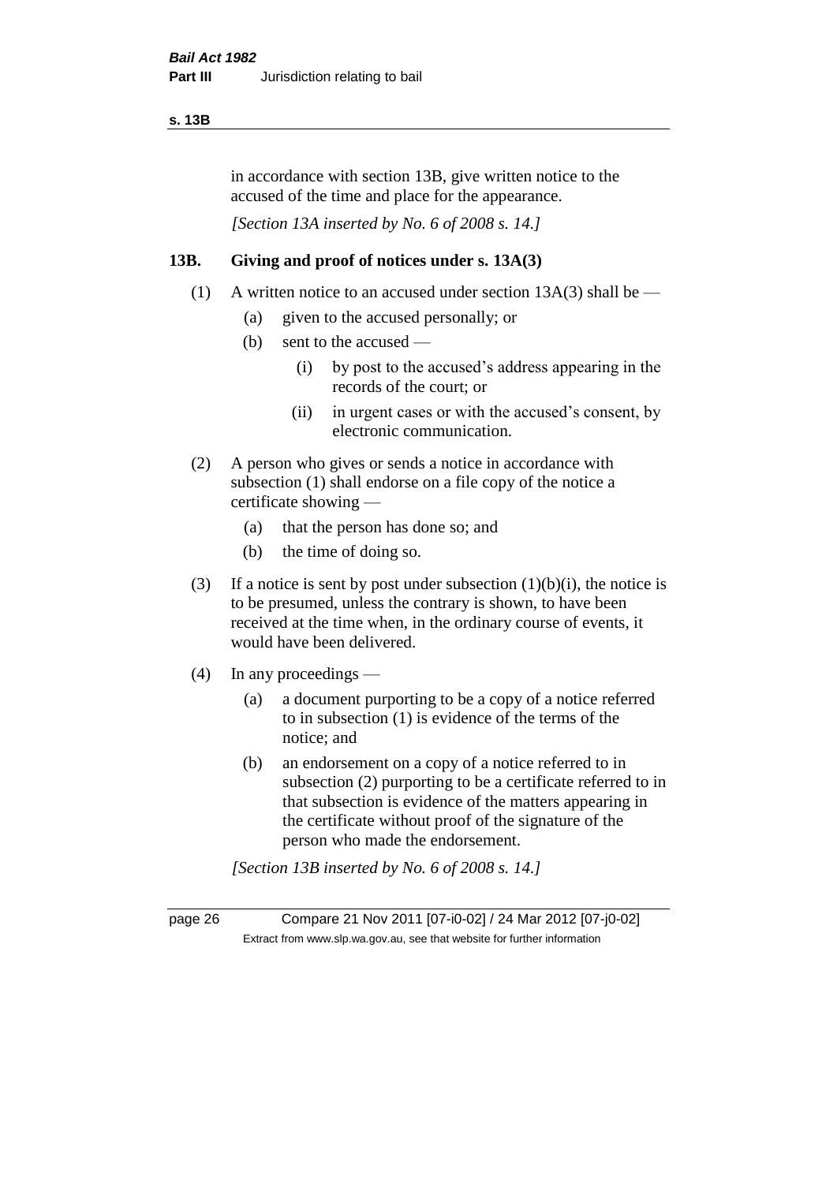in accordance with section 13B, give written notice to the accused of the time and place for the appearance.

*[Section 13A inserted by No. 6 of 2008 s. 14.]*

## 13B. Giving and proof of notices under s. 13A(3)

(1) A written notice to an accused under section 13A(3) shall be —

(a) given to the accused personally; or

(b) sent to the accused —

(i) by post to the accused's address appearing in the records of the court; or

(ii) in urgent cases or with the accused's consent, by electronic communication.

(2) A person who gives or sends a notice in accordance with subsection (1) shall endorse on a file copy of the notice a certificate showing —

(a) that the person has done so; and

(b) the time of doing so.

(3) If a notice is sent by post under subsection (1)(b)(i), the notice is to be presumed, unless the contrary is shown, to have been received at the time when, in the ordinary course of events, it would have been delivered.

(4) In any proceedings —

(a) a document purporting to be a copy of a notice referred to in subsection (1) is evidence of the terms of the notice; and

(b) an endorsement on a copy of a notice referred to in subsection (2) purporting to be a certificate referred to in that subsection is evidence of the matters appearing in the certificate without proof of the signature of the person who made the endorsement.

*[Section 13B inserted by No. 6 of 2008 s. 14.]*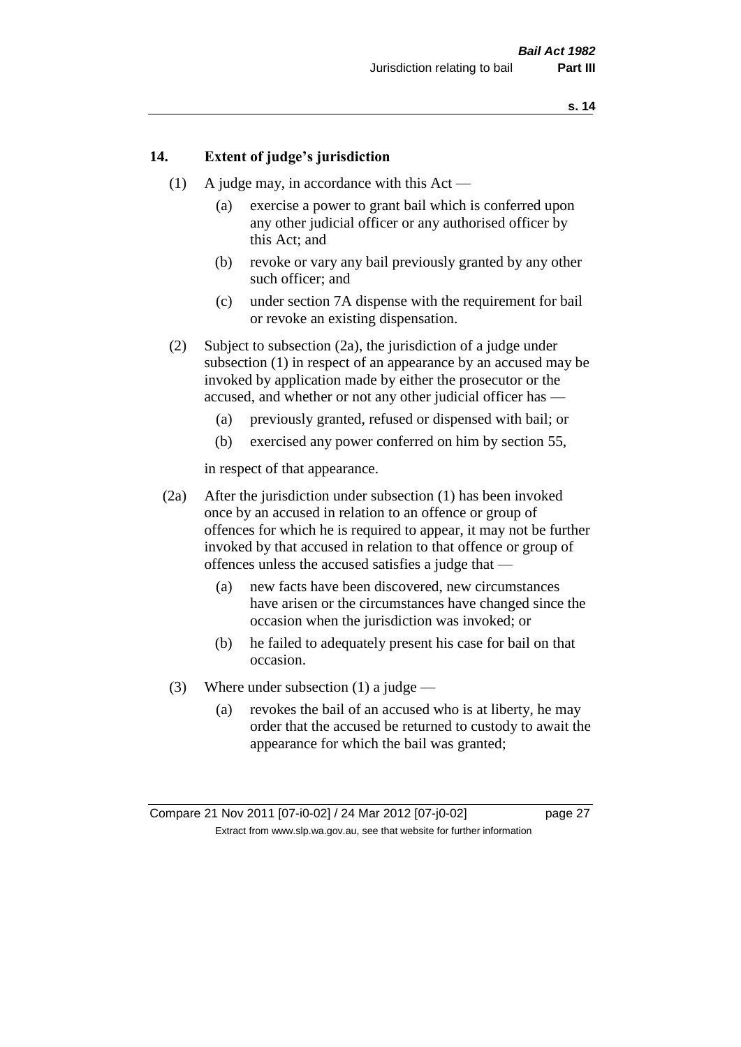## 14. Extent of judge's jurisdiction

(1) A judge may, in accordance with this Act —

(a) exercise a power to grant bail which is conferred upon any other judicial officer or any authorised officer by this Act; and

(b) revoke or vary any bail previously granted by any other such officer; and

(c) under section 7A dispense with the requirement for bail or revoke an existing dispensation.

(2) Subject to subsection (2a), the jurisdiction of a judge under subsection (1) in respect of an appearance by an accused may be invoked by application made by either the prosecutor or the accused, and whether or not any other judicial officer has —

(a) previously granted, refused or dispensed with bail; or

(b) exercised any power conferred on him by section 55,

in respect of that appearance.

(2a) After the jurisdiction under subsection (1) has been invoked once by an accused in relation to an offence or group of offences for which he is required to appear, it may not be further invoked by that accused in relation to that offence or group of offences unless the accused satisfies a judge that —

(a) new facts have been discovered, new circumstances have arisen or the circumstances have changed since the occasion when the jurisdiction was invoked; or

(b) he failed to adequately present his case for bail on that occasion.

(3) Where under subsection (1) a judge —

(a) revokes the bail of an accused who is at liberty, he may order that the accused be returned to custody to await the appearance for which the bail was granted;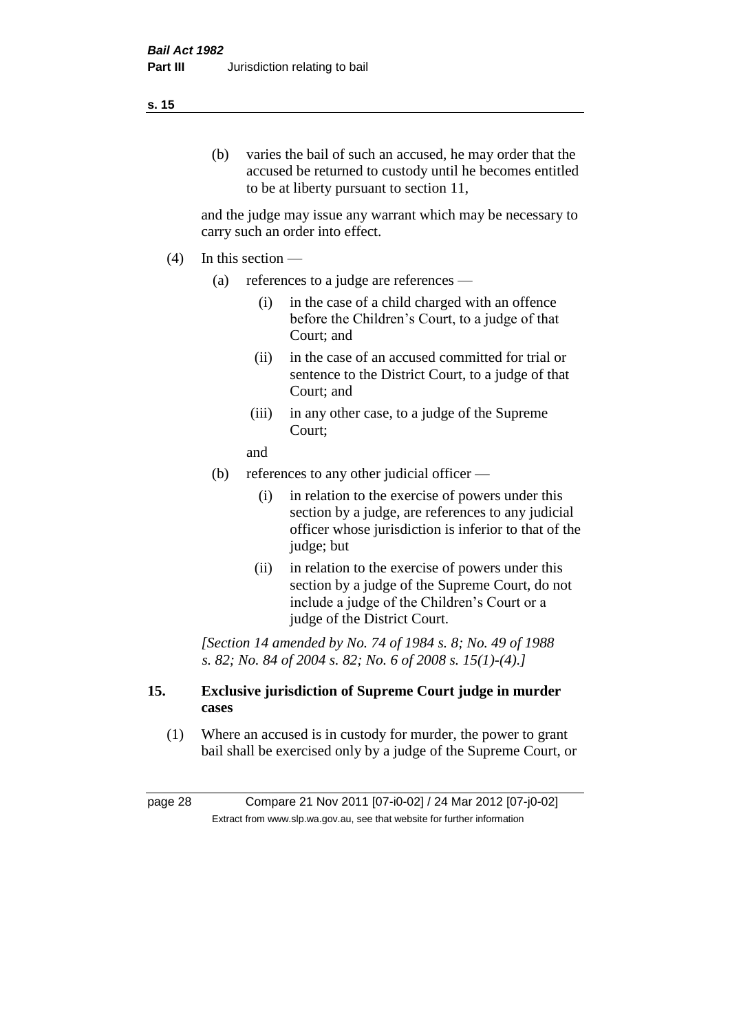(b) varies the bail of such an accused, he may order that the accused be returned to custody until he becomes entitled to be at liberty pursuant to section 11,

and the judge may issue any warrant which may be necessary to carry such an order into effect.

(4) In this section —

(a) references to a judge are references —

(i) in the case of a child charged with an offence before the Children's Court, to a judge of that Court; and

(ii) in the case of an accused committed for trial or sentence to the District Court, to a judge of that Court; and

(iii) in any other case, to a judge of the Supreme Court;

and

(b) references to any other judicial officer —

(i) in relation to the exercise of powers under this section by a judge, are references to any judicial officer whose jurisdiction is inferior to that of the judge; but

(ii) in relation to the exercise of powers under this section by a judge of the Supreme Court, do not include a judge of the Children's Court or a judge of the District Court.

*[Section 14 amended by No. 74 of 1984 s. 8; No. 49 of 1988 s. 82; No. 84 of 2004 s. 82; No. 6 of 2008 s. 15(1)-(4).]*

### 15. Exclusive jurisdiction of Supreme Court judge in murder cases

(1) Where an accused is in custody for murder, the power to grant bail shall be exercised only by a judge of the Supreme Court, or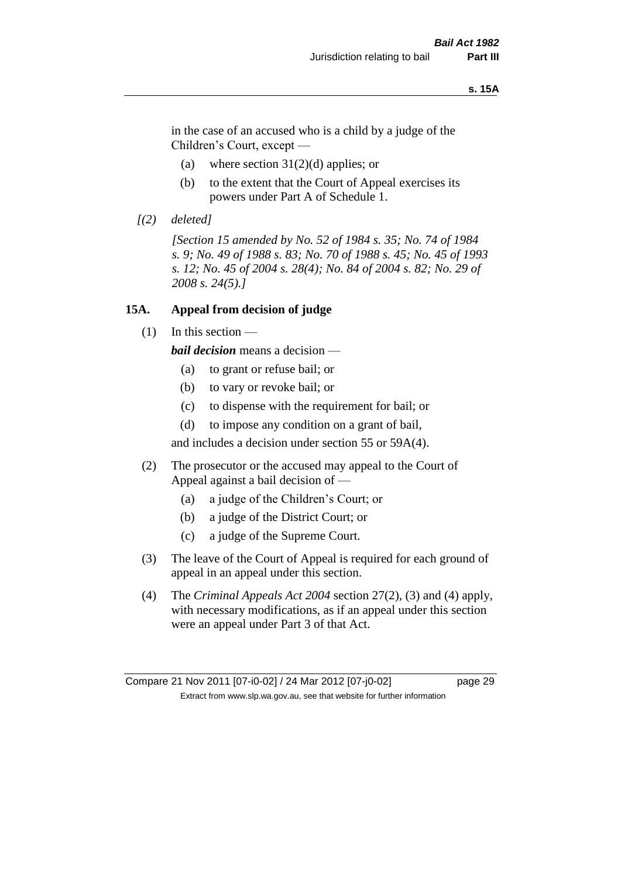in the case of an accused who is a child by a judge of the Children's Court, except —

(a) where section 31(2)(d) applies; or

(b) to the extent that the Court of Appeal exercises its powers under Part A of Schedule 1.

*[(2) deleted]*

*[Section 15 amended by No. 52 of 1984 s. 35; No. 74 of 1984 s. 9; No. 49 of 1988 s. 83; No. 70 of 1988 s. 45; No. 45 of 1993 s. 12; No. 45 of 2004 s. 28(4); No. 84 of 2004 s. 82; No. 29 of 2008 s. 24(5).]*

## 15A. Appeal from decision of judge

(1) In this section —

***bail decision*** means a decision —

(a) to grant or refuse bail; or

(b) to vary or revoke bail; or

(c) to dispense with the requirement for bail; or

(d) to impose any condition on a grant of bail,

and includes a decision under section 55 or 59A(4).

(2) The prosecutor or the accused may appeal to the Court of Appeal against a bail decision of —

(a) a judge of the Children's Court; or

(b) a judge of the District Court; or

(c) a judge of the Supreme Court.

(3) The leave of the Court of Appeal is required for each ground of appeal in an appeal under this section.

(4) The *Criminal Appeals Act 2004* section 27(2), (3) and (4) apply, with necessary modifications, as if an appeal under this section were an appeal under Part 3 of that Act.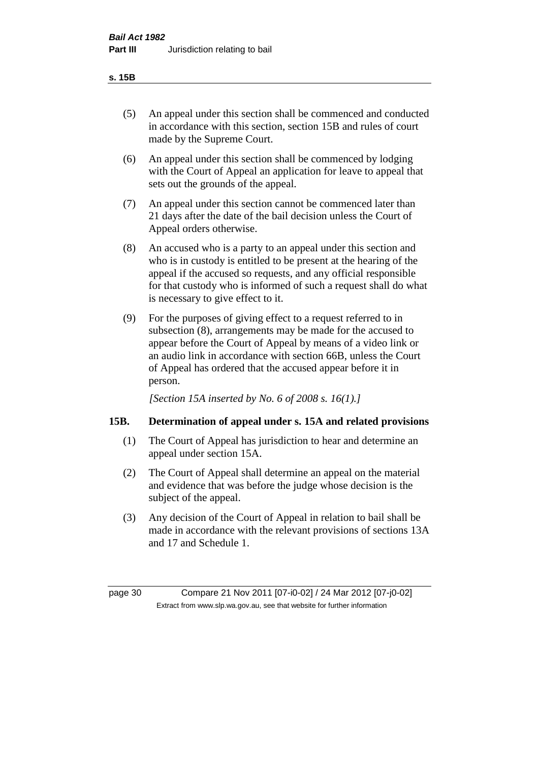(5) An appeal under this section shall be commenced and conducted in accordance with this section, section 15B and rules of court made by the Supreme Court.

(6) An appeal under this section shall be commenced by lodging with the Court of Appeal an application for leave to appeal that sets out the grounds of the appeal.

(7) An appeal under this section cannot be commenced later than 21 days after the date of the bail decision unless the Court of Appeal orders otherwise.

(8) An accused who is a party to an appeal under this section and who is in custody is entitled to be present at the hearing of the appeal if the accused so requests, and any official responsible for that custody who is informed of such a request shall do what is necessary to give effect to it.

(9) For the purposes of giving effect to a request referred to in subsection (8), arrangements may be made for the accused to appear before the Court of Appeal by means of a video link or an audio link in accordance with section 66B, unless the Court of Appeal has ordered that the accused appear before it in person.

*[Section 15A inserted by No. 6 of 2008 s. 16(1).]*

## 15B. Determination of appeal under s. 15A and related provisions

(1) The Court of Appeal has jurisdiction to hear and determine an appeal under section 15A.

(2) The Court of Appeal shall determine an appeal on the material and evidence that was before the judge whose decision is the subject of the appeal.

(3) Any decision of the Court of Appeal in relation to bail shall be made in accordance with the relevant provisions of sections 13A and 17 and Schedule 1.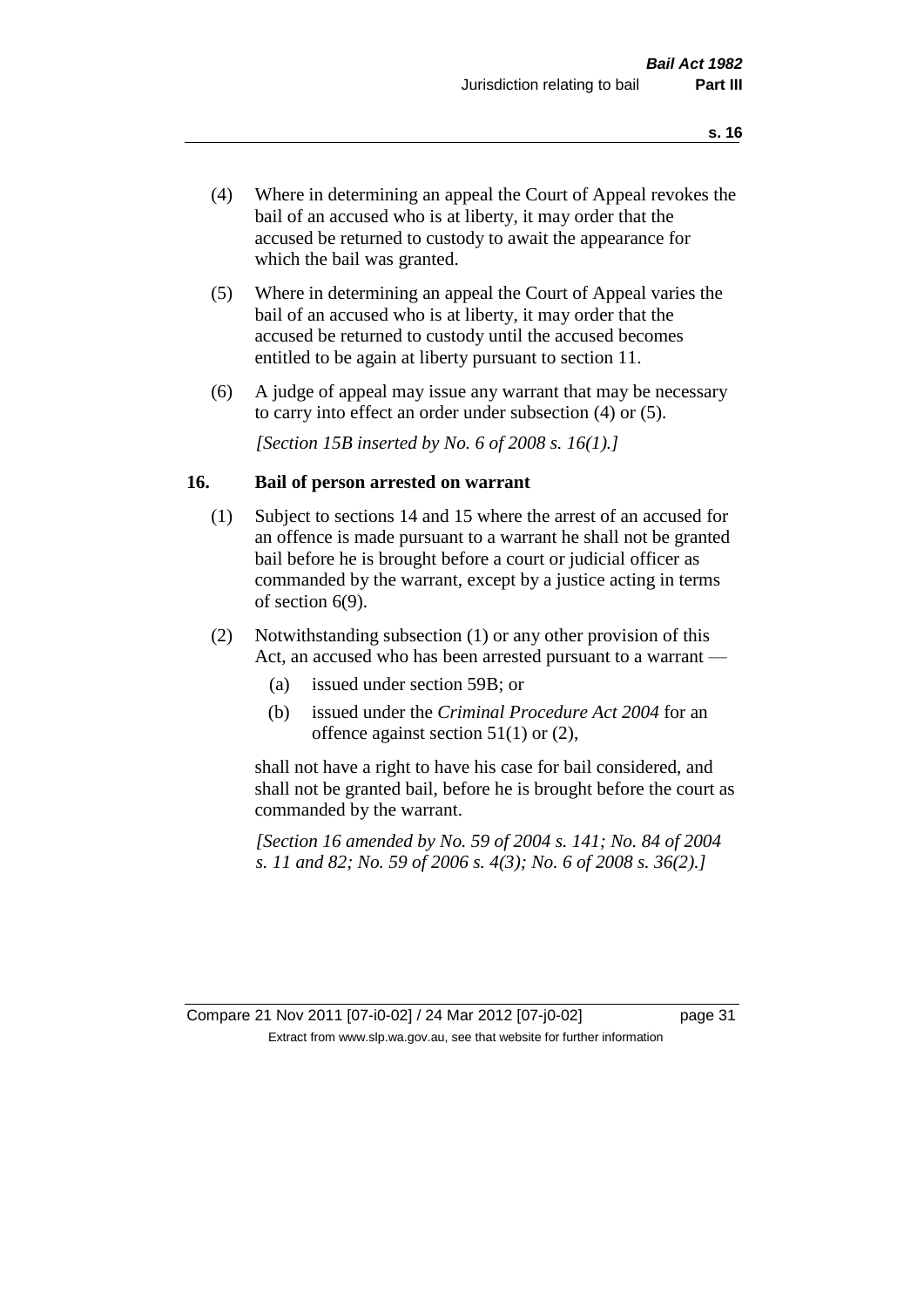(4) Where in determining an appeal the Court of Appeal revokes the bail of an accused who is at liberty, it may order that the accused be returned to custody to await the appearance for which the bail was granted.

(5) Where in determining an appeal the Court of Appeal varies the bail of an accused who is at liberty, it may order that the accused be returned to custody until the accused becomes entitled to be again at liberty pursuant to section 11.

(6) A judge of appeal may issue any warrant that may be necessary to carry into effect an order under subsection (4) or (5).

*[Section 15B inserted by No. 6 of 2008 s. 16(1).]*

## 16. Bail of person arrested on warrant

(1) Subject to sections 14 and 15 where the arrest of an accused for an offence is made pursuant to a warrant he shall not be granted bail before he is brought before a court or judicial officer as commanded by the warrant, except by a justice acting in terms of section 6(9).

(2) Notwithstanding subsection (1) or any other provision of this Act, an accused who has been arrested pursuant to a warrant —

   (a) issued under section 59B; or

   (b) issued under the *Criminal Procedure Act 2004* for an offence against section 51(1) or (2),

shall not have a right to have his case for bail considered, and shall not be granted bail, before he is brought before the court as commanded by the warrant.

*[Section 16 amended by No. 59 of 2004 s. 141; No. 84 of 2004 s. 11 and 82; No. 59 of 2006 s. 4(3); No. 6 of 2008 s. 36(2).]*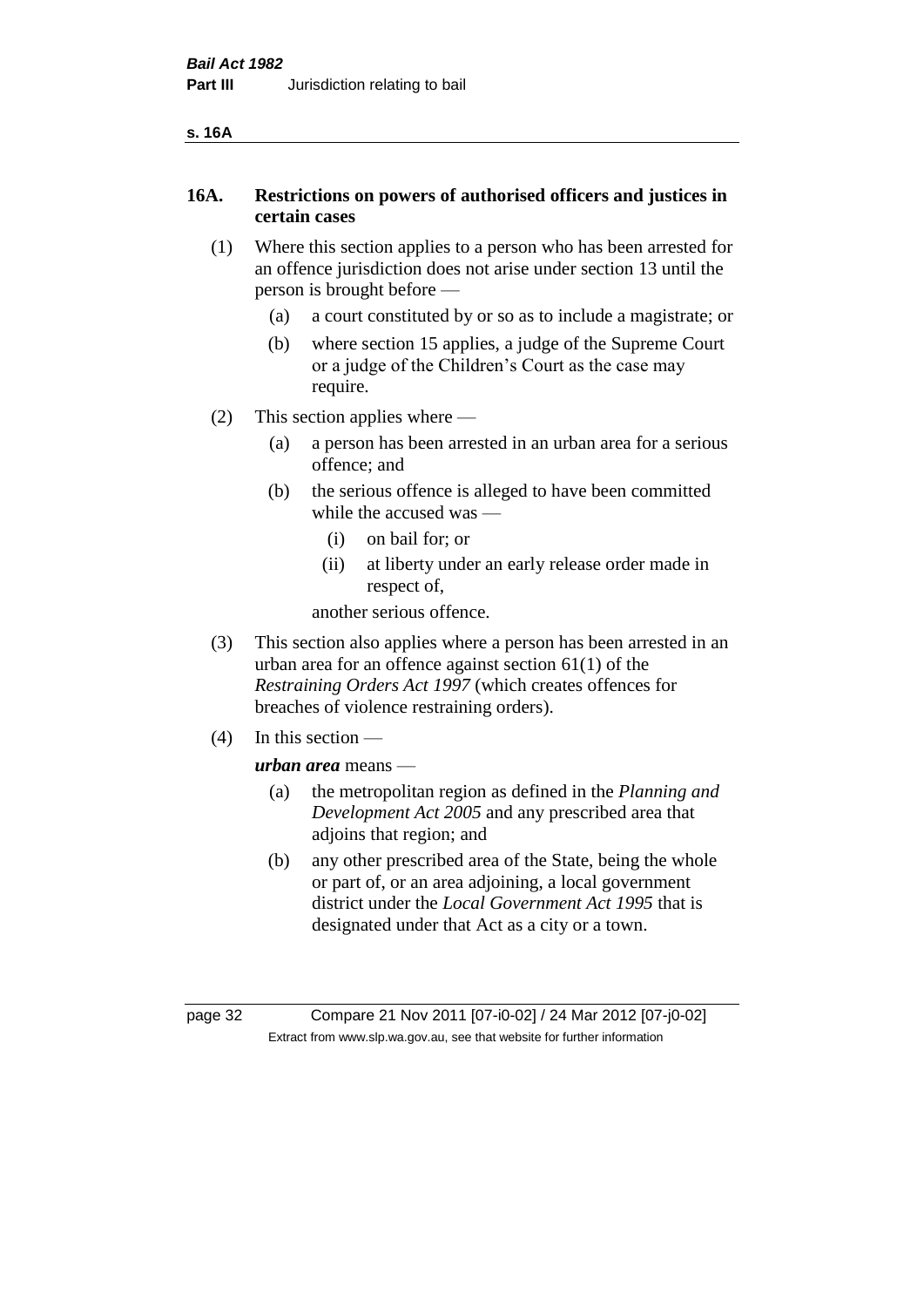## 16A. Restrictions on powers of authorised officers and justices in certain cases

(1) Where this section applies to a person who has been arrested for an offence jurisdiction does not arise under section 13 until the person is brought before —

(a) a court constituted by or so as to include a magistrate; or

(b) where section 15 applies, a judge of the Supreme Court or a judge of the Children's Court as the case may require.

(2) This section applies where —

(a) a person has been arrested in an urban area for a serious offence; and

(b) the serious offence is alleged to have been committed while the accused was —

(i) on bail for; or

(ii) at liberty under an early release order made in respect of,

another serious offence.

(3) This section also applies where a person has been arrested in an urban area for an offence against section 61(1) of the *Restraining Orders Act 1997* (which creates offences for breaches of violence restraining orders).

(4) In this section —

***urban area*** means —

(a) the metropolitan region as defined in the *Planning and Development Act 2005* and any prescribed area that adjoins that region; and

(b) any other prescribed area of the State, being the whole or part of, or an area adjoining, a local government district under the *Local Government Act 1995* that is designated under that Act as a city or a town.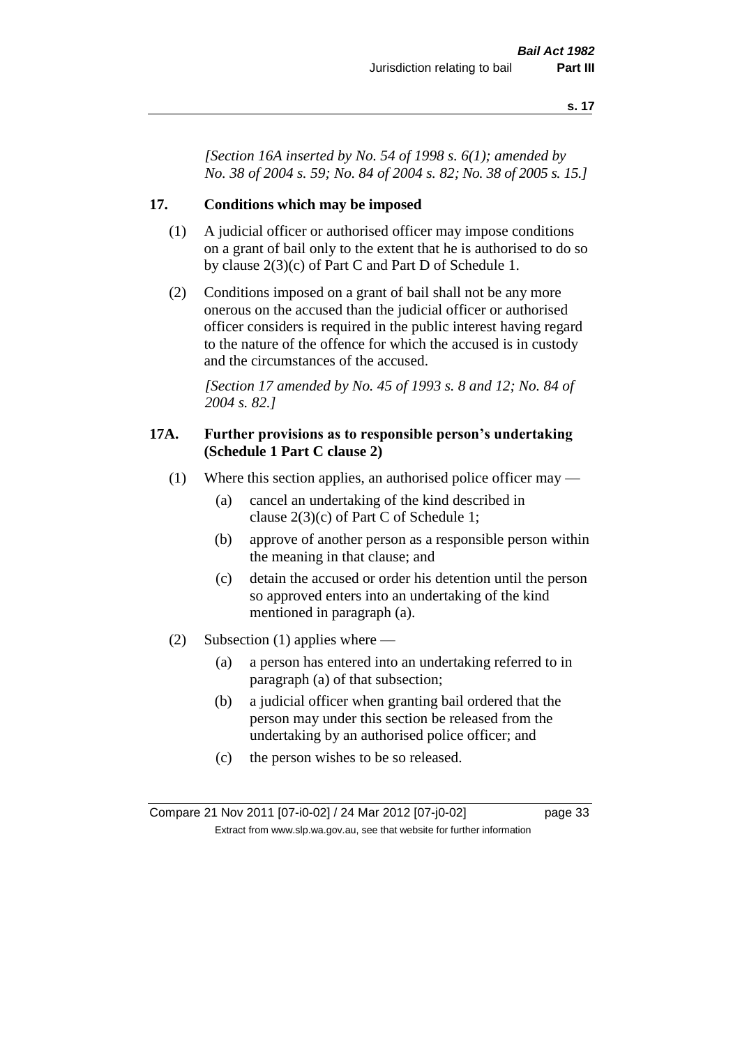*[Section 16A inserted by No. 54 of 1998 s. 6(1); amended by No. 38 of 2004 s. 59; No. 84 of 2004 s. 82; No. 38 of 2005 s. 15.]*

## 17. Conditions which may be imposed

(1) A judicial officer or authorised officer may impose conditions on a grant of bail only to the extent that he is authorised to do so by clause 2(3)(c) of Part C and Part D of Schedule 1.

(2) Conditions imposed on a grant of bail shall not be any more onerous on the accused than the judicial officer or authorised officer considers is required in the public interest having regard to the nature of the offence for which the accused is in custody and the circumstances of the accused.

*[Section 17 amended by No. 45 of 1993 s. 8 and 12; No. 84 of 2004 s. 82.]*

## 17A. Further provisions as to responsible person's undertaking (Schedule 1 Part C clause 2)

(1) Where this section applies, an authorised police officer may —

(a) cancel an undertaking of the kind described in clause 2(3)(c) of Part C of Schedule 1;

(b) approve of another person as a responsible person within the meaning in that clause; and

(c) detain the accused or order his detention until the person so approved enters into an undertaking of the kind mentioned in paragraph (a).

(2) Subsection (1) applies where —

(a) a person has entered into an undertaking referred to in paragraph (a) of that subsection;

(b) a judicial officer when granting bail ordered that the person may under this section be released from the undertaking by an authorised police officer; and

(c) the person wishes to be so released.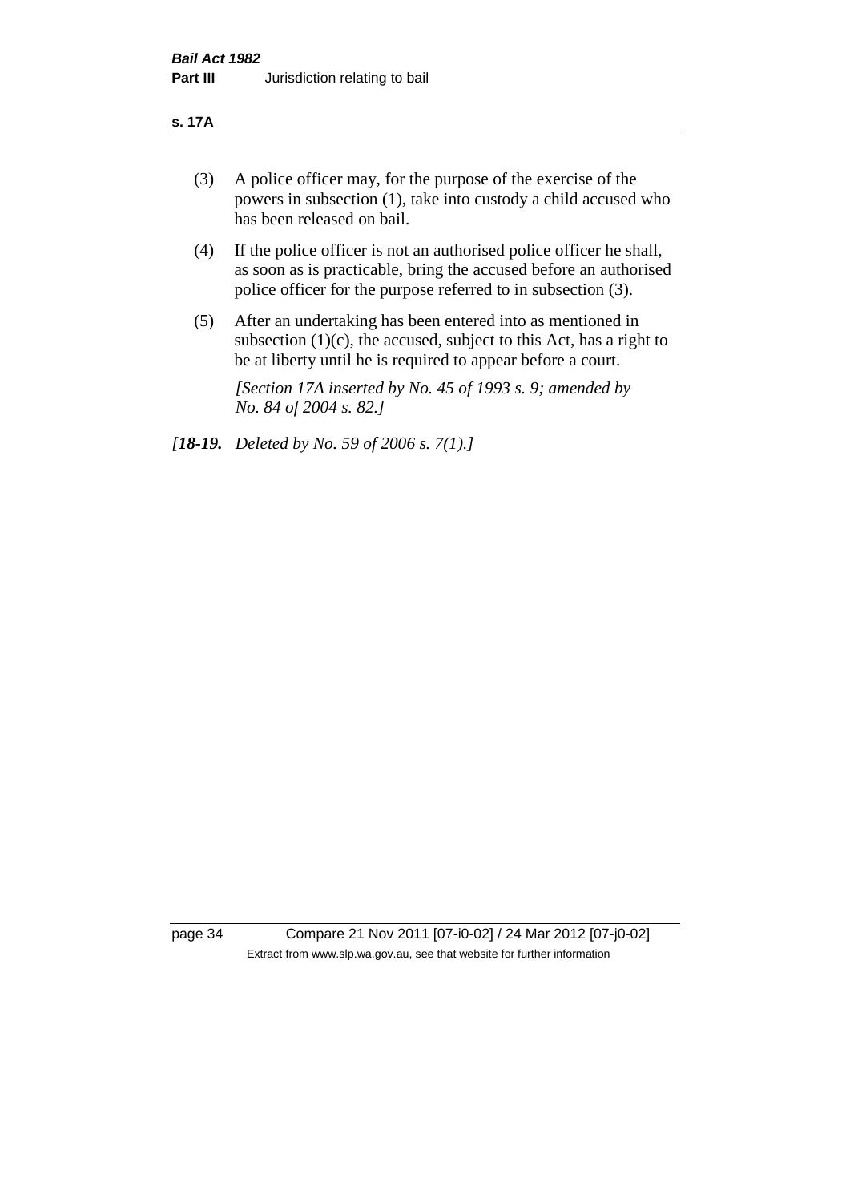(3) A police officer may, for the purpose of the exercise of the powers in subsection (1), take into custody a child accused who has been released on bail.

(4) If the police officer is not an authorised police officer he shall, as soon as is practicable, bring the accused before an authorised police officer for the purpose referred to in subsection (3).

(5) After an undertaking has been entered into as mentioned in subsection (1)(c), the accused, subject to this Act, has a right to be at liberty until he is required to appear before a court.

*[Section 17A inserted by No. 45 of 1993 s. 9; amended by No. 84 of 2004 s. 82.]*

*[**18-19.** Deleted by No. 59 of 2006 s. 7(1).]*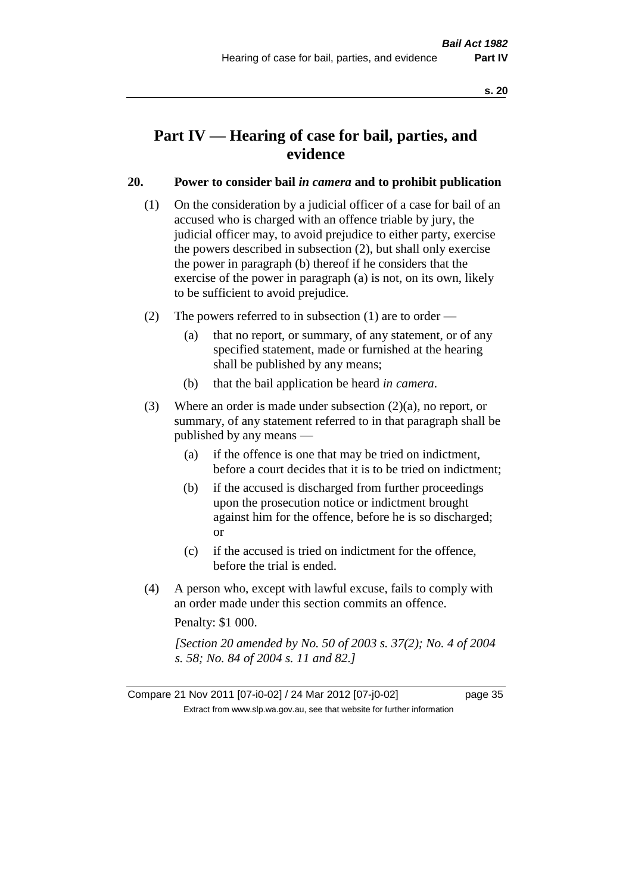# Part IV — Hearing of case for bail, parties, and evidence

## 20. Power to consider bail *in camera* and to prohibit publication

(1) On the consideration by a judicial officer of a case for bail of an accused who is charged with an offence triable by jury, the judicial officer may, to avoid prejudice to either party, exercise the powers described in subsection (2), but shall only exercise the power in paragraph (b) thereof if he considers that the exercise of the power in paragraph (a) is not, on its own, likely to be sufficient to avoid prejudice.

(2) The powers referred to in subsection (1) are to order —

- (a) that no report, or summary, of any statement, or of any specified statement, made or furnished at the hearing shall be published by any means;
- (b) that the bail application be heard *in camera*.

(3) Where an order is made under subsection (2)(a), no report, or summary, of any statement referred to in that paragraph shall be published by any means —

- (a) if the offence is one that may be tried on indictment, before a court decides that it is to be tried on indictment;
- (b) if the accused is discharged from further proceedings upon the prosecution notice or indictment brought against him for the offence, before he is so discharged; or
- (c) if the accused is tried on indictment for the offence, before the trial is ended.

(4) A person who, except with lawful excuse, fails to comply with an order made under this section commits an offence.

Penalty: $1 000.

*[Section 20 amended by No. 50 of 2003 s. 37(2); No. 4 of 2004 s. 58; No. 84 of 2004 s. 11 and 82.]*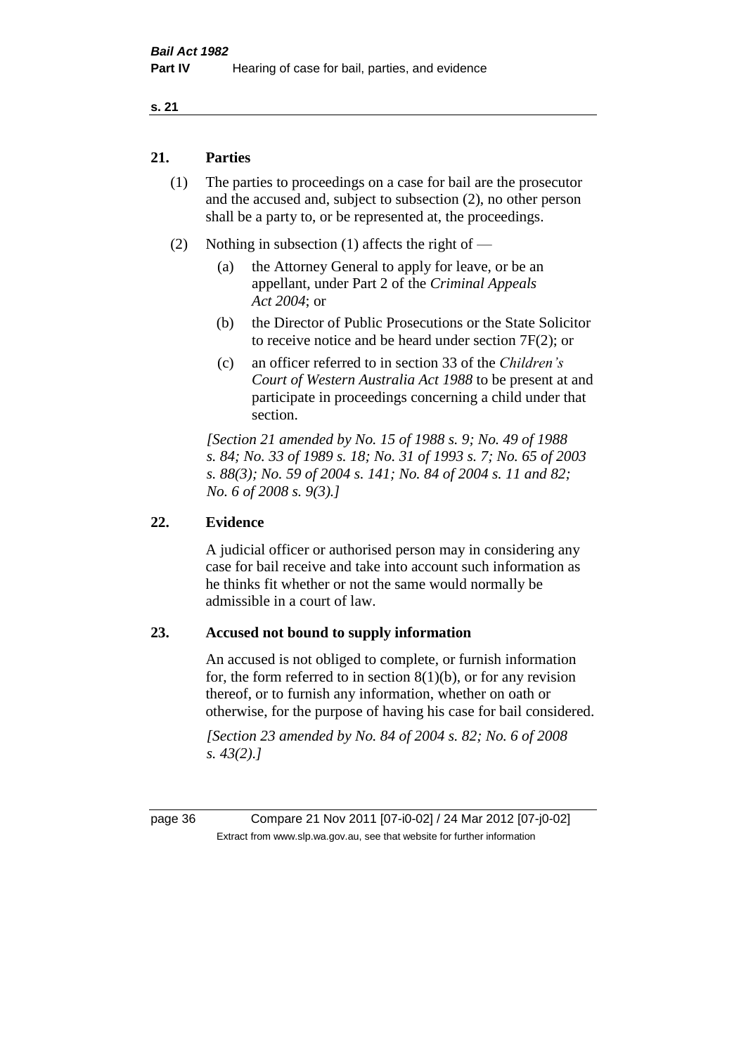## 21. Parties

(1) The parties to proceedings on a case for bail are the prosecutor and the accused and, subject to subsection (2), no other person shall be a party to, or be represented at, the proceedings.

(2) Nothing in subsection (1) affects the right of —

- (a) the Attorney General to apply for leave, or be an appellant, under Part 2 of the *Criminal Appeals Act 2004*; or
- (b) the Director of Public Prosecutions or the State Solicitor to receive notice and be heard under section 7F(2); or
- (c) an officer referred to in section 33 of the *Children's Court of Western Australia Act 1988* to be present at and participate in proceedings concerning a child under that section.

*[Section 21 amended by No. 15 of 1988 s. 9; No. 49 of 1988 s. 84; No. 33 of 1989 s. 18; No. 31 of 1993 s. 7; No. 65 of 2003 s. 88(3); No. 59 of 2004 s. 141; No. 84 of 2004 s. 11 and 82; No. 6 of 2008 s. 9(3).]*

## 22. Evidence

A judicial officer or authorised person may in considering any case for bail receive and take into account such information as he thinks fit whether or not the same would normally be admissible in a court of law.

## 23. Accused not bound to supply information

An accused is not obliged to complete, or furnish information for, the form referred to in section 8(1)(b), or for any revision thereof, or to furnish any information, whether on oath or otherwise, for the purpose of having his case for bail considered.

*[Section 23 amended by No. 84 of 2004 s. 82; No. 6 of 2008 s. 43(2).]*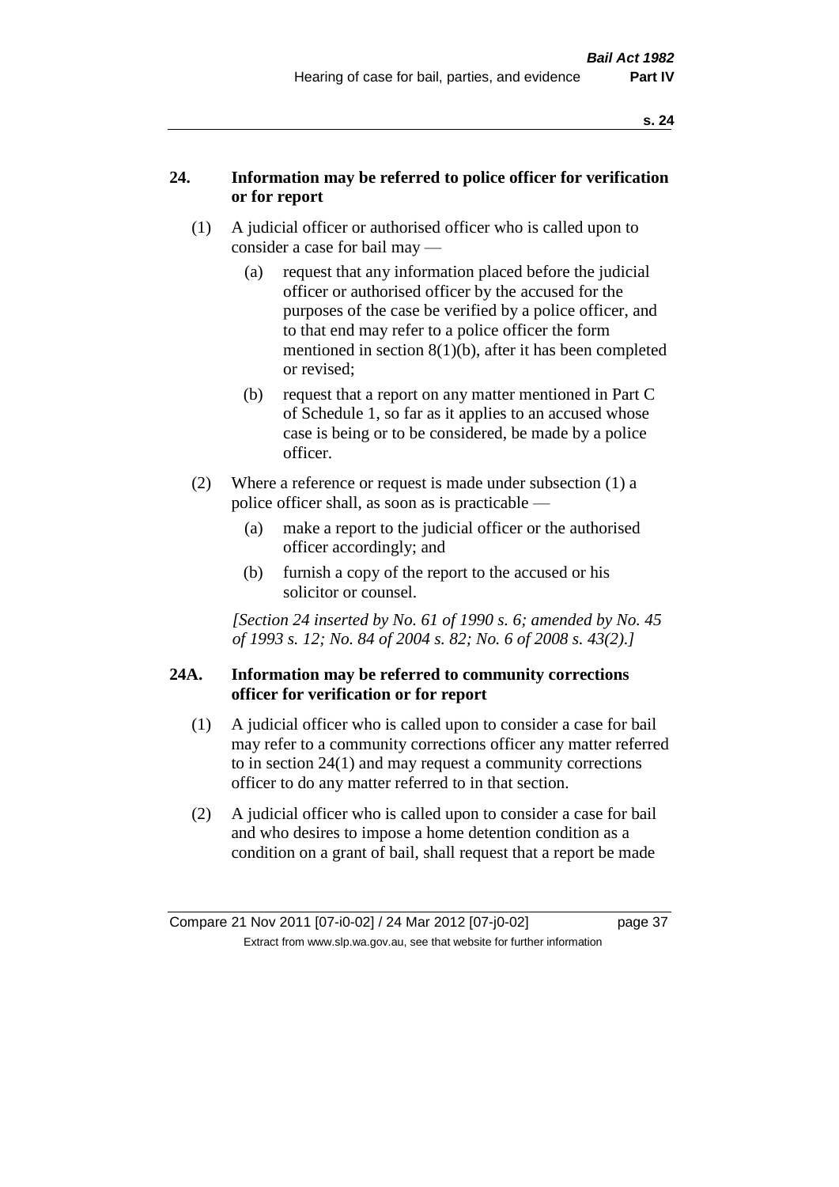## 24. Information may be referred to police officer for verification or for report

(1) A judicial officer or authorised officer who is called upon to consider a case for bail may —

(a) request that any information placed before the judicial officer or authorised officer by the accused for the purposes of the case be verified by a police officer, and to that end may refer to a police officer the form mentioned in section 8(1)(b), after it has been completed or revised;

(b) request that a report on any matter mentioned in Part C of Schedule 1, so far as it applies to an accused whose case is being or to be considered, be made by a police officer.

(2) Where a reference or request is made under subsection (1) a police officer shall, as soon as is practicable —

(a) make a report to the judicial officer or the authorised officer accordingly; and

(b) furnish a copy of the report to the accused or his solicitor or counsel.

*[Section 24 inserted by No. 61 of 1990 s. 6; amended by No. 45 of 1993 s. 12; No. 84 of 2004 s. 82; No. 6 of 2008 s. 43(2).]*

## 24A. Information may be referred to community corrections officer for verification or for report

(1) A judicial officer who is called upon to consider a case for bail may refer to a community corrections officer any matter referred to in section 24(1) and may request a community corrections officer to do any matter referred to in that section.

(2) A judicial officer who is called upon to consider a case for bail and who desires to impose a home detention condition as a condition on a grant of bail, shall request that a report be made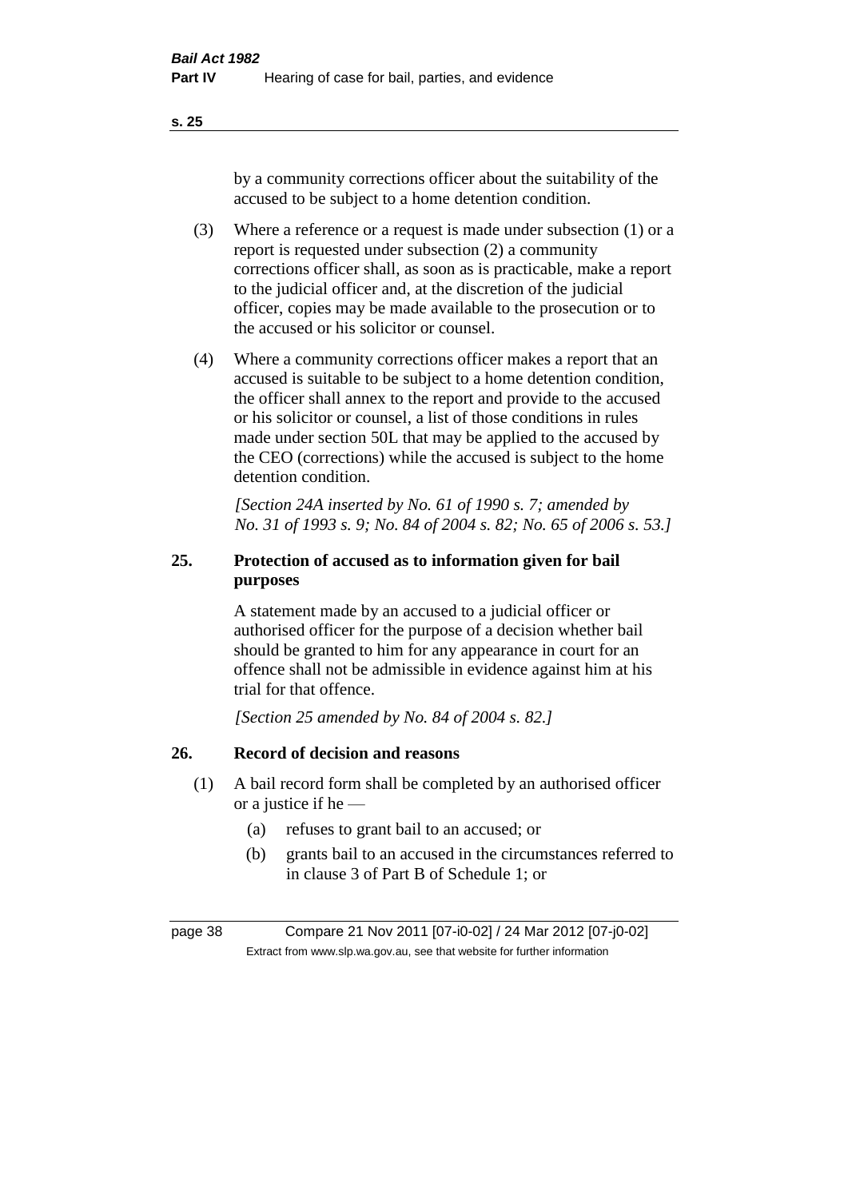by a community corrections officer about the suitability of the accused to be subject to a home detention condition.

(3) Where a reference or a request is made under subsection (1) or a report is requested under subsection (2) a community corrections officer shall, as soon as is practicable, make a report to the judicial officer and, at the discretion of the judicial officer, copies may be made available to the prosecution or to the accused or his solicitor or counsel.

(4) Where a community corrections officer makes a report that an accused is suitable to be subject to a home detention condition, the officer shall annex to the report and provide to the accused or his solicitor or counsel, a list of those conditions in rules made under section 50L that may be applied to the accused by the CEO (corrections) while the accused is subject to the home detention condition.

*[Section 24A inserted by No. 61 of 1990 s. 7; amended by No. 31 of 1993 s. 9; No. 84 of 2004 s. 82; No. 65 of 2006 s. 53.]*

## 25. Protection of accused as to information given for bail purposes

A statement made by an accused to a judicial officer or authorised officer for the purpose of a decision whether bail should be granted to him for any appearance in court for an offence shall not be admissible in evidence against him at his trial for that offence.

*[Section 25 amended by No. 84 of 2004 s. 82.]*

## 26. Record of decision and reasons

(1) A bail record form shall be completed by an authorised officer or a justice if he —

(a) refuses to grant bail to an accused; or

(b) grants bail to an accused in the circumstances referred to in clause 3 of Part B of Schedule 1; or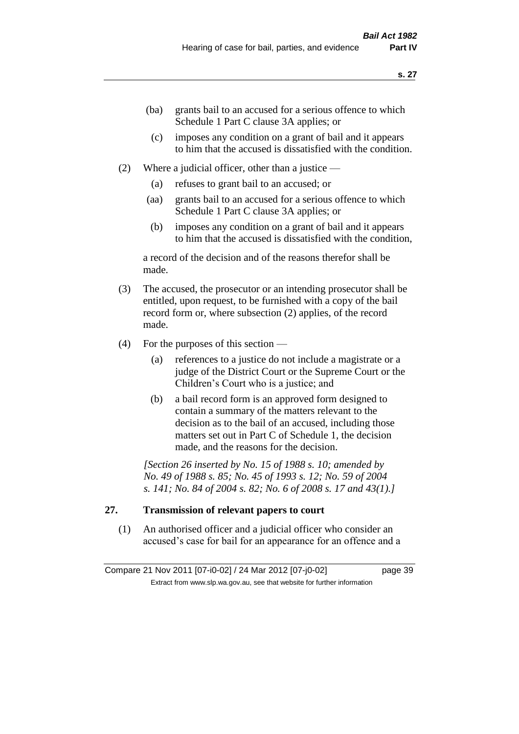(ba) grants bail to an accused for a serious offence to which Schedule 1 Part C clause 3A applies; or

(c) imposes any condition on a grant of bail and it appears to him that the accused is dissatisfied with the condition.

(2) Where a judicial officer, other than a justice —

(a) refuses to grant bail to an accused; or

(aa) grants bail to an accused for a serious offence to which Schedule 1 Part C clause 3A applies; or

(b) imposes any condition on a grant of bail and it appears to him that the accused is dissatisfied with the condition,

a record of the decision and of the reasons therefor shall be made.

(3) The accused, the prosecutor or an intending prosecutor shall be entitled, upon request, to be furnished with a copy of the bail record form or, where subsection (2) applies, of the record made.

(4) For the purposes of this section —

(a) references to a justice do not include a magistrate or a judge of the District Court or the Supreme Court or the Children's Court who is a justice; and

(b) a bail record form is an approved form designed to contain a summary of the matters relevant to the decision as to the bail of an accused, including those matters set out in Part C of Schedule 1, the decision made, and the reasons for the decision.

*[Section 26 inserted by No. 15 of 1988 s. 10; amended by No. 49 of 1988 s. 85; No. 45 of 1993 s. 12; No. 59 of 2004 s. 141; No. 84 of 2004 s. 82; No. 6 of 2008 s. 17 and 43(1).]*

## 27. Transmission of relevant papers to court

(1) An authorised officer and a judicial officer who consider an accused's case for bail for an appearance for an offence and a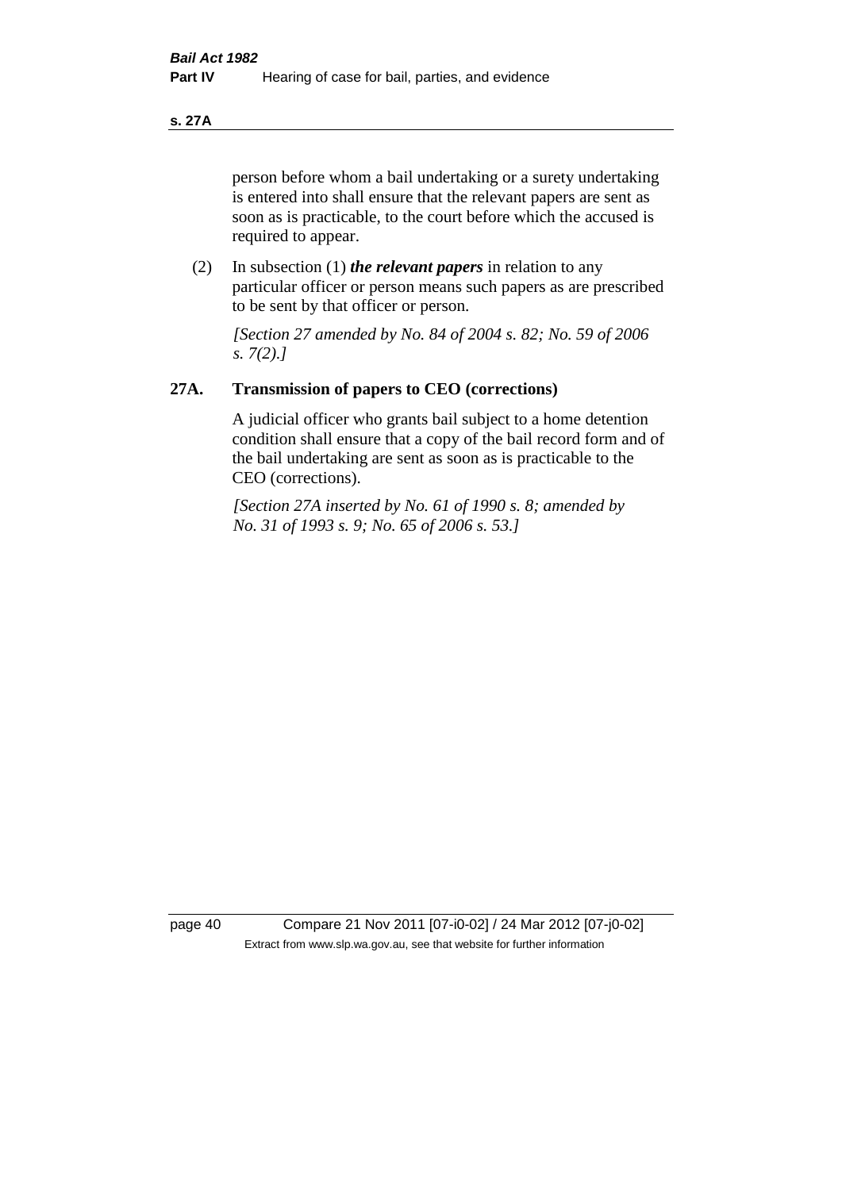person before whom a bail undertaking or a surety undertaking is entered into shall ensure that the relevant papers are sent as soon as is practicable, to the court before which the accused is required to appear.

(2) In subsection (1) ***the relevant papers*** in relation to any particular officer or person means such papers as are prescribed to be sent by that officer or person.

*[Section 27 amended by No. 84 of 2004 s. 82; No. 59 of 2006 s. 7(2).]*

## 27A. Transmission of papers to CEO (corrections)

A judicial officer who grants bail subject to a home detention condition shall ensure that a copy of the bail record form and of the bail undertaking are sent as soon as is practicable to the CEO (corrections).

*[Section 27A inserted by No. 61 of 1990 s. 8; amended by No. 31 of 1993 s. 9; No. 65 of 2006 s. 53.]*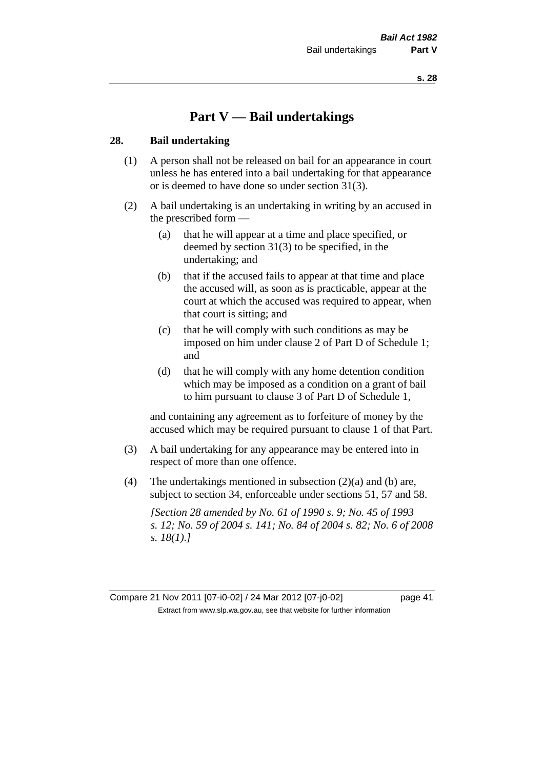# Part V — Bail undertakings

## 28. Bail undertaking

(1) A person shall not be released on bail for an appearance in court unless he has entered into a bail undertaking for that appearance or is deemed to have done so under section 31(3).

(2) A bail undertaking is an undertaking in writing by an accused in the prescribed form —

- (a) that he will appear at a time and place specified, or deemed by section 31(3) to be specified, in the undertaking; and
- (b) that if the accused fails to appear at that time and place the accused will, as soon as is practicable, appear at the court at which the accused was required to appear, when that court is sitting; and
- (c) that he will comply with such conditions as may be imposed on him under clause 2 of Part D of Schedule 1; and
- (d) that he will comply with any home detention condition which may be imposed as a condition on a grant of bail to him pursuant to clause 3 of Part D of Schedule 1,

and containing any agreement as to forfeiture of money by the accused which may be required pursuant to clause 1 of that Part.

(3) A bail undertaking for any appearance may be entered into in respect of more than one offence.

(4) The undertakings mentioned in subsection (2)(a) and (b) are, subject to section 34, enforceable under sections 51, 57 and 58.

*[Section 28 amended by No. 61 of 1990 s. 9; No. 45 of 1993 s. 12; No. 59 of 2004 s. 141; No. 84 of 2004 s. 82; No. 6 of 2008 s. 18(1).]*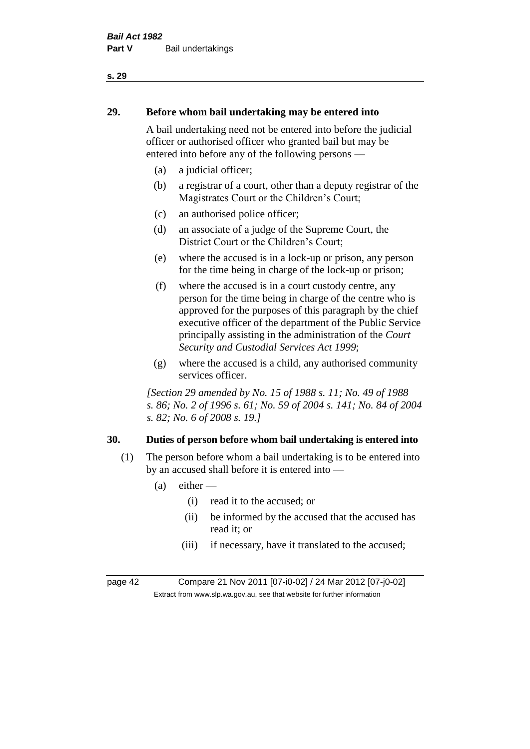## 29. Before whom bail undertaking may be entered into

A bail undertaking need not be entered into before the judicial officer or authorised officer who granted bail but may be entered into before any of the following persons —

- (a) a judicial officer;
- (b) a registrar of a court, other than a deputy registrar of the Magistrates Court or the Children's Court;
- (c) an authorised police officer;
- (d) an associate of a judge of the Supreme Court, the District Court or the Children's Court;
- (e) where the accused is in a lock-up or prison, any person for the time being in charge of the lock-up or prison;
- (f) where the accused is in a court custody centre, any person for the time being in charge of the centre who is approved for the purposes of this paragraph by the chief executive officer of the department of the Public Service principally assisting in the administration of the *Court Security and Custodial Services Act 1999*;
- (g) where the accused is a child, any authorised community services officer.

*[Section 29 amended by No. 15 of 1988 s. 11; No. 49 of 1988 s. 86; No. 2 of 1996 s. 61; No. 59 of 2004 s. 141; No. 84 of 2004 s. 82; No. 6 of 2008 s. 19.]*

## 30. Duties of person before whom bail undertaking is entered into

(1) The person before whom a bail undertaking is to be entered into by an accused shall before it is entered into —

- (a) either —
  - (i) read it to the accused; or
  - (ii) be informed by the accused that the accused has read it; or
  - (iii) if necessary, have it translated to the accused;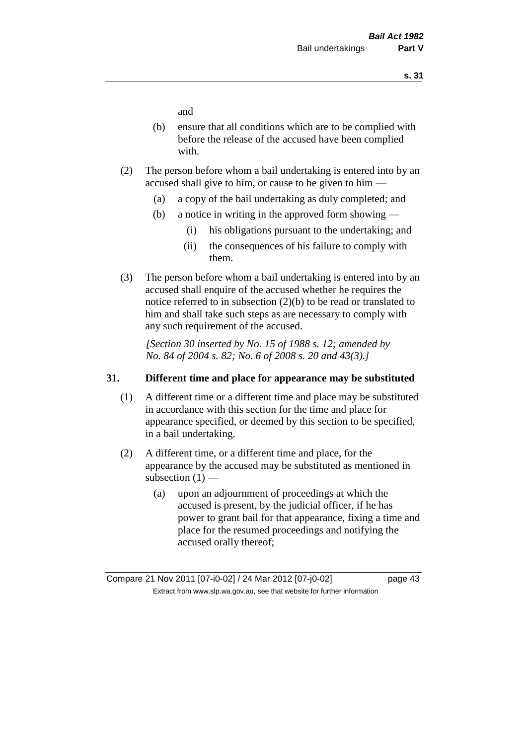and

(b) ensure that all conditions which are to be complied with before the release of the accused have been complied with.

(2) The person before whom a bail undertaking is entered into by an accused shall give to him, or cause to be given to him —

(a) a copy of the bail undertaking as duly completed; and

(b) a notice in writing in the approved form showing —

(i) his obligations pursuant to the undertaking; and

(ii) the consequences of his failure to comply with them.

(3) The person before whom a bail undertaking is entered into by an accused shall enquire of the accused whether he requires the notice referred to in subsection (2)(b) to be read or translated to him and shall take such steps as are necessary to comply with any such requirement of the accused.

*[Section 30 inserted by No. 15 of 1988 s. 12; amended by No. 84 of 2004 s. 82; No. 6 of 2008 s. 20 and 43(3).]*

## 31. Different time and place for appearance may be substituted

(1) A different time or a different time and place may be substituted in accordance with this section for the time and place for appearance specified, or deemed by this section to be specified, in a bail undertaking.

(2) A different time, or a different time and place, for the appearance by the accused may be substituted as mentioned in subsection (1) —

(a) upon an adjournment of proceedings at which the accused is present, by the judicial officer, if he has power to grant bail for that appearance, fixing a time and place for the resumed proceedings and notifying the accused orally thereof;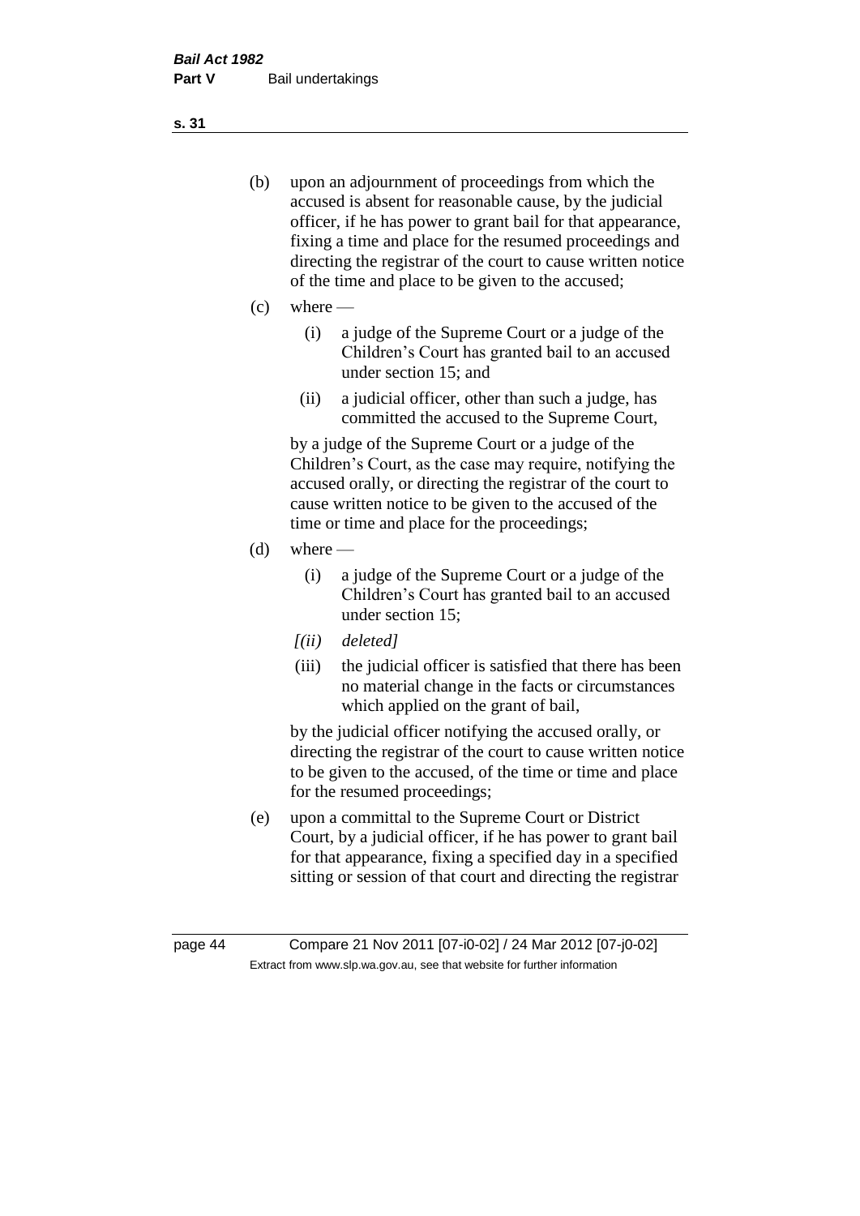(b) upon an adjournment of proceedings from which the accused is absent for reasonable cause, by the judicial officer, if he has power to grant bail for that appearance, fixing a time and place for the resumed proceedings and directing the registrar of the court to cause written notice of the time and place to be given to the accused;

(c) where —

  (i) a judge of the Supreme Court or a judge of the Children's Court has granted bail to an accused under section 15; and

  (ii) a judicial officer, other than such a judge, has committed the accused to the Supreme Court,

  by a judge of the Supreme Court or a judge of the Children's Court, as the case may require, notifying the accused orally, or directing the registrar of the court to cause written notice to be given to the accused of the time or time and place for the proceedings;

(d) where —

  (i) a judge of the Supreme Court or a judge of the Children's Court has granted bail to an accused under section 15;

  *[(ii) deleted]*

  (iii) the judicial officer is satisfied that there has been no material change in the facts or circumstances which applied on the grant of bail,

  by the judicial officer notifying the accused orally, or directing the registrar of the court to cause written notice to be given to the accused, of the time or time and place for the resumed proceedings;

(e) upon a committal to the Supreme Court or District Court, by a judicial officer, if he has power to grant bail for that appearance, fixing a specified day in a specified sitting or session of that court and directing the registrar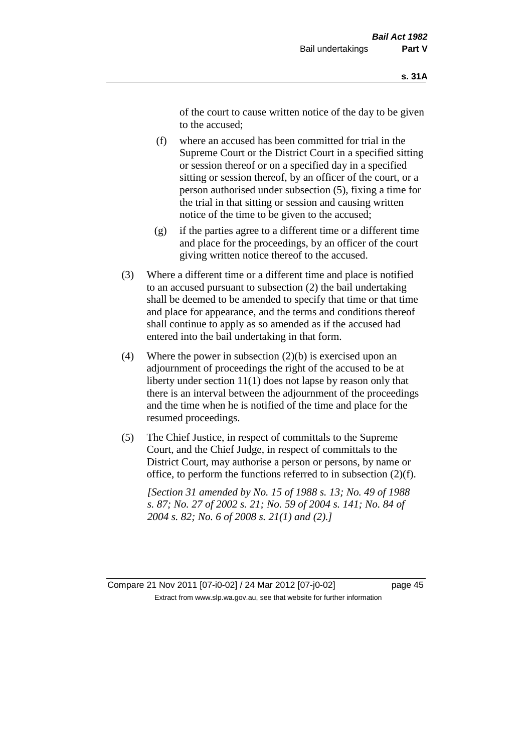of the court to cause written notice of the day to be given to the accused;

(f) where an accused has been committed for trial in the Supreme Court or the District Court in a specified sitting or session thereof or on a specified day in a specified sitting or session thereof, by an officer of the court, or a person authorised under subsection (5), fixing a time for the trial in that sitting or session and causing written notice of the time to be given to the accused;

(g) if the parties agree to a different time or a different time and place for the proceedings, by an officer of the court giving written notice thereof to the accused.

(3) Where a different time or a different time and place is notified to an accused pursuant to subsection (2) the bail undertaking shall be deemed to be amended to specify that time or that time and place for appearance, and the terms and conditions thereof shall continue to apply as so amended as if the accused had entered into the bail undertaking in that form.

(4) Where the power in subsection (2)(b) is exercised upon an adjournment of proceedings the right of the accused to be at liberty under section 11(1) does not lapse by reason only that there is an interval between the adjournment of the proceedings and the time when he is notified of the time and place for the resumed proceedings.

(5) The Chief Justice, in respect of committals to the Supreme Court, and the Chief Judge, in respect of committals to the District Court, may authorise a person or persons, by name or office, to perform the functions referred to in subsection (2)(f).

*[Section 31 amended by No. 15 of 1988 s. 13; No. 49 of 1988 s. 87; No. 27 of 2002 s. 21; No. 59 of 2004 s. 141; No. 84 of 2004 s. 82; No. 6 of 2008 s. 21(1) and (2).]*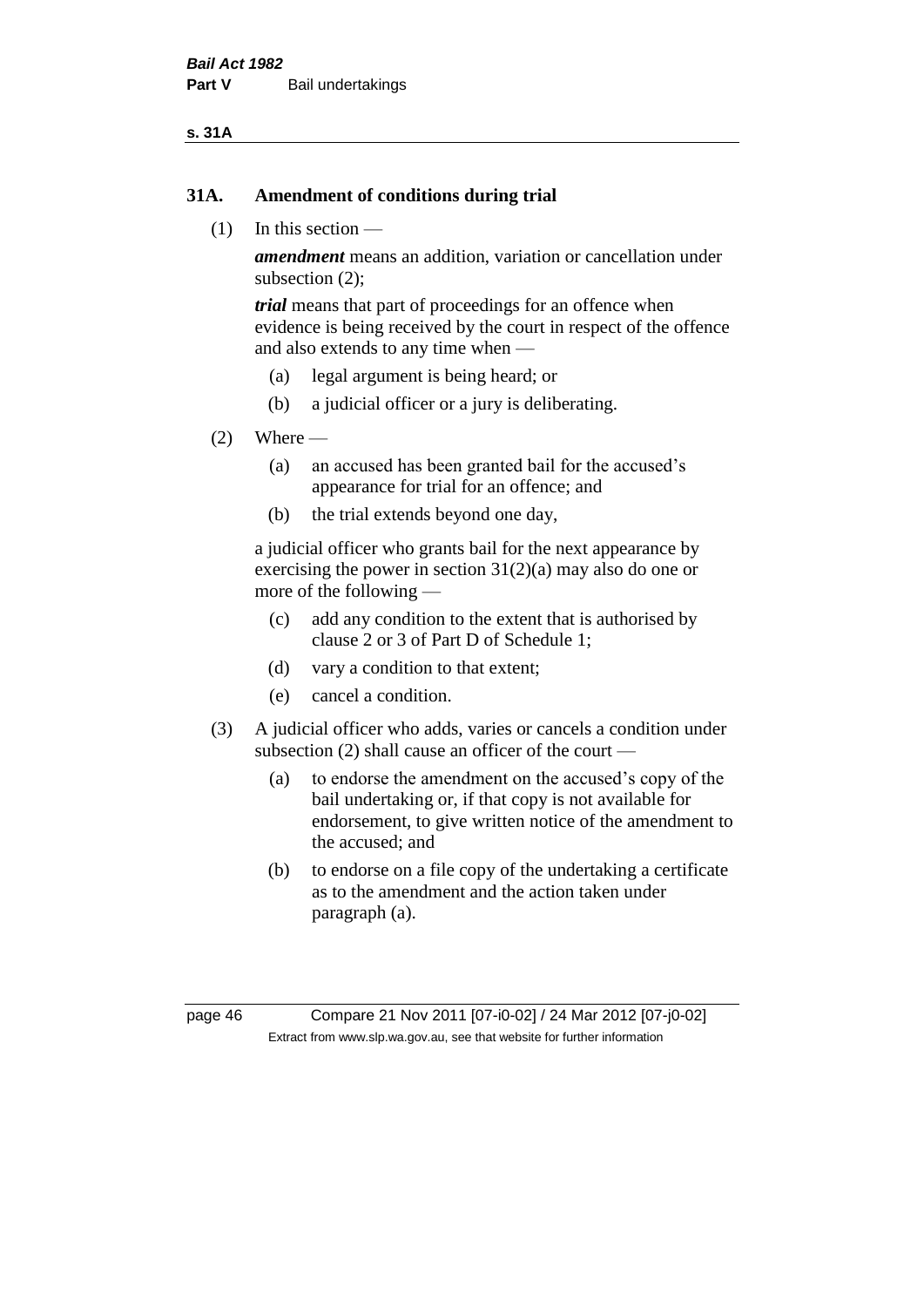## 31A. Amendment of conditions during trial

(1) In this section —

***amendment*** means an addition, variation or cancellation under subsection (2);

***trial*** means that part of proceedings for an offence when evidence is being received by the court in respect of the offence and also extends to any time when —

- (a) legal argument is being heard; or
- (b) a judicial officer or a jury is deliberating.

(2) Where —

- (a) an accused has been granted bail for the accused's appearance for trial for an offence; and
- (b) the trial extends beyond one day,

a judicial officer who grants bail for the next appearance by exercising the power in section 31(2)(a) may also do one or more of the following —

- (c) add any condition to the extent that is authorised by clause 2 or 3 of Part D of Schedule 1;
- (d) vary a condition to that extent;
- (e) cancel a condition.

(3) A judicial officer who adds, varies or cancels a condition under subsection (2) shall cause an officer of the court —

- (a) to endorse the amendment on the accused's copy of the bail undertaking or, if that copy is not available for endorsement, to give written notice of the amendment to the accused; and
- (b) to endorse on a file copy of the undertaking a certificate as to the amendment and the action taken under paragraph (a).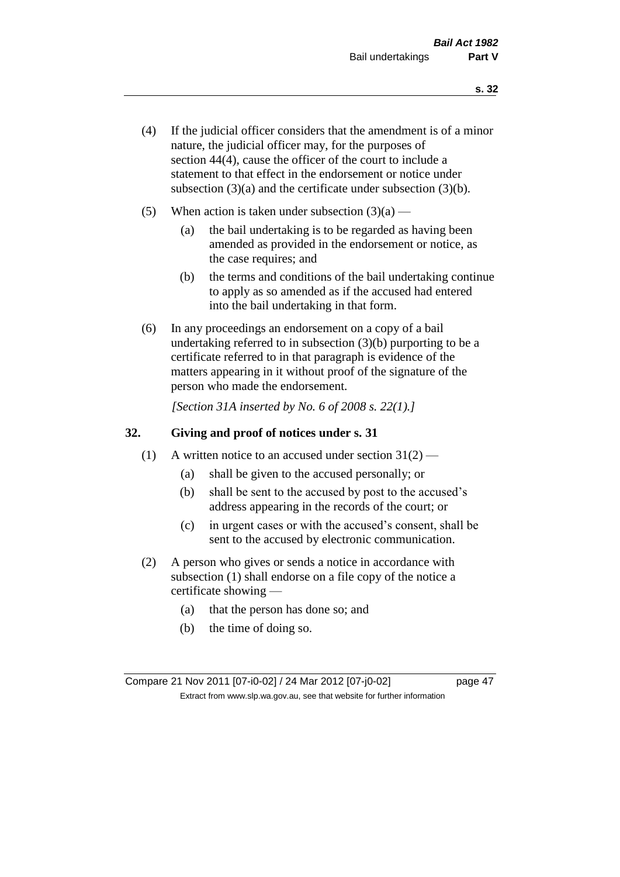(4) If the judicial officer considers that the amendment is of a minor nature, the judicial officer may, for the purposes of section 44(4), cause the officer of the court to include a statement to that effect in the endorsement or notice under subsection (3)(a) and the certificate under subsection (3)(b).

(5) When action is taken under subsection (3)(a) —

  (a) the bail undertaking is to be regarded as having been amended as provided in the endorsement or notice, as the case requires; and

  (b) the terms and conditions of the bail undertaking continue to apply as so amended as if the accused had entered into the bail undertaking in that form.

(6) In any proceedings an endorsement on a copy of a bail undertaking referred to in subsection (3)(b) purporting to be a certificate referred to in that paragraph is evidence of the matters appearing in it without proof of the signature of the person who made the endorsement.

*[Section 31A inserted by No. 6 of 2008 s. 22(1).]*

## 32. Giving and proof of notices under s. 31

(1) A written notice to an accused under section 31(2) —

  (a) shall be given to the accused personally; or

  (b) shall be sent to the accused by post to the accused's address appearing in the records of the court; or

  (c) in urgent cases or with the accused's consent, shall be sent to the accused by electronic communication.

(2) A person who gives or sends a notice in accordance with subsection (1) shall endorse on a file copy of the notice a certificate showing —

  (a) that the person has done so; and

  (b) the time of doing so.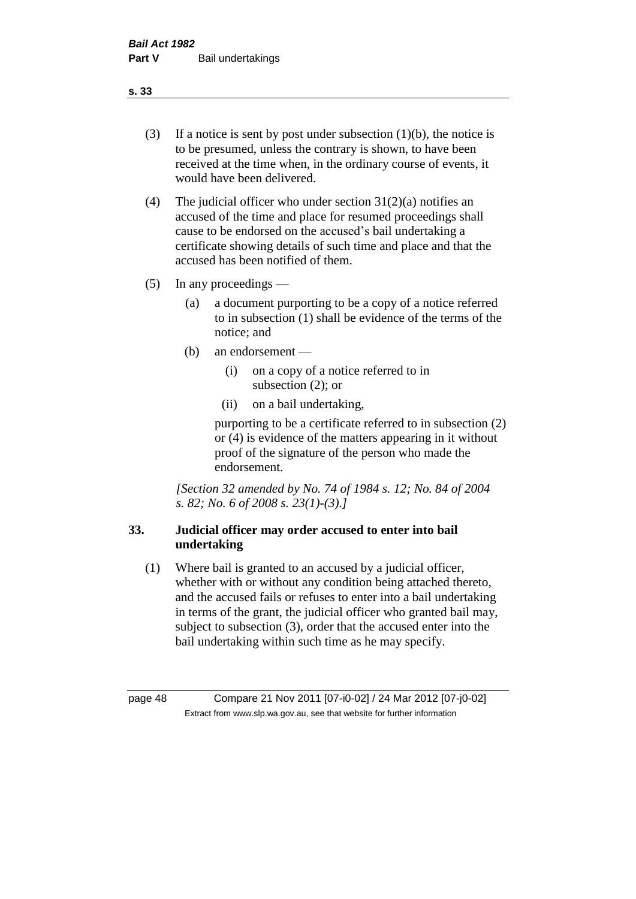(3) If a notice is sent by post under subsection (1)(b), the notice is to be presumed, unless the contrary is shown, to have been received at the time when, in the ordinary course of events, it would have been delivered.

(4) The judicial officer who under section 31(2)(a) notifies an accused of the time and place for resumed proceedings shall cause to be endorsed on the accused's bail undertaking a certificate showing details of such time and place and that the accused has been notified of them.

(5) In any proceedings —

  (a) a document purporting to be a copy of a notice referred to in subsection (1) shall be evidence of the terms of the notice; and

  (b) an endorsement —

    (i) on a copy of a notice referred to in subsection (2); or

    (ii) on a bail undertaking,

  purporting to be a certificate referred to in subsection (2) or (4) is evidence of the matters appearing in it without proof of the signature of the person who made the endorsement.

*[Section 32 amended by No. 74 of 1984 s. 12; No. 84 of 2004 s. 82; No. 6 of 2008 s. 23(1)-(3).]*

## 33. Judicial officer may order accused to enter into bail undertaking

(1) Where bail is granted to an accused by a judicial officer, whether with or without any condition being attached thereto, and the accused fails or refuses to enter into a bail undertaking in terms of the grant, the judicial officer who granted bail may, subject to subsection (3), order that the accused enter into the bail undertaking within such time as he may specify.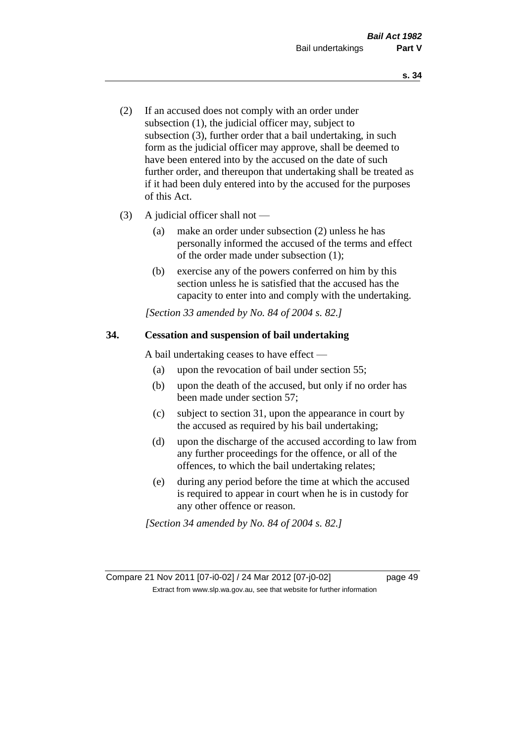(2) If an accused does not comply with an order under subsection (1), the judicial officer may, subject to subsection (3), further order that a bail undertaking, in such form as the judicial officer may approve, shall be deemed to have been entered into by the accused on the date of such further order, and thereupon that undertaking shall be treated as if it had been duly entered into by the accused for the purposes of this Act.

(3) A judicial officer shall not —

- (a) make an order under subsection (2) unless he has personally informed the accused of the terms and effect of the order made under subsection (1);
- (b) exercise any of the powers conferred on him by this section unless he is satisfied that the accused has the capacity to enter into and comply with the undertaking.

*[Section 33 amended by No. 84 of 2004 s. 82.]*

### 34. Cessation and suspension of bail undertaking

A bail undertaking ceases to have effect —

- (a) upon the revocation of bail under section 55;
- (b) upon the death of the accused, but only if no order has been made under section 57;
- (c) subject to section 31, upon the appearance in court by the accused as required by his bail undertaking;
- (d) upon the discharge of the accused according to law from any further proceedings for the offence, or all of the offences, to which the bail undertaking relates;
- (e) during any period before the time at which the accused is required to appear in court when he is in custody for any other offence or reason.

*[Section 34 amended by No. 84 of 2004 s. 82.]*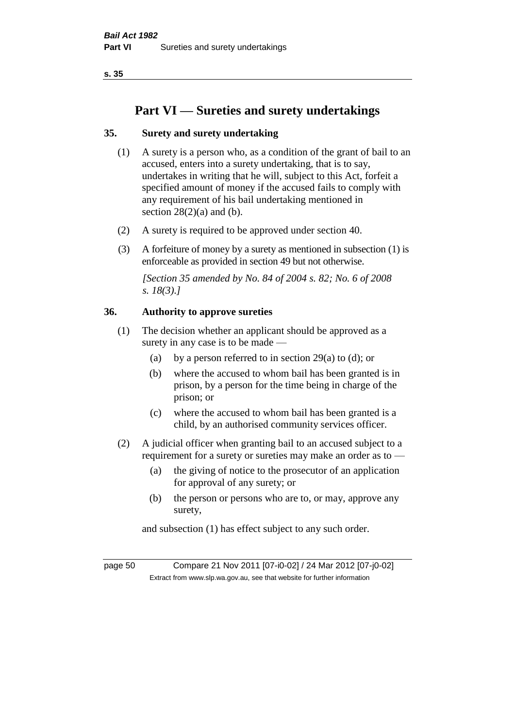# Part VI — Sureties and surety undertakings

### 35. Surety and surety undertaking

(1) A surety is a person who, as a condition of the grant of bail to an accused, enters into a surety undertaking, that is to say, undertakes in writing that he will, subject to this Act, forfeit a specified amount of money if the accused fails to comply with any requirement of his bail undertaking mentioned in section 28(2)(a) and (b).

(2) A surety is required to be approved under section 40.

(3) A forfeiture of money by a surety as mentioned in subsection (1) is enforceable as provided in section 49 but not otherwise.

*[Section 35 amended by No. 84 of 2004 s. 82; No. 6 of 2008 s. 18(3).]*

### 36. Authority to approve sureties

(1) The decision whether an applicant should be approved as a surety in any case is to be made —

- (a) by a person referred to in section 29(a) to (d); or
- (b) where the accused to whom bail has been granted is in prison, by a person for the time being in charge of the prison; or
- (c) where the accused to whom bail has been granted is a child, by an authorised community services officer.

(2) A judicial officer when granting bail to an accused subject to a requirement for a surety or sureties may make an order as to —

- (a) the giving of notice to the prosecutor of an application for approval of any surety; or
- (b) the person or persons who are to, or may, approve any surety,

and subsection (1) has effect subject to any such order.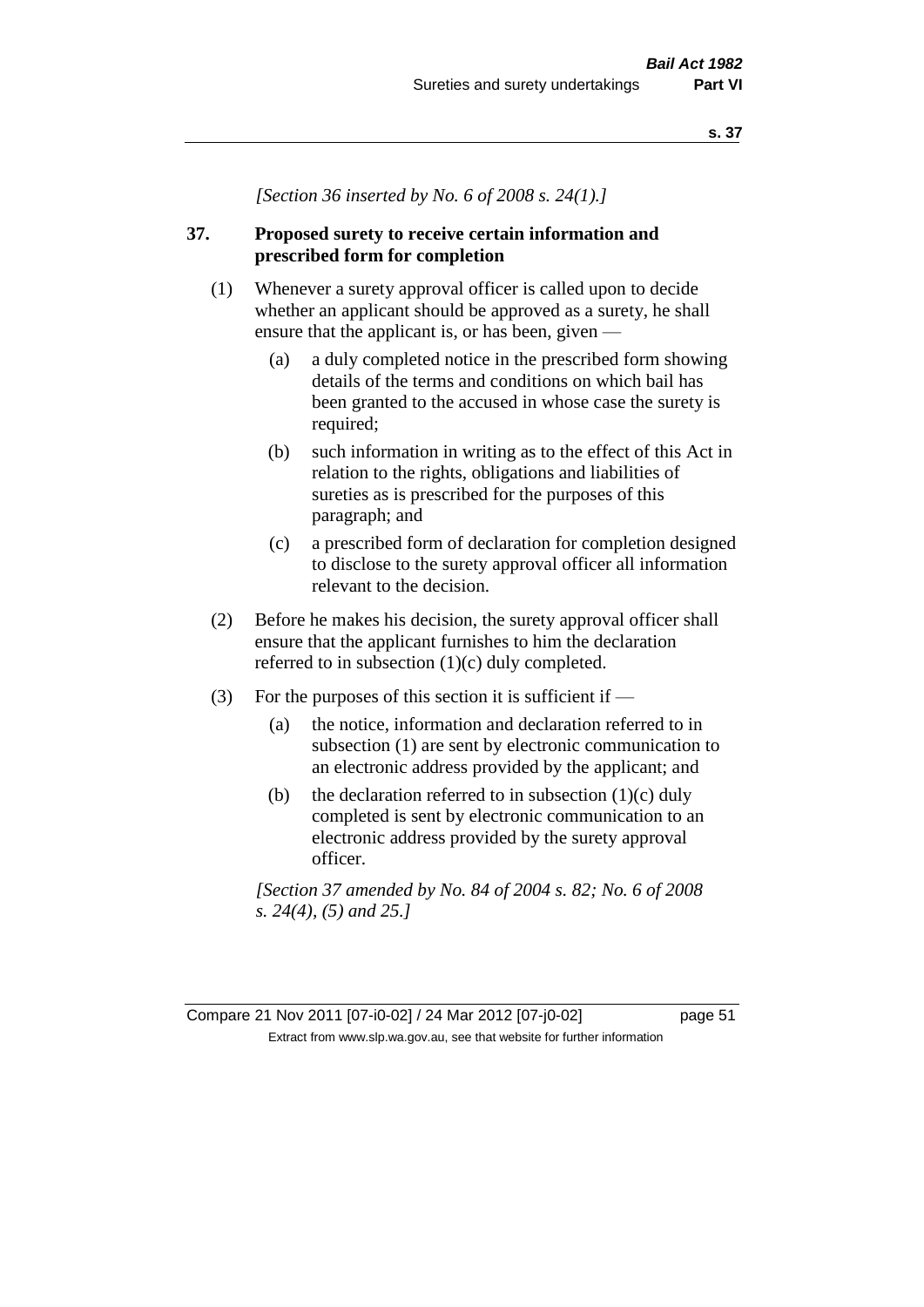*[Section 36 inserted by No. 6 of 2008 s. 24(1).]*

## 37. Proposed surety to receive certain information and prescribed form for completion

(1) Whenever a surety approval officer is called upon to decide whether an applicant should be approved as a surety, he shall ensure that the applicant is, or has been, given —

- (a) a duly completed notice in the prescribed form showing details of the terms and conditions on which bail has been granted to the accused in whose case the surety is required;
- (b) such information in writing as to the effect of this Act in relation to the rights, obligations and liabilities of sureties as is prescribed for the purposes of this paragraph; and
- (c) a prescribed form of declaration for completion designed to disclose to the surety approval officer all information relevant to the decision.

(2) Before he makes his decision, the surety approval officer shall ensure that the applicant furnishes to him the declaration referred to in subsection (1)(c) duly completed.

(3) For the purposes of this section it is sufficient if —

- (a) the notice, information and declaration referred to in subsection (1) are sent by electronic communication to an electronic address provided by the applicant; and
- (b) the declaration referred to in subsection (1)(c) duly completed is sent by electronic communication to an electronic address provided by the surety approval officer.

*[Section 37 amended by No. 84 of 2004 s. 82; No. 6 of 2008 s. 24(4), (5) and 25.]*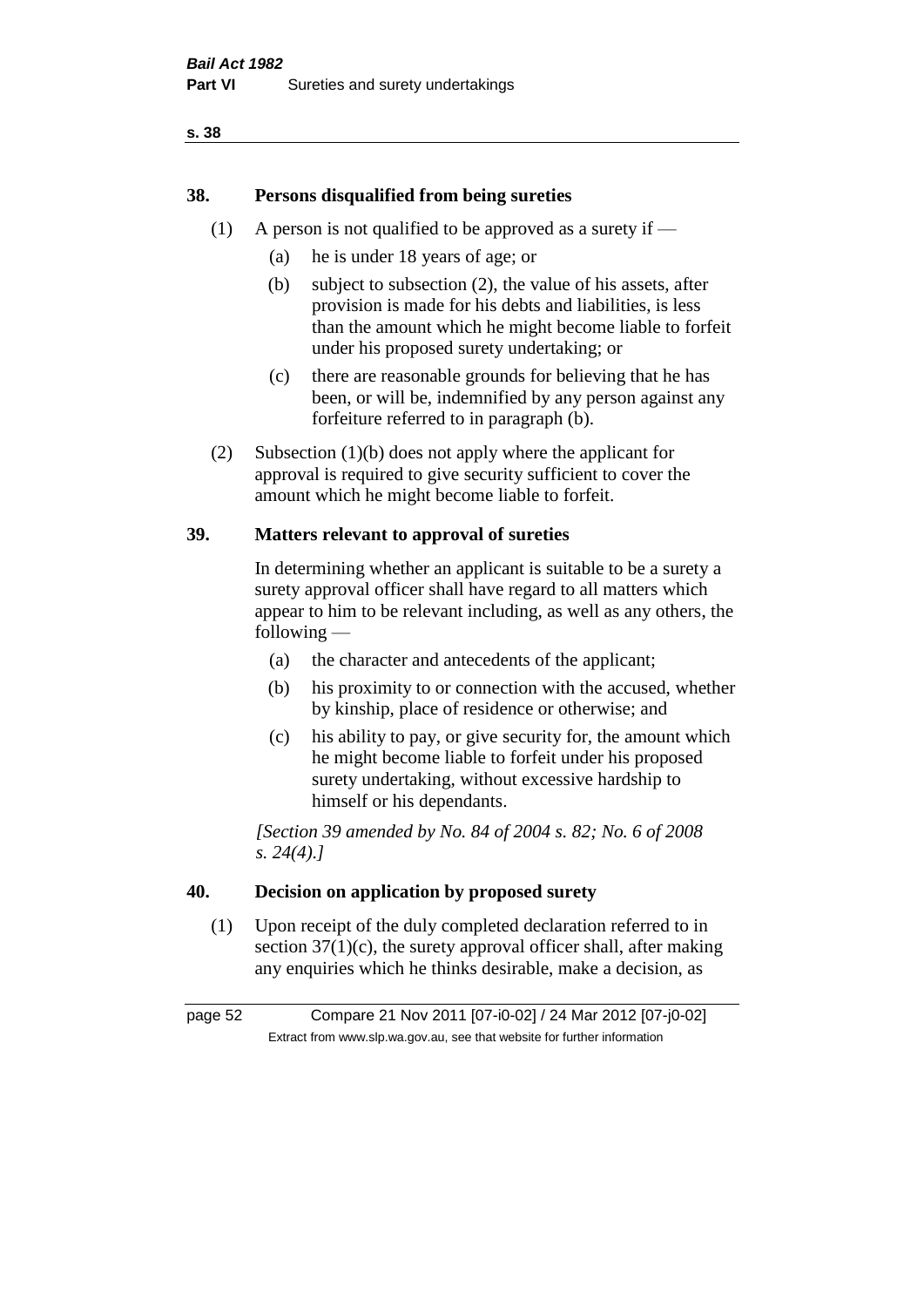## 38. Persons disqualified from being sureties

(1) A person is not qualified to be approved as a surety if —

(a) he is under 18 years of age; or

(b) subject to subsection (2), the value of his assets, after provision is made for his debts and liabilities, is less than the amount which he might become liable to forfeit under his proposed surety undertaking; or

(c) there are reasonable grounds for believing that he has been, or will be, indemnified by any person against any forfeiture referred to in paragraph (b).

(2) Subsection (1)(b) does not apply where the applicant for approval is required to give security sufficient to cover the amount which he might become liable to forfeit.

## 39. Matters relevant to approval of sureties

In determining whether an applicant is suitable to be a surety a surety approval officer shall have regard to all matters which appear to him to be relevant including, as well as any others, the following —

(a) the character and antecedents of the applicant;

(b) his proximity to or connection with the accused, whether by kinship, place of residence or otherwise; and

(c) his ability to pay, or give security for, the amount which he might become liable to forfeit under his proposed surety undertaking, without excessive hardship to himself or his dependants.

*[Section 39 amended by No. 84 of 2004 s. 82; No. 6 of 2008 s. 24(4).]*

## 40. Decision on application by proposed surety

(1) Upon receipt of the duly completed declaration referred to in section 37(1)(c), the surety approval officer shall, after making any enquiries which he thinks desirable, make a decision, as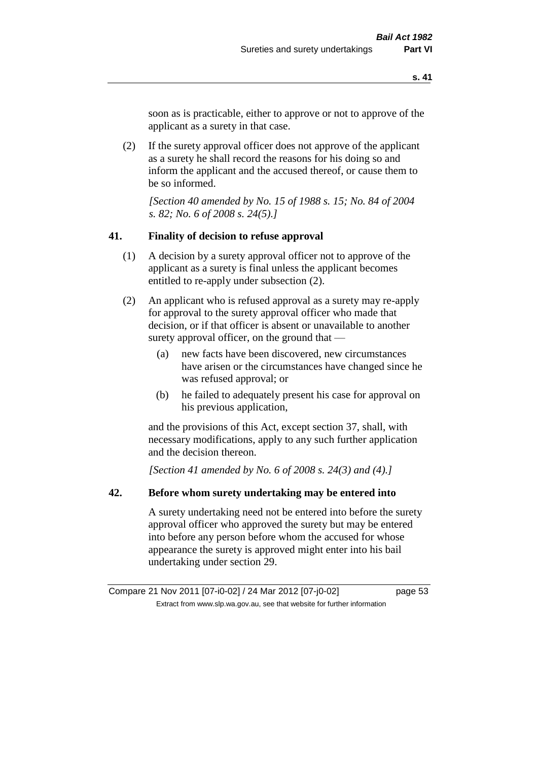soon as is practicable, either to approve or not to approve of the applicant as a surety in that case.

(2) If the surety approval officer does not approve of the applicant as a surety he shall record the reasons for his doing so and inform the applicant and the accused thereof, or cause them to be so informed.

*[Section 40 amended by No. 15 of 1988 s. 15; No. 84 of 2004 s. 82; No. 6 of 2008 s. 24(5).]*

### 41. Finality of decision to refuse approval

(1) A decision by a surety approval officer not to approve of the applicant as a surety is final unless the applicant becomes entitled to re-apply under subsection (2).

(2) An applicant who is refused approval as a surety may re-apply for approval to the surety approval officer who made that decision, or if that officer is absent or unavailable to another surety approval officer, on the ground that —

(a) new facts have been discovered, new circumstances have arisen or the circumstances have changed since he was refused approval; or

(b) he failed to adequately present his case for approval on his previous application,

and the provisions of this Act, except section 37, shall, with necessary modifications, apply to any such further application and the decision thereon.

*[Section 41 amended by No. 6 of 2008 s. 24(3) and (4).]*

### 42. Before whom surety undertaking may be entered into

A surety undertaking need not be entered into before the surety approval officer who approved the surety but may be entered into before any person before whom the accused for whose appearance the surety is approved might enter into his bail undertaking under section 29.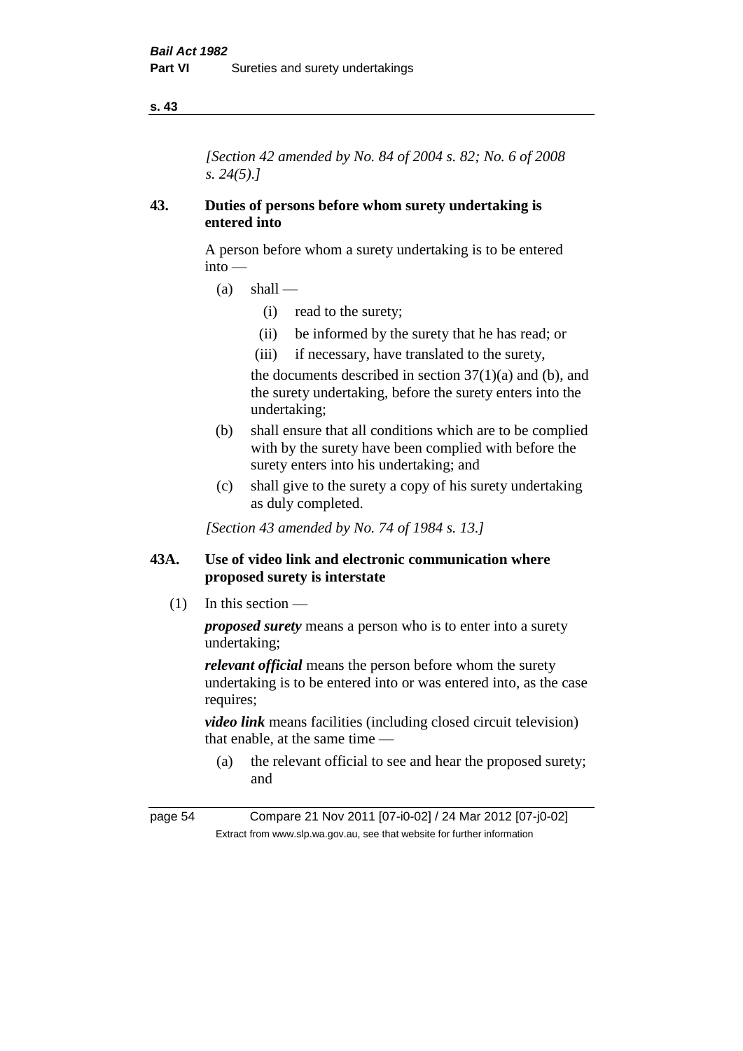*[Section 42 amended by No. 84 of 2004 s. 82; No. 6 of 2008 s. 24(5).]*

### 43. Duties of persons before whom surety undertaking is entered into

A person before whom a surety undertaking is to be entered into —

- (a) shall —
  - (i) read to the surety;
  - (ii) be informed by the surety that he has read; or
  - (iii) if necessary, have translated to the surety,

  the documents described in section 37(1)(a) and (b), and the surety undertaking, before the surety enters into the undertaking;
- (b) shall ensure that all conditions which are to be complied with by the surety have been complied with before the surety enters into his undertaking; and
- (c) shall give to the surety a copy of his surety undertaking as duly completed.

*[Section 43 amended by No. 74 of 1984 s. 13.]*

### 43A. Use of video link and electronic communication where proposed surety is interstate

(1) In this section —

***proposed surety*** means a person who is to enter into a surety undertaking;

***relevant official*** means the person before whom the surety undertaking is to be entered into or was entered into, as the case requires;

***video link*** means facilities (including closed circuit television) that enable, at the same time —

- (a) the relevant official to see and hear the proposed surety; and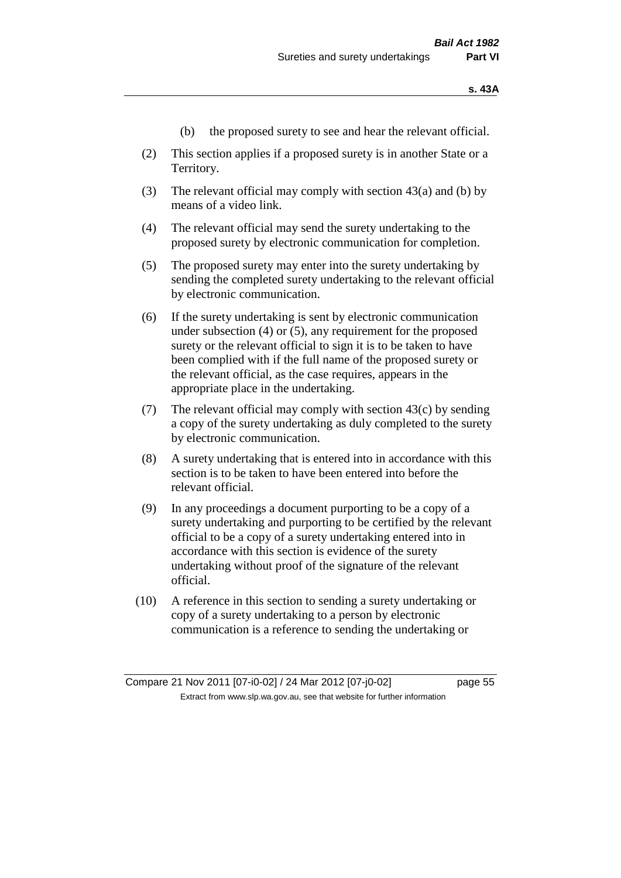(b) the proposed surety to see and hear the relevant official.

(2) This section applies if a proposed surety is in another State or a Territory.

(3) The relevant official may comply with section 43(a) and (b) by means of a video link.

(4) The relevant official may send the surety undertaking to the proposed surety by electronic communication for completion.

(5) The proposed surety may enter into the surety undertaking by sending the completed surety undertaking to the relevant official by electronic communication.

(6) If the surety undertaking is sent by electronic communication under subsection (4) or (5), any requirement for the proposed surety or the relevant official to sign it is to be taken to have been complied with if the full name of the proposed surety or the relevant official, as the case requires, appears in the appropriate place in the undertaking.

(7) The relevant official may comply with section 43(c) by sending a copy of the surety undertaking as duly completed to the surety by electronic communication.

(8) A surety undertaking that is entered into in accordance with this section is to be taken to have been entered into before the relevant official.

(9) In any proceedings a document purporting to be a copy of a surety undertaking and purporting to be certified by the relevant official to be a copy of a surety undertaking entered into in accordance with this section is evidence of the surety undertaking without proof of the signature of the relevant official.

(10) A reference in this section to sending a surety undertaking or copy of a surety undertaking to a person by electronic communication is a reference to sending the undertaking or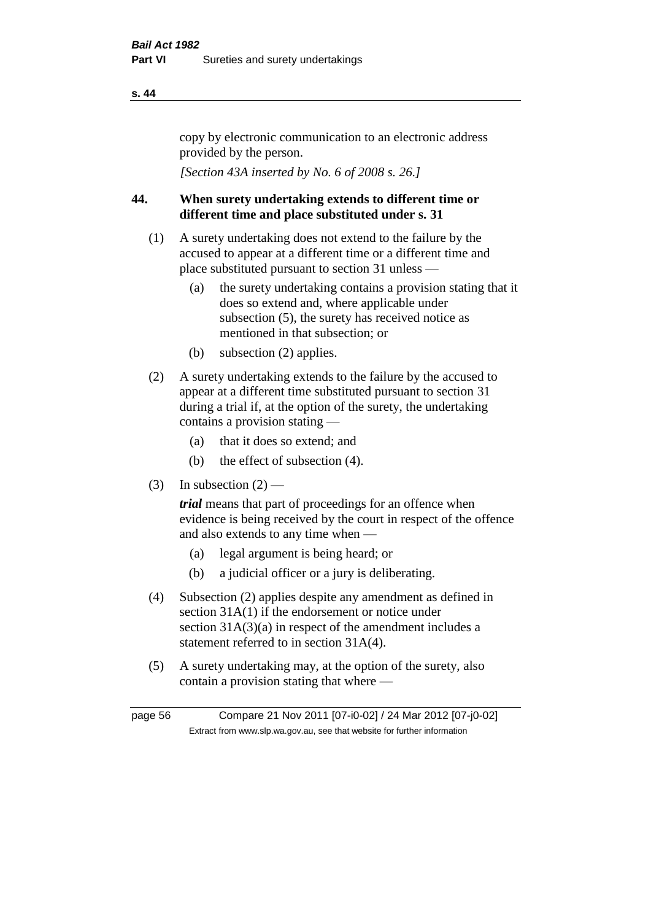copy by electronic communication to an electronic address provided by the person.

*[Section 43A inserted by No. 6 of 2008 s. 26.]*

## 44. When surety undertaking extends to different time or different time and place substituted under s. 31

(1) A surety undertaking does not extend to the failure by the accused to appear at a different time or a different time and place substituted pursuant to section 31 unless —

- (a) the surety undertaking contains a provision stating that it does so extend and, where applicable under subsection (5), the surety has received notice as mentioned in that subsection; or
- (b) subsection (2) applies.

(2) A surety undertaking extends to the failure by the accused to appear at a different time substituted pursuant to section 31 during a trial if, at the option of the surety, the undertaking contains a provision stating —

- (a) that it does so extend; and
- (b) the effect of subsection (4).

(3) In subsection (2) —

***trial*** means that part of proceedings for an offence when evidence is being received by the court in respect of the offence and also extends to any time when —

- (a) legal argument is being heard; or
- (b) a judicial officer or a jury is deliberating.

(4) Subsection (2) applies despite any amendment as defined in section 31A(1) if the endorsement or notice under section 31A(3)(a) in respect of the amendment includes a statement referred to in section 31A(4).

(5) A surety undertaking may, at the option of the surety, also contain a provision stating that where —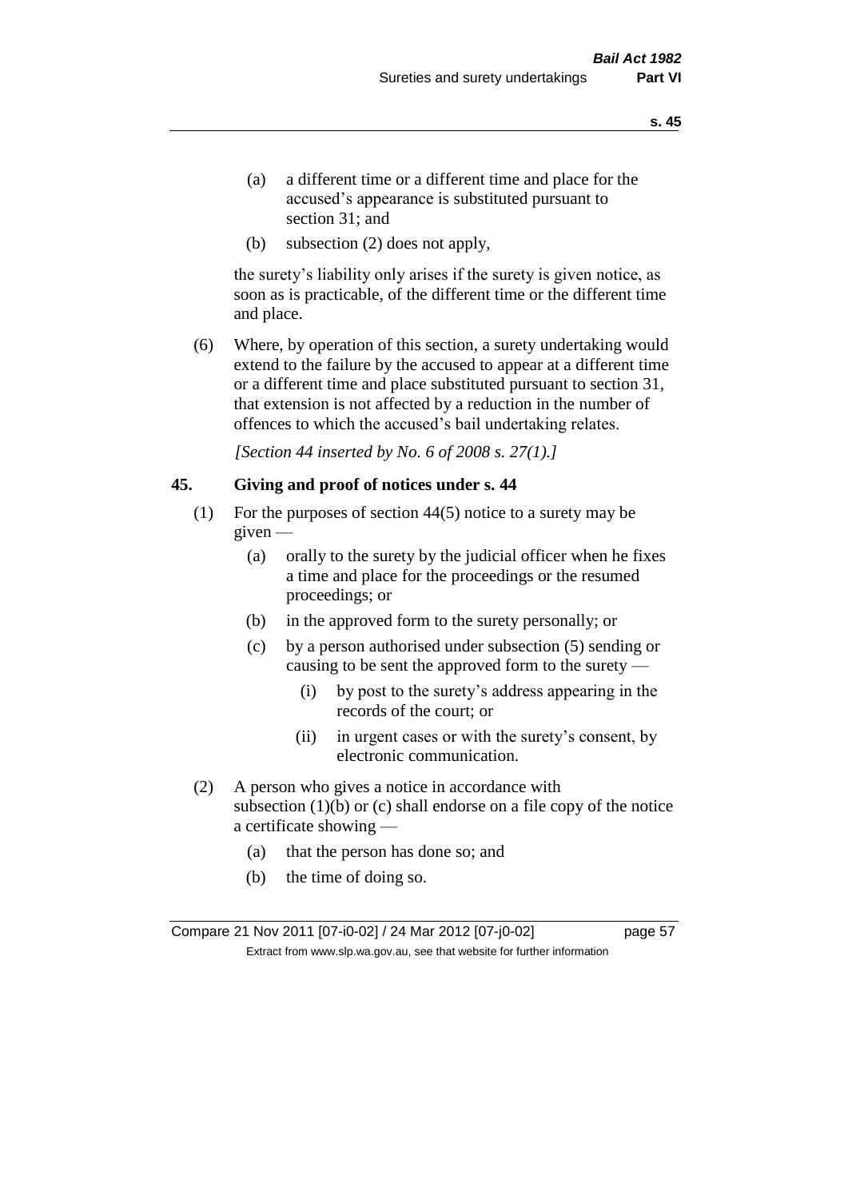(a) a different time or a different time and place for the accused's appearance is substituted pursuant to section 31; and

(b) subsection (2) does not apply,

the surety's liability only arises if the surety is given notice, as soon as is practicable, of the different time or the different time and place.

(6) Where, by operation of this section, a surety undertaking would extend to the failure by the accused to appear at a different time or a different time and place substituted pursuant to section 31, that extension is not affected by a reduction in the number of offences to which the accused's bail undertaking relates.

*[Section 44 inserted by No. 6 of 2008 s. 27(1).]*

### 45. Giving and proof of notices under s. 44

(1) For the purposes of section 44(5) notice to a surety may be given —

(a) orally to the surety by the judicial officer when he fixes a time and place for the proceedings or the resumed proceedings; or

(b) in the approved form to the surety personally; or

(c) by a person authorised under subsection (5) sending or causing to be sent the approved form to the surety —

(i) by post to the surety's address appearing in the records of the court; or

(ii) in urgent cases or with the surety's consent, by electronic communication.

(2) A person who gives a notice in accordance with subsection (1)(b) or (c) shall endorse on a file copy of the notice a certificate showing —

(a) that the person has done so; and

(b) the time of doing so.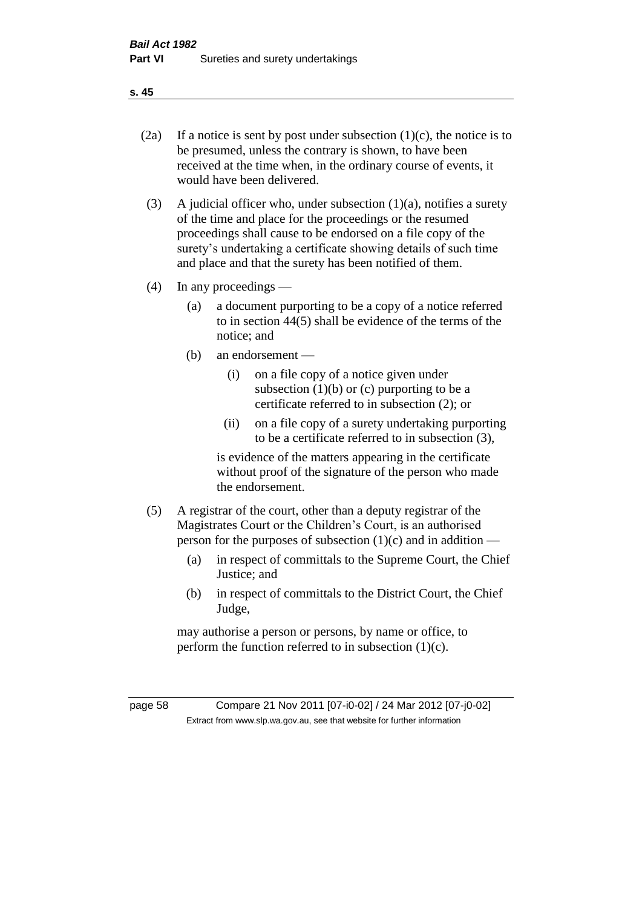(2a) If a notice is sent by post under subsection (1)(c), the notice is to be presumed, unless the contrary is shown, to have been received at the time when, in the ordinary course of events, it would have been delivered.

(3) A judicial officer who, under subsection (1)(a), notifies a surety of the time and place for the proceedings or the resumed proceedings shall cause to be endorsed on a file copy of the surety's undertaking a certificate showing details of such time and place and that the surety has been notified of them.

(4) In any proceedings —

- (a) a document purporting to be a copy of a notice referred to in section 44(5) shall be evidence of the terms of the notice; and
- (b) an endorsement —
  - (i) on a file copy of a notice given under subsection (1)(b) or (c) purporting to be a certificate referred to in subsection (2); or
  - (ii) on a file copy of a surety undertaking purporting to be a certificate referred to in subsection (3),

  is evidence of the matters appearing in the certificate without proof of the signature of the person who made the endorsement.

(5) A registrar of the court, other than a deputy registrar of the Magistrates Court or the Children's Court, is an authorised person for the purposes of subsection (1)(c) and in addition —

- (a) in respect of committals to the Supreme Court, the Chief Justice; and
- (b) in respect of committals to the District Court, the Chief Judge,

may authorise a person or persons, by name or office, to perform the function referred to in subsection (1)(c).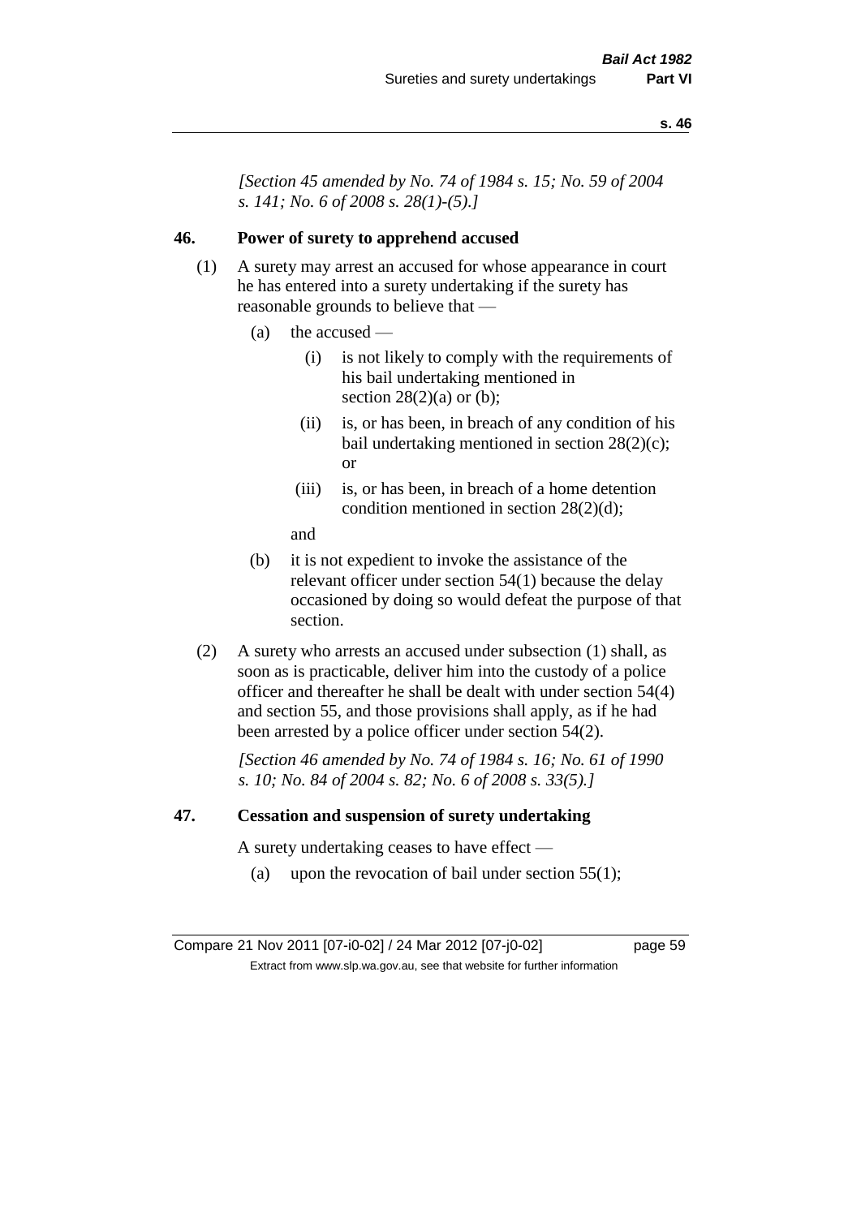*[Section 45 amended by No. 74 of 1984 s. 15; No. 59 of 2004 s. 141; No. 6 of 2008 s. 28(1)-(5).]*

## 46. Power of surety to apprehend accused

(1) A surety may arrest an accused for whose appearance in court he has entered into a surety undertaking if the surety has reasonable grounds to believe that —

- (a) the accused —
  - (i) is not likely to comply with the requirements of his bail undertaking mentioned in section 28(2)(a) or (b);
  - (ii) is, or has been, in breach of any condition of his bail undertaking mentioned in section 28(2)(c); or
  - (iii) is, or has been, in breach of a home detention condition mentioned in section 28(2)(d);

  and

- (b) it is not expedient to invoke the assistance of the relevant officer under section 54(1) because the delay occasioned by doing so would defeat the purpose of that section.

(2) A surety who arrests an accused under subsection (1) shall, as soon as is practicable, deliver him into the custody of a police officer and thereafter he shall be dealt with under section 54(4) and section 55, and those provisions shall apply, as if he had been arrested by a police officer under section 54(2).

*[Section 46 amended by No. 74 of 1984 s. 16; No. 61 of 1990 s. 10; No. 84 of 2004 s. 82; No. 6 of 2008 s. 33(5).]*

## 47. Cessation and suspension of surety undertaking

A surety undertaking ceases to have effect —

- (a) upon the revocation of bail under section 55(1);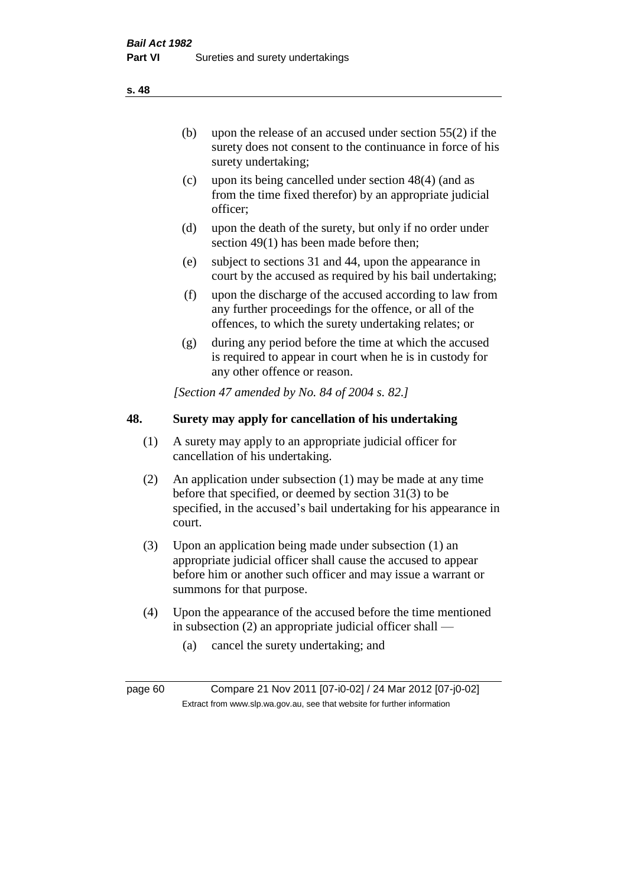- (b) upon the release of an accused under section 55(2) if the surety does not consent to the continuance in force of his surety undertaking;
- (c) upon its being cancelled under section 48(4) (and as from the time fixed therefor) by an appropriate judicial officer;
- (d) upon the death of the surety, but only if no order under section 49(1) has been made before then;
- (e) subject to sections 31 and 44, upon the appearance in court by the accused as required by his bail undertaking;
- (f) upon the discharge of the accused according to law from any further proceedings for the offence, or all of the offences, to which the surety undertaking relates; or
- (g) during any period before the time at which the accused is required to appear in court when he is in custody for any other offence or reason.

*[Section 47 amended by No. 84 of 2004 s. 82.]*

## 48. Surety may apply for cancellation of his undertaking

(1) A surety may apply to an appropriate judicial officer for cancellation of his undertaking.

(2) An application under subsection (1) may be made at any time before that specified, or deemed by section 31(3) to be specified, in the accused's bail undertaking for his appearance in court.

(3) Upon an application being made under subsection (1) an appropriate judicial officer shall cause the accused to appear before him or another such officer and may issue a warrant or summons for that purpose.

(4) Upon the appearance of the accused before the time mentioned in subsection (2) an appropriate judicial officer shall —

- (a) cancel the surety undertaking; and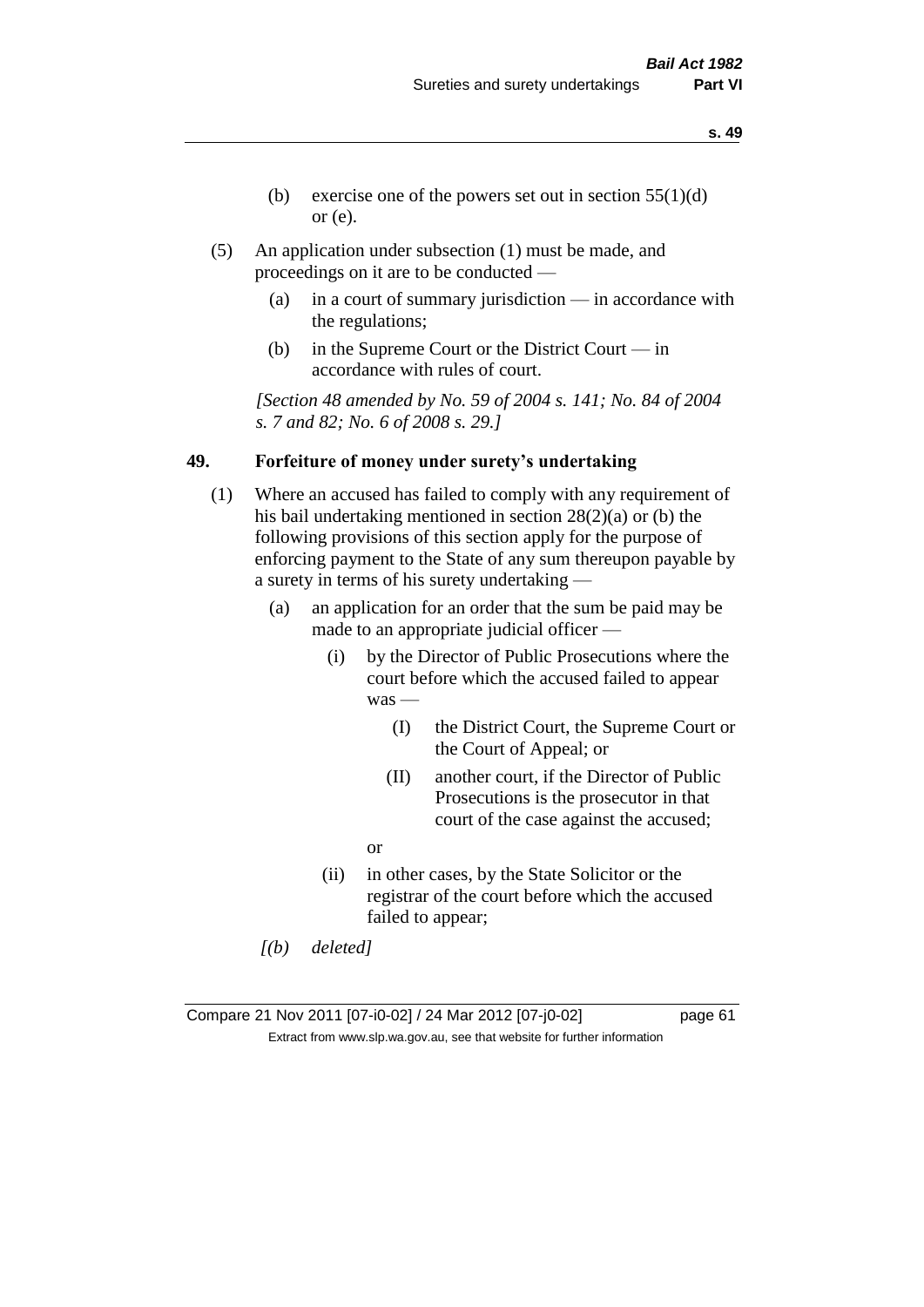(b) exercise one of the powers set out in section 55(1)(d) or (e).

(5) An application under subsection (1) must be made, and proceedings on it are to be conducted —

(a) in a court of summary jurisdiction — in accordance with the regulations;

(b) in the Supreme Court or the District Court — in accordance with rules of court.

*[Section 48 amended by No. 59 of 2004 s. 141; No. 84 of 2004 s. 7 and 82; No. 6 of 2008 s. 29.]*

## 49. Forfeiture of money under surety's undertaking

(1) Where an accused has failed to comply with any requirement of his bail undertaking mentioned in section 28(2)(a) or (b) the following provisions of this section apply for the purpose of enforcing payment to the State of any sum thereupon payable by a surety in terms of his surety undertaking —

(a) an application for an order that the sum be paid may be made to an appropriate judicial officer —

(i) by the Director of Public Prosecutions where the court before which the accused failed to appear was —

(I) the District Court, the Supreme Court or the Court of Appeal; or

(II) another court, if the Director of Public Prosecutions is the prosecutor in that court of the case against the accused;

or

(ii) in other cases, by the State Solicitor or the registrar of the court before which the accused failed to appear;

*[(b) deleted]*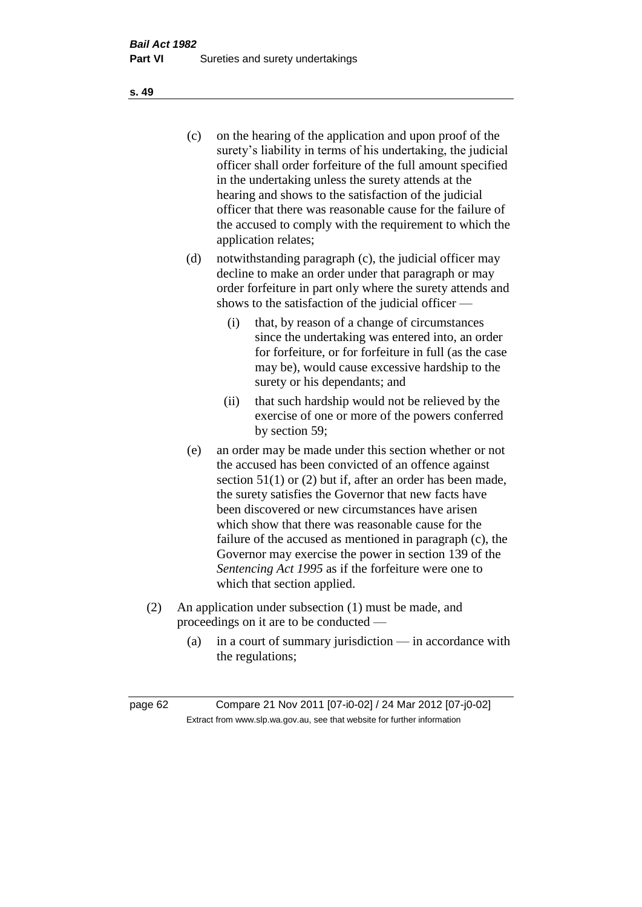(c) on the hearing of the application and upon proof of the surety's liability in terms of his undertaking, the judicial officer shall order forfeiture of the full amount specified in the undertaking unless the surety attends at the hearing and shows to the satisfaction of the judicial officer that there was reasonable cause for the failure of the accused to comply with the requirement to which the application relates;

(d) notwithstanding paragraph (c), the judicial officer may decline to make an order under that paragraph or may order forfeiture in part only where the surety attends and shows to the satisfaction of the judicial officer —

  (i) that, by reason of a change of circumstances since the undertaking was entered into, an order for forfeiture, or for forfeiture in full (as the case may be), would cause excessive hardship to the surety or his dependants; and

  (ii) that such hardship would not be relieved by the exercise of one or more of the powers conferred by section 59;

(e) an order may be made under this section whether or not the accused has been convicted of an offence against section 51(1) or (2) but if, after an order has been made, the surety satisfies the Governor that new facts have been discovered or new circumstances have arisen which show that there was reasonable cause for the failure of the accused as mentioned in paragraph (c), the Governor may exercise the power in section 139 of the *Sentencing Act 1995* as if the forfeiture were one to which that section applied.

(2) An application under subsection (1) must be made, and proceedings on it are to be conducted —

  (a) in a court of summary jurisdiction — in accordance with the regulations;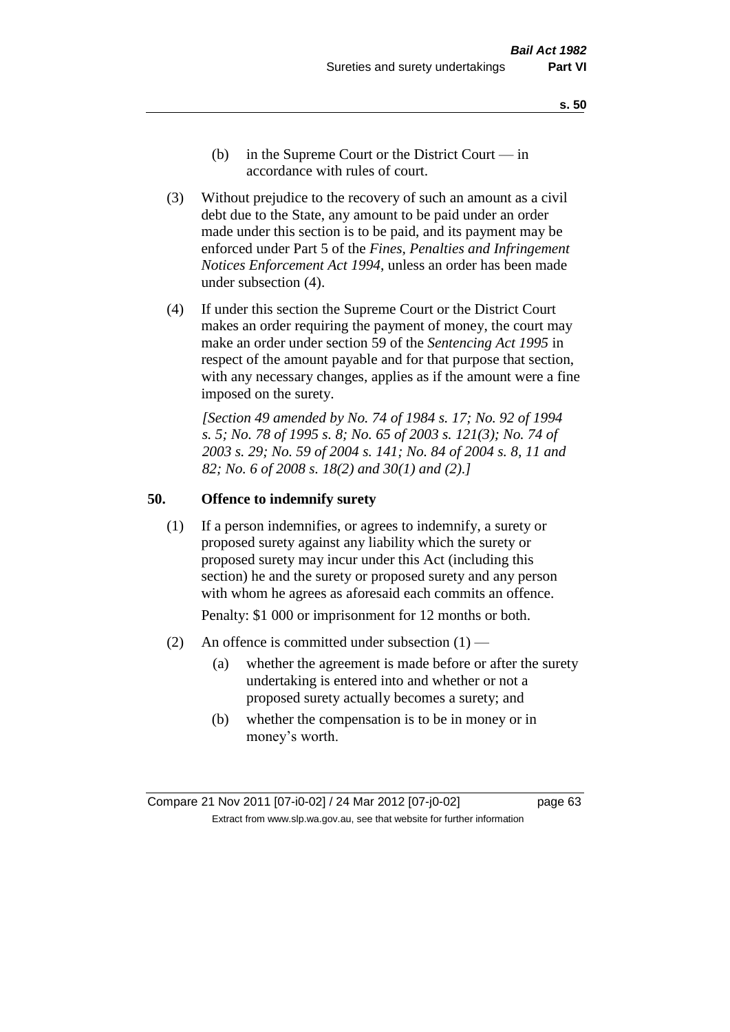(b) in the Supreme Court or the District Court — in accordance with rules of court.

(3) Without prejudice to the recovery of such an amount as a civil debt due to the State, any amount to be paid under an order made under this section is to be paid, and its payment may be enforced under Part 5 of the *Fines, Penalties and Infringement Notices Enforcement Act 1994*, unless an order has been made under subsection (4).

(4) If under this section the Supreme Court or the District Court makes an order requiring the payment of money, the court may make an order under section 59 of the *Sentencing Act 1995* in respect of the amount payable and for that purpose that section, with any necessary changes, applies as if the amount were a fine imposed on the surety.

*[Section 49 amended by No. 74 of 1984 s. 17; No. 92 of 1994 s. 5; No. 78 of 1995 s. 8; No. 65 of 2003 s. 121(3); No. 74 of 2003 s. 29; No. 59 of 2004 s. 141; No. 84 of 2004 s. 8, 11 and 82; No. 6 of 2008 s. 18(2) and 30(1) and (2).]*

## 50. Offence to indemnify surety

(1) If a person indemnifies, or agrees to indemnify, a surety or proposed surety against any liability which the surety or proposed surety may incur under this Act (including this section) he and the surety or proposed surety and any person with whom he agrees as aforesaid each commits an offence.

Penalty: $1 000 or imprisonment for 12 months or both.

(2) An offence is committed under subsection (1) —

(a) whether the agreement is made before or after the surety undertaking is entered into and whether or not a proposed surety actually becomes a surety; and

(b) whether the compensation is to be in money or in money's worth.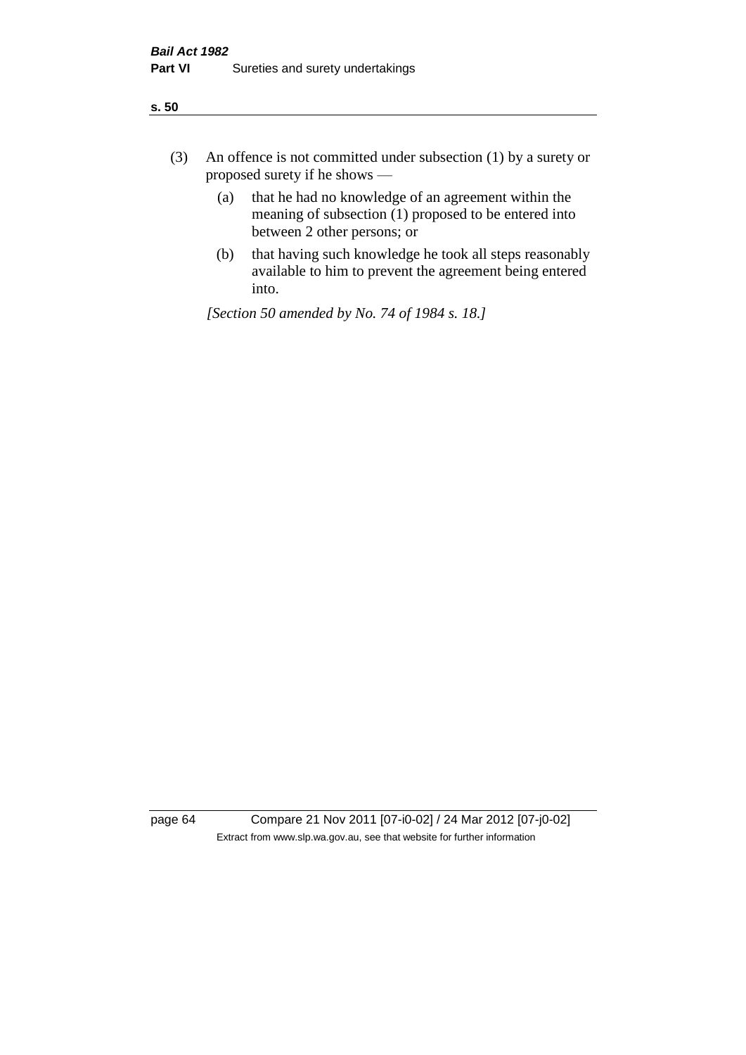(3) An offence is not committed under subsection (1) by a surety or proposed surety if he shows —

  (a) that he had no knowledge of an agreement within the meaning of subsection (1) proposed to be entered into between 2 other persons; or

  (b) that having such knowledge he took all steps reasonably available to him to prevent the agreement being entered into.

*[Section 50 amended by No. 74 of 1984 s. 18.]*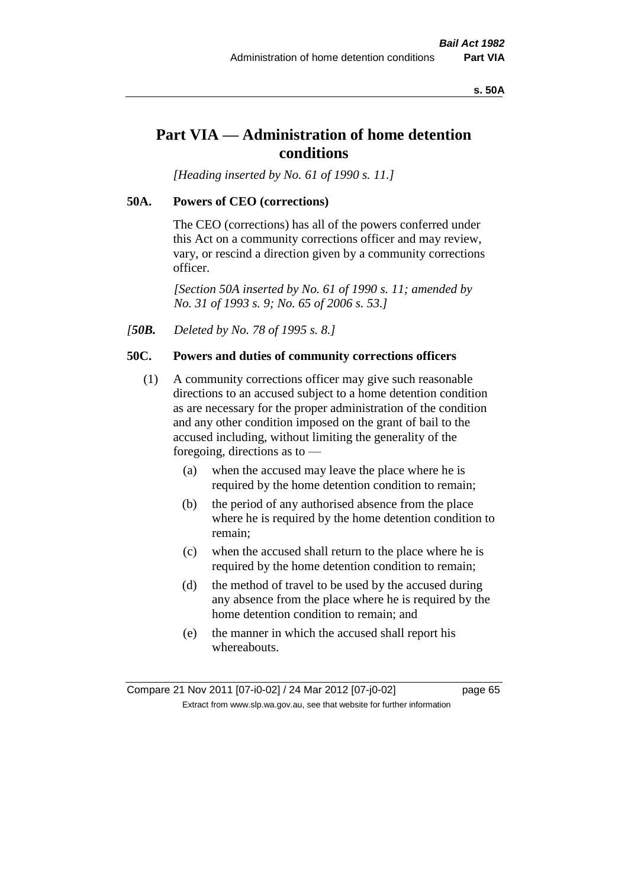# Part VIA — Administration of home detention conditions

*[Heading inserted by No. 61 of 1990 s. 11.]*

## 50A. Powers of CEO (corrections)

The CEO (corrections) has all of the powers conferred under this Act on a community corrections officer and may review, vary, or rescind a direction given by a community corrections officer.

*[Section 50A inserted by No. 61 of 1990 s. 11; amended by No. 31 of 1993 s. 9; No. 65 of 2006 s. 53.]*

*[**50B.** Deleted by No. 78 of 1995 s. 8.]*

## 50C. Powers and duties of community corrections officers

(1) A community corrections officer may give such reasonable directions to an accused subject to a home detention condition as are necessary for the proper administration of the condition and any other condition imposed on the grant of bail to the accused including, without limiting the generality of the foregoing, directions as to —

- (a) when the accused may leave the place where he is required by the home detention condition to remain;
- (b) the period of any authorised absence from the place where he is required by the home detention condition to remain;
- (c) when the accused shall return to the place where he is required by the home detention condition to remain;
- (d) the method of travel to be used by the accused during any absence from the place where he is required by the home detention condition to remain; and
- (e) the manner in which the accused shall report his whereabouts.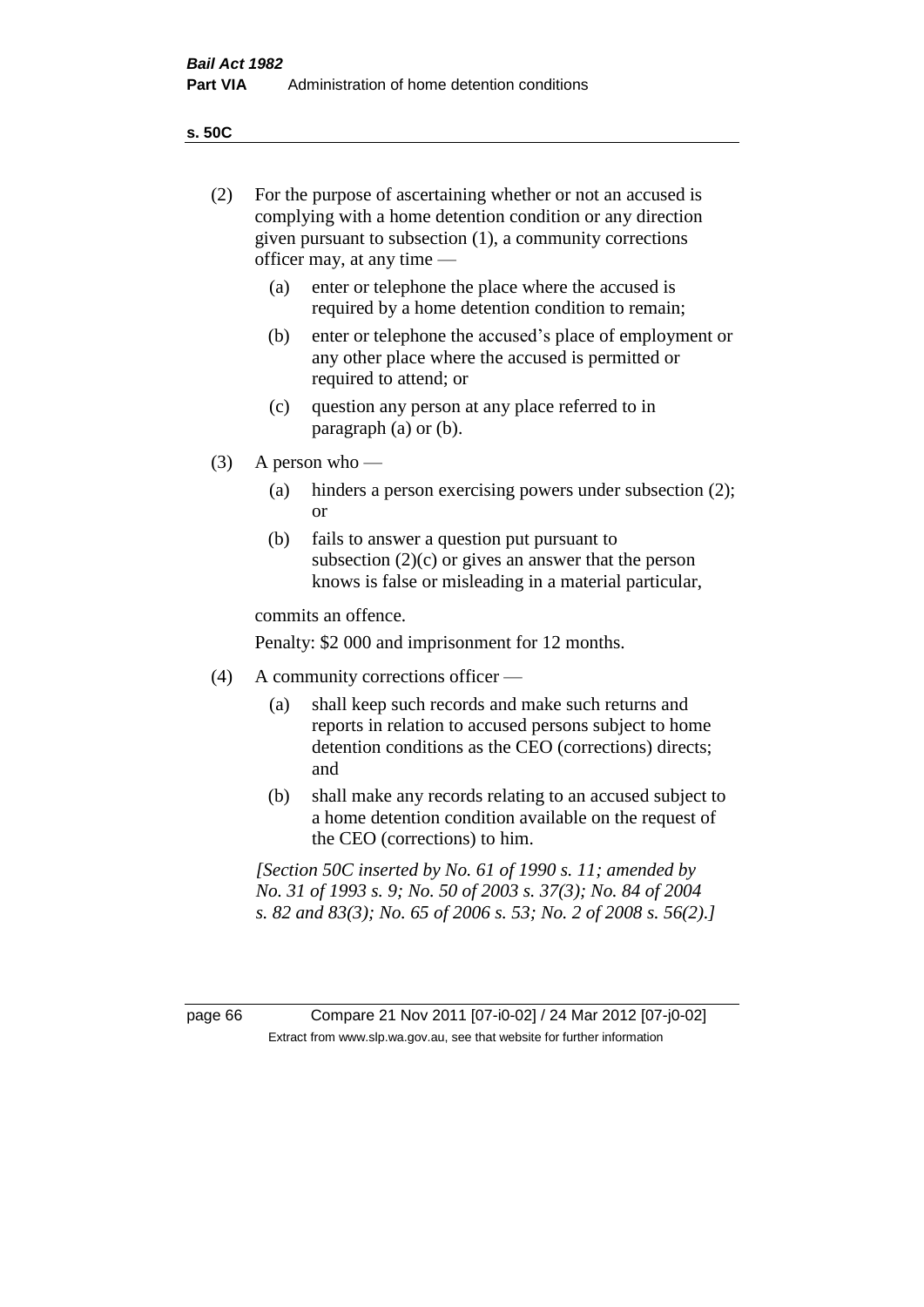(2) For the purpose of ascertaining whether or not an accused is complying with a home detention condition or any direction given pursuant to subsection (1), a community corrections officer may, at any time —

  (a) enter or telephone the place where the accused is required by a home detention condition to remain;

  (b) enter or telephone the accused's place of employment or any other place where the accused is permitted or required to attend; or

  (c) question any person at any place referred to in paragraph (a) or (b).

(3) A person who —

  (a) hinders a person exercising powers under subsection (2); or

  (b) fails to answer a question put pursuant to subsection (2)(c) or gives an answer that the person knows is false or misleading in a material particular,

commits an offence.

Penalty: $2 000 and imprisonment for 12 months.

(4) A community corrections officer —

  (a) shall keep such records and make such returns and reports in relation to accused persons subject to home detention conditions as the CEO (corrections) directs; and

  (b) shall make any records relating to an accused subject to a home detention condition available on the request of the CEO (corrections) to him.

*[Section 50C inserted by No. 61 of 1990 s. 11; amended by No. 31 of 1993 s. 9; No. 50 of 2003 s. 37(3); No. 84 of 2004 s. 82 and 83(3); No. 65 of 2006 s. 53; No. 2 of 2008 s. 56(2).]*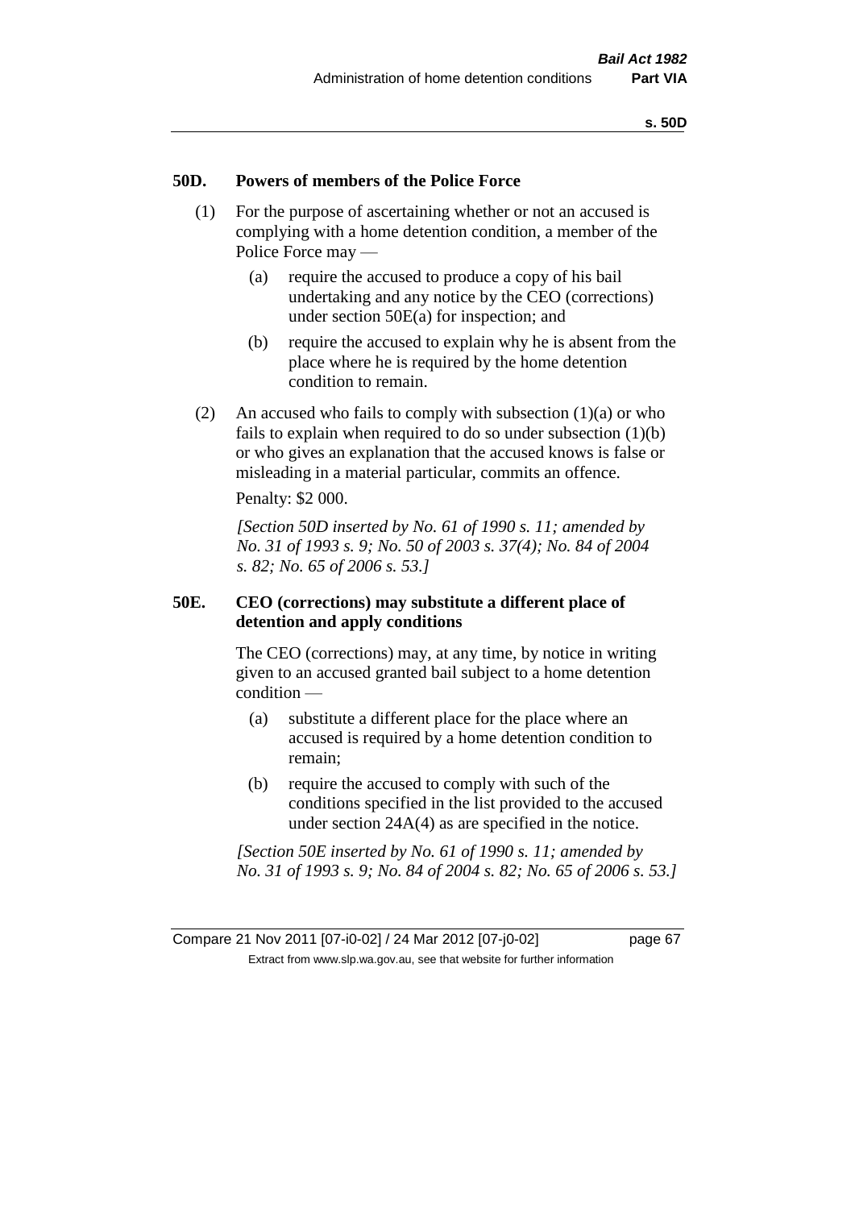## 50D. Powers of members of the Police Force

(1) For the purpose of ascertaining whether or not an accused is complying with a home detention condition, a member of the Police Force may —

(a) require the accused to produce a copy of his bail undertaking and any notice by the CEO (corrections) under section 50E(a) for inspection; and

(b) require the accused to explain why he is absent from the place where he is required by the home detention condition to remain.

(2) An accused who fails to comply with subsection (1)(a) or who fails to explain when required to do so under subsection (1)(b) or who gives an explanation that the accused knows is false or misleading in a material particular, commits an offence.

Penalty: $2 000.

*[Section 50D inserted by No. 61 of 1990 s. 11; amended by No. 31 of 1993 s. 9; No. 50 of 2003 s. 37(4); No. 84 of 2004 s. 82; No. 65 of 2006 s. 53.]*

## 50E. CEO (corrections) may substitute a different place of detention and apply conditions

The CEO (corrections) may, at any time, by notice in writing given to an accused granted bail subject to a home detention condition —

(a) substitute a different place for the place where an accused is required by a home detention condition to remain;

(b) require the accused to comply with such of the conditions specified in the list provided to the accused under section 24A(4) as are specified in the notice.

*[Section 50E inserted by No. 61 of 1990 s. 11; amended by No. 31 of 1993 s. 9; No. 84 of 2004 s. 82; No. 65 of 2006 s. 53.]*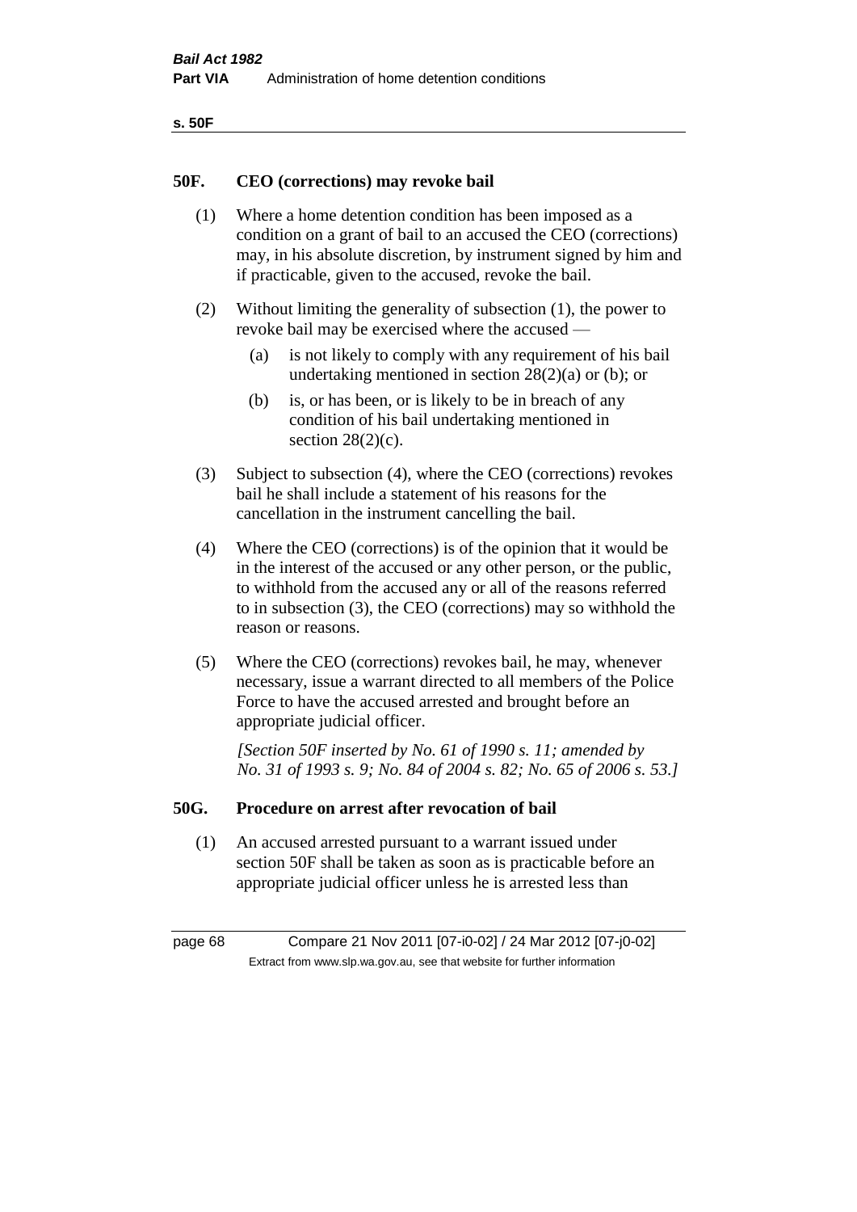## 50F. CEO (corrections) may revoke bail

(1) Where a home detention condition has been imposed as a condition on a grant of bail to an accused the CEO (corrections) may, in his absolute discretion, by instrument signed by him and if practicable, given to the accused, revoke the bail.

(2) Without limiting the generality of subsection (1), the power to revoke bail may be exercised where the accused —

(a) is not likely to comply with any requirement of his bail undertaking mentioned in section 28(2)(a) or (b); or

(b) is, or has been, or is likely to be in breach of any condition of his bail undertaking mentioned in section 28(2)(c).

(3) Subject to subsection (4), where the CEO (corrections) revokes bail he shall include a statement of his reasons for the cancellation in the instrument cancelling the bail.

(4) Where the CEO (corrections) is of the opinion that it would be in the interest of the accused or any other person, or the public, to withhold from the accused any or all of the reasons referred to in subsection (3), the CEO (corrections) may so withhold the reason or reasons.

(5) Where the CEO (corrections) revokes bail, he may, whenever necessary, issue a warrant directed to all members of the Police Force to have the accused arrested and brought before an appropriate judicial officer.

*[Section 50F inserted by No. 61 of 1990 s. 11; amended by No. 31 of 1993 s. 9; No. 84 of 2004 s. 82; No. 65 of 2006 s. 53.]*

## 50G. Procedure on arrest after revocation of bail

(1) An accused arrested pursuant to a warrant issued under section 50F shall be taken as soon as is practicable before an appropriate judicial officer unless he is arrested less than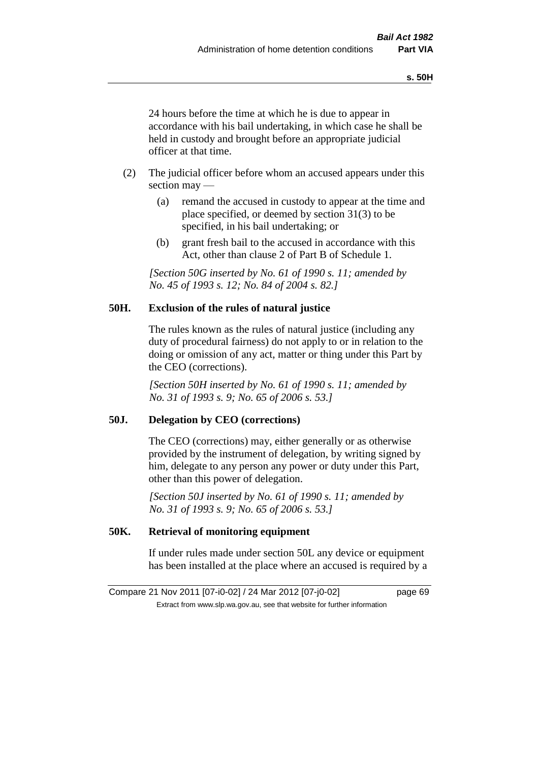24 hours before the time at which he is due to appear in accordance with his bail undertaking, in which case he shall be held in custody and brought before an appropriate judicial officer at that time.

(2) The judicial officer before whom an accused appears under this section may —

(a) remand the accused in custody to appear at the time and place specified, or deemed by section 31(3) to be specified, in his bail undertaking; or

(b) grant fresh bail to the accused in accordance with this Act, other than clause 2 of Part B of Schedule 1.

*[Section 50G inserted by No. 61 of 1990 s. 11; amended by No. 45 of 1993 s. 12; No. 84 of 2004 s. 82.]*

### 50H. Exclusion of the rules of natural justice

The rules known as the rules of natural justice (including any duty of procedural fairness) do not apply to or in relation to the doing or omission of any act, matter or thing under this Part by the CEO (corrections).

*[Section 50H inserted by No. 61 of 1990 s. 11; amended by No. 31 of 1993 s. 9; No. 65 of 2006 s. 53.]*

### 50J. Delegation by CEO (corrections)

The CEO (corrections) may, either generally or as otherwise provided by the instrument of delegation, by writing signed by him, delegate to any person any power or duty under this Part, other than this power of delegation.

*[Section 50J inserted by No. 61 of 1990 s. 11; amended by No. 31 of 1993 s. 9; No. 65 of 2006 s. 53.]*

### 50K. Retrieval of monitoring equipment

If under rules made under section 50L any device or equipment has been installed at the place where an accused is required by a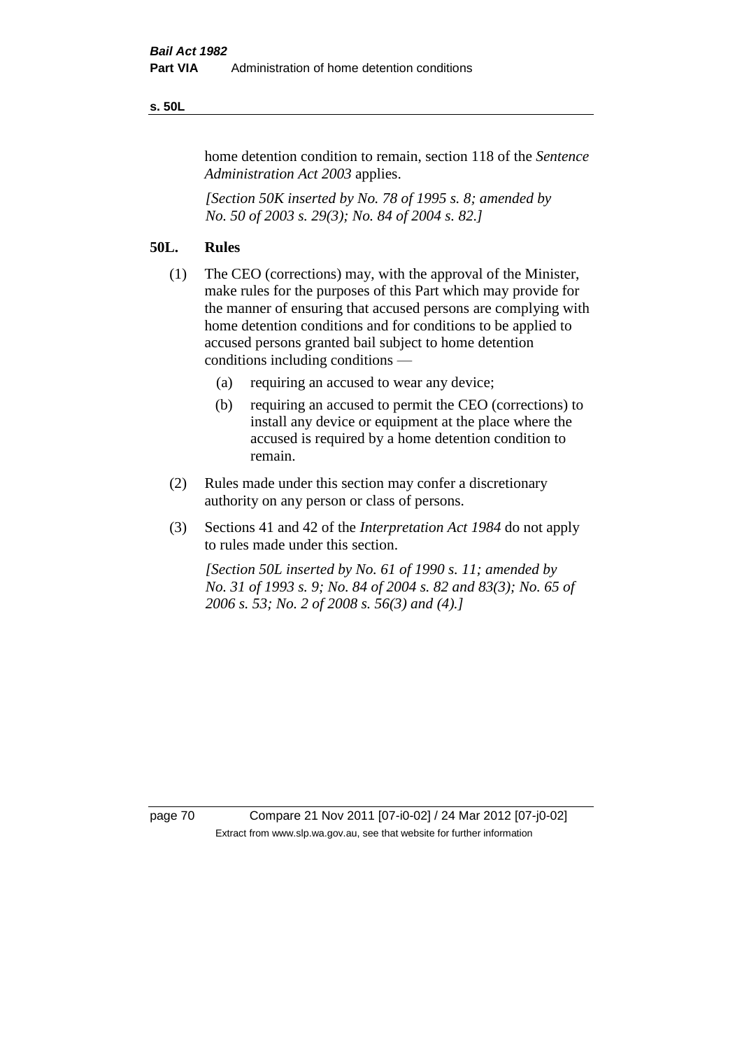home detention condition to remain, section 118 of the *Sentence Administration Act 2003* applies.

*[Section 50K inserted by No. 78 of 1995 s. 8; amended by No. 50 of 2003 s. 29(3); No. 84 of 2004 s. 82.]*

## 50L. Rules

(1) The CEO (corrections) may, with the approval of the Minister, make rules for the purposes of this Part which may provide for the manner of ensuring that accused persons are complying with home detention conditions and for conditions to be applied to accused persons granted bail subject to home detention conditions including conditions —

   (a) requiring an accused to wear any device;

   (b) requiring an accused to permit the CEO (corrections) to install any device or equipment at the place where the accused is required by a home detention condition to remain.

(2) Rules made under this section may confer a discretionary authority on any person or class of persons.

(3) Sections 41 and 42 of the *Interpretation Act 1984* do not apply to rules made under this section.

*[Section 50L inserted by No. 61 of 1990 s. 11; amended by No. 31 of 1993 s. 9; No. 84 of 2004 s. 82 and 83(3); No. 65 of 2006 s. 53; No. 2 of 2008 s. 56(3) and (4).]*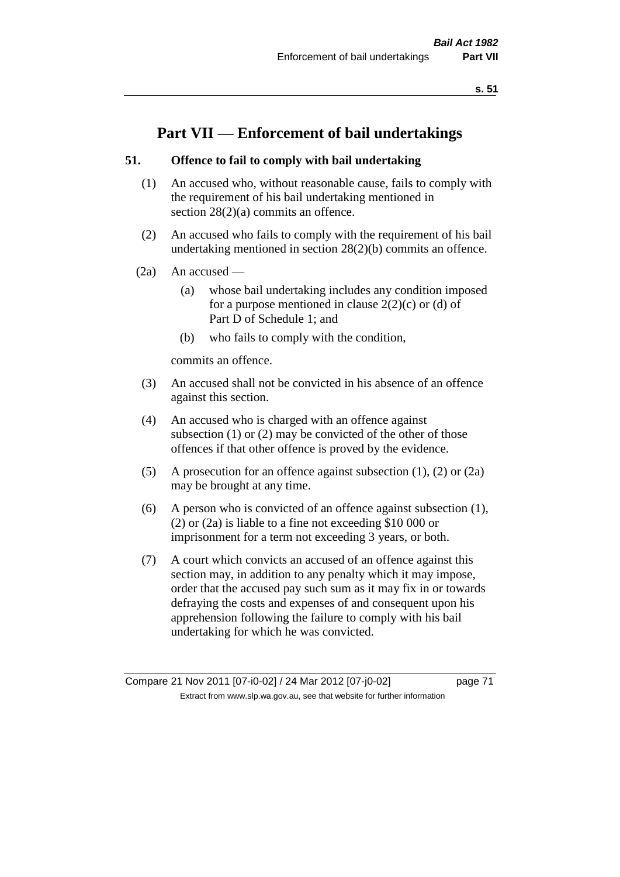# Part VII — Enforcement of bail undertakings

### 51. Offence to fail to comply with bail undertaking

(1) An accused who, without reasonable cause, fails to comply with the requirement of his bail undertaking mentioned in section 28(2)(a) commits an offence.

(2) An accused who fails to comply with the requirement of his bail undertaking mentioned in section 28(2)(b) commits an offence.

(2a) An accused —

- (a) whose bail undertaking includes any condition imposed for a purpose mentioned in clause 2(2)(c) or (d) of Part D of Schedule 1; and
- (b) who fails to comply with the condition,

commits an offence.

(3) An accused shall not be convicted in his absence of an offence against this section.

(4) An accused who is charged with an offence against subsection (1) or (2) may be convicted of the other of those offences if that other offence is proved by the evidence.

(5) A prosecution for an offence against subsection (1), (2) or (2a) may be brought at any time.

(6) A person who is convicted of an offence against subsection (1), (2) or (2a) is liable to a fine not exceeding $10 000 or imprisonment for a term not exceeding 3 years, or both.

(7) A court which convicts an accused of an offence against this section may, in addition to any penalty which it may impose, order that the accused pay such sum as it may fix in or towards defraying the costs and expenses of and consequent upon his apprehension following the failure to comply with his bail undertaking for which he was convicted.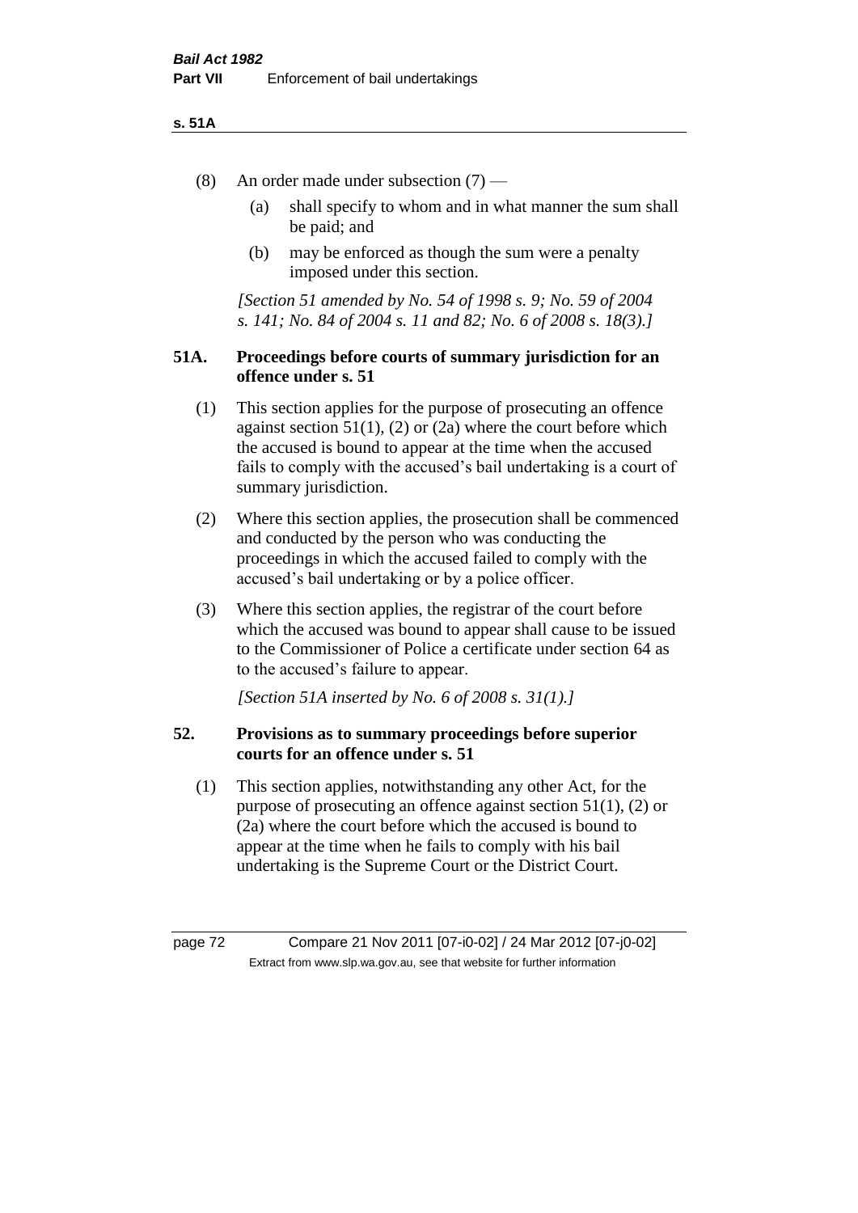(8) An order made under subsection (7) —

  (a) shall specify to whom and in what manner the sum shall be paid; and

  (b) may be enforced as though the sum were a penalty imposed under this section.

*[Section 51 amended by No. 54 of 1998 s. 9; No. 59 of 2004 s. 141; No. 84 of 2004 s. 11 and 82; No. 6 of 2008 s. 18(3).]*

## 51A. Proceedings before courts of summary jurisdiction for an offence under s. 51

(1) This section applies for the purpose of prosecuting an offence against section 51(1), (2) or (2a) where the court before which the accused is bound to appear at the time when the accused fails to comply with the accused's bail undertaking is a court of summary jurisdiction.

(2) Where this section applies, the prosecution shall be commenced and conducted by the person who was conducting the proceedings in which the accused failed to comply with the accused's bail undertaking or by a police officer.

(3) Where this section applies, the registrar of the court before which the accused was bound to appear shall cause to be issued to the Commissioner of Police a certificate under section 64 as to the accused's failure to appear.

*[Section 51A inserted by No. 6 of 2008 s. 31(1).]*

## 52. Provisions as to summary proceedings before superior courts for an offence under s. 51

(1) This section applies, notwithstanding any other Act, for the purpose of prosecuting an offence against section 51(1), (2) or (2a) where the court before which the accused is bound to appear at the time when he fails to comply with his bail undertaking is the Supreme Court or the District Court.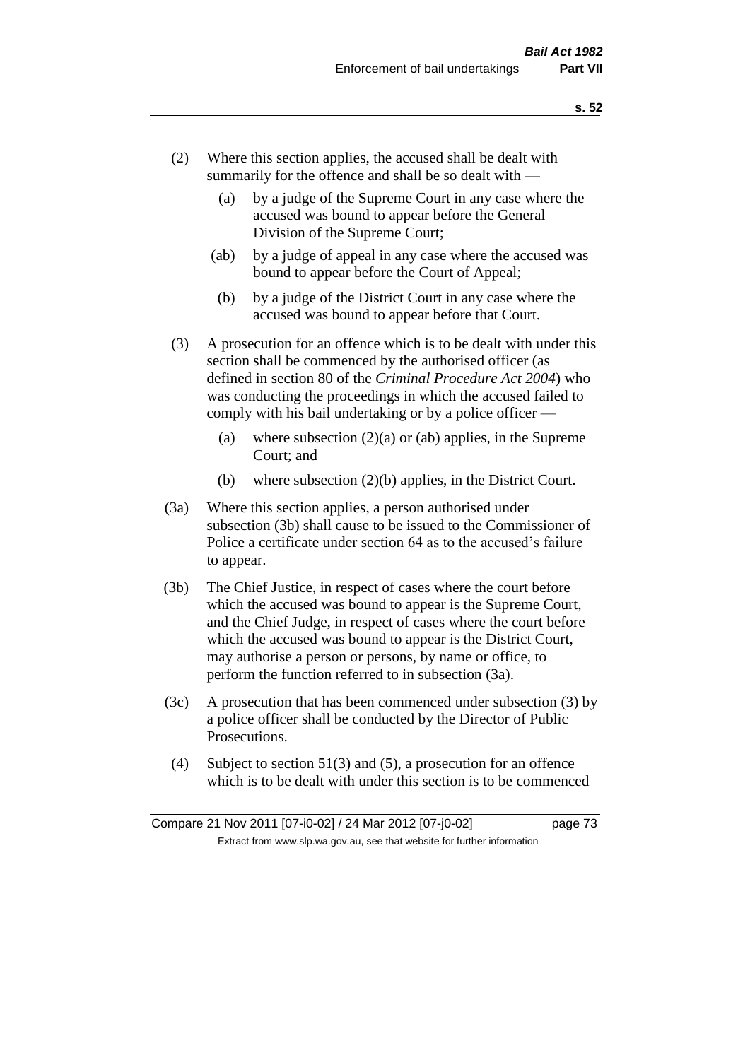(2) Where this section applies, the accused shall be dealt with summarily for the offence and shall be so dealt with —

  (a) by a judge of the Supreme Court in any case where the accused was bound to appear before the General Division of the Supreme Court;

  (ab) by a judge of appeal in any case where the accused was bound to appear before the Court of Appeal;

  (b) by a judge of the District Court in any case where the accused was bound to appear before that Court.

(3) A prosecution for an offence which is to be dealt with under this section shall be commenced by the authorised officer (as defined in section 80 of the *Criminal Procedure Act 2004*) who was conducting the proceedings in which the accused failed to comply with his bail undertaking or by a police officer —

  (a) where subsection (2)(a) or (ab) applies, in the Supreme Court; and

  (b) where subsection (2)(b) applies, in the District Court.

(3a) Where this section applies, a person authorised under subsection (3b) shall cause to be issued to the Commissioner of Police a certificate under section 64 as to the accused's failure to appear.

(3b) The Chief Justice, in respect of cases where the court before which the accused was bound to appear is the Supreme Court, and the Chief Judge, in respect of cases where the court before which the accused was bound to appear is the District Court, may authorise a person or persons, by name or office, to perform the function referred to in subsection (3a).

(3c) A prosecution that has been commenced under subsection (3) by a police officer shall be conducted by the Director of Public Prosecutions.

(4) Subject to section 51(3) and (5), a prosecution for an offence which is to be dealt with under this section is to be commenced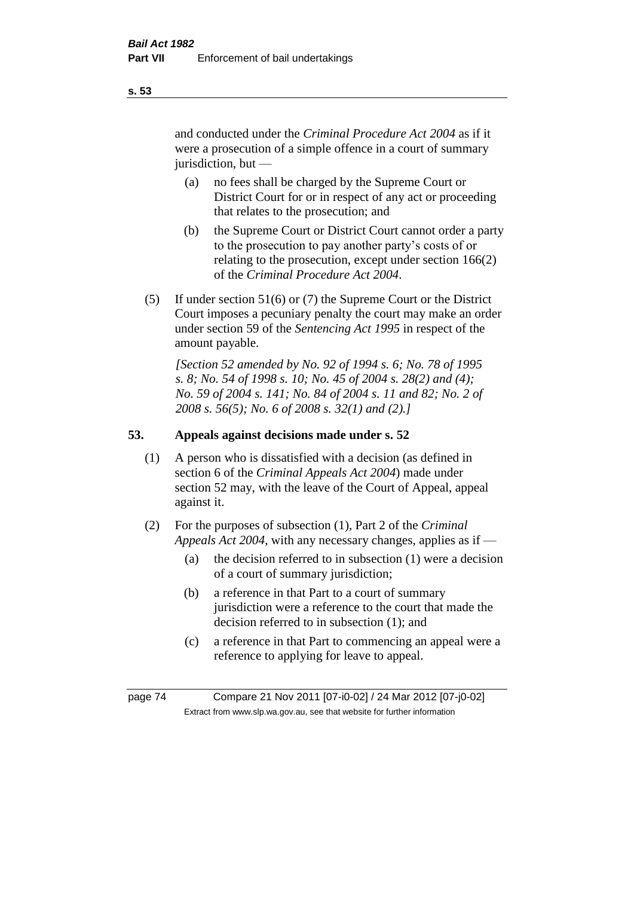and conducted under the *Criminal Procedure Act 2004* as if it were a prosecution of a simple offence in a court of summary jurisdiction, but —

(a) no fees shall be charged by the Supreme Court or District Court for or in respect of any act or proceeding that relates to the prosecution; and

(b) the Supreme Court or District Court cannot order a party to the prosecution to pay another party's costs of or relating to the prosecution, except under section 166(2) of the *Criminal Procedure Act 2004*.

(5) If under section 51(6) or (7) the Supreme Court or the District Court imposes a pecuniary penalty the court may make an order under section 59 of the *Sentencing Act 1995* in respect of the amount payable.

*[Section 52 amended by No. 92 of 1994 s. 6; No. 78 of 1995 s. 8; No. 54 of 1998 s. 10; No. 45 of 2004 s. 28(2) and (4); No. 59 of 2004 s. 141; No. 84 of 2004 s. 11 and 82; No. 2 of 2008 s. 56(5); No. 6 of 2008 s. 32(1) and (2).]*

## 53. Appeals against decisions made under s. 52

(1) A person who is dissatisfied with a decision (as defined in section 6 of the *Criminal Appeals Act 2004*) made under section 52 may, with the leave of the Court of Appeal, appeal against it.

(2) For the purposes of subsection (1), Part 2 of the *Criminal Appeals Act 2004*, with any necessary changes, applies as if —

(a) the decision referred to in subsection (1) were a decision of a court of summary jurisdiction;

(b) a reference in that Part to a court of summary jurisdiction were a reference to the court that made the decision referred to in subsection (1); and

(c) a reference in that Part to commencing an appeal were a reference to applying for leave to appeal.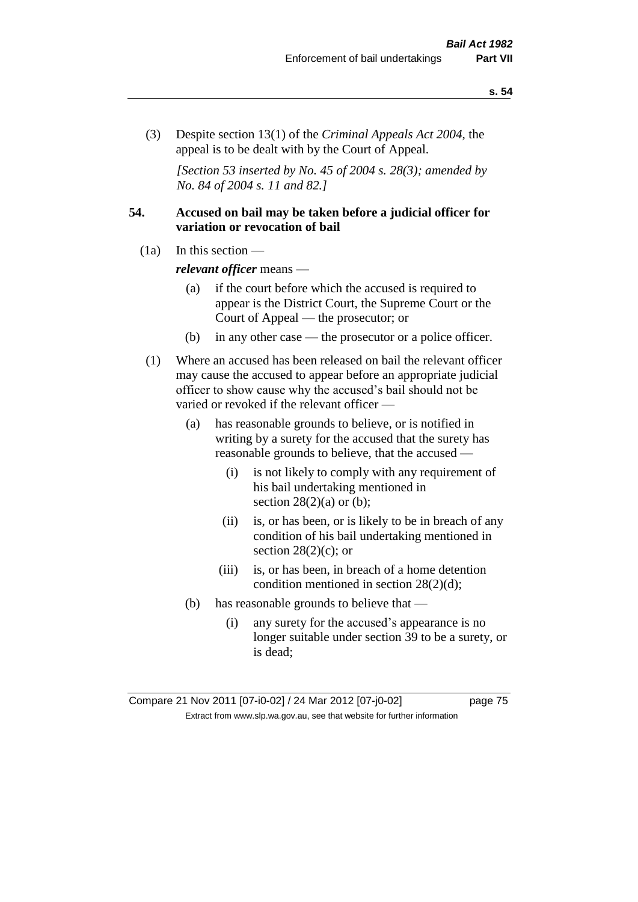(3) Despite section 13(1) of the *Criminal Appeals Act 2004*, the appeal is to be dealt with by the Court of Appeal.

*[Section 53 inserted by No. 45 of 2004 s. 28(3); amended by No. 84 of 2004 s. 11 and 82.]*

**54. Accused on bail may be taken before a judicial officer for variation or revocation of bail**

(1a) In this section —

***relevant officer*** means —

(a) if the court before which the accused is required to appear is the District Court, the Supreme Court or the Court of Appeal — the prosecutor; or

(b) in any other case — the prosecutor or a police officer.

(1) Where an accused has been released on bail the relevant officer may cause the accused to appear before an appropriate judicial officer to show cause why the accused's bail should not be varied or revoked if the relevant officer —

(a) has reasonable grounds to believe, or is notified in writing by a surety for the accused that the surety has reasonable grounds to believe, that the accused —

(i) is not likely to comply with any requirement of his bail undertaking mentioned in section 28(2)(a) or (b);

(ii) is, or has been, or is likely to be in breach of any condition of his bail undertaking mentioned in section 28(2)(c); or

(iii) is, or has been, in breach of a home detention condition mentioned in section 28(2)(d);

(b) has reasonable grounds to believe that —

(i) any surety for the accused's appearance is no longer suitable under section 39 to be a surety, or is dead;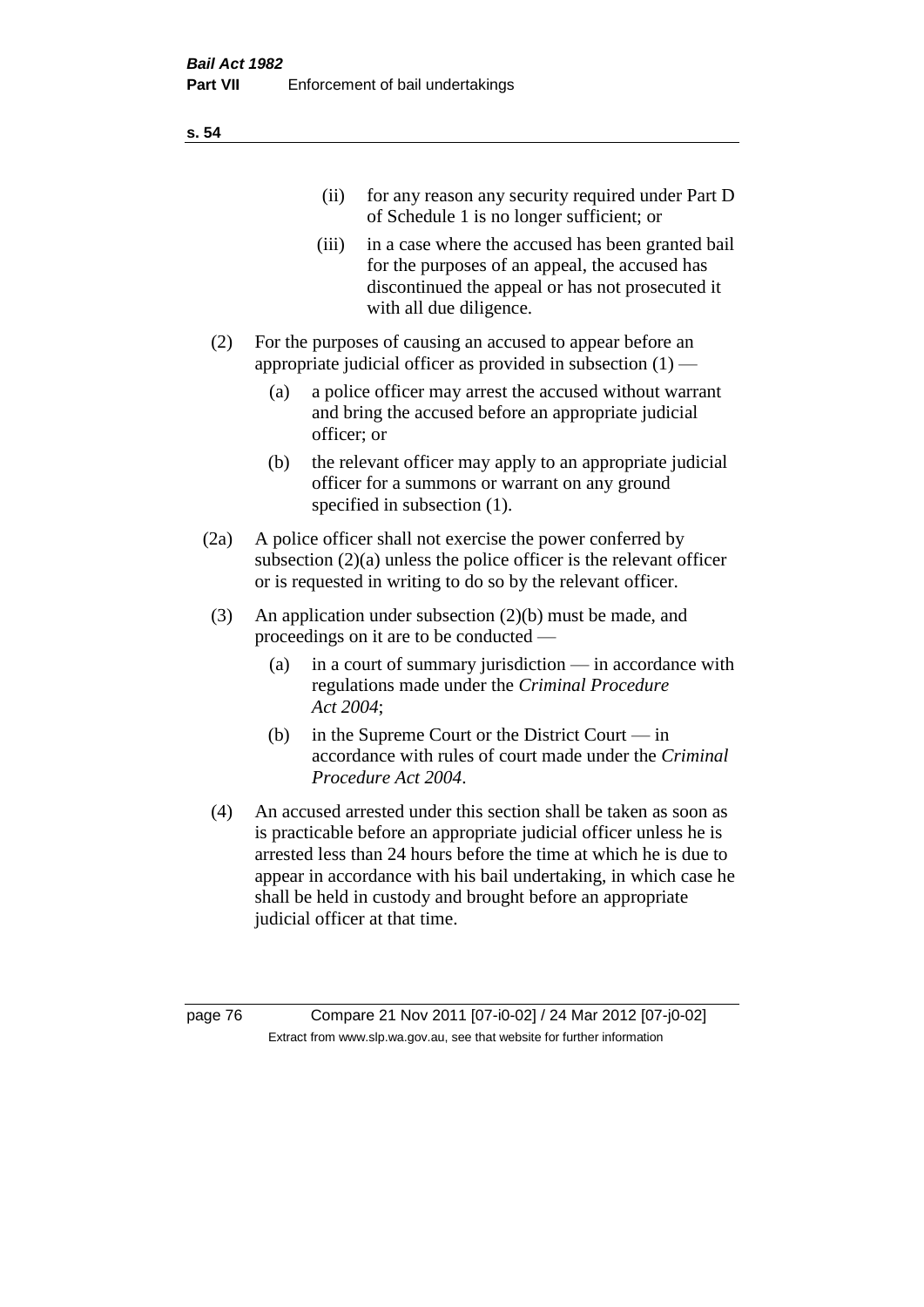(ii) for any reason any security required under Part D of Schedule 1 is no longer sufficient; or

(iii) in a case where the accused has been granted bail for the purposes of an appeal, the accused has discontinued the appeal or has not prosecuted it with all due diligence.

(2) For the purposes of causing an accused to appear before an appropriate judicial officer as provided in subsection (1) —

(a) a police officer may arrest the accused without warrant and bring the accused before an appropriate judicial officer; or

(b) the relevant officer may apply to an appropriate judicial officer for a summons or warrant on any ground specified in subsection (1).

(2a) A police officer shall not exercise the power conferred by subsection (2)(a) unless the police officer is the relevant officer or is requested in writing to do so by the relevant officer.

(3) An application under subsection (2)(b) must be made, and proceedings on it are to be conducted —

(a) in a court of summary jurisdiction — in accordance with regulations made under the *Criminal Procedure Act 2004*;

(b) in the Supreme Court or the District Court — in accordance with rules of court made under the *Criminal Procedure Act 2004*.

(4) An accused arrested under this section shall be taken as soon as is practicable before an appropriate judicial officer unless he is arrested less than 24 hours before the time at which he is due to appear in accordance with his bail undertaking, in which case he shall be held in custody and brought before an appropriate judicial officer at that time.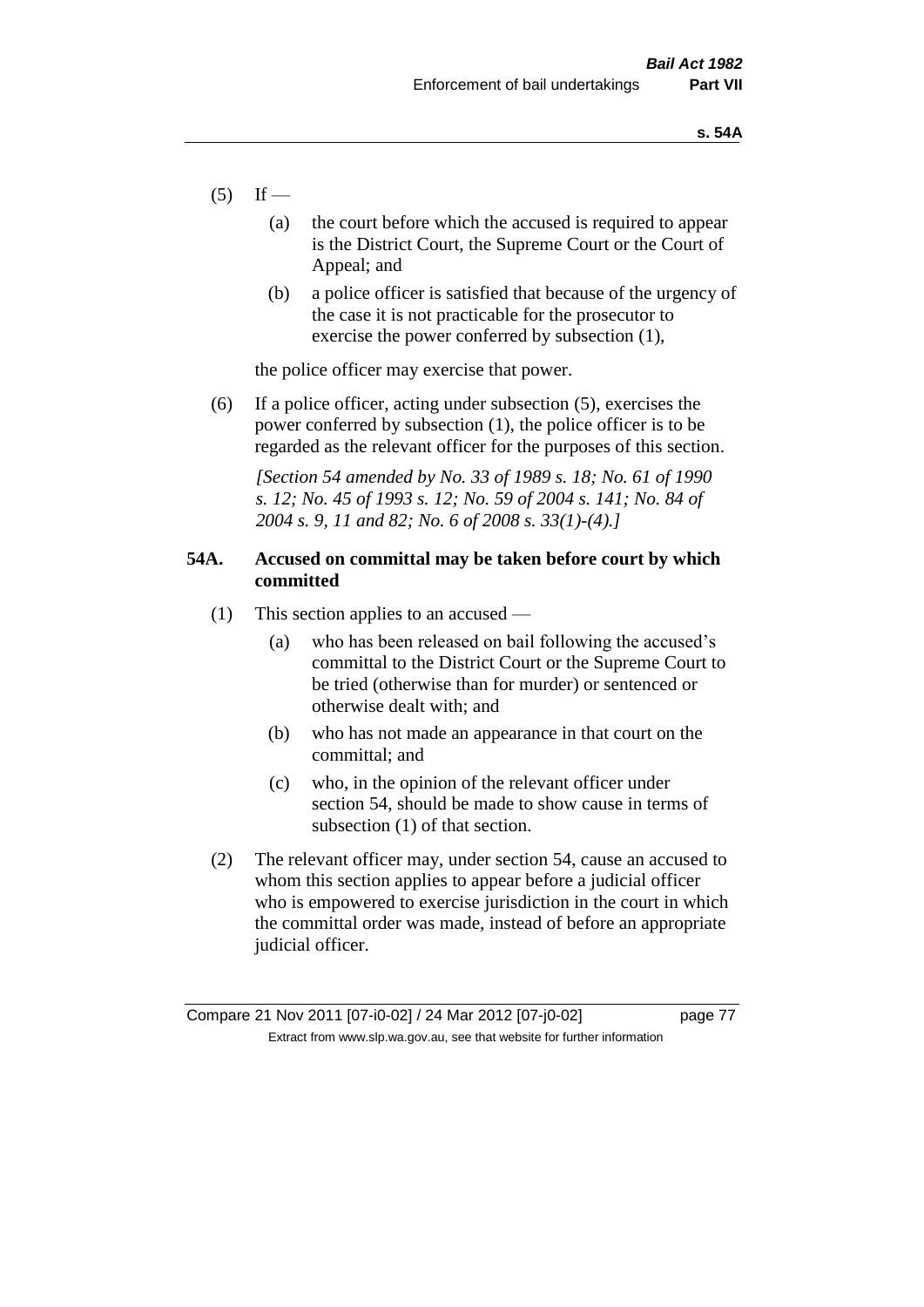(5) If —

  (a) the court before which the accused is required to appear is the District Court, the Supreme Court or the Court of Appeal; and

  (b) a police officer is satisfied that because of the urgency of the case it is not practicable for the prosecutor to exercise the power conferred by subsection (1),

the police officer may exercise that power.

(6) If a police officer, acting under subsection (5), exercises the power conferred by subsection (1), the police officer is to be regarded as the relevant officer for the purposes of this section.

*[Section 54 amended by No. 33 of 1989 s. 18; No. 61 of 1990 s. 12; No. 45 of 1993 s. 12; No. 59 of 2004 s. 141; No. 84 of 2004 s. 9, 11 and 82; No. 6 of 2008 s. 33(1)-(4).]*

**54A. Accused on committal may be taken before court by which committed**

(1) This section applies to an accused —

  (a) who has been released on bail following the accused's committal to the District Court or the Supreme Court to be tried (otherwise than for murder) or sentenced or otherwise dealt with; and

  (b) who has not made an appearance in that court on the committal; and

  (c) who, in the opinion of the relevant officer under section 54, should be made to show cause in terms of subsection (1) of that section.

(2) The relevant officer may, under section 54, cause an accused to whom this section applies to appear before a judicial officer who is empowered to exercise jurisdiction in the court in which the committal order was made, instead of before an appropriate judicial officer.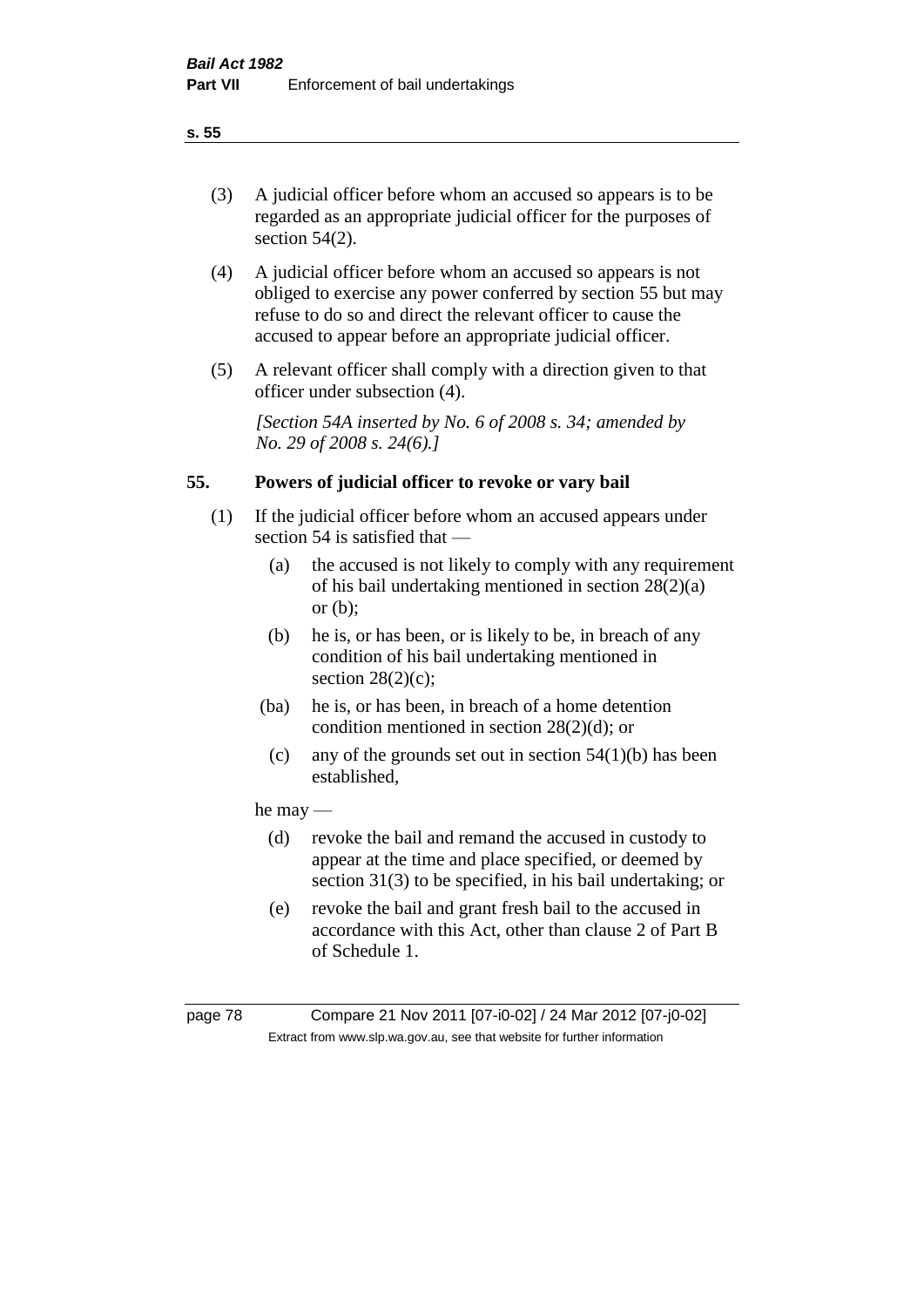(3) A judicial officer before whom an accused so appears is to be regarded as an appropriate judicial officer for the purposes of section 54(2).

(4) A judicial officer before whom an accused so appears is not obliged to exercise any power conferred by section 55 but may refuse to do so and direct the relevant officer to cause the accused to appear before an appropriate judicial officer.

(5) A relevant officer shall comply with a direction given to that officer under subsection (4).

*[Section 54A inserted by No. 6 of 2008 s. 34; amended by No. 29 of 2008 s. 24(6).]*

## 55. Powers of judicial officer to revoke or vary bail

(1) If the judicial officer before whom an accused appears under section 54 is satisfied that —

  (a) the accused is not likely to comply with any requirement of his bail undertaking mentioned in section 28(2)(a) or (b);

  (b) he is, or has been, or is likely to be, in breach of any condition of his bail undertaking mentioned in section 28(2)(c);

  (ba) he is, or has been, in breach of a home detention condition mentioned in section 28(2)(d); or

  (c) any of the grounds set out in section 54(1)(b) has been established,

he may —

  (d) revoke the bail and remand the accused in custody to appear at the time and place specified, or deemed by section 31(3) to be specified, in his bail undertaking; or

  (e) revoke the bail and grant fresh bail to the accused in accordance with this Act, other than clause 2 of Part B of Schedule 1.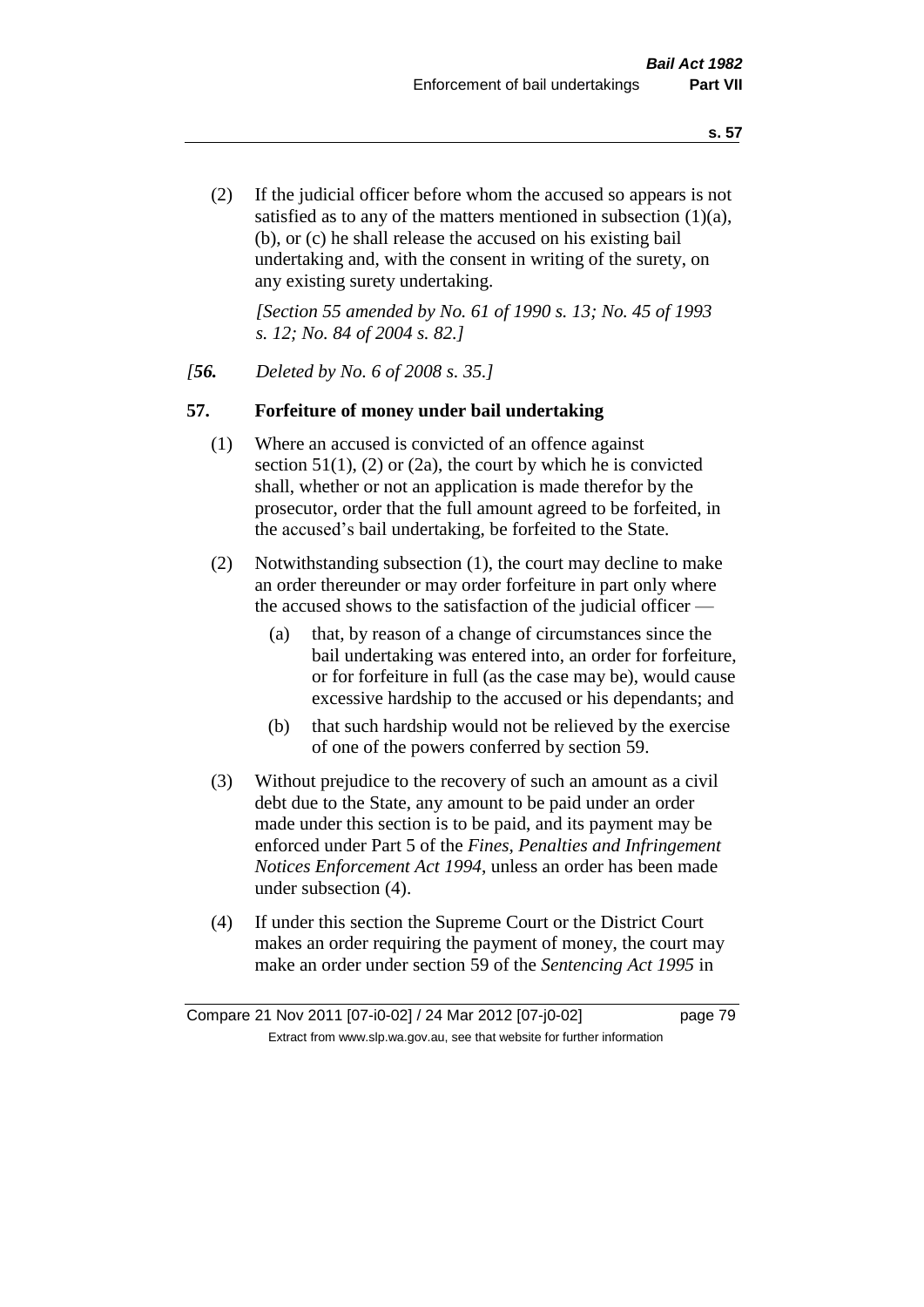(2) If the judicial officer before whom the accused so appears is not satisfied as to any of the matters mentioned in subsection (1)(a), (b), or (c) he shall release the accused on his existing bail undertaking and, with the consent in writing of the surety, on any existing surety undertaking.

*[Section 55 amended by No. 61 of 1990 s. 13; No. 45 of 1993 s. 12; No. 84 of 2004 s. 82.]*

*[**56.** Deleted by No. 6 of 2008 s. 35.]*

### 57. Forfeiture of money under bail undertaking

(1) Where an accused is convicted of an offence against section 51(1), (2) or (2a), the court by which he is convicted shall, whether or not an application is made therefor by the prosecutor, order that the full amount agreed to be forfeited, in the accused's bail undertaking, be forfeited to the State.

(2) Notwithstanding subsection (1), the court may decline to make an order thereunder or may order forfeiture in part only where the accused shows to the satisfaction of the judicial officer —

- (a) that, by reason of a change of circumstances since the bail undertaking was entered into, an order for forfeiture, or for forfeiture in full (as the case may be), would cause excessive hardship to the accused or his dependants; and
- (b) that such hardship would not be relieved by the exercise of one of the powers conferred by section 59.

(3) Without prejudice to the recovery of such an amount as a civil debt due to the State, any amount to be paid under an order made under this section is to be paid, and its payment may be enforced under Part 5 of the *Fines, Penalties and Infringement Notices Enforcement Act 1994*, unless an order has been made under subsection (4).

(4) If under this section the Supreme Court or the District Court makes an order requiring the payment of money, the court may make an order under section 59 of the *Sentencing Act 1995* in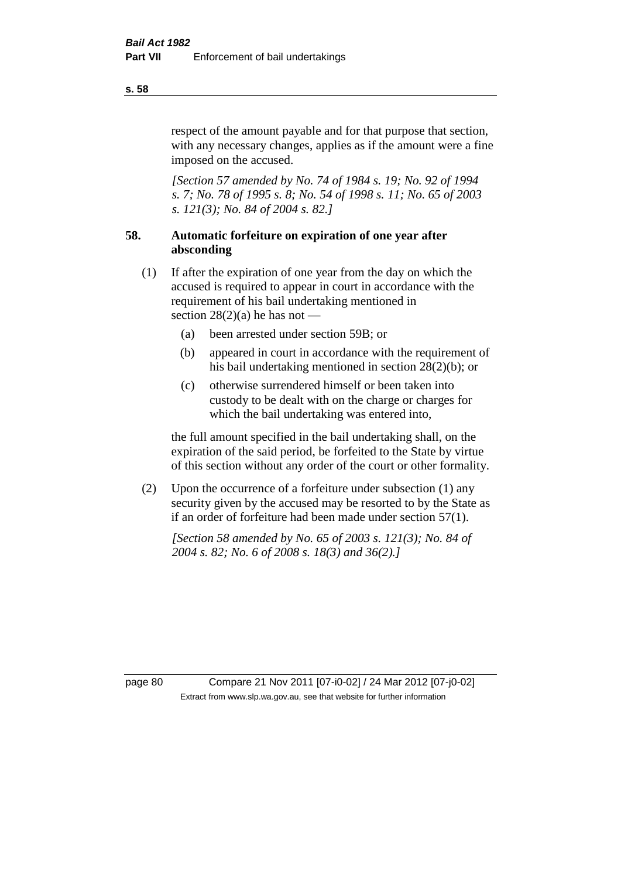respect of the amount payable and for that purpose that section, with any necessary changes, applies as if the amount were a fine imposed on the accused.

*[Section 57 amended by No. 74 of 1984 s. 19; No. 92 of 1994 s. 7; No. 78 of 1995 s. 8; No. 54 of 1998 s. 11; No. 65 of 2003 s. 121(3); No. 84 of 2004 s. 82.]*

### 58. Automatic forfeiture on expiration of one year after absconding

(1) If after the expiration of one year from the day on which the accused is required to appear in court in accordance with the requirement of his bail undertaking mentioned in section 28(2)(a) he has not —

- (a) been arrested under section 59B; or
- (b) appeared in court in accordance with the requirement of his bail undertaking mentioned in section 28(2)(b); or
- (c) otherwise surrendered himself or been taken into custody to be dealt with on the charge or charges for which the bail undertaking was entered into,

the full amount specified in the bail undertaking shall, on the expiration of the said period, be forfeited to the State by virtue of this section without any order of the court or other formality.

(2) Upon the occurrence of a forfeiture under subsection (1) any security given by the accused may be resorted to by the State as if an order of forfeiture had been made under section 57(1).

*[Section 58 amended by No. 65 of 2003 s. 121(3); No. 84 of 2004 s. 82; No. 6 of 2008 s. 18(3) and 36(2).]*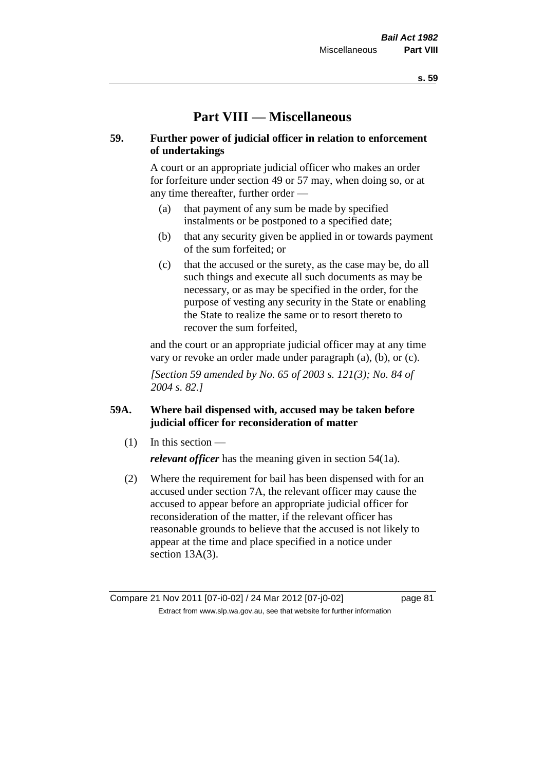# Part VIII — Miscellaneous

### 59. Further power of judicial officer in relation to enforcement of undertakings

A court or an appropriate judicial officer who makes an order for forfeiture under section 49 or 57 may, when doing so, or at any time thereafter, further order —

- (a) that payment of any sum be made by specified instalments or be postponed to a specified date;
- (b) that any security given be applied in or towards payment of the sum forfeited; or
- (c) that the accused or the surety, as the case may be, do all such things and execute all such documents as may be necessary, or as may be specified in the order, for the purpose of vesting any security in the State or enabling the State to realize the same or to resort thereto to recover the sum forfeited,

and the court or an appropriate judicial officer may at any time vary or revoke an order made under paragraph (a), (b), or (c).

*[Section 59 amended by No. 65 of 2003 s. 121(3); No. 84 of 2004 s. 82.]*

### 59A. Where bail dispensed with, accused may be taken before judicial officer for reconsideration of matter

(1) In this section —

***relevant officer*** has the meaning given in section 54(1a).

(2) Where the requirement for bail has been dispensed with for an accused under section 7A, the relevant officer may cause the accused to appear before an appropriate judicial officer for reconsideration of the matter, if the relevant officer has reasonable grounds to believe that the accused is not likely to appear at the time and place specified in a notice under section 13A(3).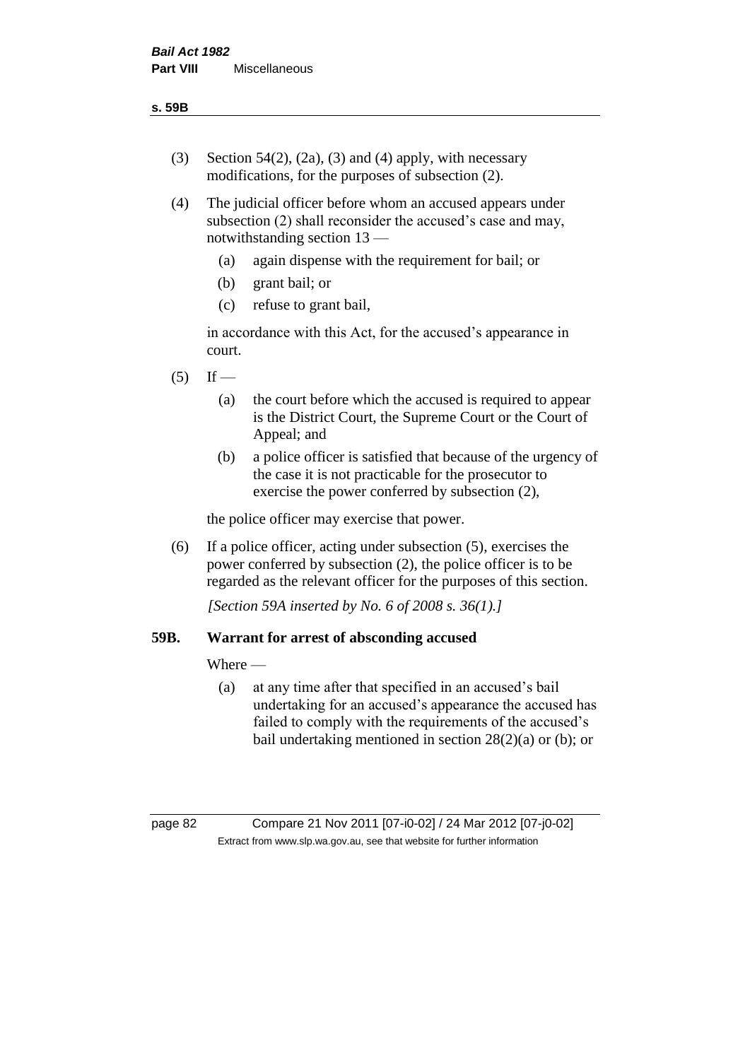(3) Section 54(2), (2a), (3) and (4) apply, with necessary modifications, for the purposes of subsection (2).

(4) The judicial officer before whom an accused appears under subsection (2) shall reconsider the accused's case and may, notwithstanding section 13 —

  (a) again dispense with the requirement for bail; or

  (b) grant bail; or

  (c) refuse to grant bail,

  in accordance with this Act, for the accused's appearance in court.

(5) If —

  (a) the court before which the accused is required to appear is the District Court, the Supreme Court or the Court of Appeal; and

  (b) a police officer is satisfied that because of the urgency of the case it is not practicable for the prosecutor to exercise the power conferred by subsection (2),

  the police officer may exercise that power.

(6) If a police officer, acting under subsection (5), exercises the power conferred by subsection (2), the police officer is to be regarded as the relevant officer for the purposes of this section.

*[Section 59A inserted by No. 6 of 2008 s. 36(1).]*

**59B. Warrant for arrest of absconding accused**

Where —

  (a) at any time after that specified in an accused's bail undertaking for an accused's appearance the accused has failed to comply with the requirements of the accused's bail undertaking mentioned in section 28(2)(a) or (b); or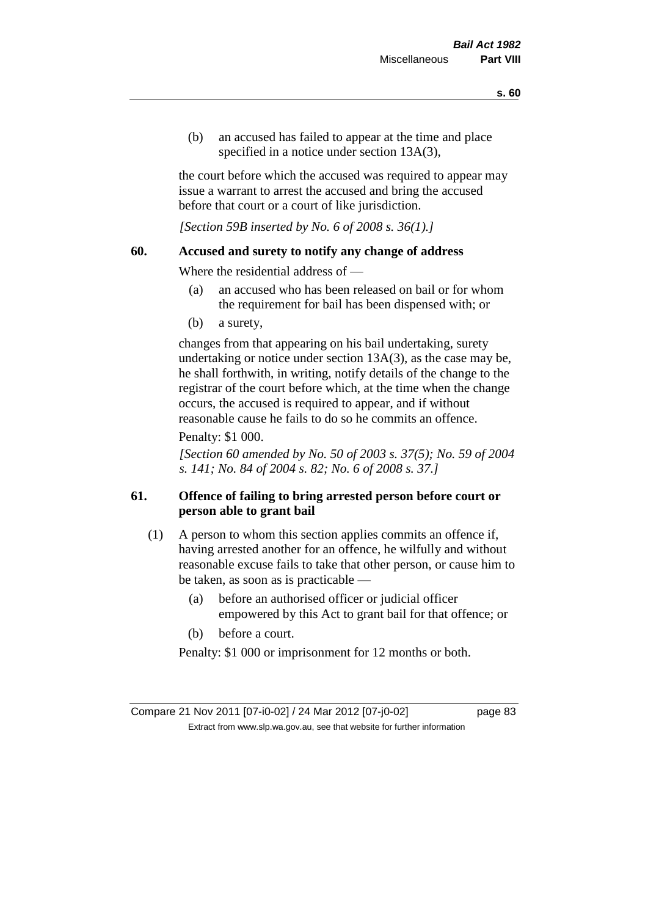(b) an accused has failed to appear at the time and place specified in a notice under section 13A(3),

the court before which the accused was required to appear may issue a warrant to arrest the accused and bring the accused before that court or a court of like jurisdiction.

*[Section 59B inserted by No. 6 of 2008 s. 36(1).]*

**60. Accused and surety to notify any change of address**

Where the residential address of —

(a) an accused who has been released on bail or for whom the requirement for bail has been dispensed with; or

(b) a surety,

changes from that appearing on his bail undertaking, surety undertaking or notice under section 13A(3), as the case may be, he shall forthwith, in writing, notify details of the change to the registrar of the court before which, at the time when the change occurs, the accused is required to appear, and if without reasonable cause he fails to do so he commits an offence.

Penalty: $1 000.

*[Section 60 amended by No. 50 of 2003 s. 37(5); No. 59 of 2004 s. 141; No. 84 of 2004 s. 82; No. 6 of 2008 s. 37.]*

**61. Offence of failing to bring arrested person before court or person able to grant bail**

(1) A person to whom this section applies commits an offence if, having arrested another for an offence, he wilfully and without reasonable excuse fails to take that other person, or cause him to be taken, as soon as is practicable —

(a) before an authorised officer or judicial officer empowered by this Act to grant bail for that offence; or

(b) before a court.

Penalty: $1 000 or imprisonment for 12 months or both.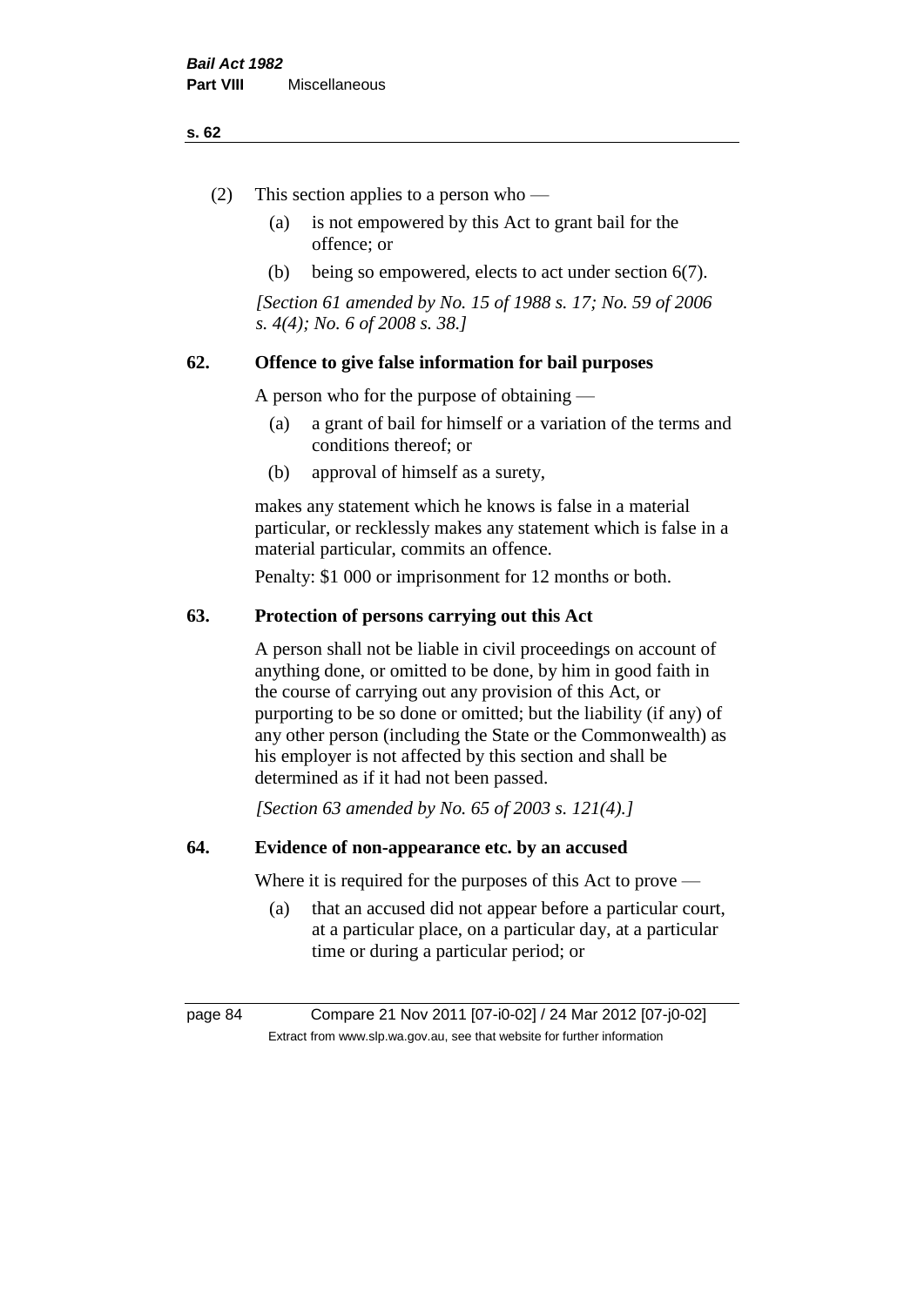(2) This section applies to a person who —

  (a) is not empowered by this Act to grant bail for the offence; or

  (b) being so empowered, elects to act under section 6(7).

*[Section 61 amended by No. 15 of 1988 s. 17; No. 59 of 2006 s. 4(4); No. 6 of 2008 s. 38.]*

## 62. Offence to give false information for bail purposes

A person who for the purpose of obtaining —

  (a) a grant of bail for himself or a variation of the terms and conditions thereof; or

  (b) approval of himself as a surety,

makes any statement which he knows is false in a material particular, or recklessly makes any statement which is false in a material particular, commits an offence.

Penalty: $1 000 or imprisonment for 12 months or both.

## 63. Protection of persons carrying out this Act

A person shall not be liable in civil proceedings on account of anything done, or omitted to be done, by him in good faith in the course of carrying out any provision of this Act, or purporting to be so done or omitted; but the liability (if any) of any other person (including the State or the Commonwealth) as his employer is not affected by this section and shall be determined as if it had not been passed.

*[Section 63 amended by No. 65 of 2003 s. 121(4).]*

## 64. Evidence of non-appearance etc. by an accused

Where it is required for the purposes of this Act to prove —

  (a) that an accused did not appear before a particular court, at a particular place, on a particular day, at a particular time or during a particular period; or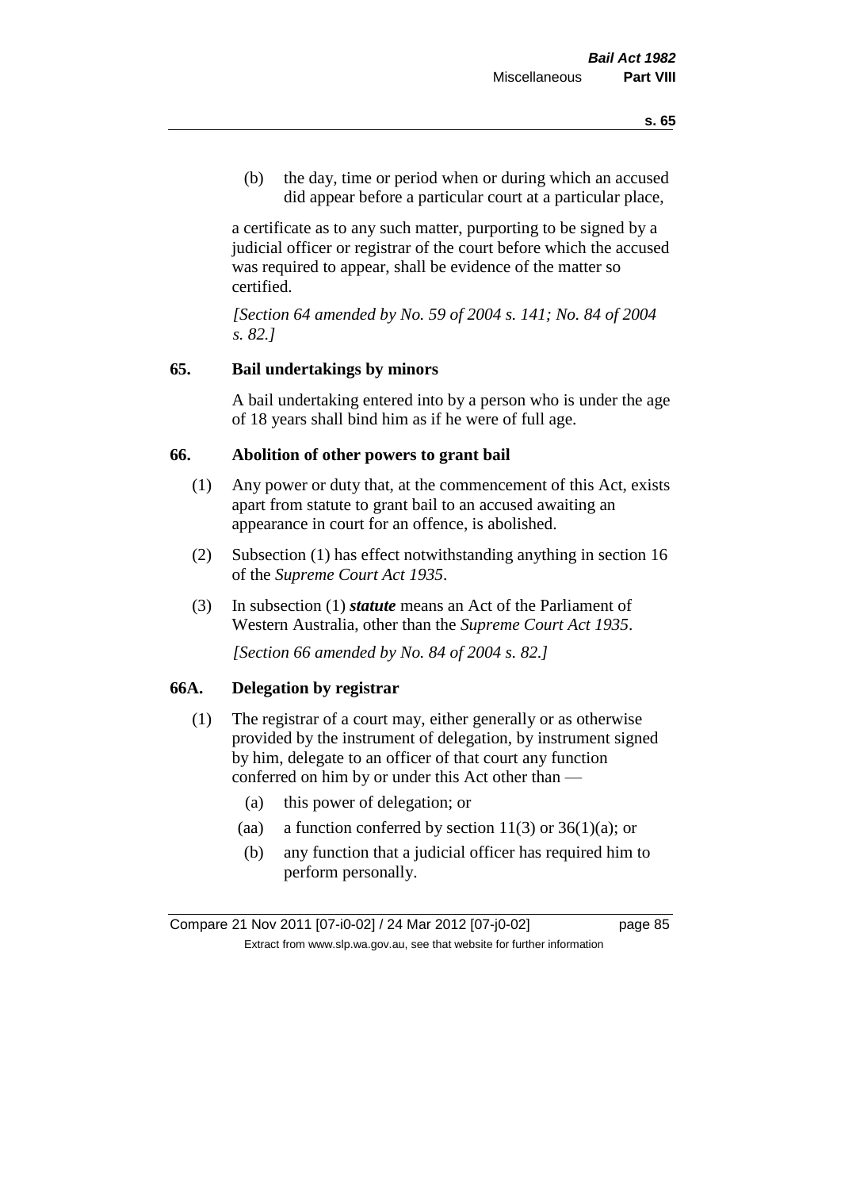(b) the day, time or period when or during which an accused did appear before a particular court at a particular place,

a certificate as to any such matter, purporting to be signed by a judicial officer or registrar of the court before which the accused was required to appear, shall be evidence of the matter so certified.

*[Section 64 amended by No. 59 of 2004 s. 141; No. 84 of 2004 s. 82.]*

## 65. Bail undertakings by minors

A bail undertaking entered into by a person who is under the age of 18 years shall bind him as if he were of full age.

## 66. Abolition of other powers to grant bail

(1) Any power or duty that, at the commencement of this Act, exists apart from statute to grant bail to an accused awaiting an appearance in court for an offence, is abolished.

(2) Subsection (1) has effect notwithstanding anything in section 16 of the *Supreme Court Act 1935*.

(3) In subsection (1) ***statute*** means an Act of the Parliament of Western Australia, other than the *Supreme Court Act 1935*.

*[Section 66 amended by No. 84 of 2004 s. 82.]*

## 66A. Delegation by registrar

(1) The registrar of a court may, either generally or as otherwise provided by the instrument of delegation, by instrument signed by him, delegate to an officer of that court any function conferred on him by or under this Act other than —

- (a) this power of delegation; or
- (aa) a function conferred by section 11(3) or 36(1)(a); or
- (b) any function that a judicial officer has required him to perform personally.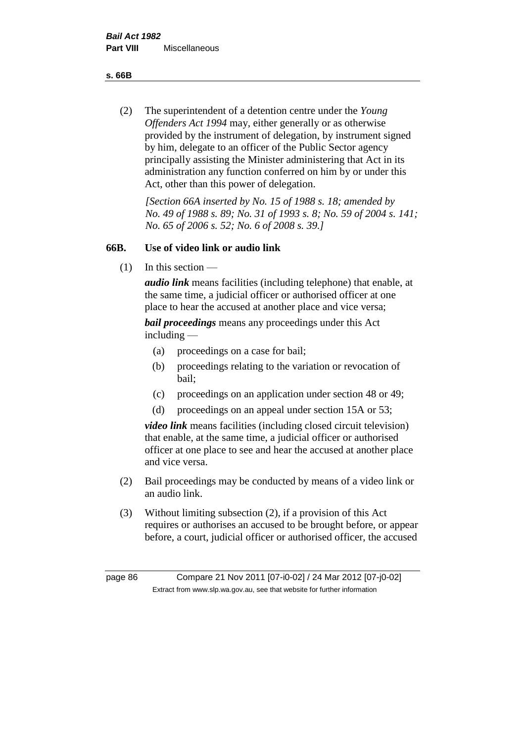(2) The superintendent of a detention centre under the *Young Offenders Act 1994* may, either generally or as otherwise provided by the instrument of delegation, by instrument signed by him, delegate to an officer of the Public Sector agency principally assisting the Minister administering that Act in its administration any function conferred on him by or under this Act, other than this power of delegation.

*[Section 66A inserted by No. 15 of 1988 s. 18; amended by No. 49 of 1988 s. 89; No. 31 of 1993 s. 8; No. 59 of 2004 s. 141; No. 65 of 2006 s. 52; No. 6 of 2008 s. 39.]*

## 66B. Use of video link or audio link

(1) In this section —

***audio link*** means facilities (including telephone) that enable, at the same time, a judicial officer or authorised officer at one place to hear the accused at another place and vice versa;

***bail proceedings*** means any proceedings under this Act including —

- (a) proceedings on a case for bail;
- (b) proceedings relating to the variation or revocation of bail;
- (c) proceedings on an application under section 48 or 49;
- (d) proceedings on an appeal under section 15A or 53;

***video link*** means facilities (including closed circuit television) that enable, at the same time, a judicial officer or authorised officer at one place to see and hear the accused at another place and vice versa.

(2) Bail proceedings may be conducted by means of a video link or an audio link.

(3) Without limiting subsection (2), if a provision of this Act requires or authorises an accused to be brought before, or appear before, a court, judicial officer or authorised officer, the accused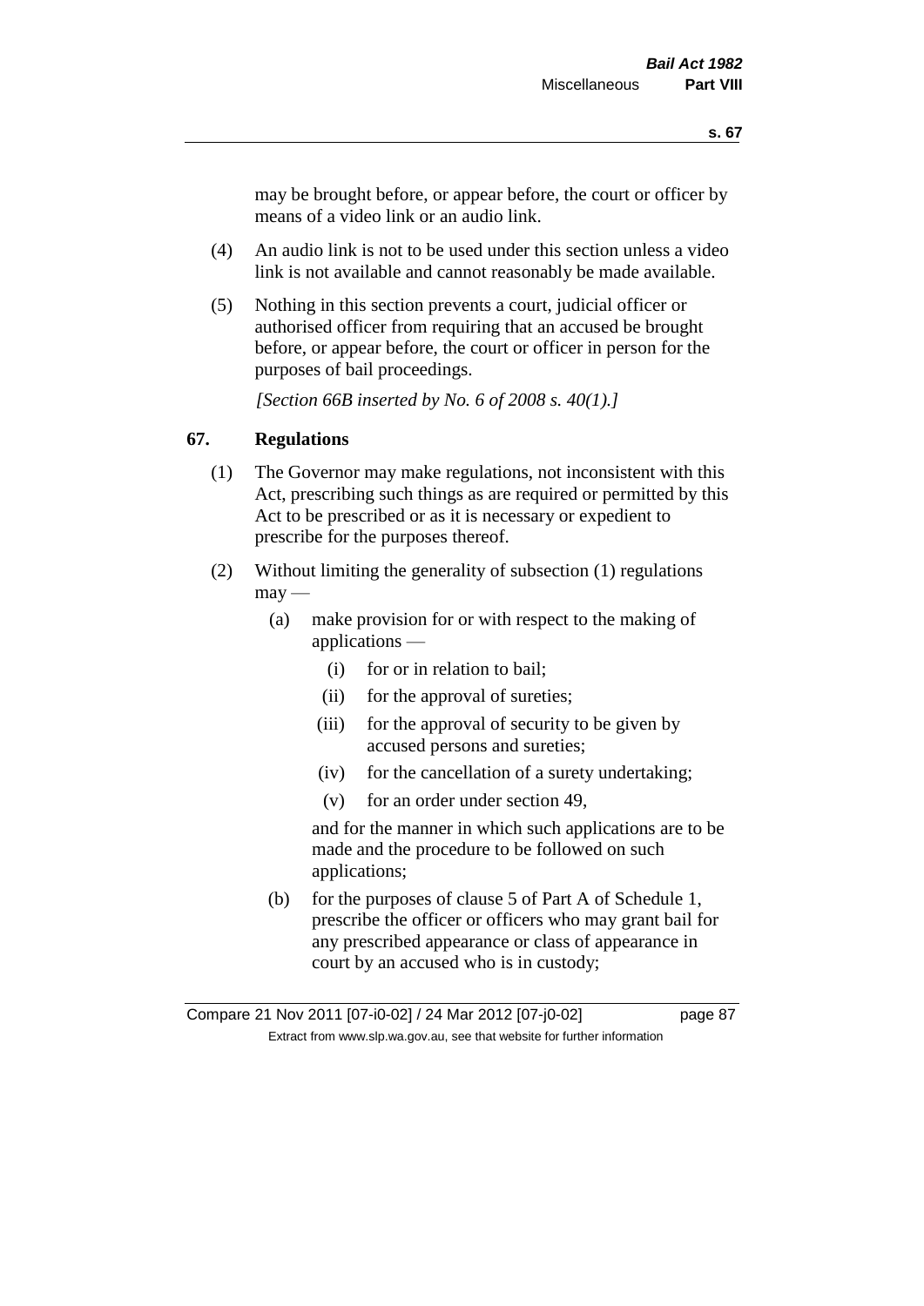may be brought before, or appear before, the court or officer by means of a video link or an audio link.

(4) An audio link is not to be used under this section unless a video link is not available and cannot reasonably be made available.

(5) Nothing in this section prevents a court, judicial officer or authorised officer from requiring that an accused be brought before, or appear before, the court or officer in person for the purposes of bail proceedings.

*[Section 66B inserted by No. 6 of 2008 s. 40(1).]*

## 67. Regulations

(1) The Governor may make regulations, not inconsistent with this Act, prescribing such things as are required or permitted by this Act to be prescribed or as it is necessary or expedient to prescribe for the purposes thereof.

(2) Without limiting the generality of subsection (1) regulations may —

   (a) make provision for or with respect to the making of applications —

      (i) for or in relation to bail;

      (ii) for the approval of sureties;

      (iii) for the approval of security to be given by accused persons and sureties;

      (iv) for the cancellation of a surety undertaking;

      (v) for an order under section 49,

   and for the manner in which such applications are to be made and the procedure to be followed on such applications;

   (b) for the purposes of clause 5 of Part A of Schedule 1, prescribe the officer or officers who may grant bail for any prescribed appearance or class of appearance in court by an accused who is in custody;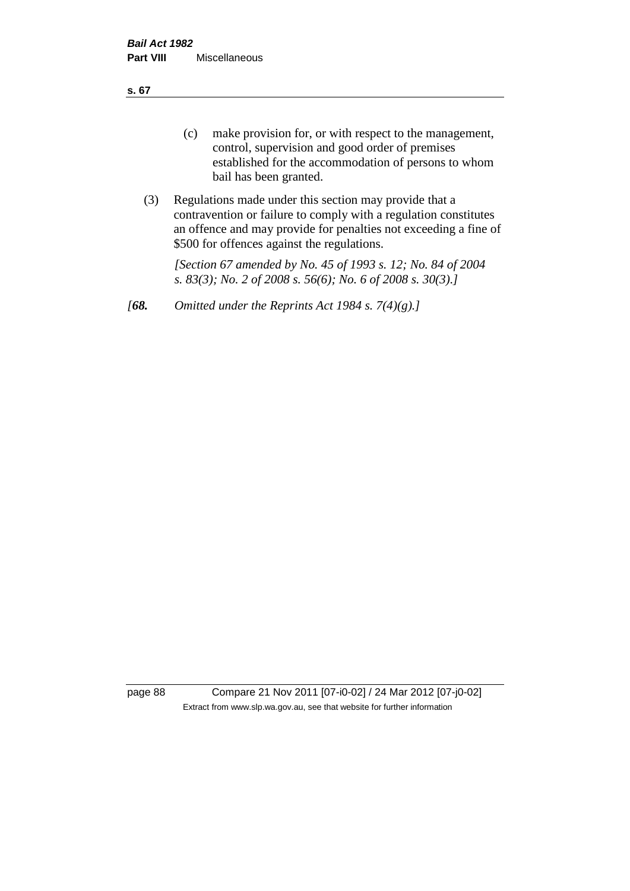(c) make provision for, or with respect to the management, control, supervision and good order of premises established for the accommodation of persons to whom bail has been granted.

(3) Regulations made under this section may provide that a contravention or failure to comply with a regulation constitutes an offence and may provide for penalties not exceeding a fine of $500 for offences against the regulations.

*[Section 67 amended by No. 45 of 1993 s. 12; No. 84 of 2004 s. 83(3); No. 2 of 2008 s. 56(6); No. 6 of 2008 s. 30(3).]*

*[**68.** Omitted under the Reprints Act 1984 s. 7(4)(g).]*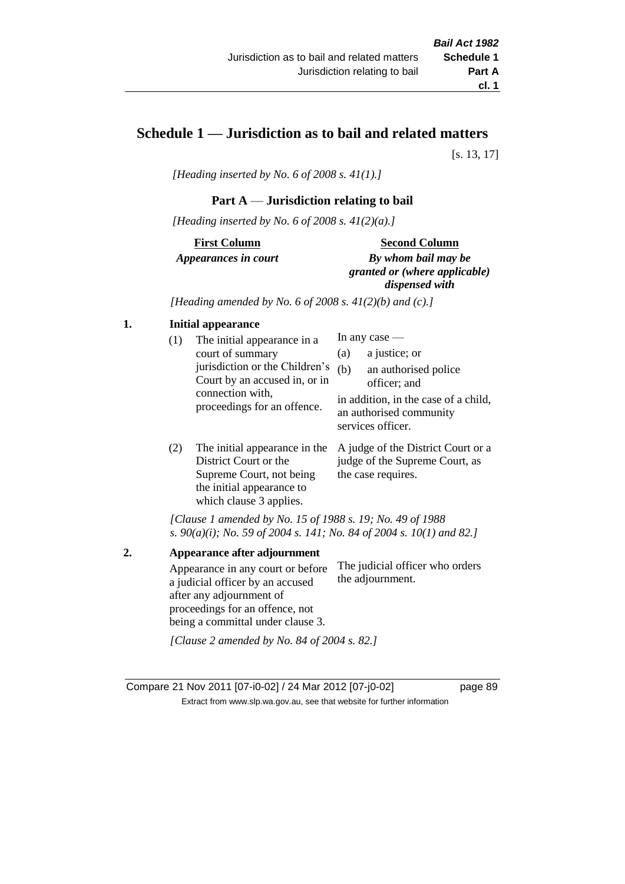## Schedule 1 — Jurisdiction as to bail and related matters

[s. 13, 17]

*[Heading inserted by No. 6 of 2008 s. 41(1).]*

### Part A — Jurisdiction relating to bail

*[Heading inserted by No. 6 of 2008 s. 41(2)(a).]*

| **First Column** *Appearances in court* | **Second Column** *By whom bail may be granted or (where applicable) dispensed with* |
|---|---|

*[Heading amended by No. 6 of 2008 s. 41(2)(b) and (c).]*

**1. Initial appearance**

| | |
|---|---|
| (1) The initial appearance in a court of summary jurisdiction or the Children's Court by an accused in, or in connection with, proceedings for an offence. | In any case — (a) a justice; or (b) an authorised police officer; and in addition, in the case of a child, an authorised community services officer. |
| (2) The initial appearance in the District Court or the Supreme Court, not being the initial appearance to which clause 3 applies. | A judge of the District Court or a judge of the Supreme Court, as the case requires. |

*[Clause 1 amended by No. 15 of 1988 s. 19; No. 49 of 1988 s. 90(a)(i); No. 59 of 2004 s. 141; No. 84 of 2004 s. 10(1) and 82.]*

**2. Appearance after adjournment**

| | |
|---|---|
| Appearance in any court or before a judicial officer by an accused after any adjournment of proceedings for an offence, not being a committal under clause 3. | The judicial officer who orders the adjournment. |

*[Clause 2 amended by No. 84 of 2004 s. 82.]*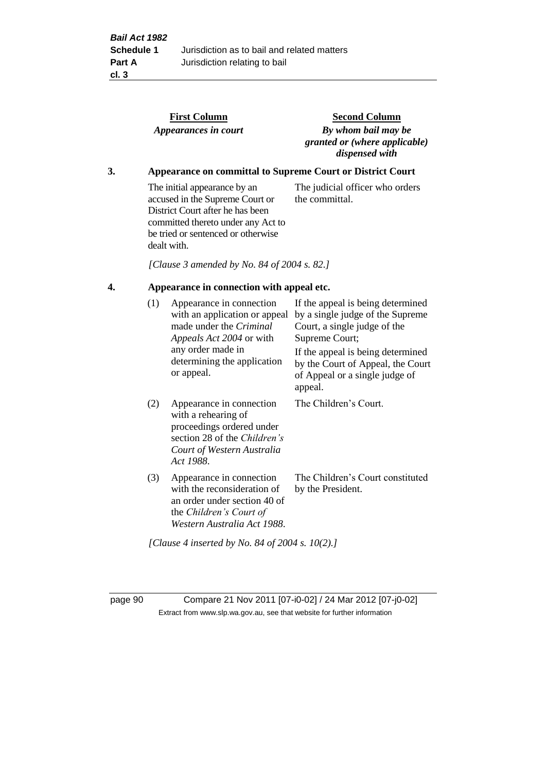| First Column<br>*Appearances in court* | Second Column<br>*By whom bail may be granted or (where applicable) dispensed with* |
|---|---|

**3. Appearance on committal to Supreme Court or District Court**

| | |
|---|---|
| The initial appearance by an accused in the Supreme Court or District Court after he has been committed thereto under any Act to be tried or sentenced or otherwise dealt with. | The judicial officer who orders the committal. |

*[Clause 3 amended by No. 84 of 2004 s. 82.]*

**4. Appearance in connection with appeal etc.**

| | | |
|---|---|---|
| (1) | Appearance in connection with an application or appeal made under the *Criminal Appeals Act 2004* or with any order made in determining the application or appeal. | If the appeal is being determined by a single judge of the Supreme Court, a single judge of the Supreme Court;<br>If the appeal is being determined by the Court of Appeal, the Court of Appeal or a single judge of appeal. |
| (2) | Appearance in connection with a rehearing of proceedings ordered under section 28 of the *Children's Court of Western Australia Act 1988*. | The Children's Court. |
| (3) | Appearance in connection with the reconsideration of an order under section 40 of the *Children's Court of Western Australia Act 1988*. | The Children's Court constituted by the President. |

*[Clause 4 inserted by No. 84 of 2004 s. 10(2).]*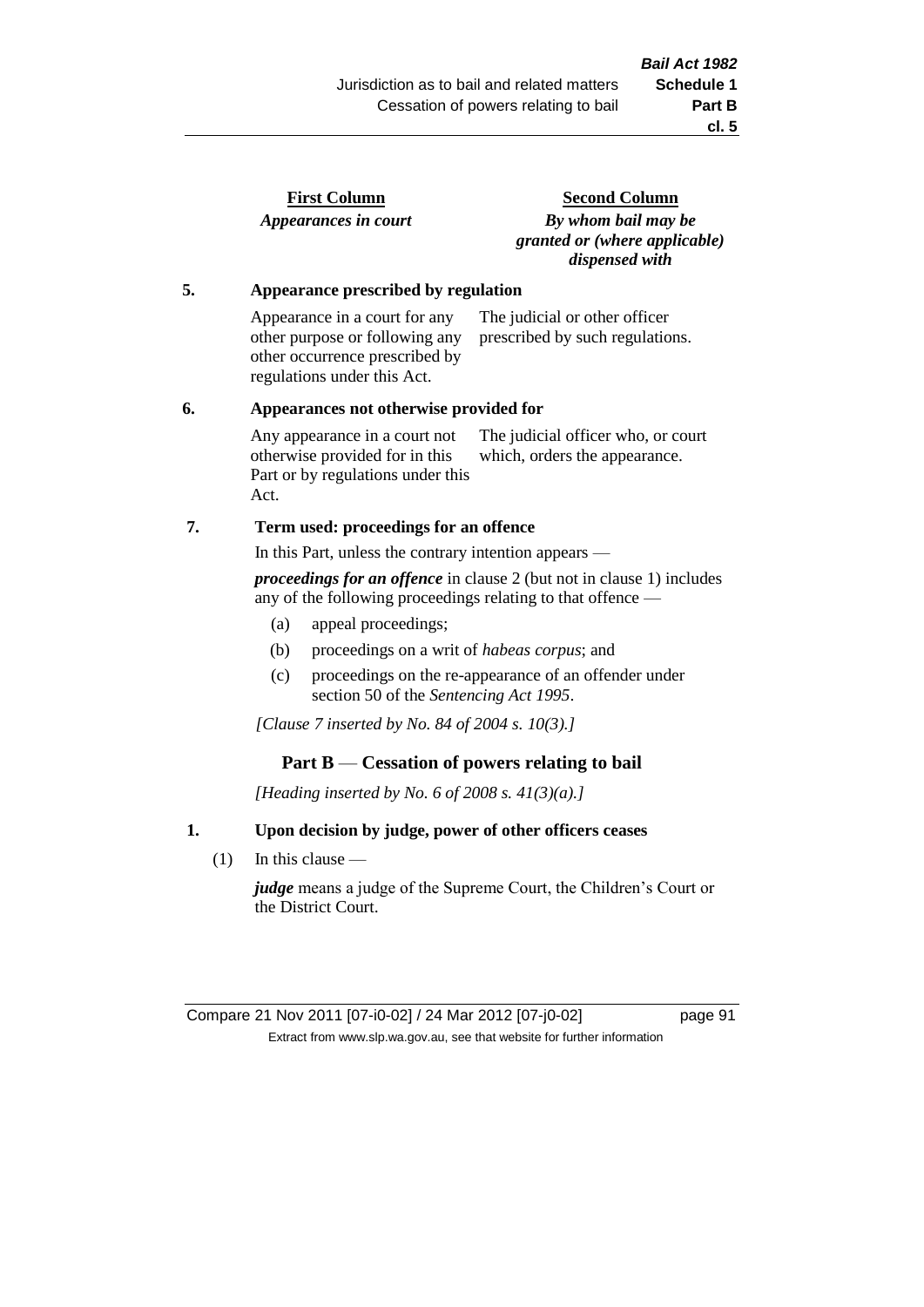| First Column | Second Column |
|---|---|
| *Appearances in court* | *By whom bail may be granted or (where applicable) dispensed with* |

**5. Appearance prescribed by regulation**

| | |
|---|---|
| Appearance in a court for any other purpose or following any other occurrence prescribed by regulations under this Act. | The judicial or other officer prescribed by such regulations. |

**6. Appearances not otherwise provided for**

| | |
|---|---|
| Any appearance in a court not otherwise provided for in this Part or by regulations under this Act. | The judicial officer who, or court which, orders the appearance. |

**7. Term used: proceedings for an offence**

In this Part, unless the contrary intention appears —

***proceedings for an offence*** in clause 2 (but not in clause 1) includes any of the following proceedings relating to that offence —

- (a) appeal proceedings;
- (b) proceedings on a writ of *habeas corpus*; and
- (c) proceedings on the re-appearance of an offender under section 50 of the *Sentencing Act 1995*.

*[Clause 7 inserted by No. 84 of 2004 s. 10(3).]*

## Part B — Cessation of powers relating to bail

*[Heading inserted by No. 6 of 2008 s. 41(3)(a).]*

**1. Upon decision by judge, power of other officers ceases**

(1) In this clause —

***judge*** means a judge of the Supreme Court, the Children's Court or the District Court.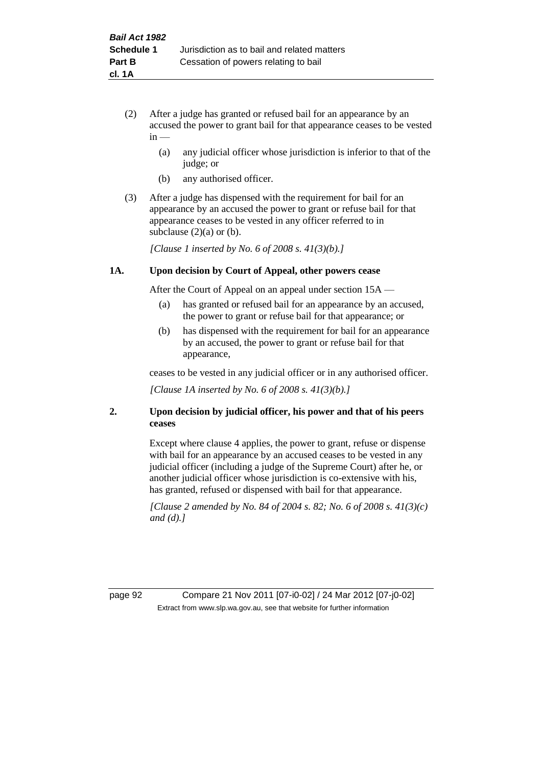(2) After a judge has granted or refused bail for an appearance by an accused the power to grant bail for that appearance ceases to be vested in —

   (a) any judicial officer whose jurisdiction is inferior to that of the judge; or

   (b) any authorised officer.

(3) After a judge has dispensed with the requirement for bail for an appearance by an accused the power to grant or refuse bail for that appearance ceases to be vested in any officer referred to in subclause (2)(a) or (b).

*[Clause 1 inserted by No. 6 of 2008 s. 41(3)(b).]*

### 1A. Upon decision by Court of Appeal, other powers cease

After the Court of Appeal on an appeal under section 15A —

   (a) has granted or refused bail for an appearance by an accused, the power to grant or refuse bail for that appearance; or

   (b) has dispensed with the requirement for bail for an appearance by an accused, the power to grant or refuse bail for that appearance,

ceases to be vested in any judicial officer or in any authorised officer.

*[Clause 1A inserted by No. 6 of 2008 s. 41(3)(b).]*

### 2. Upon decision by judicial officer, his power and that of his peers ceases

Except where clause 4 applies, the power to grant, refuse or dispense with bail for an appearance by an accused ceases to be vested in any judicial officer (including a judge of the Supreme Court) after he, or another judicial officer whose jurisdiction is co-extensive with his, has granted, refused or dispensed with bail for that appearance.

*[Clause 2 amended by No. 84 of 2004 s. 82; No. 6 of 2008 s. 41(3)(c) and (d).]*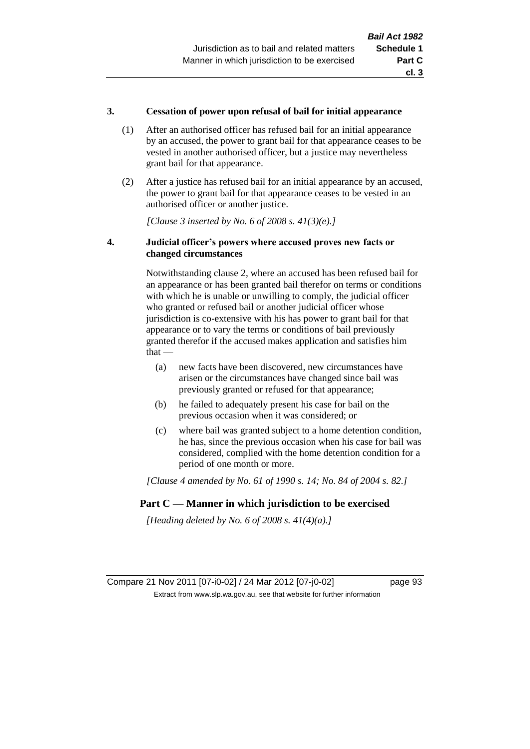### 3. Cessation of power upon refusal of bail for initial appearance

(1) After an authorised officer has refused bail for an initial appearance by an accused, the power to grant bail for that appearance ceases to be vested in another authorised officer, but a justice may nevertheless grant bail for that appearance.

(2) After a justice has refused bail for an initial appearance by an accused, the power to grant bail for that appearance ceases to be vested in an authorised officer or another justice.

*[Clause 3 inserted by No. 6 of 2008 s. 41(3)(e).]*

### 4. Judicial officer's powers where accused proves new facts or changed circumstances

Notwithstanding clause 2, where an accused has been refused bail for an appearance or has been granted bail therefor on terms or conditions with which he is unable or unwilling to comply, the judicial officer who granted or refused bail or another judicial officer whose jurisdiction is co-extensive with his has power to grant bail for that appearance or to vary the terms or conditions of bail previously granted therefor if the accused makes application and satisfies him that —

(a) new facts have been discovered, new circumstances have arisen or the circumstances have changed since bail was previously granted or refused for that appearance;

(b) he failed to adequately present his case for bail on the previous occasion when it was considered; or

(c) where bail was granted subject to a home detention condition, he has, since the previous occasion when his case for bail was considered, complied with the home detention condition for a period of one month or more.

*[Clause 4 amended by No. 61 of 1990 s. 14; No. 84 of 2004 s. 82.]*

## Part C — Manner in which jurisdiction to be exercised

*[Heading deleted by No. 6 of 2008 s. 41(4)(a).]*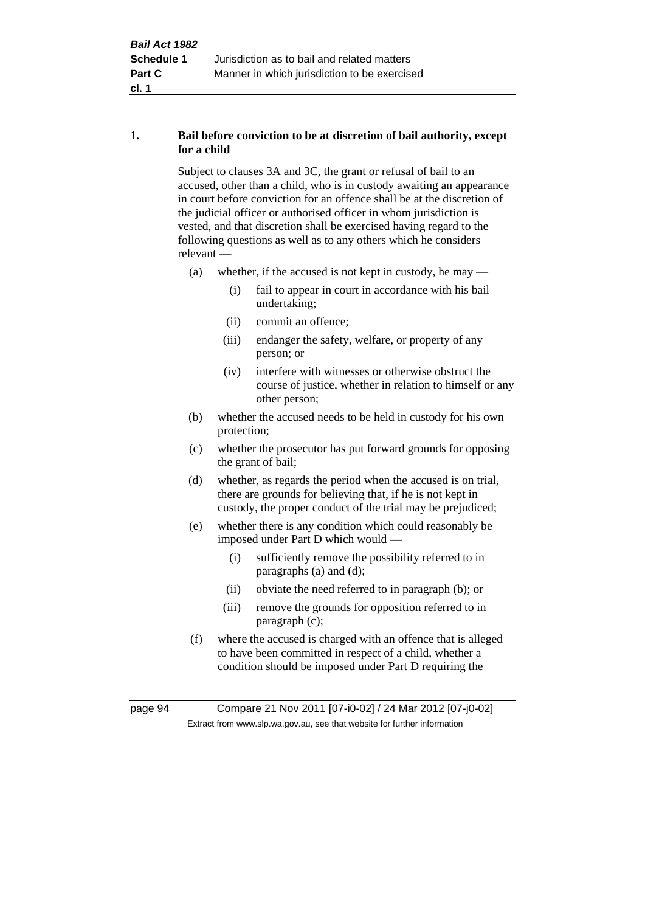**1. Bail before conviction to be at discretion of bail authority, except for a child**

Subject to clauses 3A and 3C, the grant or refusal of bail to an accused, other than a child, who is in custody awaiting an appearance in court before conviction for an offence shall be at the discretion of the judicial officer or authorised officer in whom jurisdiction is vested, and that discretion shall be exercised having regard to the following questions as well as to any others which he considers relevant —

- (a) whether, if the accused is not kept in custody, he may —
  - (i) fail to appear in court in accordance with his bail undertaking;
  - (ii) commit an offence;
  - (iii) endanger the safety, welfare, or property of any person; or
  - (iv) interfere with witnesses or otherwise obstruct the course of justice, whether in relation to himself or any other person;
- (b) whether the accused needs to be held in custody for his own protection;
- (c) whether the prosecutor has put forward grounds for opposing the grant of bail;
- (d) whether, as regards the period when the accused is on trial, there are grounds for believing that, if he is not kept in custody, the proper conduct of the trial may be prejudiced;
- (e) whether there is any condition which could reasonably be imposed under Part D which would —
  - (i) sufficiently remove the possibility referred to in paragraphs (a) and (d);
  - (ii) obviate the need referred to in paragraph (b); or
  - (iii) remove the grounds for opposition referred to in paragraph (c);
- (f) where the accused is charged with an offence that is alleged to have been committed in respect of a child, whether a condition should be imposed under Part D requiring the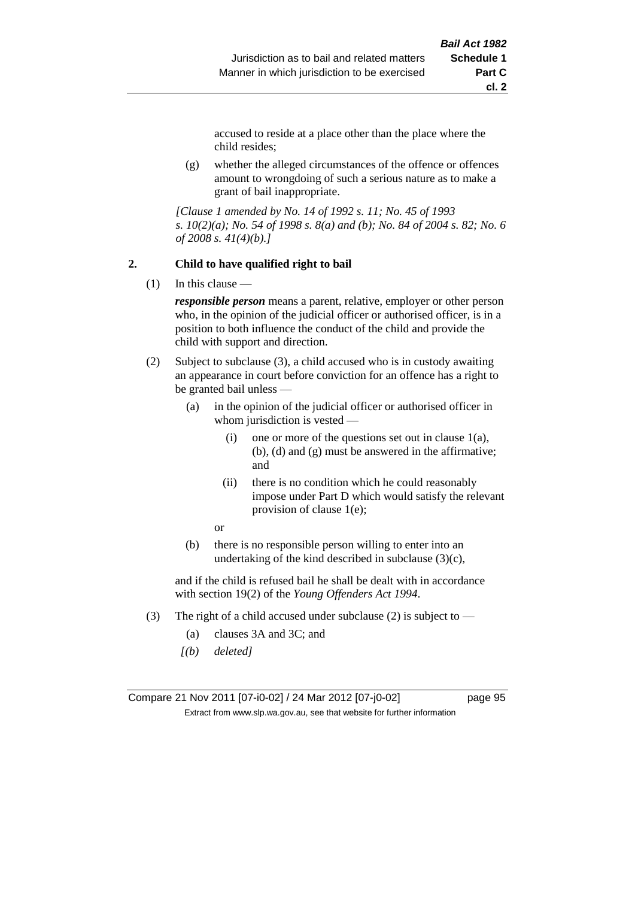accused to reside at a place other than the place where the child resides;

(g) whether the alleged circumstances of the offence or offences amount to wrongdoing of such a serious nature as to make a grant of bail inappropriate.

*[Clause 1 amended by No. 14 of 1992 s. 11; No. 45 of 1993 s. 10(2)(a); No. 54 of 1998 s. 8(a) and (b); No. 84 of 2004 s. 82; No. 6 of 2008 s. 41(4)(b).]*

**2. Child to have qualified right to bail**

(1) In this clause —

***responsible person*** means a parent, relative, employer or other person who, in the opinion of the judicial officer or authorised officer, is in a position to both influence the conduct of the child and provide the child with support and direction.

(2) Subject to subclause (3), a child accused who is in custody awaiting an appearance in court before conviction for an offence has a right to be granted bail unless —

(a) in the opinion of the judicial officer or authorised officer in whom jurisdiction is vested —

(i) one or more of the questions set out in clause 1(a), (b), (d) and (g) must be answered in the affirmative; and

(ii) there is no condition which he could reasonably impose under Part D which would satisfy the relevant provision of clause 1(e);

or

(b) there is no responsible person willing to enter into an undertaking of the kind described in subclause (3)(c),

and if the child is refused bail he shall be dealt with in accordance with section 19(2) of the *Young Offenders Act 1994*.

(3) The right of a child accused under subclause (2) is subject to —

(a) clauses 3A and 3C; and

*[(b) deleted]*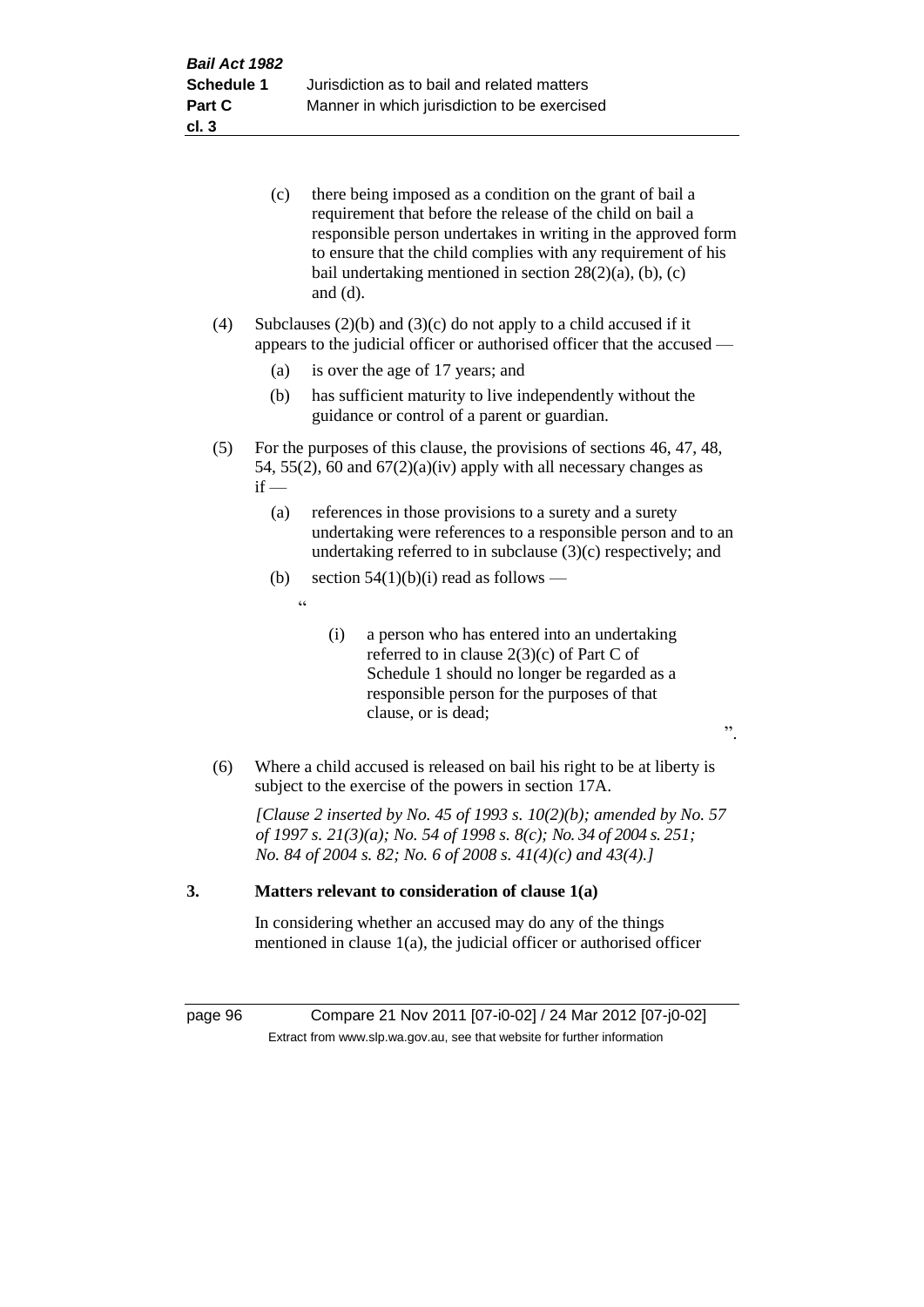(c) there being imposed as a condition on the grant of bail a requirement that before the release of the child on bail a responsible person undertakes in writing in the approved form to ensure that the child complies with any requirement of his bail undertaking mentioned in section 28(2)(a), (b), (c) and (d).

(4) Subclauses (2)(b) and (3)(c) do not apply to a child accused if it appears to the judicial officer or authorised officer that the accused —

(a) is over the age of 17 years; and

(b) has sufficient maturity to live independently without the guidance or control of a parent or guardian.

(5) For the purposes of this clause, the provisions of sections 46, 47, 48, 54, 55(2), 60 and 67(2)(a)(iv) apply with all necessary changes as if —

(a) references in those provisions to a surety and a surety undertaking were references to a responsible person and to an undertaking referred to in subclause (3)(c) respectively; and

(b) section 54(1)(b)(i) read as follows —

"

(i) a person who has entered into an undertaking referred to in clause 2(3)(c) of Part C of Schedule 1 should no longer be regarded as a responsible person for the purposes of that clause, or is dead;

".

(6) Where a child accused is released on bail his right to be at liberty is subject to the exercise of the powers in section 17A.

*[Clause 2 inserted by No. 45 of 1993 s. 10(2)(b); amended by No. 57 of 1997 s. 21(3)(a); No. 54 of 1998 s. 8(c); No. 34 of 2004 s. 251; No. 84 of 2004 s. 82; No. 6 of 2008 s. 41(4)(c) and 43(4).]*

### 3. Matters relevant to consideration of clause 1(a)

In considering whether an accused may do any of the things mentioned in clause 1(a), the judicial officer or authorised officer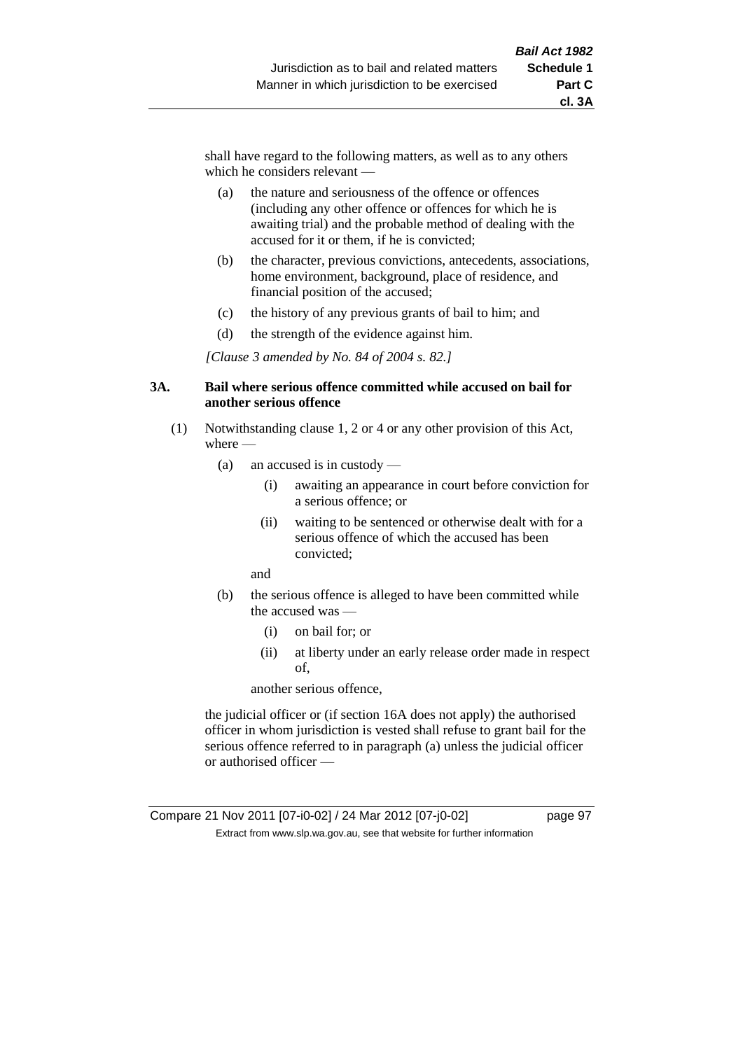shall have regard to the following matters, as well as to any others which he considers relevant —

(a) the nature and seriousness of the offence or offences (including any other offence or offences for which he is awaiting trial) and the probable method of dealing with the accused for it or them, if he is convicted;

(b) the character, previous convictions, antecedents, associations, home environment, background, place of residence, and financial position of the accused;

(c) the history of any previous grants of bail to him; and

(d) the strength of the evidence against him.

*[Clause 3 amended by No. 84 of 2004 s. 82.]*

### 3A. Bail where serious offence committed while accused on bail for another serious offence

(1) Notwithstanding clause 1, 2 or 4 or any other provision of this Act, where —

(a) an accused is in custody —

(i) awaiting an appearance in court before conviction for a serious offence; or

(ii) waiting to be sentenced or otherwise dealt with for a serious offence of which the accused has been convicted;

and

(b) the serious offence is alleged to have been committed while the accused was —

(i) on bail for; or

(ii) at liberty under an early release order made in respect of,

another serious offence,

the judicial officer or (if section 16A does not apply) the authorised officer in whom jurisdiction is vested shall refuse to grant bail for the serious offence referred to in paragraph (a) unless the judicial officer or authorised officer —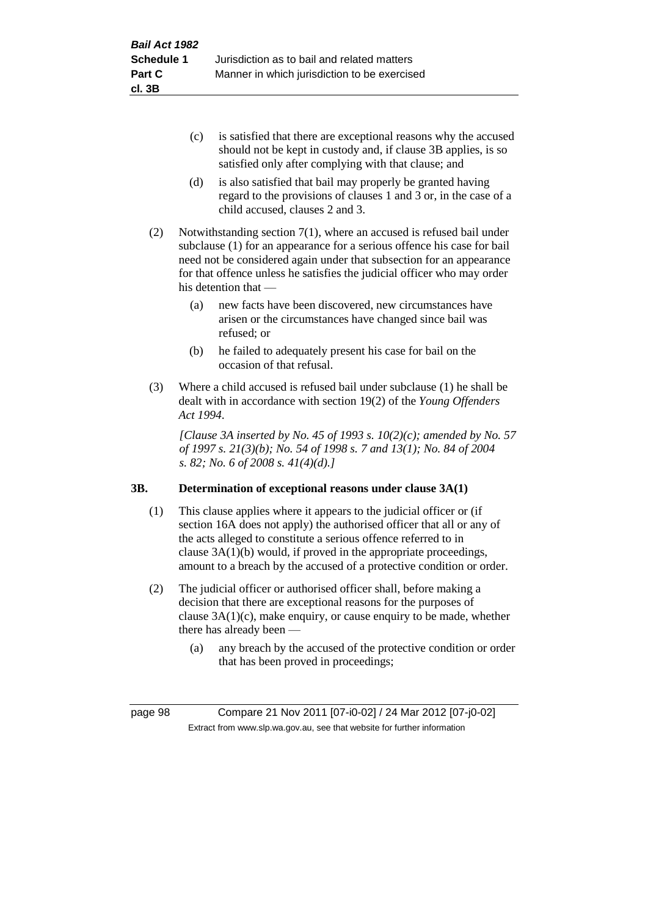(c) is satisfied that there are exceptional reasons why the accused should not be kept in custody and, if clause 3B applies, is so satisfied only after complying with that clause; and

(d) is also satisfied that bail may properly be granted having regard to the provisions of clauses 1 and 3 or, in the case of a child accused, clauses 2 and 3.

(2) Notwithstanding section 7(1), where an accused is refused bail under subclause (1) for an appearance for a serious offence his case for bail need not be considered again under that subsection for an appearance for that offence unless he satisfies the judicial officer who may order his detention that —

(a) new facts have been discovered, new circumstances have arisen or the circumstances have changed since bail was refused; or

(b) he failed to adequately present his case for bail on the occasion of that refusal.

(3) Where a child accused is refused bail under subclause (1) he shall be dealt with in accordance with section 19(2) of the *Young Offenders Act 1994*.

*[Clause 3A inserted by No. 45 of 1993 s. 10(2)(c); amended by No. 57 of 1997 s. 21(3)(b); No. 54 of 1998 s. 7 and 13(1); No. 84 of 2004 s. 82; No. 6 of 2008 s. 41(4)(d).]*

### 3B. Determination of exceptional reasons under clause 3A(1)

(1) This clause applies where it appears to the judicial officer or (if section 16A does not apply) the authorised officer that all or any of the acts alleged to constitute a serious offence referred to in clause 3A(1)(b) would, if proved in the appropriate proceedings, amount to a breach by the accused of a protective condition or order.

(2) The judicial officer or authorised officer shall, before making a decision that there are exceptional reasons for the purposes of clause 3A(1)(c), make enquiry, or cause enquiry to be made, whether there has already been —

(a) any breach by the accused of the protective condition or order that has been proved in proceedings;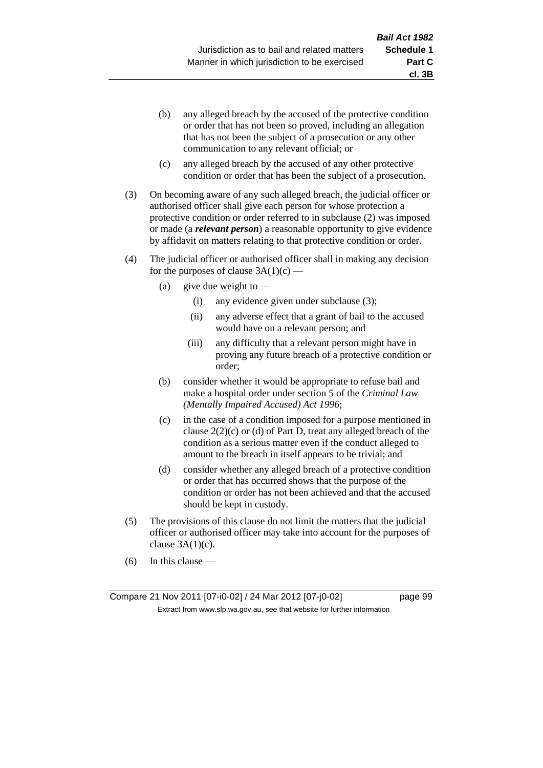(b) any alleged breach by the accused of the protective condition or order that has not been so proved, including an allegation that has not been the subject of a prosecution or any other communication to any relevant official; or

(c) any alleged breach by the accused of any other protective condition or order that has been the subject of a prosecution.

(3) On becoming aware of any such alleged breach, the judicial officer or authorised officer shall give each person for whose protection a protective condition or order referred to in subclause (2) was imposed or made (a ***relevant person***) a reasonable opportunity to give evidence by affidavit on matters relating to that protective condition or order.

(4) The judicial officer or authorised officer shall in making any decision for the purposes of clause 3A(1)(c) —

(a) give due weight to —

(i) any evidence given under subclause (3);

(ii) any adverse effect that a grant of bail to the accused would have on a relevant person; and

(iii) any difficulty that a relevant person might have in proving any future breach of a protective condition or order;

(b) consider whether it would be appropriate to refuse bail and make a hospital order under section 5 of the *Criminal Law (Mentally Impaired Accused) Act 1996*;

(c) in the case of a condition imposed for a purpose mentioned in clause 2(2)(c) or (d) of Part D, treat any alleged breach of the condition as a serious matter even if the conduct alleged to amount to the breach in itself appears to be trivial; and

(d) consider whether any alleged breach of a protective condition or order that has occurred shows that the purpose of the condition or order has not been achieved and that the accused should be kept in custody.

(5) The provisions of this clause do not limit the matters that the judicial officer or authorised officer may take into account for the purposes of clause 3A(1)(c).

(6) In this clause —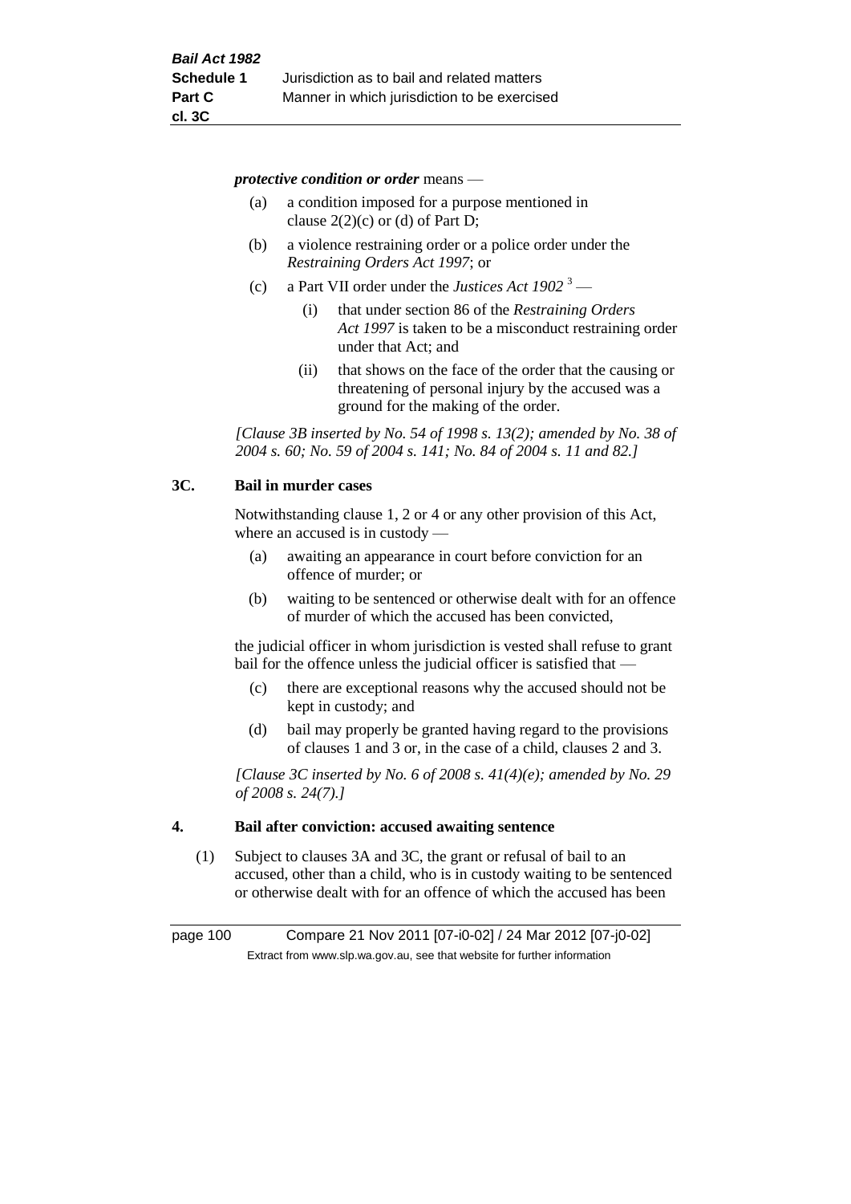*protective condition or order* means —

(a) a condition imposed for a purpose mentioned in clause 2(2)(c) or (d) of Part D;

(b) a violence restraining order or a police order under the *Restraining Orders Act 1997*; or

(c) a Part VII order under the *Justices Act 1902* [3] —

   (i) that under section 86 of the *Restraining Orders Act 1997* is taken to be a misconduct restraining order under that Act; and

   (ii) that shows on the face of the order that the causing or threatening of personal injury by the accused was a ground for the making of the order.

*[Clause 3B inserted by No. 54 of 1998 s. 13(2); amended by No. 38 of 2004 s. 60; No. 59 of 2004 s. 141; No. 84 of 2004 s. 11 and 82.]*

## 3C. Bail in murder cases

Notwithstanding clause 1, 2 or 4 or any other provision of this Act, where an accused is in custody —

(a) awaiting an appearance in court before conviction for an offence of murder; or

(b) waiting to be sentenced or otherwise dealt with for an offence of murder of which the accused has been convicted,

the judicial officer in whom jurisdiction is vested shall refuse to grant bail for the offence unless the judicial officer is satisfied that —

(c) there are exceptional reasons why the accused should not be kept in custody; and

(d) bail may properly be granted having regard to the provisions of clauses 1 and 3 or, in the case of a child, clauses 2 and 3.

*[Clause 3C inserted by No. 6 of 2008 s. 41(4)(e); amended by No. 29 of 2008 s. 24(7).]*

## 4. Bail after conviction: accused awaiting sentence

(1) Subject to clauses 3A and 3C, the grant or refusal of bail to an accused, other than a child, who is in custody waiting to be sentenced or otherwise dealt with for an offence of which the accused has been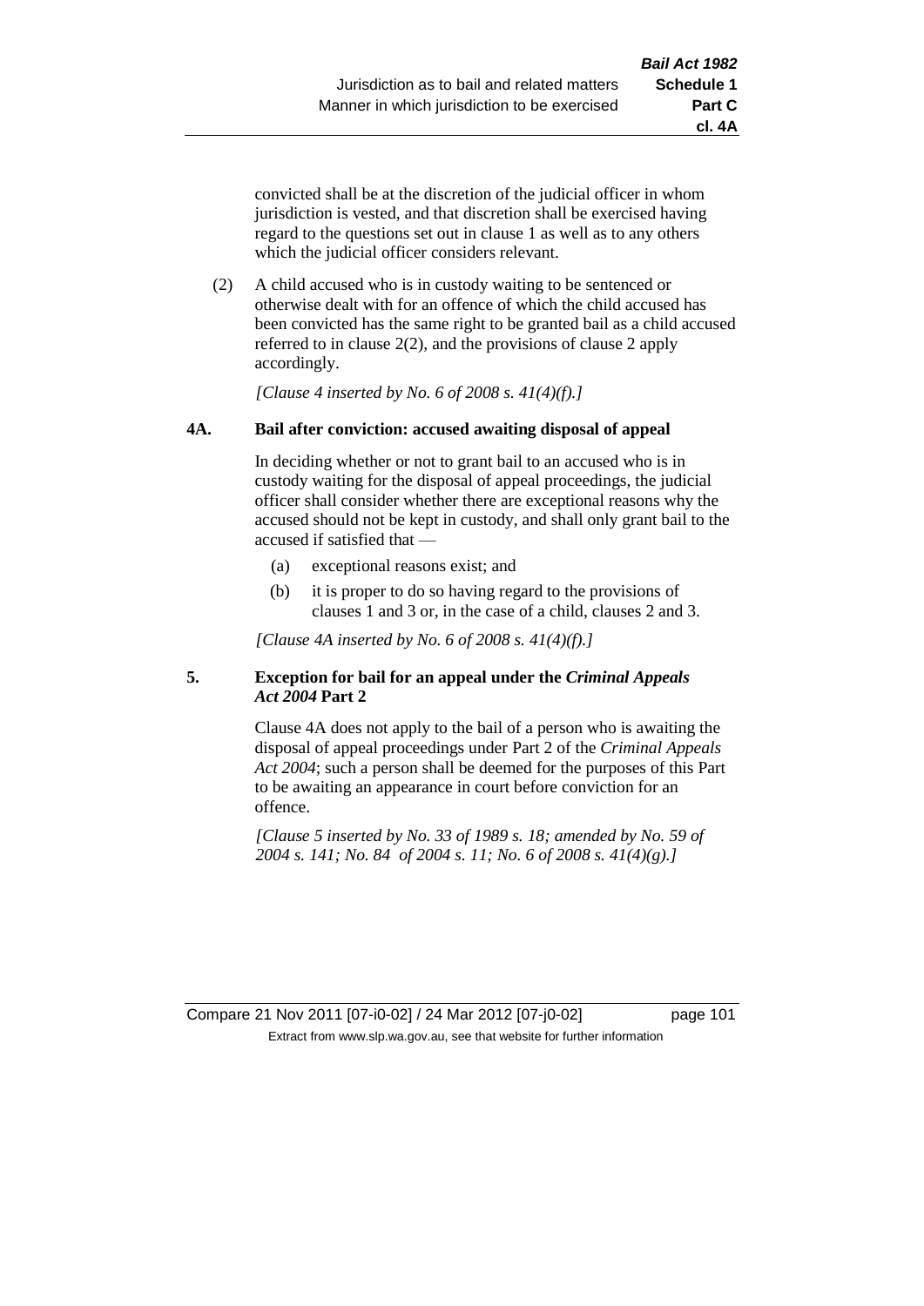convicted shall be at the discretion of the judicial officer in whom jurisdiction is vested, and that discretion shall be exercised having regard to the questions set out in clause 1 as well as to any others which the judicial officer considers relevant.

(2) A child accused who is in custody waiting to be sentenced or otherwise dealt with for an offence of which the child accused has been convicted has the same right to be granted bail as a child accused referred to in clause 2(2), and the provisions of clause 2 apply accordingly.

*[Clause 4 inserted by No. 6 of 2008 s. 41(4)(f).]*

### 4A. Bail after conviction: accused awaiting disposal of appeal

In deciding whether or not to grant bail to an accused who is in custody waiting for the disposal of appeal proceedings, the judicial officer shall consider whether there are exceptional reasons why the accused should not be kept in custody, and shall only grant bail to the accused if satisfied that —

(a) exceptional reasons exist; and

(b) it is proper to do so having regard to the provisions of clauses 1 and 3 or, in the case of a child, clauses 2 and 3.

*[Clause 4A inserted by No. 6 of 2008 s. 41(4)(f).]*

### 5. Exception for bail for an appeal under the *Criminal Appeals Act 2004* Part 2

Clause 4A does not apply to the bail of a person who is awaiting the disposal of appeal proceedings under Part 2 of the *Criminal Appeals Act 2004*; such a person shall be deemed for the purposes of this Part to be awaiting an appearance in court before conviction for an offence.

*[Clause 5 inserted by No. 33 of 1989 s. 18; amended by No. 59 of 2004 s. 141; No. 84 of 2004 s. 11; No. 6 of 2008 s. 41(4)(g).]*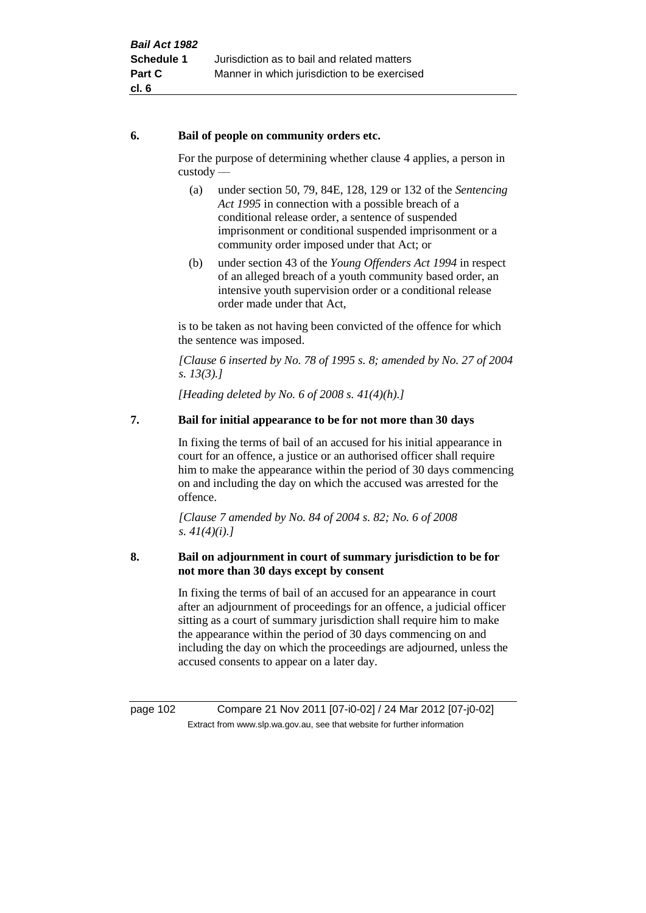**6. Bail of people on community orders etc.**

For the purpose of determining whether clause 4 applies, a person in custody —

(a) under section 50, 79, 84E, 128, 129 or 132 of the *Sentencing Act 1995* in connection with a possible breach of a conditional release order, a sentence of suspended imprisonment or conditional suspended imprisonment or a community order imposed under that Act; or

(b) under section 43 of the *Young Offenders Act 1994* in respect of an alleged breach of a youth community based order, an intensive youth supervision order or a conditional release order made under that Act,

is to be taken as not having been convicted of the offence for which the sentence was imposed.

*[Clause 6 inserted by No. 78 of 1995 s. 8; amended by No. 27 of 2004 s. 13(3).]*

*[Heading deleted by No. 6 of 2008 s. 41(4)(h).]*

**7. Bail for initial appearance to be for not more than 30 days**

In fixing the terms of bail of an accused for his initial appearance in court for an offence, a justice or an authorised officer shall require him to make the appearance within the period of 30 days commencing on and including the day on which the accused was arrested for the offence.

*[Clause 7 amended by No. 84 of 2004 s. 82; No. 6 of 2008 s. 41(4)(i).]*

**8. Bail on adjournment in court of summary jurisdiction to be for not more than 30 days except by consent**

In fixing the terms of bail of an accused for an appearance in court after an adjournment of proceedings for an offence, a judicial officer sitting as a court of summary jurisdiction shall require him to make the appearance within the period of 30 days commencing on and including the day on which the proceedings are adjourned, unless the accused consents to appear on a later day.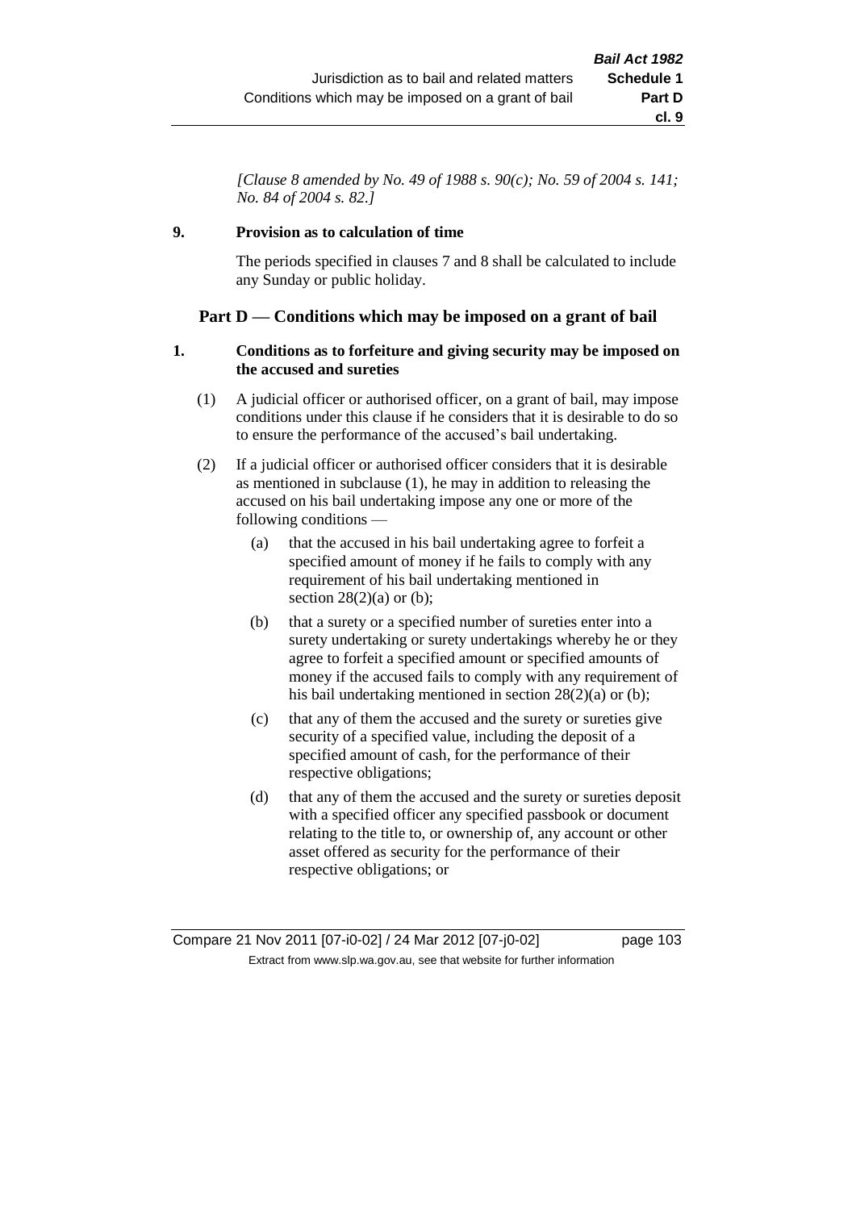*[Clause 8 amended by No. 49 of 1988 s. 90(c); No. 59 of 2004 s. 141; No. 84 of 2004 s. 82.]*

**9. Provision as to calculation of time**

The periods specified in clauses 7 and 8 shall be calculated to include any Sunday or public holiday.

## Part D — Conditions which may be imposed on a grant of bail

**1. Conditions as to forfeiture and giving security may be imposed on the accused and sureties**

(1) A judicial officer or authorised officer, on a grant of bail, may impose conditions under this clause if he considers that it is desirable to do so to ensure the performance of the accused's bail undertaking.

(2) If a judicial officer or authorised officer considers that it is desirable as mentioned in subclause (1), he may in addition to releasing the accused on his bail undertaking impose any one or more of the following conditions —

(a) that the accused in his bail undertaking agree to forfeit a specified amount of money if he fails to comply with any requirement of his bail undertaking mentioned in section 28(2)(a) or (b);

(b) that a surety or a specified number of sureties enter into a surety undertaking or surety undertakings whereby he or they agree to forfeit a specified amount or specified amounts of money if the accused fails to comply with any requirement of his bail undertaking mentioned in section 28(2)(a) or (b);

(c) that any of them the accused and the surety or sureties give security of a specified value, including the deposit of a specified amount of cash, for the performance of their respective obligations;

(d) that any of them the accused and the surety or sureties deposit with a specified officer any specified passbook or document relating to the title to, or ownership of, any account or other asset offered as security for the performance of their respective obligations; or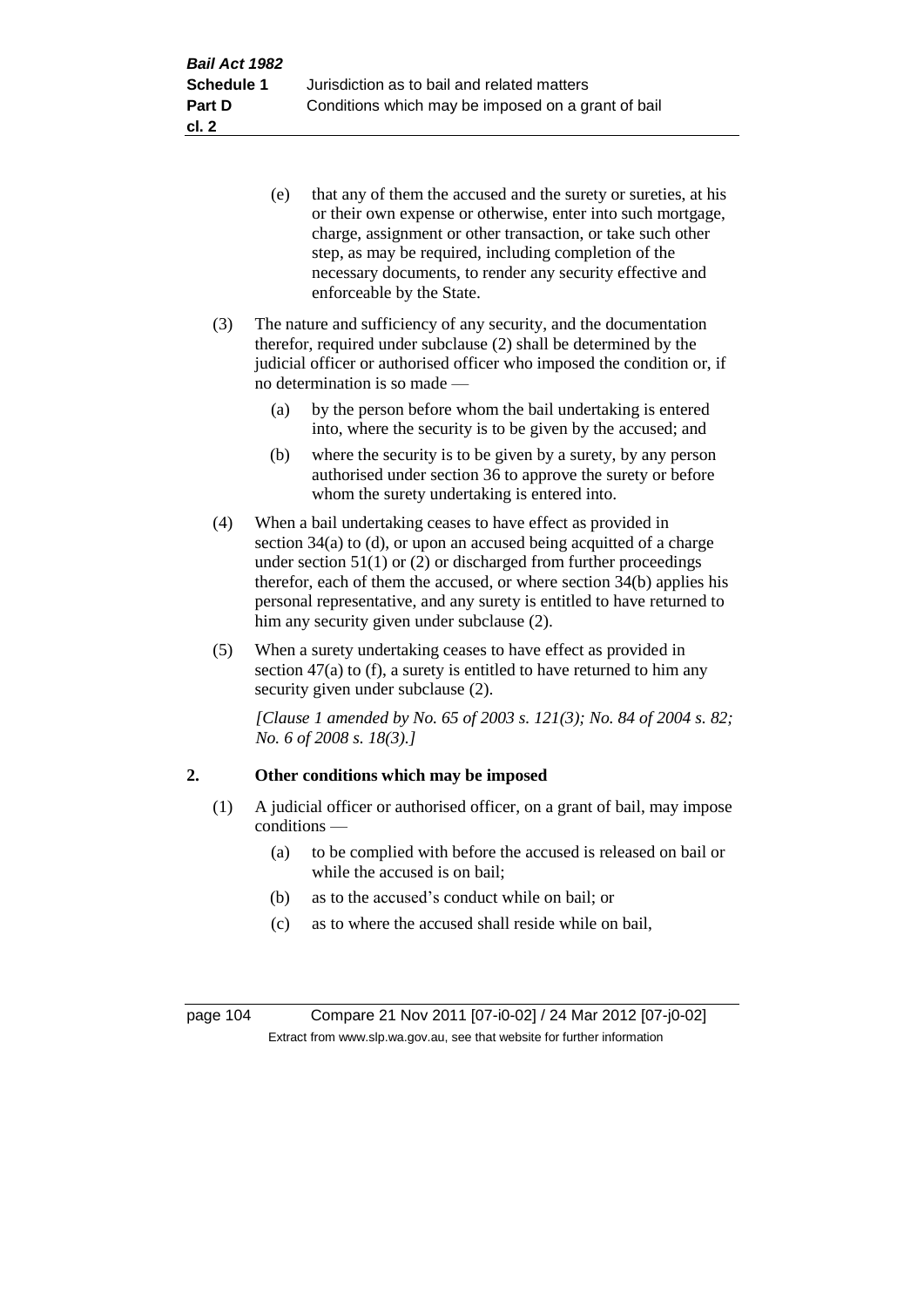(e) that any of them the accused and the surety or sureties, at his or their own expense or otherwise, enter into such mortgage, charge, assignment or other transaction, or take such other step, as may be required, including completion of the necessary documents, to render any security effective and enforceable by the State.

(3) The nature and sufficiency of any security, and the documentation therefor, required under subclause (2) shall be determined by the judicial officer or authorised officer who imposed the condition or, if no determination is so made —

(a) by the person before whom the bail undertaking is entered into, where the security is to be given by the accused; and

(b) where the security is to be given by a surety, by any person authorised under section 36 to approve the surety or before whom the surety undertaking is entered into.

(4) When a bail undertaking ceases to have effect as provided in section 34(a) to (d), or upon an accused being acquitted of a charge under section 51(1) or (2) or discharged from further proceedings therefor, each of them the accused, or where section 34(b) applies his personal representative, and any surety is entitled to have returned to him any security given under subclause (2).

(5) When a surety undertaking ceases to have effect as provided in section 47(a) to (f), a surety is entitled to have returned to him any security given under subclause (2).

*[Clause 1 amended by No. 65 of 2003 s. 121(3); No. 84 of 2004 s. 82; No. 6 of 2008 s. 18(3).]*

## 2. Other conditions which may be imposed

(1) A judicial officer or authorised officer, on a grant of bail, may impose conditions —

(a) to be complied with before the accused is released on bail or while the accused is on bail;

(b) as to the accused's conduct while on bail; or

(c) as to where the accused shall reside while on bail,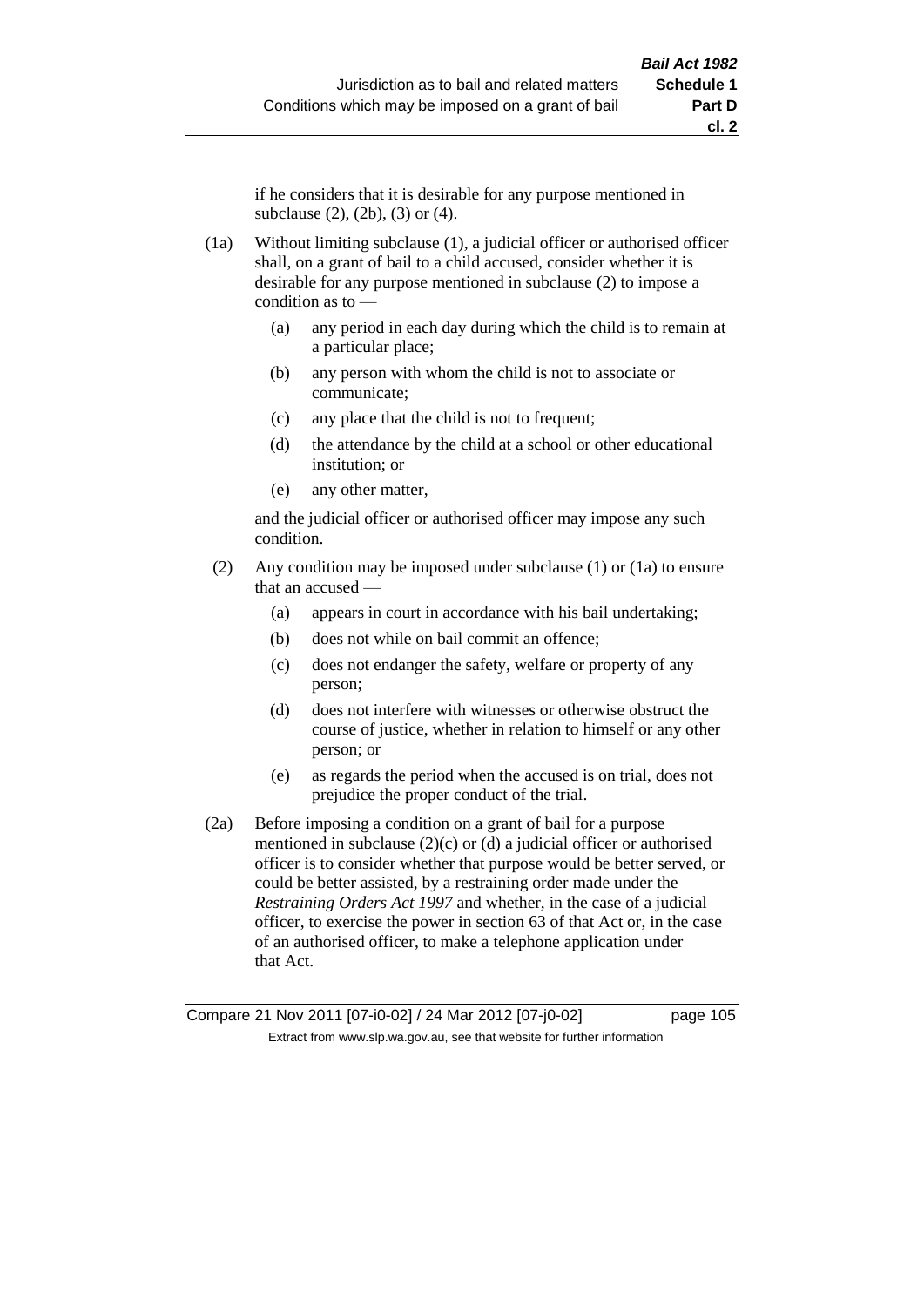if he considers that it is desirable for any purpose mentioned in subclause (2), (2b), (3) or (4).

(1a) Without limiting subclause (1), a judicial officer or authorised officer shall, on a grant of bail to a child accused, consider whether it is desirable for any purpose mentioned in subclause (2) to impose a condition as to —

- (a) any period in each day during which the child is to remain at a particular place;
- (b) any person with whom the child is not to associate or communicate;
- (c) any place that the child is not to frequent;
- (d) the attendance by the child at a school or other educational institution; or
- (e) any other matter,

and the judicial officer or authorised officer may impose any such condition.

(2) Any condition may be imposed under subclause (1) or (1a) to ensure that an accused —

- (a) appears in court in accordance with his bail undertaking;
- (b) does not while on bail commit an offence;
- (c) does not endanger the safety, welfare or property of any person;
- (d) does not interfere with witnesses or otherwise obstruct the course of justice, whether in relation to himself or any other person; or
- (e) as regards the period when the accused is on trial, does not prejudice the proper conduct of the trial.

(2a) Before imposing a condition on a grant of bail for a purpose mentioned in subclause (2)(c) or (d) a judicial officer or authorised officer is to consider whether that purpose would be better served, or could be better assisted, by a restraining order made under the *Restraining Orders Act 1997* and whether, in the case of a judicial officer, to exercise the power in section 63 of that Act or, in the case of an authorised officer, to make a telephone application under that Act.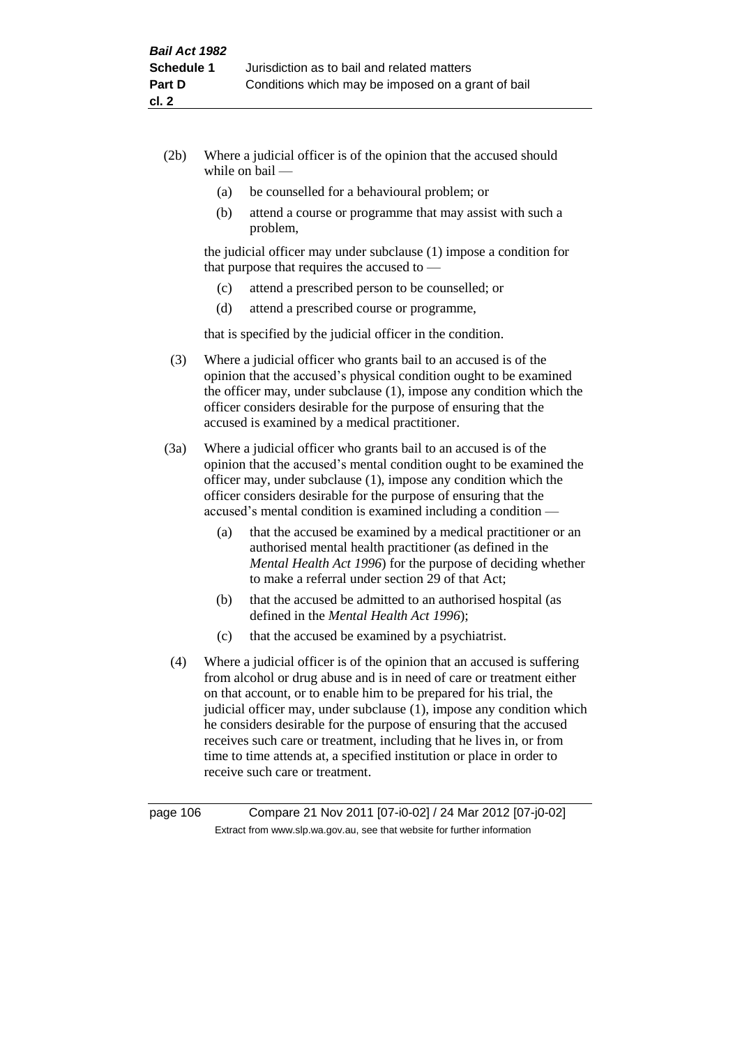(2b) Where a judicial officer is of the opinion that the accused should while on bail —

   (a) be counselled for a behavioural problem; or

   (b) attend a course or programme that may assist with such a problem,

   the judicial officer may under subclause (1) impose a condition for that purpose that requires the accused to —

   (c) attend a prescribed person to be counselled; or

   (d) attend a prescribed course or programme,

   that is specified by the judicial officer in the condition.

(3) Where a judicial officer who grants bail to an accused is of the opinion that the accused's physical condition ought to be examined the officer may, under subclause (1), impose any condition which the officer considers desirable for the purpose of ensuring that the accused is examined by a medical practitioner.

(3a) Where a judicial officer who grants bail to an accused is of the opinion that the accused's mental condition ought to be examined the officer may, under subclause (1), impose any condition which the officer considers desirable for the purpose of ensuring that the accused's mental condition is examined including a condition —

   (a) that the accused be examined by a medical practitioner or an authorised mental health practitioner (as defined in the *Mental Health Act 1996*) for the purpose of deciding whether to make a referral under section 29 of that Act;

   (b) that the accused be admitted to an authorised hospital (as defined in the *Mental Health Act 1996*);

   (c) that the accused be examined by a psychiatrist.

(4) Where a judicial officer is of the opinion that an accused is suffering from alcohol or drug abuse and is in need of care or treatment either on that account, or to enable him to be prepared for his trial, the judicial officer may, under subclause (1), impose any condition which he considers desirable for the purpose of ensuring that the accused receives such care or treatment, including that he lives in, or from time to time attends at, a specified institution or place in order to receive such care or treatment.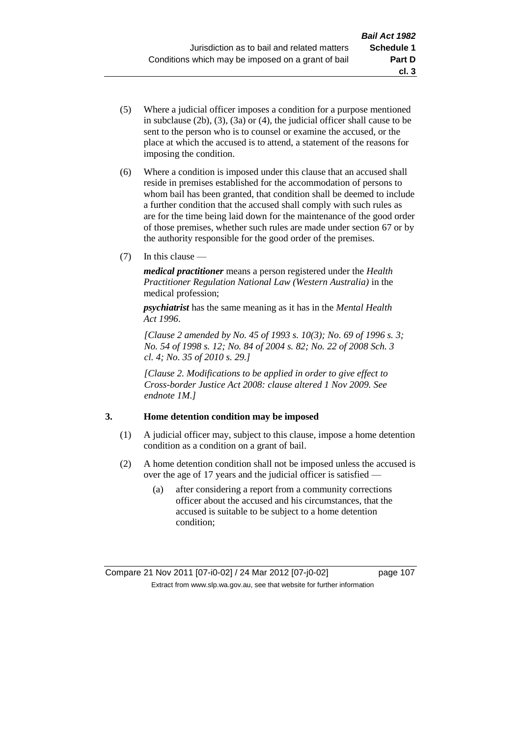(5) Where a judicial officer imposes a condition for a purpose mentioned in subclause (2b), (3), (3a) or (4), the judicial officer shall cause to be sent to the person who is to counsel or examine the accused, or the place at which the accused is to attend, a statement of the reasons for imposing the condition.

(6) Where a condition is imposed under this clause that an accused shall reside in premises established for the accommodation of persons to whom bail has been granted, that condition shall be deemed to include a further condition that the accused shall comply with such rules as are for the time being laid down for the maintenance of the good order of those premises, whether such rules are made under section 67 or by the authority responsible for the good order of the premises.

(7) In this clause —

***medical practitioner*** means a person registered under the *Health Practitioner Regulation National Law (Western Australia)* in the medical profession;

***psychiatrist*** has the same meaning as it has in the *Mental Health Act 1996*.

*[Clause 2 amended by No. 45 of 1993 s. 10(3); No. 69 of 1996 s. 3; No. 54 of 1998 s. 12; No. 84 of 2004 s. 82; No. 22 of 2008 Sch. 3 cl. 4; No. 35 of 2010 s. 29.]*

*[Clause 2. Modifications to be applied in order to give effect to Cross-border Justice Act 2008: clause altered 1 Nov 2009. See endnote 1M.]*

### 3. Home detention condition may be imposed

(1) A judicial officer may, subject to this clause, impose a home detention condition as a condition on a grant of bail.

(2) A home detention condition shall not be imposed unless the accused is over the age of 17 years and the judicial officer is satisfied —

(a) after considering a report from a community corrections officer about the accused and his circumstances, that the accused is suitable to be subject to a home detention condition;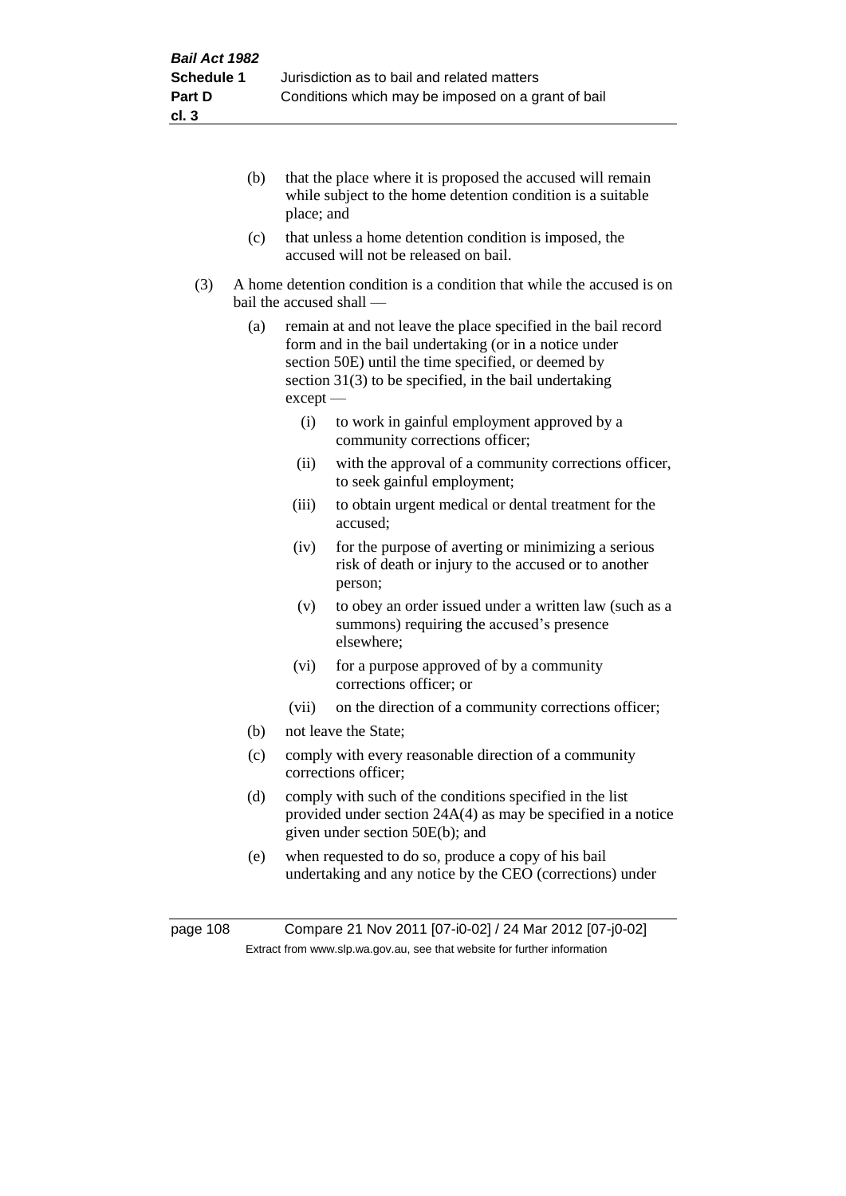(b) that the place where it is proposed the accused will remain while subject to the home detention condition is a suitable place; and

(c) that unless a home detention condition is imposed, the accused will not be released on bail.

(3) A home detention condition is a condition that while the accused is on bail the accused shall —

(a) remain at and not leave the place specified in the bail record form and in the bail undertaking (or in a notice under section 50E) until the time specified, or deemed by section 31(3) to be specified, in the bail undertaking except —

(i) to work in gainful employment approved by a community corrections officer;

(ii) with the approval of a community corrections officer, to seek gainful employment;

(iii) to obtain urgent medical or dental treatment for the accused;

(iv) for the purpose of averting or minimizing a serious risk of death or injury to the accused or to another person;

(v) to obey an order issued under a written law (such as a summons) requiring the accused's presence elsewhere;

(vi) for a purpose approved of by a community corrections officer; or

(vii) on the direction of a community corrections officer;

(b) not leave the State;

(c) comply with every reasonable direction of a community corrections officer;

(d) comply with such of the conditions specified in the list provided under section 24A(4) as may be specified in a notice given under section 50E(b); and

(e) when requested to do so, produce a copy of his bail undertaking and any notice by the CEO (corrections) under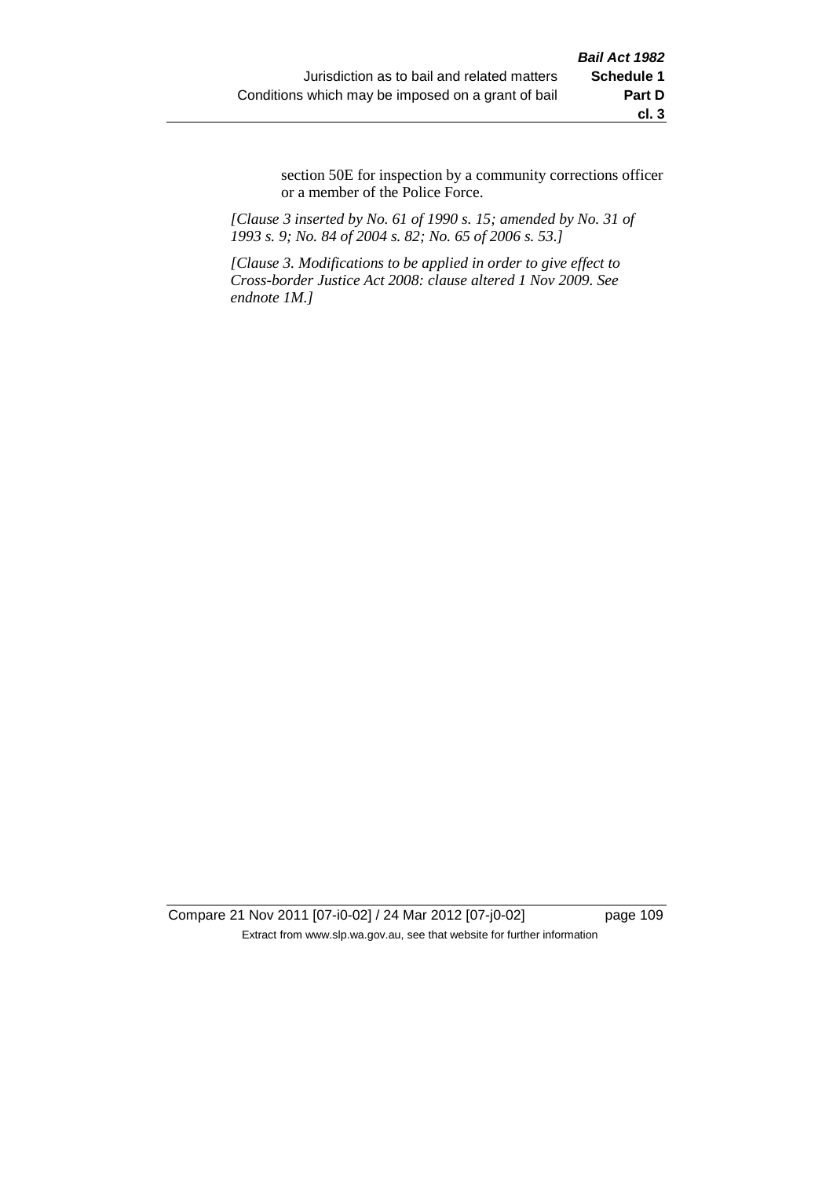section 50E for inspection by a community corrections officer or a member of the Police Force.

*[Clause 3 inserted by No. 61 of 1990 s. 15; amended by No. 31 of 1993 s. 9; No. 84 of 2004 s. 82; No. 65 of 2006 s. 53.]*

*[Clause 3. Modifications to be applied in order to give effect to Cross-border Justice Act 2008: clause altered 1 Nov 2009. See endnote 1M.]*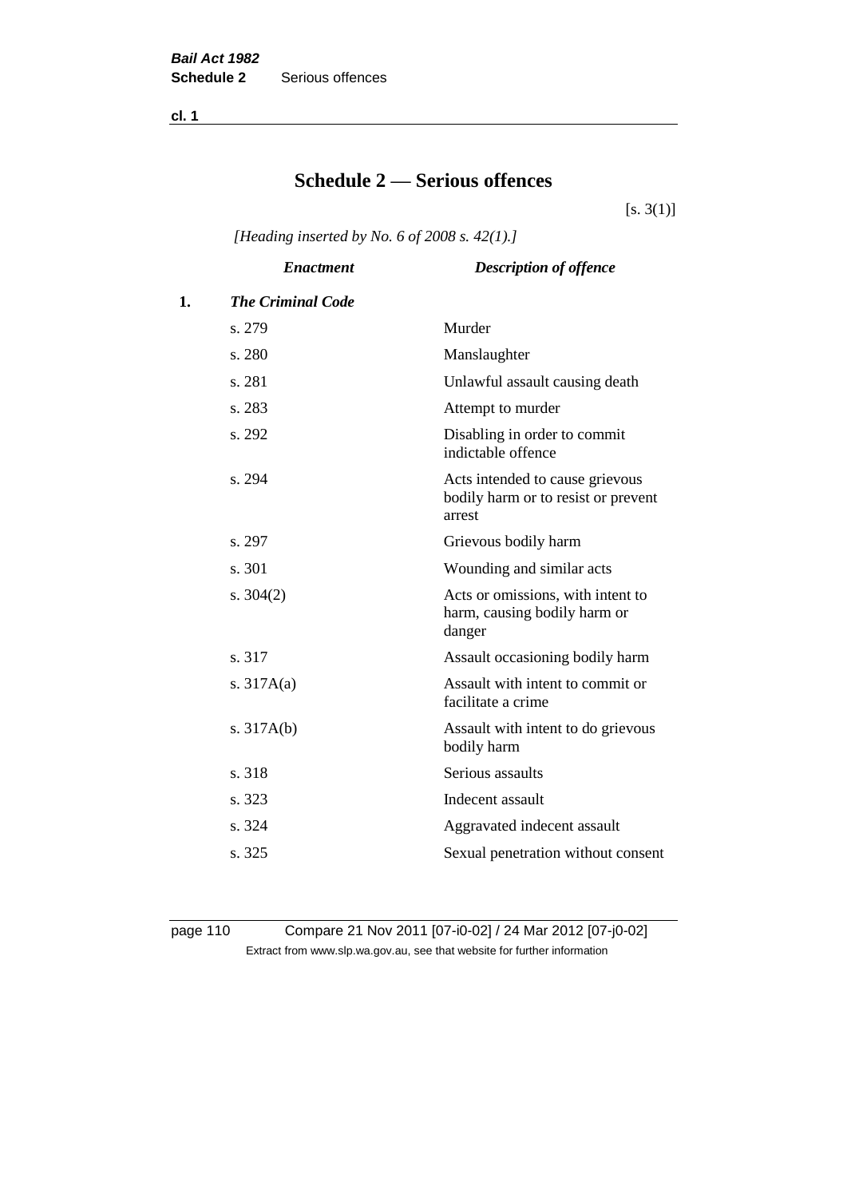# Schedule 2 — Serious offences

[s. 3(1)]

*[Heading inserted by No. 6 of 2008 s. 42(1).]*

| | *Enactment* | *Description of offence* |
|---|---|---|
| **1.** | ***The Criminal Code*** | |
| | s. 279 | Murder |
| | s. 280 | Manslaughter |
| | s. 281 | Unlawful assault causing death |
| | s. 283 | Attempt to murder |
| | s. 292 | Disabling in order to commit indictable offence |
| | s. 294 | Acts intended to cause grievous bodily harm or to resist or prevent arrest |
| | s. 297 | Grievous bodily harm |
| | s. 301 | Wounding and similar acts |
| | s. 304(2) | Acts or omissions, with intent to harm, causing bodily harm or danger |
| | s. 317 | Assault occasioning bodily harm |
| | s. 317A(a) | Assault with intent to commit or facilitate a crime |
| | s. 317A(b) | Assault with intent to do grievous bodily harm |
| | s. 318 | Serious assaults |
| | s. 323 | Indecent assault |
| | s. 324 | Aggravated indecent assault |
| | s. 325 | Sexual penetration without consent |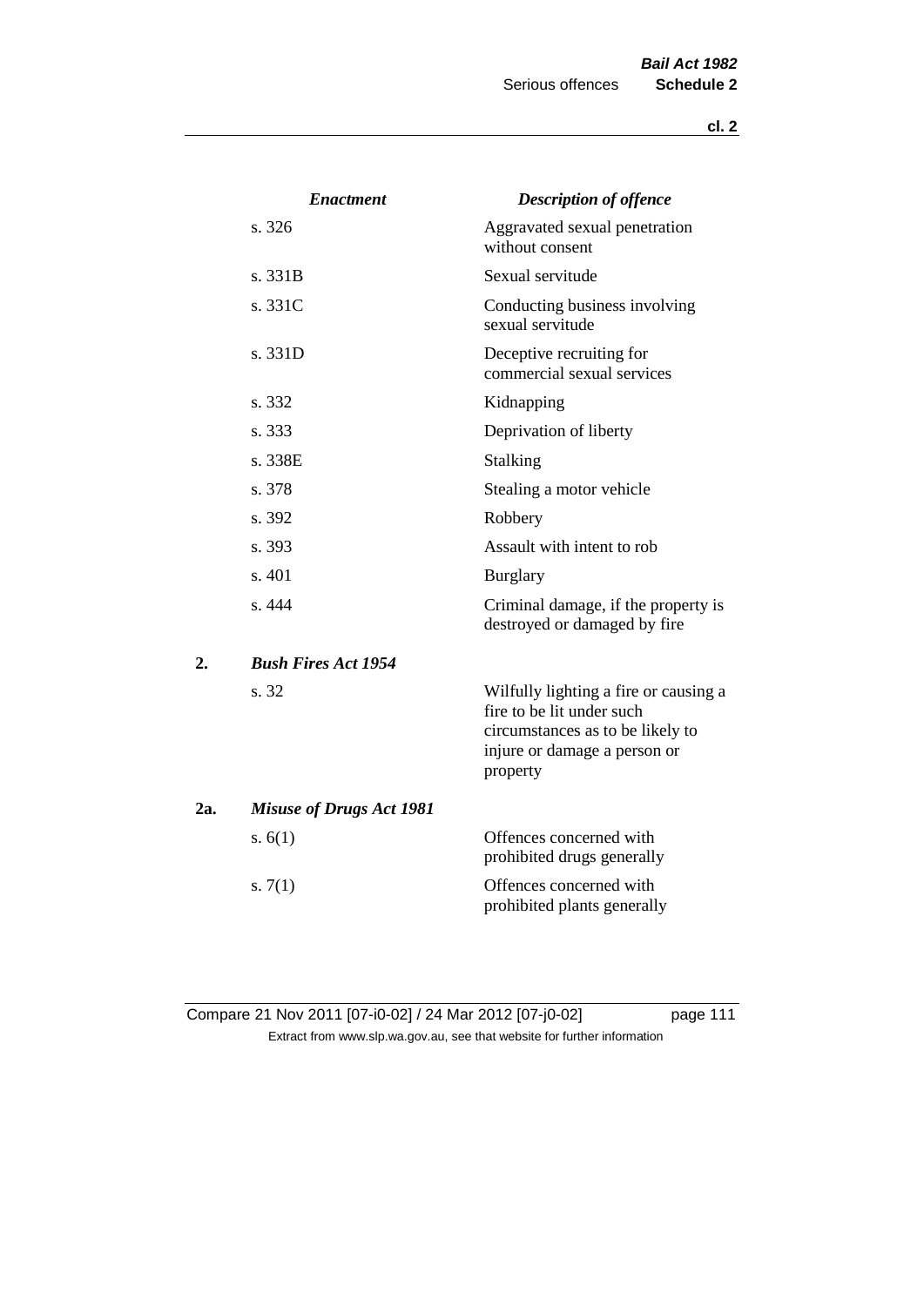| Enactment | Description of offence |
|---|---|
| s. 326 | Aggravated sexual penetration without consent |
| s. 331B | Sexual servitude |
| s. 331C | Conducting business involving sexual servitude |
| s. 331D | Deceptive recruiting for commercial sexual services |
| s. 332 | Kidnapping |
| s. 333 | Deprivation of liberty |
| s. 338E | Stalking |
| s. 378 | Stealing a motor vehicle |
| s. 392 | Robbery |
| s. 393 | Assault with intent to rob |
| s. 401 | Burglary |
| s. 444 | Criminal damage, if the property is destroyed or damaged by fire |

**2. *Bush Fires Act 1954***

| Enactment | Description of offence |
|---|---|
| s. 32 | Wilfully lighting a fire or causing a fire to be lit under such circumstances as to be likely to injure or damage a person or property |

**2a. *Misuse of Drugs Act 1981***

| Enactment | Description of offence |
|---|---|
| s. 6(1) | Offences concerned with prohibited drugs generally |
| s. 7(1) | Offences concerned with prohibited plants generally |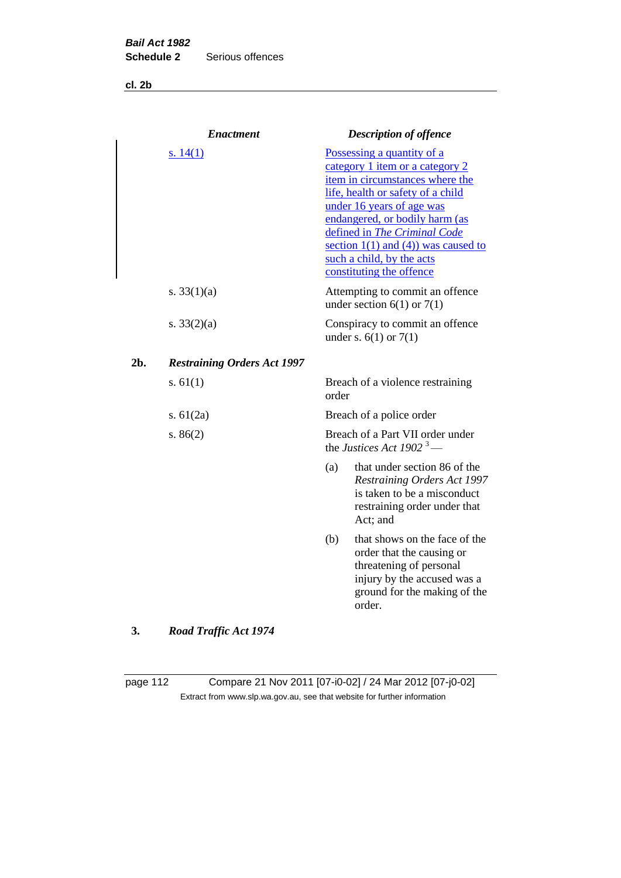| | Enactment | Description of offence |
|---|---|---|
| | s. 14(1) | Possessing a quantity of a category 1 item or a category 2 item in circumstances where the life, health or safety of a child under 16 years of age was endangered, or bodily harm (as defined in *The Criminal Code* section 1(1) and (4)) was caused to such a child, by the acts constituting the offence |
| | s. 33(1)(a) | Attempting to commit an offence under section 6(1) or 7(1) |
| | s. 33(2)(a) | Conspiracy to commit an offence under s. 6(1) or 7(1) |
| **2b.** | ***Restraining Orders Act 1997*** | |
| | s. 61(1) | Breach of a violence restraining order |
| | s. 61(2a) | Breach of a police order |
| | s. 86(2) | Breach of a Part VII order under the *Justices Act 1902* [3] —<br>(a) that under section 86 of the *Restraining Orders Act 1997* is taken to be a misconduct restraining order under that Act; and<br>(b) that shows on the face of the order that the causing or threatening of personal injury by the accused was a ground for the making of the order. |
| **3.** | ***Road Traffic Act 1974*** | |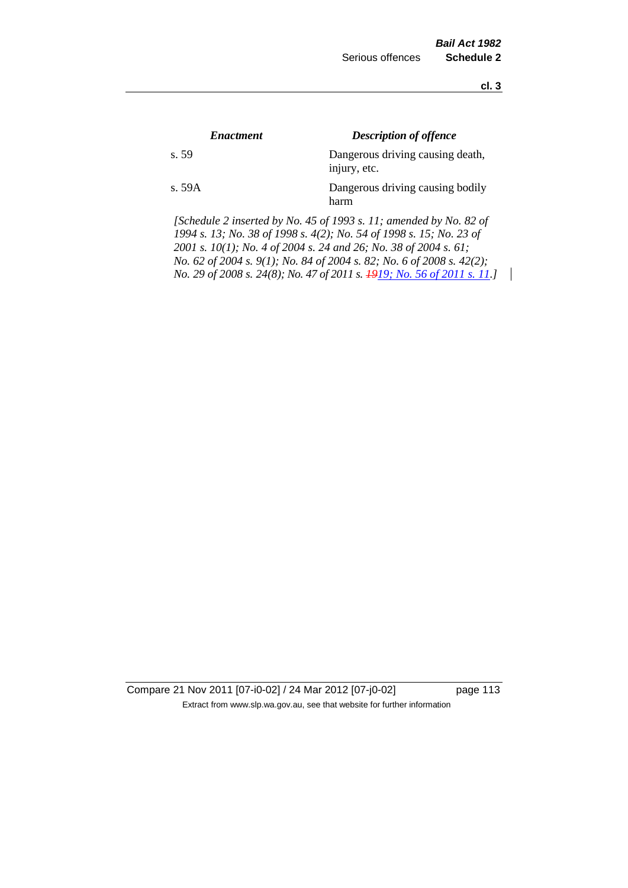| *Enactment* | *Description of offence* |
|---|---|
| s. 59 | Dangerous driving causing death, injury, etc. |
| s. 59A | Dangerous driving causing bodily harm |

*[Schedule 2 inserted by No. 45 of 1993 s. 11; amended by No. 82 of 1994 s. 13; No. 38 of 1998 s. 4(2); No. 54 of 1998 s. 15; No. 23 of 2001 s. 10(1); No. 4 of 2004 s. 24 and 26; No. 38 of 2004 s. 61; No. 62 of 2004 s. 9(1); No. 84 of 2004 s. 82; No. 6 of 2008 s. 42(2); No. 29 of 2008 s. 24(8); No. 47 of 2011 s. ~~19~~19; No. 56 of 2011 s. 11.]*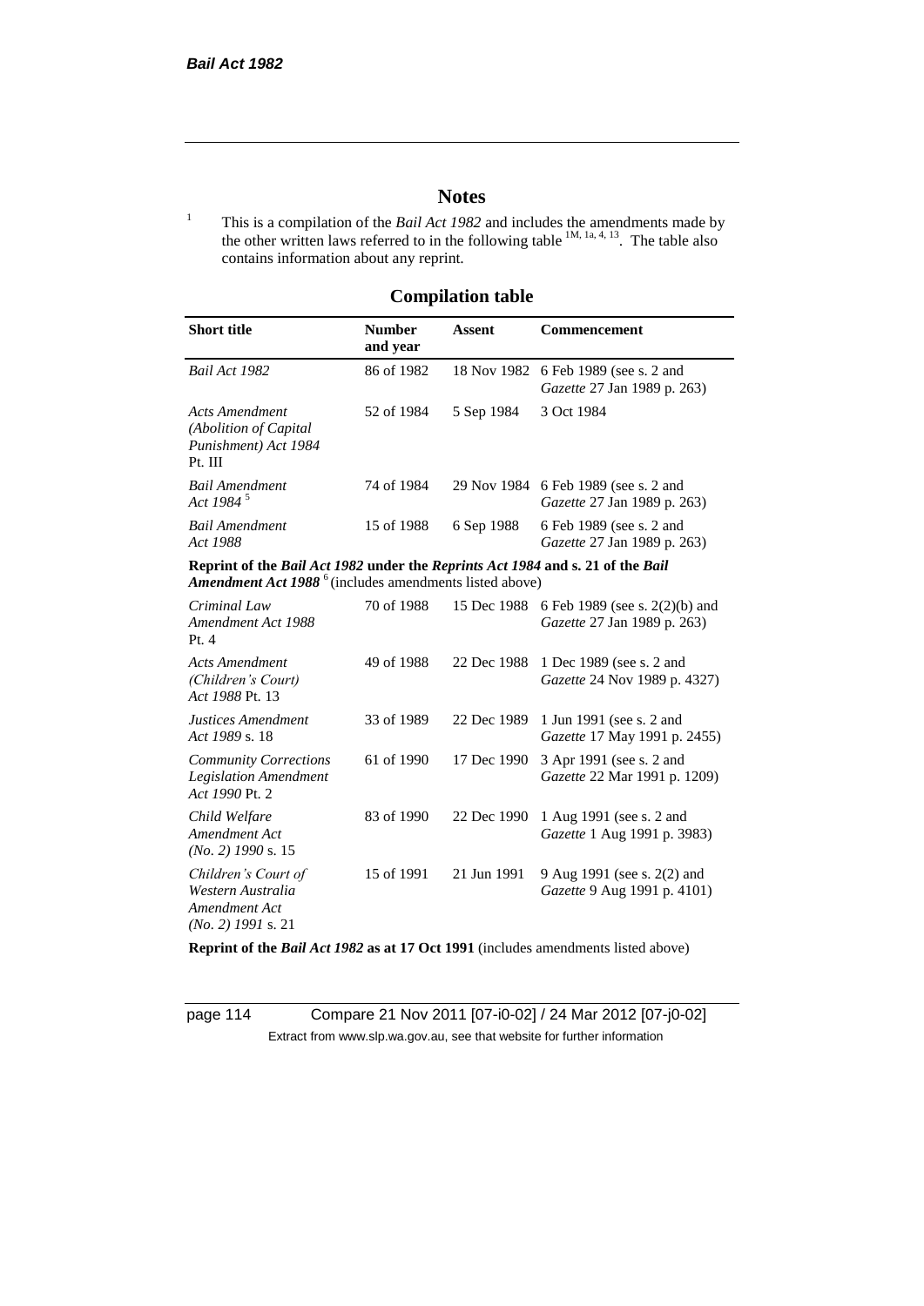# Notes

[1] This is a compilation of the *Bail Act 1982* and includes the amendments made by the other written laws referred to in the following table [1M, 1a, 4, 13]. The table also contains information about any reprint.

## Compilation table

| Short title | Number and year | Assent | Commencement |
|---|---|---|---|
| *Bail Act 1982* | 86 of 1982 | 18 Nov 1982 | 6 Feb 1989 (see s. 2 and *Gazette* 27 Jan 1989 p. 263) |
| *Acts Amendment (Abolition of Capital Punishment) Act 1984* Pt. III | 52 of 1984 | 5 Sep 1984 | 3 Oct 1984 |
| *Bail Amendment Act 1984* [5] | 74 of 1984 | 29 Nov 1984 | 6 Feb 1989 (see s. 2 and *Gazette* 27 Jan 1989 p. 263) |
| *Bail Amendment Act 1988* | 15 of 1988 | 6 Sep 1988 | 6 Feb 1989 (see s. 2 and *Gazette* 27 Jan 1989 p. 263) |
| **Reprint of the *Bail Act 1982* under the *Reprints Act 1984* and s. 21 of the *Bail Amendment Act 1988*** [6] (includes amendments listed above) | | | |
| *Criminal Law Amendment Act 1988* Pt. 4 | 70 of 1988 | 15 Dec 1988 | 6 Feb 1989 (see s. 2(2)(b) and *Gazette* 27 Jan 1989 p. 263) |
| *Acts Amendment (Children's Court) Act 1988* Pt. 13 | 49 of 1988 | 22 Dec 1988 | 1 Dec 1989 (see s. 2 and *Gazette* 24 Nov 1989 p. 4327) |
| *Justices Amendment Act 1989* s. 18 | 33 of 1989 | 22 Dec 1989 | 1 Jun 1991 (see s. 2 and *Gazette* 17 May 1991 p. 2455) |
| *Community Corrections Legislation Amendment Act 1990* Pt. 2 | 61 of 1990 | 17 Dec 1990 | 3 Apr 1991 (see s. 2 and *Gazette* 22 Mar 1991 p. 1209) |
| *Child Welfare Amendment Act (No. 2) 1990* s. 15 | 83 of 1990 | 22 Dec 1990 | 1 Aug 1991 (see s. 2 and *Gazette* 1 Aug 1991 p. 3983) |
| *Children's Court of Western Australia Amendment Act (No. 2) 1991* s. 21 | 15 of 1991 | 21 Jun 1991 | 9 Aug 1991 (see s. 2(2) and *Gazette* 9 Aug 1991 p. 4101) |
| **Reprint of the *Bail Act 1982* as at 17 Oct 1991** (includes amendments listed above) | | | |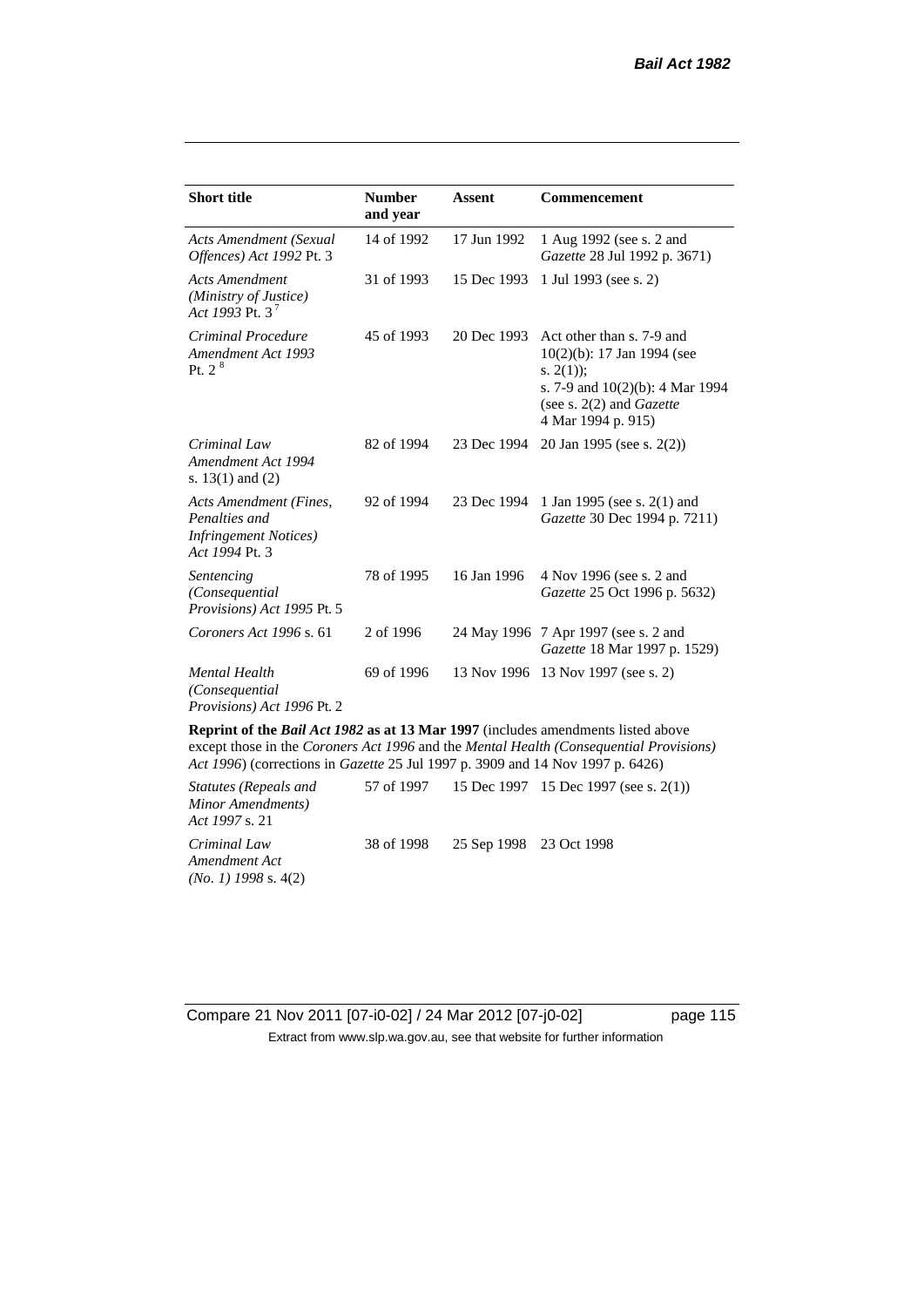| **Short title** | **Number and year** | **Assent** | **Commencement** |
|---|---|---|---|
| *Acts Amendment (Sexual Offences) Act 1992* Pt. 3 | 14 of 1992 | 17 Jun 1992 | 1 Aug 1992 (see s. 2 and *Gazette* 28 Jul 1992 p. 3671) |
| *Acts Amendment (Ministry of Justice) Act 1993* Pt. 3 [7] | 31 of 1993 | 15 Dec 1993 | 1 Jul 1993 (see s. 2) |
| *Criminal Procedure Amendment Act 1993* Pt. 2 [8] | 45 of 1993 | 20 Dec 1993 | Act other than s. 7-9 and 10(2)(b): 17 Jan 1994 (see s. 2(1)); s. 7-9 and 10(2)(b): 4 Mar 1994 (see s. 2(2) and *Gazette* 4 Mar 1994 p. 915) |
| *Criminal Law Amendment Act 1994* s. 13(1) and (2) | 82 of 1994 | 23 Dec 1994 | 20 Jan 1995 (see s. 2(2)) |
| *Acts Amendment (Fines, Penalties and Infringement Notices) Act 1994* Pt. 3 | 92 of 1994 | 23 Dec 1994 | 1 Jan 1995 (see s. 2(1) and *Gazette* 30 Dec 1994 p. 7211) |
| *Sentencing (Consequential Provisions) Act 1995* Pt. 5 | 78 of 1995 | 16 Jan 1996 | 4 Nov 1996 (see s. 2 and *Gazette* 25 Oct 1996 p. 5632) |
| *Coroners Act 1996* s. 61 | 2 of 1996 | 24 May 1996 | 7 Apr 1997 (see s. 2 and *Gazette* 18 Mar 1997 p. 1529) |
| *Mental Health (Consequential Provisions) Act 1996* Pt. 2 | 69 of 1996 | 13 Nov 1996 | 13 Nov 1997 (see s. 2) |
| **Reprint of the *Bail Act 1982* as at 13 Mar 1997** (includes amendments listed above except those in the *Coroners Act 1996* and the *Mental Health (Consequential Provisions) Act 1996*) (corrections in *Gazette* 25 Jul 1997 p. 3909 and 14 Nov 1997 p. 6426) | | | |
| *Statutes (Repeals and Minor Amendments) Act 1997* s. 21 | 57 of 1997 | 15 Dec 1997 | 15 Dec 1997 (see s. 2(1)) |
| *Criminal Law Amendment Act (No. 1) 1998* s. 4(2) | 38 of 1998 | 25 Sep 1998 | 23 Oct 1998 |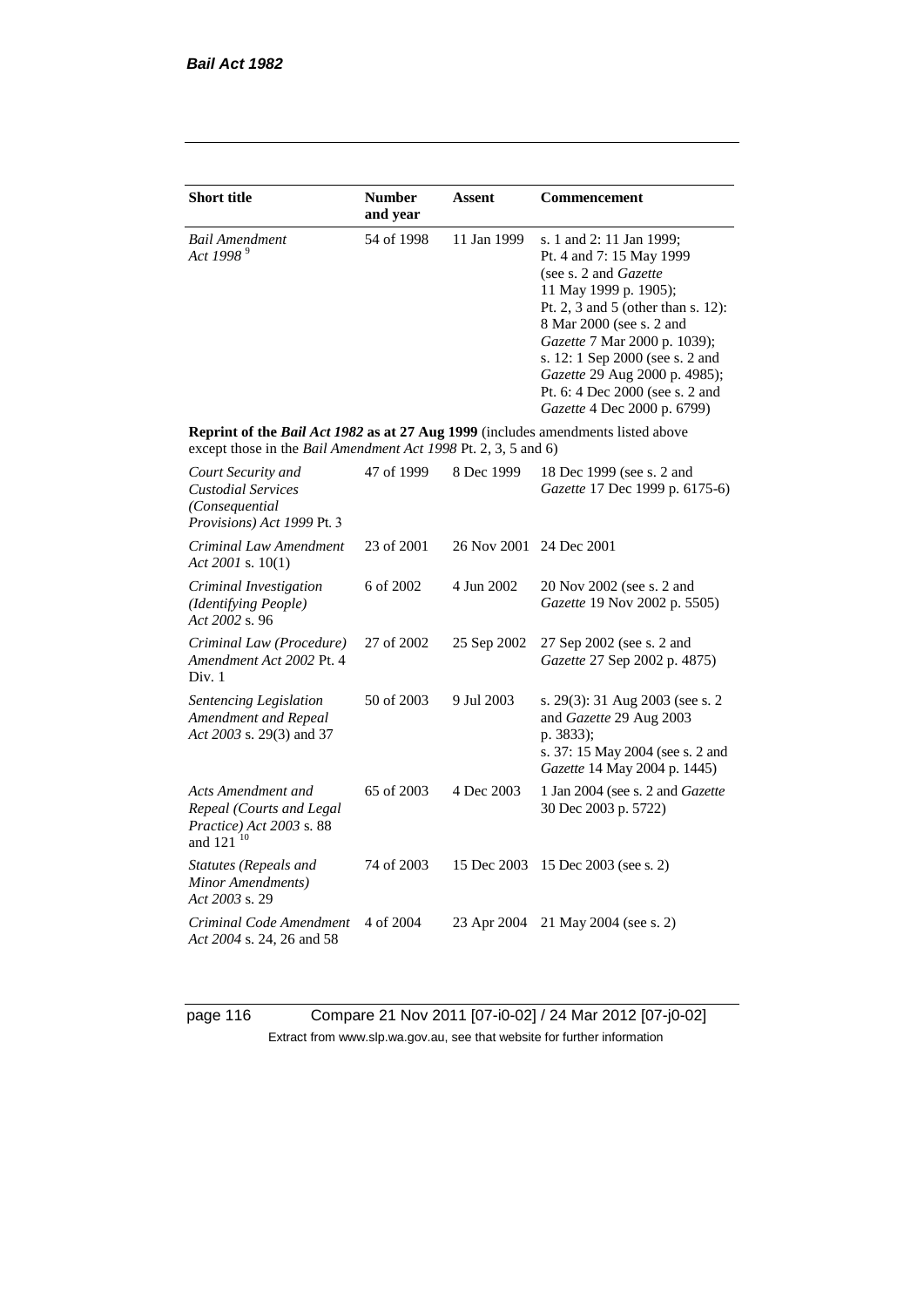| Short title | Number and year | Assent | Commencement |
|---|---|---|---|
| *Bail Amendment Act 1998* [9] | 54 of 1998 | 11 Jan 1999 | s. 1 and 2: 11 Jan 1999; Pt. 4 and 7: 15 May 1999 (see s. 2 and *Gazette* 11 May 1999 p. 1905); Pt. 2, 3 and 5 (other than s. 12): 8 Mar 2000 (see s. 2 and *Gazette* 7 Mar 2000 p. 1039); s. 12: 1 Sep 2000 (see s. 2 and *Gazette* 29 Aug 2000 p. 4985); Pt. 6: 4 Dec 2000 (see s. 2 and *Gazette* 4 Dec 2000 p. 6799) |
| **Reprint of the *Bail Act 1982* as at 27 Aug 1999** (includes amendments listed above except those in the *Bail Amendment Act 1998* Pt. 2, 3, 5 and 6) | | | |
| *Court Security and Custodial Services (Consequential Provisions) Act 1999* Pt. 3 | 47 of 1999 | 8 Dec 1999 | 18 Dec 1999 (see s. 2 and *Gazette* 17 Dec 1999 p. 6175-6) |
| *Criminal Law Amendment Act 2001* s. 10(1) | 23 of 2001 | 26 Nov 2001 | 24 Dec 2001 |
| *Criminal Investigation (Identifying People) Act 2002* s. 96 | 6 of 2002 | 4 Jun 2002 | 20 Nov 2002 (see s. 2 and *Gazette* 19 Nov 2002 p. 5505) |
| *Criminal Law (Procedure) Amendment Act 2002* Pt. 4 Div. 1 | 27 of 2002 | 25 Sep 2002 | 27 Sep 2002 (see s. 2 and *Gazette* 27 Sep 2002 p. 4875) |
| *Sentencing Legislation Amendment and Repeal Act 2003* s. 29(3) and 37 | 50 of 2003 | 9 Jul 2003 | s. 29(3): 31 Aug 2003 (see s. 2 and *Gazette* 29 Aug 2003 p. 3833); s. 37: 15 May 2004 (see s. 2 and *Gazette* 14 May 2004 p. 1445) |
| *Acts Amendment and Repeal (Courts and Legal Practice) Act 2003* s. 88 and 121 [10] | 65 of 2003 | 4 Dec 2003 | 1 Jan 2004 (see s. 2 and *Gazette* 30 Dec 2003 p. 5722) |
| *Statutes (Repeals and Minor Amendments) Act 2003* s. 29 | 74 of 2003 | 15 Dec 2003 | 15 Dec 2003 (see s. 2) |
| *Criminal Code Amendment Act 2004* s. 24, 26 and 58 | 4 of 2004 | 23 Apr 2004 | 21 May 2004 (see s. 2) |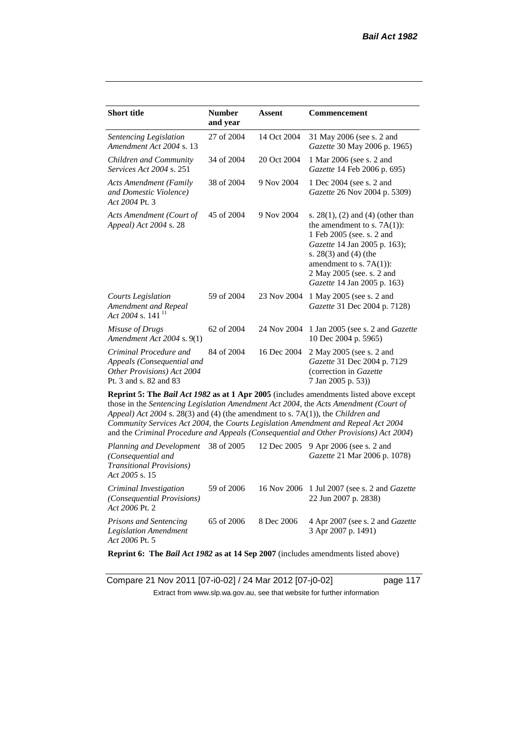| Short title | Number and year | Assent | Commencement |
|---|---|---|---|
| *Sentencing Legislation Amendment Act 2004* s. 13 | 27 of 2004 | 14 Oct 2004 | 31 May 2006 (see s. 2 and *Gazette* 30 May 2006 p. 1965) |
| *Children and Community Services Act 2004* s. 251 | 34 of 2004 | 20 Oct 2004 | 1 Mar 2006 (see s. 2 and *Gazette* 14 Feb 2006 p. 695) |
| *Acts Amendment (Family and Domestic Violence) Act 2004* Pt. 3 | 38 of 2004 | 9 Nov 2004 | 1 Dec 2004 (see s. 2 and *Gazette* 26 Nov 2004 p. 5309) |
| *Acts Amendment (Court of Appeal) Act 2004* s. 28 | 45 of 2004 | 9 Nov 2004 | s. 28(1), (2) and (4) (other than the amendment to s. 7A(1)): 1 Feb 2005 (see. s. 2 and *Gazette* 14 Jan 2005 p. 163); s. 28(3) and (4) (the amendment to s. 7A(1)): 2 May 2005 (see. s. 2 and *Gazette* 14 Jan 2005 p. 163) |
| *Courts Legislation Amendment and Repeal Act 2004* s. 141 [11] | 59 of 2004 | 23 Nov 2004 | 1 May 2005 (see s. 2 and *Gazette* 31 Dec 2004 p. 7128) |
| *Misuse of Drugs Amendment Act 2004* s. 9(1) | 62 of 2004 | 24 Nov 2004 | 1 Jan 2005 (see s. 2 and *Gazette* 10 Dec 2004 p. 5965) |
| *Criminal Procedure and Appeals (Consequential and Other Provisions) Act 2004* Pt. 3 and s. 82 and 83 | 84 of 2004 | 16 Dec 2004 | 2 May 2005 (see s. 2 and *Gazette* 31 Dec 2004 p. 7129 (correction in *Gazette* 7 Jan 2005 p. 53)) |
| **Reprint 5: The *Bail Act 1982* as at 1 Apr 2005** (includes amendments listed above except those in the *Sentencing Legislation Amendment Act 2004*, the *Acts Amendment (Court of Appeal) Act 2004* s. 28(3) and (4) (the amendment to s. 7A(1)), the *Children and Community Services Act 2004*, the *Courts Legislation Amendment and Repeal Act 2004* and the *Criminal Procedure and Appeals (Consequential and Other Provisions) Act 2004*) | | | |
| *Planning and Development (Consequential and Transitional Provisions) Act 2005* s. 15 | 38 of 2005 | 12 Dec 2005 | 9 Apr 2006 (see s. 2 and *Gazette* 21 Mar 2006 p. 1078) |
| *Criminal Investigation (Consequential Provisions) Act 2006* Pt. 2 | 59 of 2006 | 16 Nov 2006 | 1 Jul 2007 (see s. 2 and *Gazette* 22 Jun 2007 p. 2838) |
| *Prisons and Sentencing Legislation Amendment Act 2006* Pt. 5 | 65 of 2006 | 8 Dec 2006 | 4 Apr 2007 (see s. 2 and *Gazette* 3 Apr 2007 p. 1491) |
| **Reprint 6: The *Bail Act 1982* as at 14 Sep 2007** (includes amendments listed above) | | | |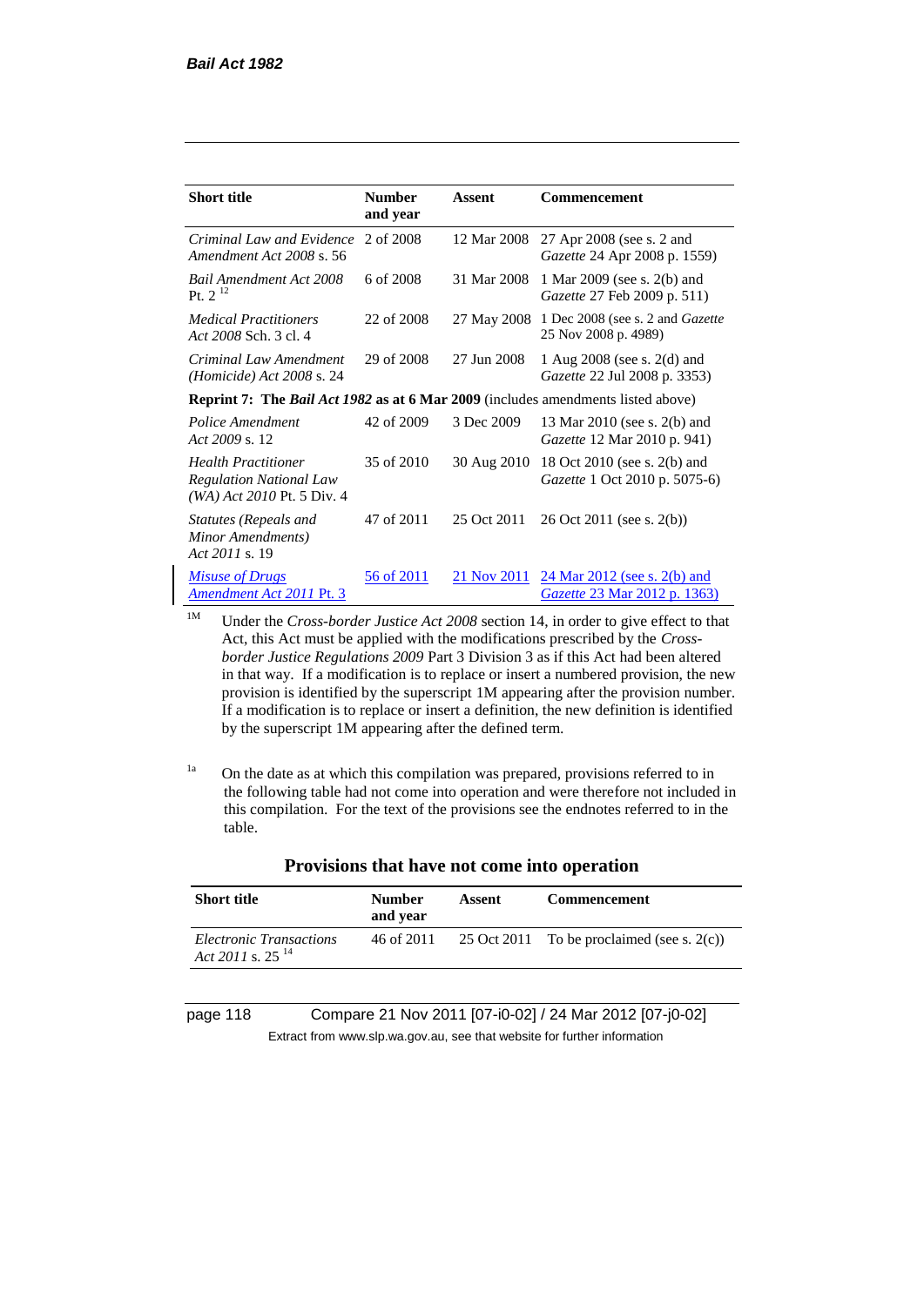| Short title | Number and year | Assent | Commencement |
|---|---|---|---|
| *Criminal Law and Evidence Amendment Act 2008* s. 56 | 2 of 2008 | 12 Mar 2008 | 27 Apr 2008 (see s. 2 and *Gazette* 24 Apr 2008 p. 1559) |
| *Bail Amendment Act 2008* Pt. 2 [12] | 6 of 2008 | 31 Mar 2008 | 1 Mar 2009 (see s. 2(b) and *Gazette* 27 Feb 2009 p. 511) |
| *Medical Practitioners Act 2008* Sch. 3 cl. 4 | 22 of 2008 | 27 May 2008 | 1 Dec 2008 (see s. 2 and *Gazette* 25 Nov 2008 p. 4989) |
| *Criminal Law Amendment (Homicide) Act 2008* s. 24 | 29 of 2008 | 27 Jun 2008 | 1 Aug 2008 (see s. 2(d) and *Gazette* 22 Jul 2008 p. 3353) |
| **Reprint 7: The *Bail Act 1982* as at 6 Mar 2009** (includes amendments listed above) | | | |
| *Police Amendment Act 2009* s. 12 | 42 of 2009 | 3 Dec 2009 | 13 Mar 2010 (see s. 2(b) and *Gazette* 12 Mar 2010 p. 941) |
| *Health Practitioner Regulation National Law (WA) Act 2010* Pt. 5 Div. 4 | 35 of 2010 | 30 Aug 2010 | 18 Oct 2010 (see s. 2(b) and *Gazette* 1 Oct 2010 p. 5075-6) |
| *Statutes (Repeals and Minor Amendments) Act 2011* s. 19 | 47 of 2011 | 25 Oct 2011 | 26 Oct 2011 (see s. 2(b)) |
| *Misuse of Drugs Amendment Act 2011* Pt. 3 | 56 of 2011 | 21 Nov 2011 | 24 Mar 2012 (see s. 2(b) and *Gazette* 23 Mar 2012 p. 1363) |

[1M] Under the *Cross-border Justice Act 2008* section 14, in order to give effect to that Act, this Act must be applied with the modifications prescribed by the *Cross-border Justice Regulations 2009* Part 3 Division 3 as if this Act had been altered in that way. If a modification is to replace or insert a numbered provision, the new provision is identified by the superscript 1M appearing after the provision number. If a modification is to replace or insert a definition, the new definition is identified by the superscript 1M appearing after the defined term.

[1a] On the date as at which this compilation was prepared, provisions referred to in the following table had not come into operation and were therefore not included in this compilation. For the text of the provisions see the endnotes referred to in the table.

**Provisions that have not come into operation**

| Short title | Number and year | Assent | Commencement |
|---|---|---|---|
| *Electronic Transactions Act 2011* s. 25 [14] | 46 of 2011 | 25 Oct 2011 | To be proclaimed (see s. 2(c)) |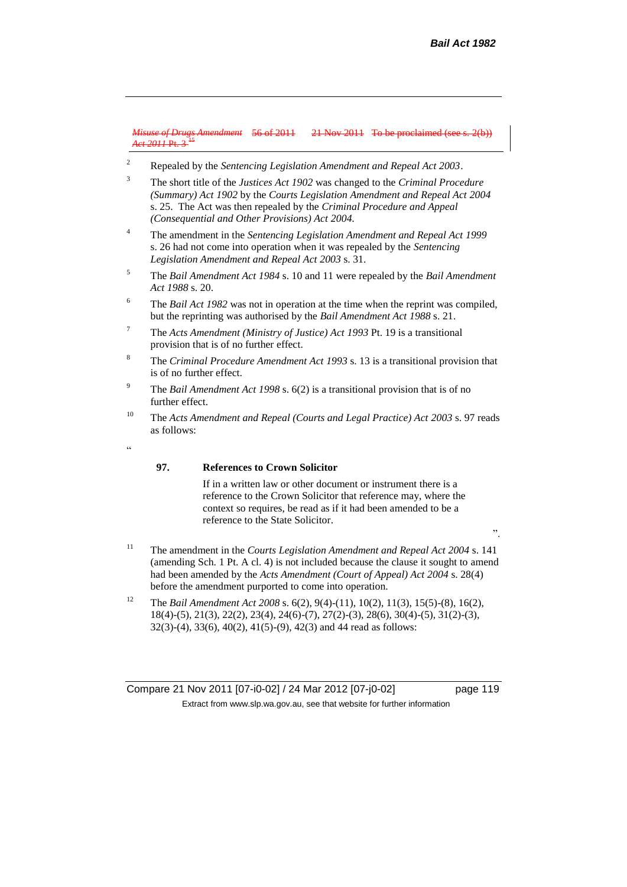| ~~*Misuse of Drugs Amendment Act 2011* Pt. 3~~ [15] | ~~56 of 2011~~ | ~~21 Nov 2011~~ | ~~To be proclaimed (see s. 2(b))~~ |
|---|---|---|---|

[2] Repealed by the *Sentencing Legislation Amendment and Repeal Act 2003*.

[3] The short title of the *Justices Act 1902* was changed to the *Criminal Procedure (Summary) Act 1902* by the *Courts Legislation Amendment and Repeal Act 2004* s. 25. The Act was then repealed by the *Criminal Procedure and Appeal (Consequential and Other Provisions) Act 2004.*

[4] The amendment in the *Sentencing Legislation Amendment and Repeal Act 1999* s. 26 had not come into operation when it was repealed by the *Sentencing Legislation Amendment and Repeal Act 2003* s. 31.

[5] The *Bail Amendment Act 1984* s. 10 and 11 were repealed by the *Bail Amendment Act 1988* s. 20.

[6] The *Bail Act 1982* was not in operation at the time when the reprint was compiled, but the reprinting was authorised by the *Bail Amendment Act 1988* s. 21.

[7] The *Acts Amendment (Ministry of Justice) Act 1993* Pt. 19 is a transitional provision that is of no further effect.

[8] The *Criminal Procedure Amendment Act 1993* s. 13 is a transitional provision that is of no further effect.

[9] The *Bail Amendment Act 1998* s. 6(2) is a transitional provision that is of no further effect.

[10] The *Acts Amendment and Repeal (Courts and Legal Practice) Act 2003* s. 97 reads as follows:

"

**97. References to Crown Solicitor**

If in a written law or other document or instrument there is a reference to the Crown Solicitor that reference may, where the context so requires, be read as if it had been amended to be a reference to the State Solicitor.

".

[11] The amendment in the *Courts Legislation Amendment and Repeal Act 2004* s. 141 (amending Sch. 1 Pt. A cl. 4) is not included because the clause it sought to amend had been amended by the *Acts Amendment (Court of Appeal) Act 2004* s. 28(4) before the amendment purported to come into operation.

[12] The *Bail Amendment Act 2008* s. 6(2), 9(4)-(11), 10(2), 11(3), 15(5)-(8), 16(2), 18(4)-(5), 21(3), 22(2), 23(4), 24(6)-(7), 27(2)-(3), 28(6), 30(4)-(5), 31(2)-(3), 32(3)-(4), 33(6), 40(2), 41(5)-(9), 42(3) and 44 read as follows: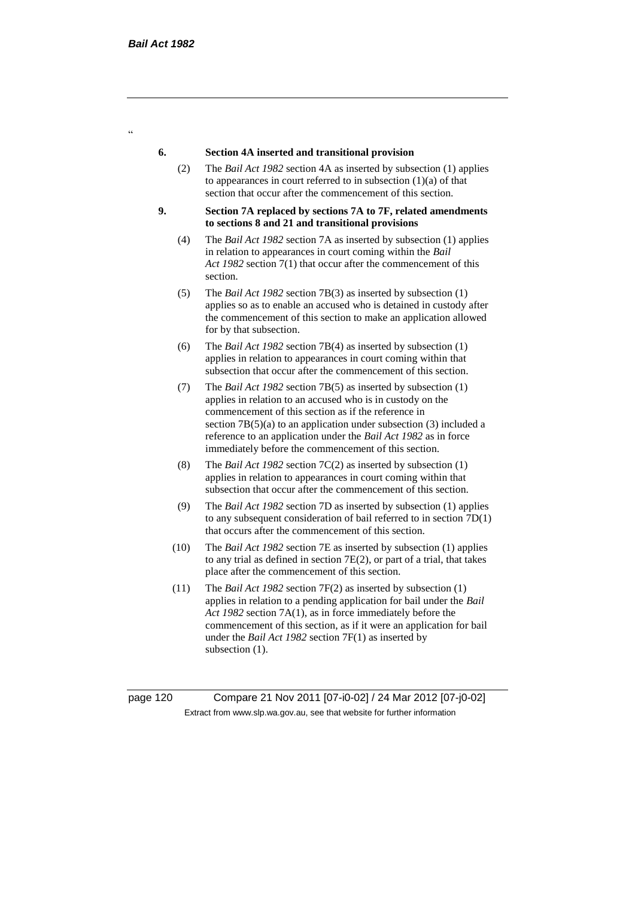"

**6. Section 4A inserted and transitional provision**

(2) The *Bail Act 1982* section 4A as inserted by subsection (1) applies to appearances in court referred to in subsection (1)(a) of that section that occur after the commencement of this section.

**9. Section 7A replaced by sections 7A to 7F, related amendments to sections 8 and 21 and transitional provisions**

(4) The *Bail Act 1982* section 7A as inserted by subsection (1) applies in relation to appearances in court coming within the *Bail Act 1982* section 7(1) that occur after the commencement of this section.

(5) The *Bail Act 1982* section 7B(3) as inserted by subsection (1) applies so as to enable an accused who is detained in custody after the commencement of this section to make an application allowed for by that subsection.

(6) The *Bail Act 1982* section 7B(4) as inserted by subsection (1) applies in relation to appearances in court coming within that subsection that occur after the commencement of this section.

(7) The *Bail Act 1982* section 7B(5) as inserted by subsection (1) applies in relation to an accused who is in custody on the commencement of this section as if the reference in section 7B(5)(a) to an application under subsection (3) included a reference to an application under the *Bail Act 1982* as in force immediately before the commencement of this section.

(8) The *Bail Act 1982* section 7C(2) as inserted by subsection (1) applies in relation to appearances in court coming within that subsection that occur after the commencement of this section.

(9) The *Bail Act 1982* section 7D as inserted by subsection (1) applies to any subsequent consideration of bail referred to in section 7D(1) that occurs after the commencement of this section.

(10) The *Bail Act 1982* section 7E as inserted by subsection (1) applies to any trial as defined in section 7E(2), or part of a trial, that takes place after the commencement of this section.

(11) The *Bail Act 1982* section 7F(2) as inserted by subsection (1) applies in relation to a pending application for bail under the *Bail Act 1982* section 7A(1), as in force immediately before the commencement of this section, as if it were an application for bail under the *Bail Act 1982* section 7F(1) as inserted by subsection (1).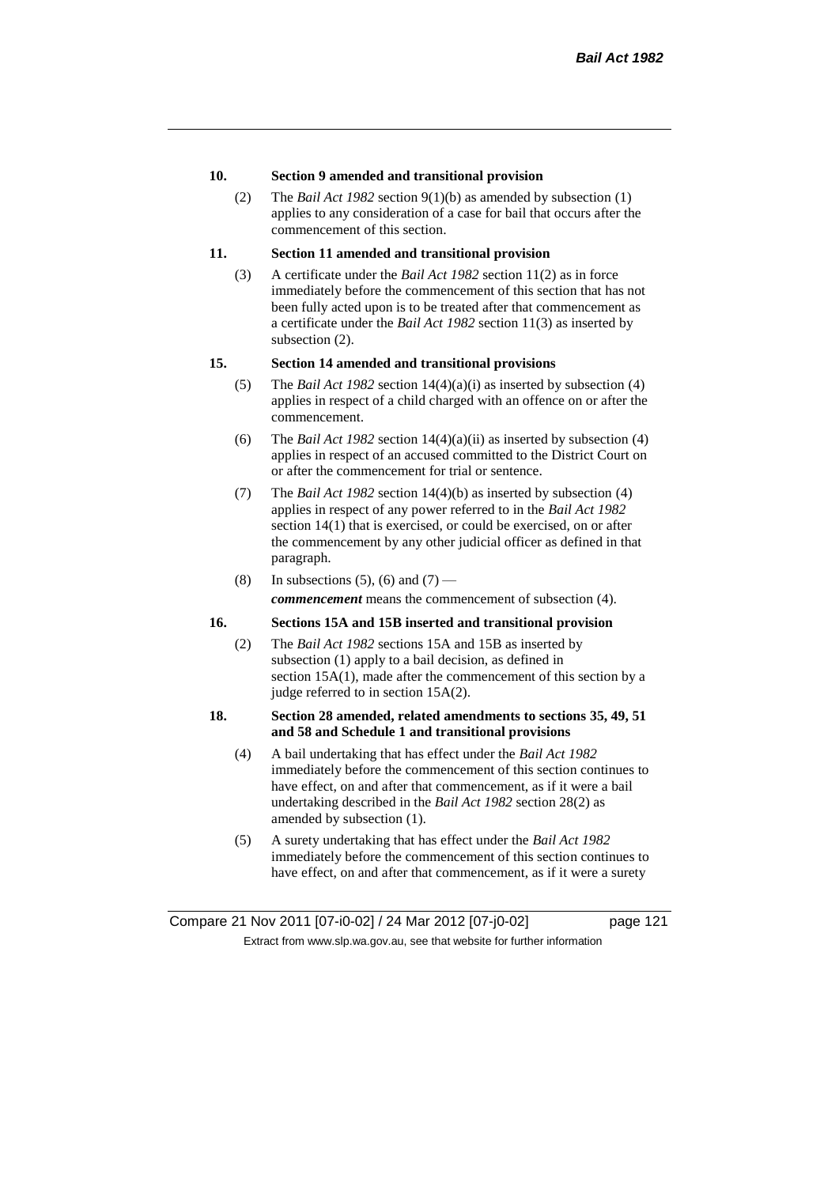**10. Section 9 amended and transitional provision**

(2) The *Bail Act 1982* section 9(1)(b) as amended by subsection (1) applies to any consideration of a case for bail that occurs after the commencement of this section.

**11. Section 11 amended and transitional provision**

(3) A certificate under the *Bail Act 1982* section 11(2) as in force immediately before the commencement of this section that has not been fully acted upon is to be treated after that commencement as a certificate under the *Bail Act 1982* section 11(3) as inserted by subsection (2).

**15. Section 14 amended and transitional provisions**

(5) The *Bail Act 1982* section 14(4)(a)(i) as inserted by subsection (4) applies in respect of a child charged with an offence on or after the commencement.

(6) The *Bail Act 1982* section 14(4)(a)(ii) as inserted by subsection (4) applies in respect of an accused committed to the District Court on or after the commencement for trial or sentence.

(7) The *Bail Act 1982* section 14(4)(b) as inserted by subsection (4) applies in respect of any power referred to in the *Bail Act 1982* section 14(1) that is exercised, or could be exercised, on or after the commencement by any other judicial officer as defined in that paragraph.

(8) In subsections (5), (6) and (7) —

***commencement*** means the commencement of subsection (4).

**16. Sections 15A and 15B inserted and transitional provision**

(2) The *Bail Act 1982* sections 15A and 15B as inserted by subsection (1) apply to a bail decision, as defined in section 15A(1), made after the commencement of this section by a judge referred to in section 15A(2).

**18. Section 28 amended, related amendments to sections 35, 49, 51 and 58 and Schedule 1 and transitional provisions**

(4) A bail undertaking that has effect under the *Bail Act 1982* immediately before the commencement of this section continues to have effect, on and after that commencement, as if it were a bail undertaking described in the *Bail Act 1982* section 28(2) as amended by subsection (1).

(5) A surety undertaking that has effect under the *Bail Act 1982* immediately before the commencement of this section continues to have effect, on and after that commencement, as if it were a surety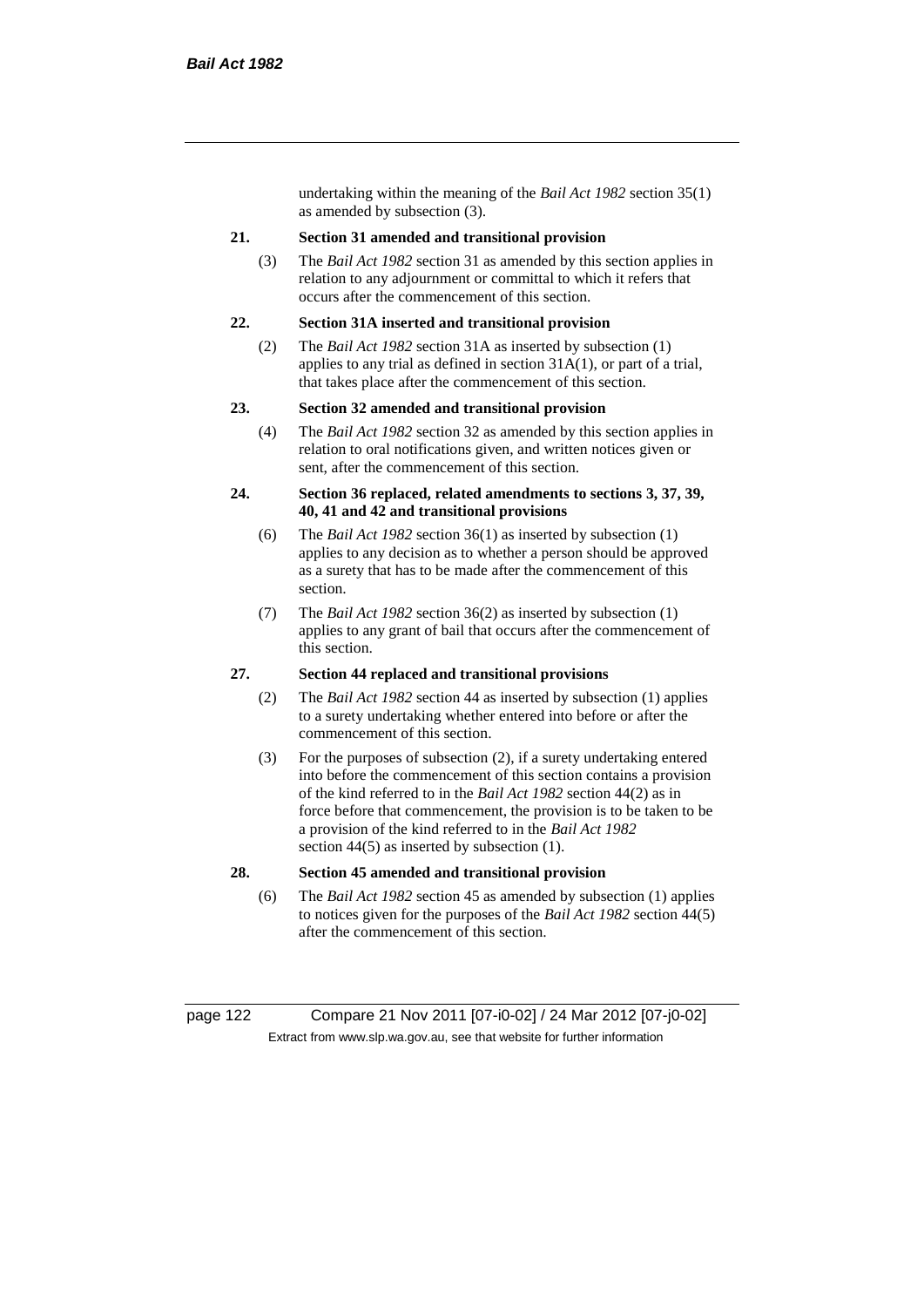undertaking within the meaning of the *Bail Act 1982* section 35(1) as amended by subsection (3).

**21. Section 31 amended and transitional provision**

(3) The *Bail Act 1982* section 31 as amended by this section applies in relation to any adjournment or committal to which it refers that occurs after the commencement of this section.

**22. Section 31A inserted and transitional provision**

(2) The *Bail Act 1982* section 31A as inserted by subsection (1) applies to any trial as defined in section 31A(1), or part of a trial, that takes place after the commencement of this section.

**23. Section 32 amended and transitional provision**

(4) The *Bail Act 1982* section 32 as amended by this section applies in relation to oral notifications given, and written notices given or sent, after the commencement of this section.

**24. Section 36 replaced, related amendments to sections 3, 37, 39, 40, 41 and 42 and transitional provisions**

(6) The *Bail Act 1982* section 36(1) as inserted by subsection (1) applies to any decision as to whether a person should be approved as a surety that has to be made after the commencement of this section.

(7) The *Bail Act 1982* section 36(2) as inserted by subsection (1) applies to any grant of bail that occurs after the commencement of this section.

**27. Section 44 replaced and transitional provisions**

(2) The *Bail Act 1982* section 44 as inserted by subsection (1) applies to a surety undertaking whether entered into before or after the commencement of this section.

(3) For the purposes of subsection (2), if a surety undertaking entered into before the commencement of this section contains a provision of the kind referred to in the *Bail Act 1982* section 44(2) as in force before that commencement, the provision is to be taken to be a provision of the kind referred to in the *Bail Act 1982* section 44(5) as inserted by subsection (1).

**28. Section 45 amended and transitional provision**

(6) The *Bail Act 1982* section 45 as amended by subsection (1) applies to notices given for the purposes of the *Bail Act 1982* section 44(5) after the commencement of this section.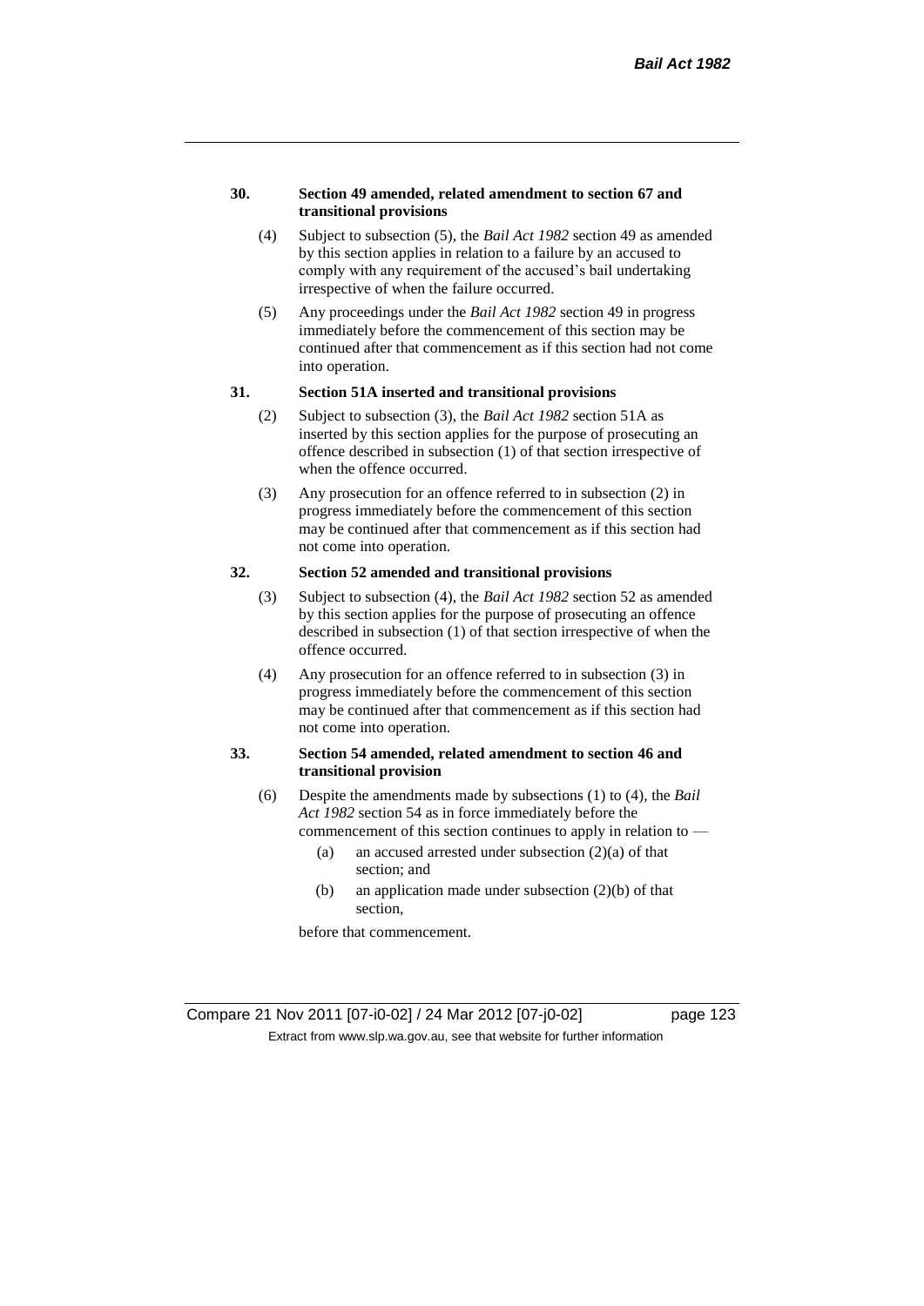**30. Section 49 amended, related amendment to section 67 and transitional provisions**

(4) Subject to subsection (5), the *Bail Act 1982* section 49 as amended by this section applies in relation to a failure by an accused to comply with any requirement of the accused's bail undertaking irrespective of when the failure occurred.

(5) Any proceedings under the *Bail Act 1982* section 49 in progress immediately before the commencement of this section may be continued after that commencement as if this section had not come into operation.

**31. Section 51A inserted and transitional provisions**

(2) Subject to subsection (3), the *Bail Act 1982* section 51A as inserted by this section applies for the purpose of prosecuting an offence described in subsection (1) of that section irrespective of when the offence occurred.

(3) Any prosecution for an offence referred to in subsection (2) in progress immediately before the commencement of this section may be continued after that commencement as if this section had not come into operation.

**32. Section 52 amended and transitional provisions**

(3) Subject to subsection (4), the *Bail Act 1982* section 52 as amended by this section applies for the purpose of prosecuting an offence described in subsection (1) of that section irrespective of when the offence occurred.

(4) Any prosecution for an offence referred to in subsection (3) in progress immediately before the commencement of this section may be continued after that commencement as if this section had not come into operation.

**33. Section 54 amended, related amendment to section 46 and transitional provision**

(6) Despite the amendments made by subsections (1) to (4), the *Bail Act 1982* section 54 as in force immediately before the commencement of this section continues to apply in relation to —

(a) an accused arrested under subsection (2)(a) of that section; and

(b) an application made under subsection (2)(b) of that section,

before that commencement.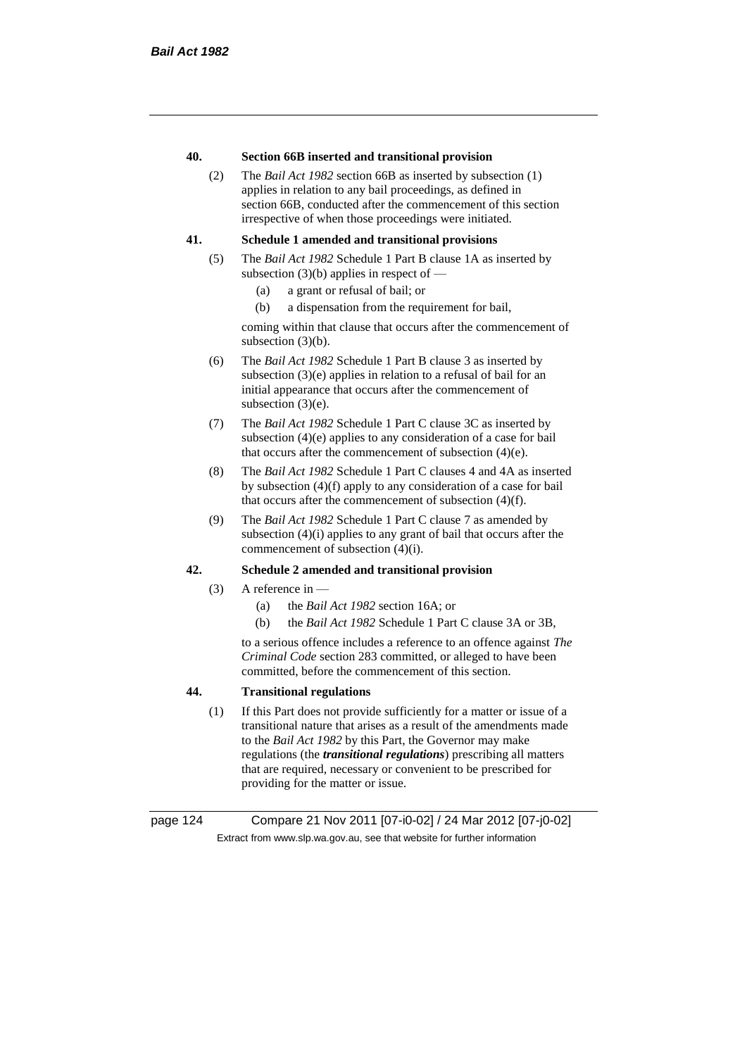**40. Section 66B inserted and transitional provision**

(2) The *Bail Act 1982* section 66B as inserted by subsection (1) applies in relation to any bail proceedings, as defined in section 66B, conducted after the commencement of this section irrespective of when those proceedings were initiated.

**41. Schedule 1 amended and transitional provisions**

(5) The *Bail Act 1982* Schedule 1 Part B clause 1A as inserted by subsection (3)(b) applies in respect of —

- (a) a grant or refusal of bail; or
- (b) a dispensation from the requirement for bail,

coming within that clause that occurs after the commencement of subsection (3)(b).

(6) The *Bail Act 1982* Schedule 1 Part B clause 3 as inserted by subsection (3)(e) applies in relation to a refusal of bail for an initial appearance that occurs after the commencement of subsection (3)(e).

(7) The *Bail Act 1982* Schedule 1 Part C clause 3C as inserted by subsection (4)(e) applies to any consideration of a case for bail that occurs after the commencement of subsection (4)(e).

(8) The *Bail Act 1982* Schedule 1 Part C clauses 4 and 4A as inserted by subsection (4)(f) apply to any consideration of a case for bail that occurs after the commencement of subsection (4)(f).

(9) The *Bail Act 1982* Schedule 1 Part C clause 7 as amended by subsection (4)(i) applies to any grant of bail that occurs after the commencement of subsection (4)(i).

**42. Schedule 2 amended and transitional provision**

(3) A reference in —

- (a) the *Bail Act 1982* section 16A; or
- (b) the *Bail Act 1982* Schedule 1 Part C clause 3A or 3B,

to a serious offence includes a reference to an offence against *The Criminal Code* section 283 committed, or alleged to have been committed, before the commencement of this section.

**44. Transitional regulations**

(1) If this Part does not provide sufficiently for a matter or issue of a transitional nature that arises as a result of the amendments made to the *Bail Act 1982* by this Part, the Governor may make regulations (the ***transitional regulations***) prescribing all matters that are required, necessary or convenient to be prescribed for providing for the matter or issue.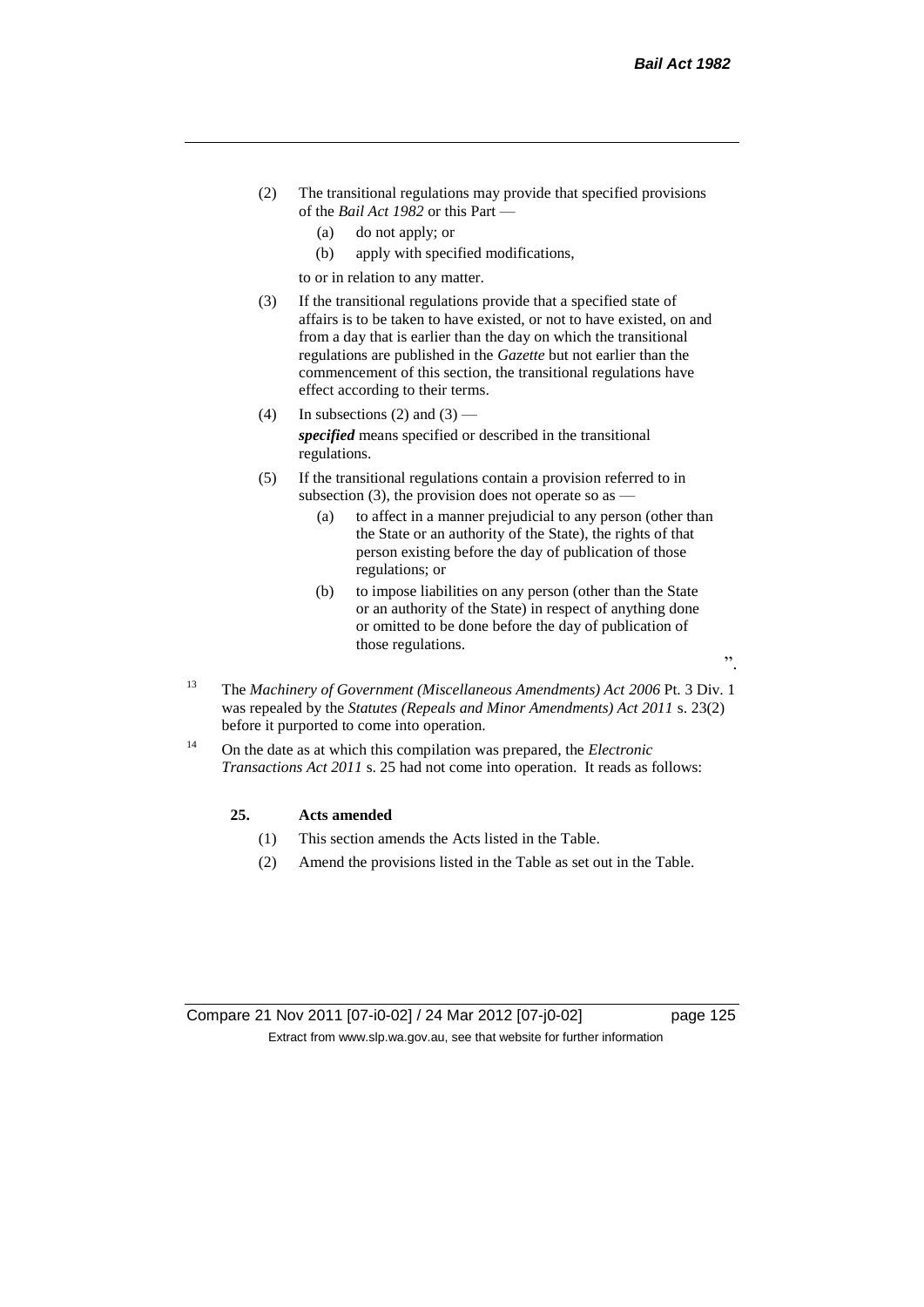(2) The transitional regulations may provide that specified provisions of the *Bail Act 1982* or this Part —

(a) do not apply; or

(b) apply with specified modifications,

to or in relation to any matter.

(3) If the transitional regulations provide that a specified state of affairs is to be taken to have existed, or not to have existed, on and from a day that is earlier than the day on which the transitional regulations are published in the *Gazette* but not earlier than the commencement of this section, the transitional regulations have effect according to their terms.

(4) In subsections (2) and (3) —

***specified*** means specified or described in the transitional regulations.

(5) If the transitional regulations contain a provision referred to in subsection (3), the provision does not operate so as —

(a) to affect in a manner prejudicial to any person (other than the State or an authority of the State), the rights of that person existing before the day of publication of those regulations; or

(b) to impose liabilities on any person (other than the State or an authority of the State) in respect of anything done or omitted to be done before the day of publication of those regulations.

".

[13] The *Machinery of Government (Miscellaneous Amendments) Act 2006* Pt. 3 Div. 1 was repealed by the *Statutes (Repeals and Minor Amendments) Act 2011* s. 23(2) before it purported to come into operation.

[14] On the date as at which this compilation was prepared, the *Electronic Transactions Act 2011* s. 25 had not come into operation. It reads as follows:

**25. Acts amended**

(1) This section amends the Acts listed in the Table.

(2) Amend the provisions listed in the Table as set out in the Table.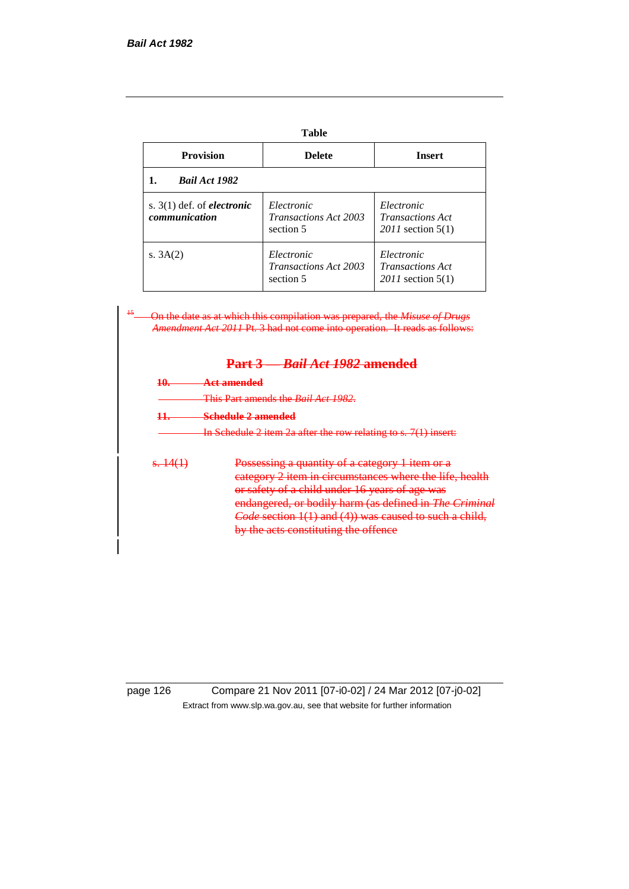Table

| Provision | Delete | Insert |
|---|---|---|
| **1.** ***Bail Act 1982*** | | |
| s. 3(1) def. of ***electronic communication*** | *Electronic Transactions Act 2003* section 5 | *Electronic Transactions Act 2011* section 5(1) |
| s. 3A(2) | *Electronic Transactions Act 2003* section 5 | *Electronic Transactions Act 2011* section 5(1) |

~~[15] On the date as at which this compilation was prepared, the *Misuse of Drugs Amendment Act 2011* Pt. 3 had not come into operation. It reads as follows:~~

## ~~Part 3 — *Bail Act 1982* amended~~

**~~10. Act amended~~**

~~This Part amends the *Bail Act 1982*.~~

**~~11. Schedule 2 amended~~**

~~In Schedule 2 item 2a after the row relating to s. 7(1) insert:~~

| | |
|---|---|
| ~~s. 14(1)~~ | ~~Possessing a quantity of a category 1 item or a category 2 item in circumstances where the life, health or safety of a child under 16 years of age was endangered, or bodily harm (as defined in *The Criminal Code* section 1(1) and (4)) was caused to such a child, by the acts constituting the offence~~ |